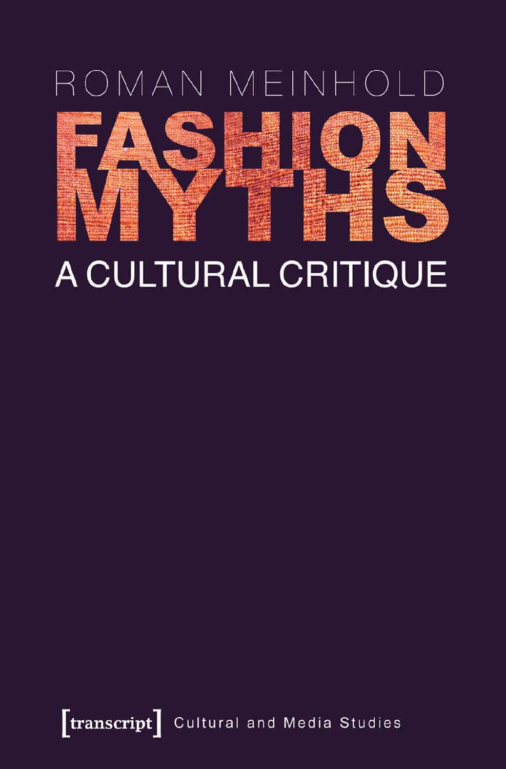ROMAN MEINHOLD

# FASHION MYTHS

## A CULTURAL CRITIQUE

[transcript] Cultural and Media Studies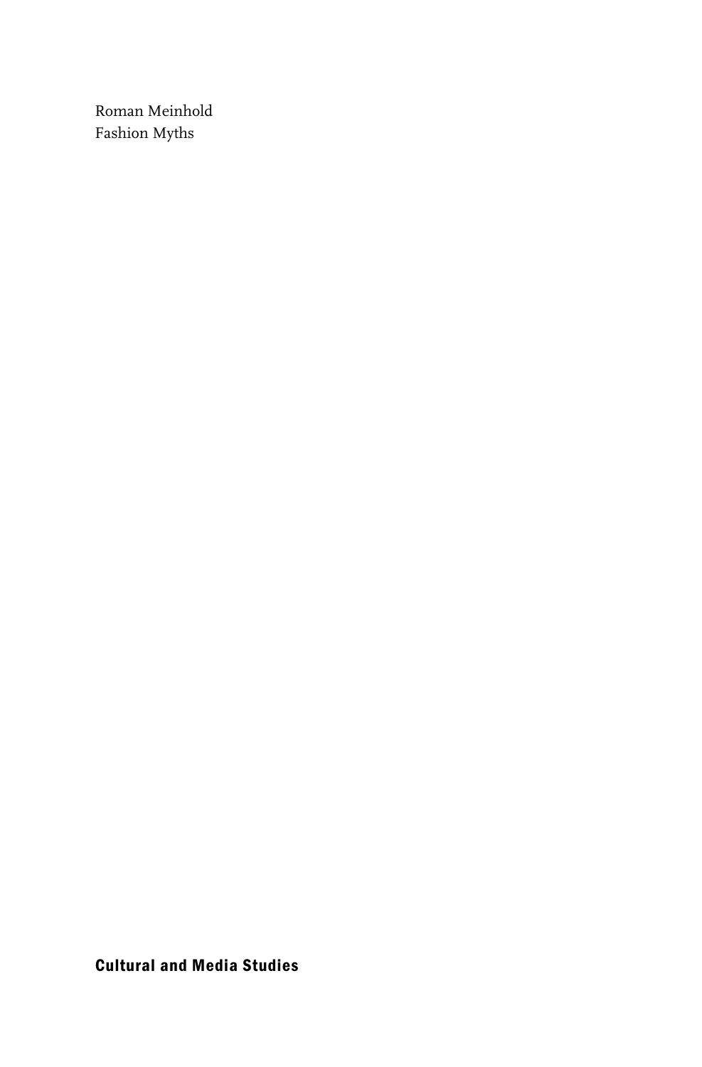Roman Meinhold
Fashion Myths

**Cultural and Media Studies**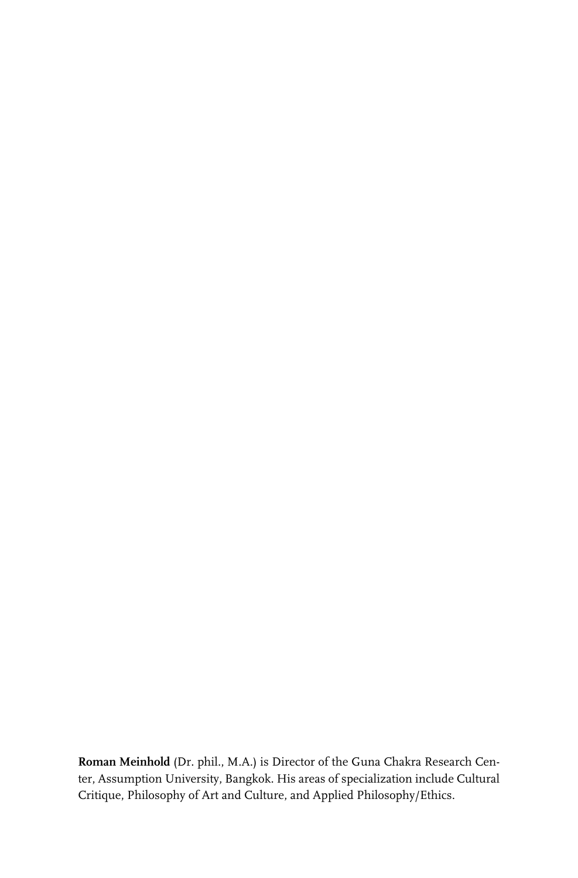**Roman Meinhold** (Dr. phil., M.A.) is Director of the Guna Chakra Research Center, Assumption University, Bangkok. His areas of specialization include Cultural Critique, Philosophy of Art and Culture, and Applied Philosophy/Ethics.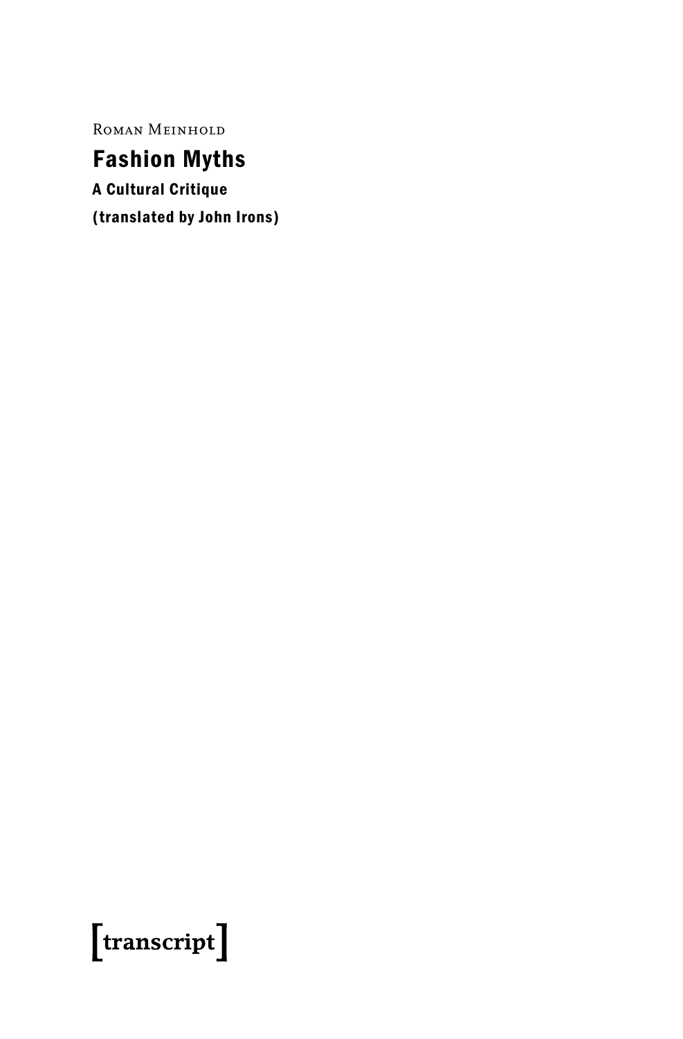Roman Meinhold

# Fashion Myths

**A Cultural Critique**

**(translated by John Irons)**

[transcript]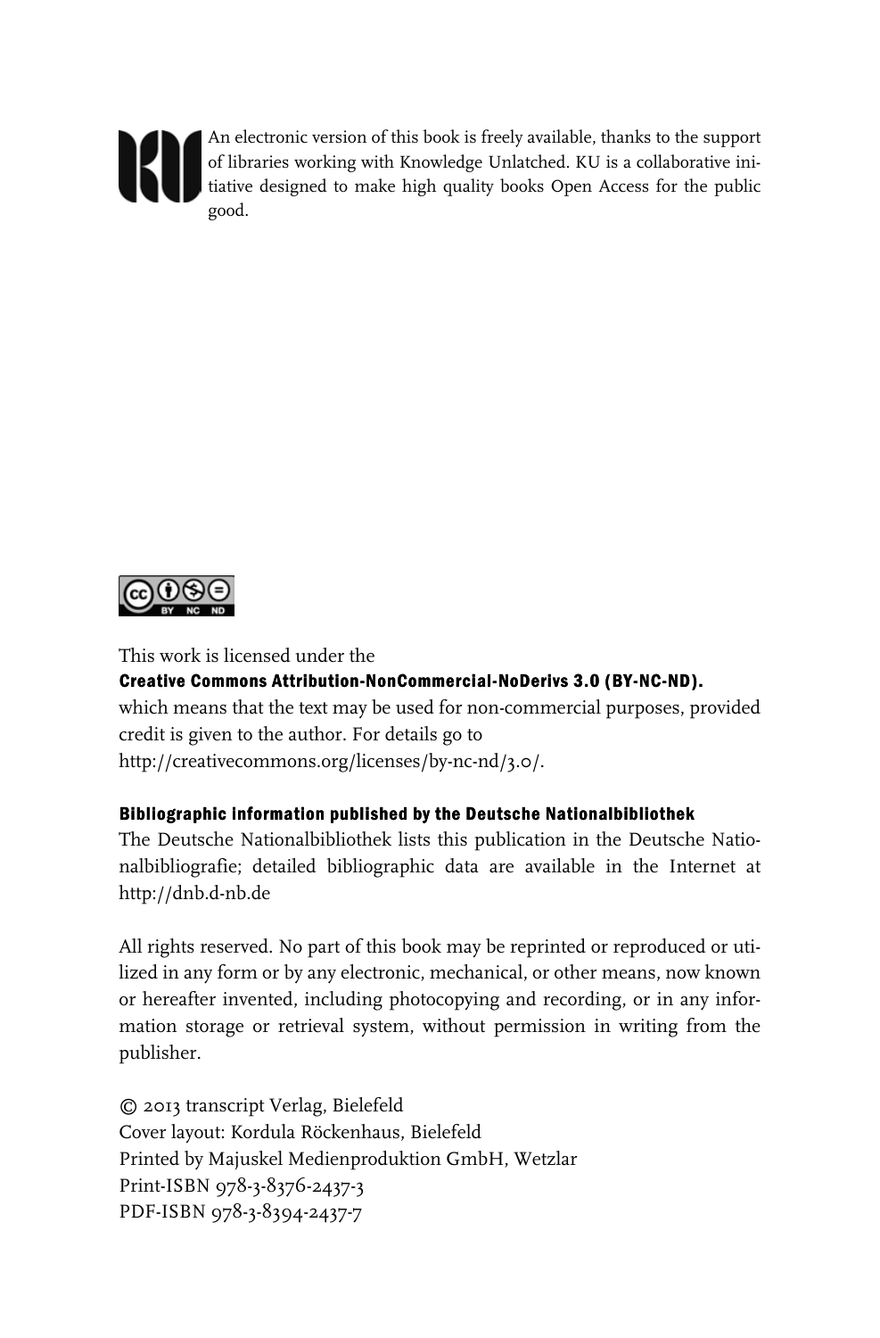An electronic version of this book is freely available, thanks to the support of libraries working with Knowledge Unlatched. KU is a collaborative initiative designed to make high quality books Open Access for the public good.

This work is licensed under the
**Creative Commons Attribution-NonCommercial-NoDerivs 3.0 (BY-NC-ND).**
which means that the text may be used for non-commercial purposes, provided credit is given to the author. For details go to
http://creativecommons.org/licenses/by-nc-nd/3.0/.

**Bibliographic information published by the Deutsche Nationalbibliothek**
The Deutsche Nationalbibliothek lists this publication in the Deutsche Nationalbibliografie; detailed bibliographic data are available in the Internet at http://dnb.d-nb.de

All rights reserved. No part of this book may be reprinted or reproduced or utilized in any form or by any electronic, mechanical, or other means, now known or hereafter invented, including photocopying and recording, or in any information storage or retrieval system, without permission in writing from the publisher.

© 2013 transcript Verlag, Bielefeld
Cover layout: Kordula Röckenhaus, Bielefeld
Printed by Majuskel Medienproduktion GmbH, Wetzlar
Print-ISBN 978-3-8376-2437-3
PDF-ISBN 978-3-8394-2437-7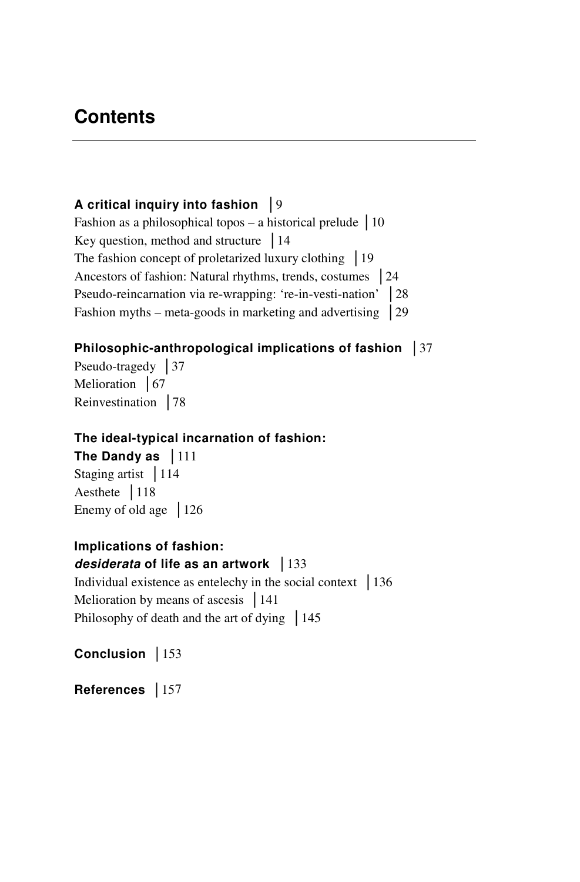# Contents

**A critical inquiry into fashion** | 9

Fashion as a philosophical topos – a historical prelude | 10

Key question, method and structure | 14

The fashion concept of proletarized luxury clothing | 19

Ancestors of fashion: Natural rhythms, trends, costumes | 24

Pseudo-reincarnation via re-wrapping: 're-in-vesti-nation' | 28

Fashion myths – meta-goods in marketing and advertising | 29

**Philosophic-anthropological implications of fashion** | 37

Pseudo-tragedy | 37

Melioration | 67

Reinvestination | 78

**The ideal-typical incarnation of fashion:**
**The Dandy as** | 111

Staging artist | 114

Aesthete | 118

Enemy of old age | 126

**Implications of fashion:**
***desiderata* of life as an artwork** | 133

Individual existence as entelechy in the social context | 136

Melioration by means of ascesis | 141

Philosophy of death and the art of dying | 145

**Conclusion** | 153

**References** | 157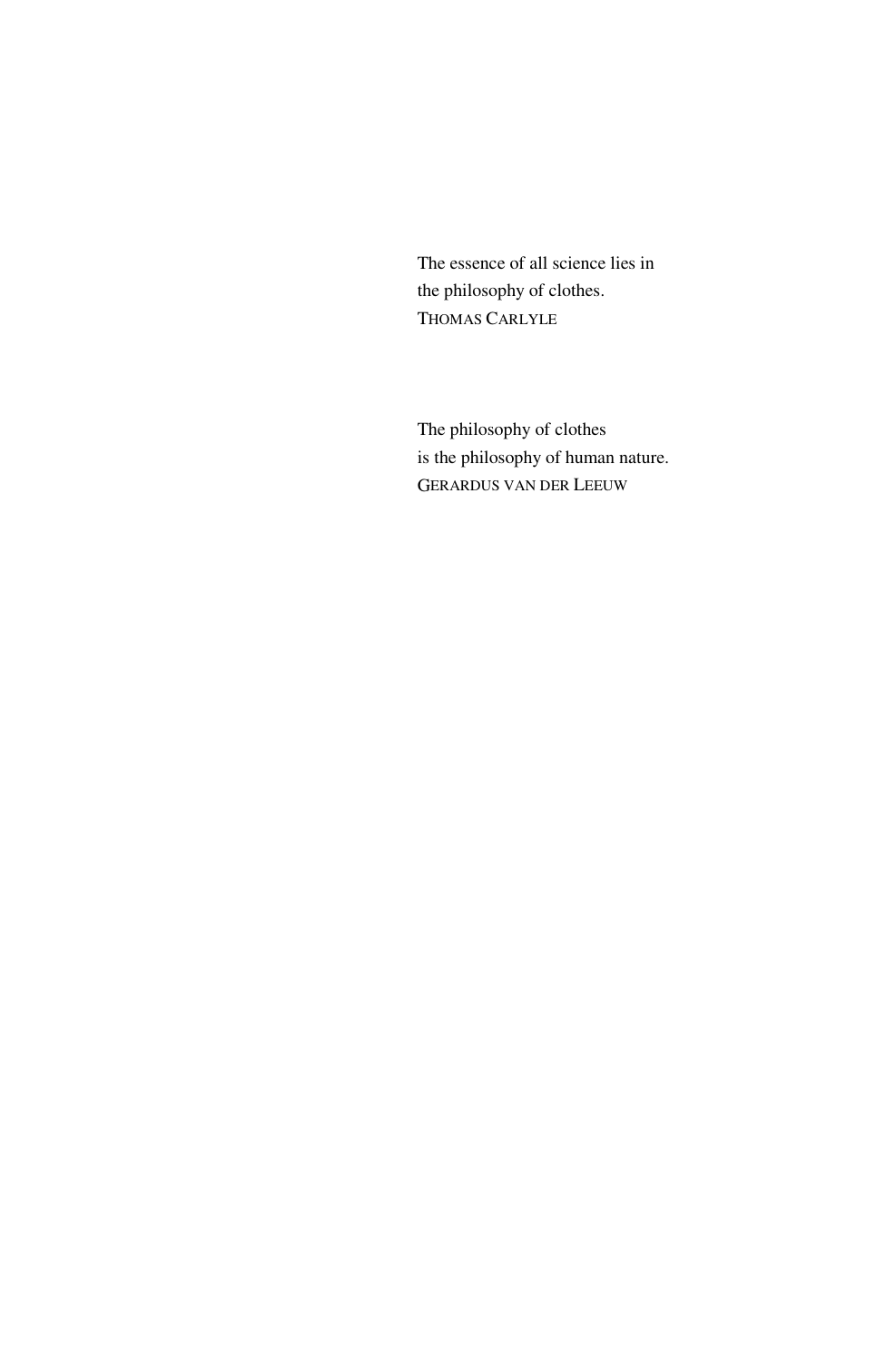The essence of all science lies in
the philosophy of clothes.
THOMAS CARLYLE

The philosophy of clothes
is the philosophy of human nature.
GERARDUS VAN DER LEEUW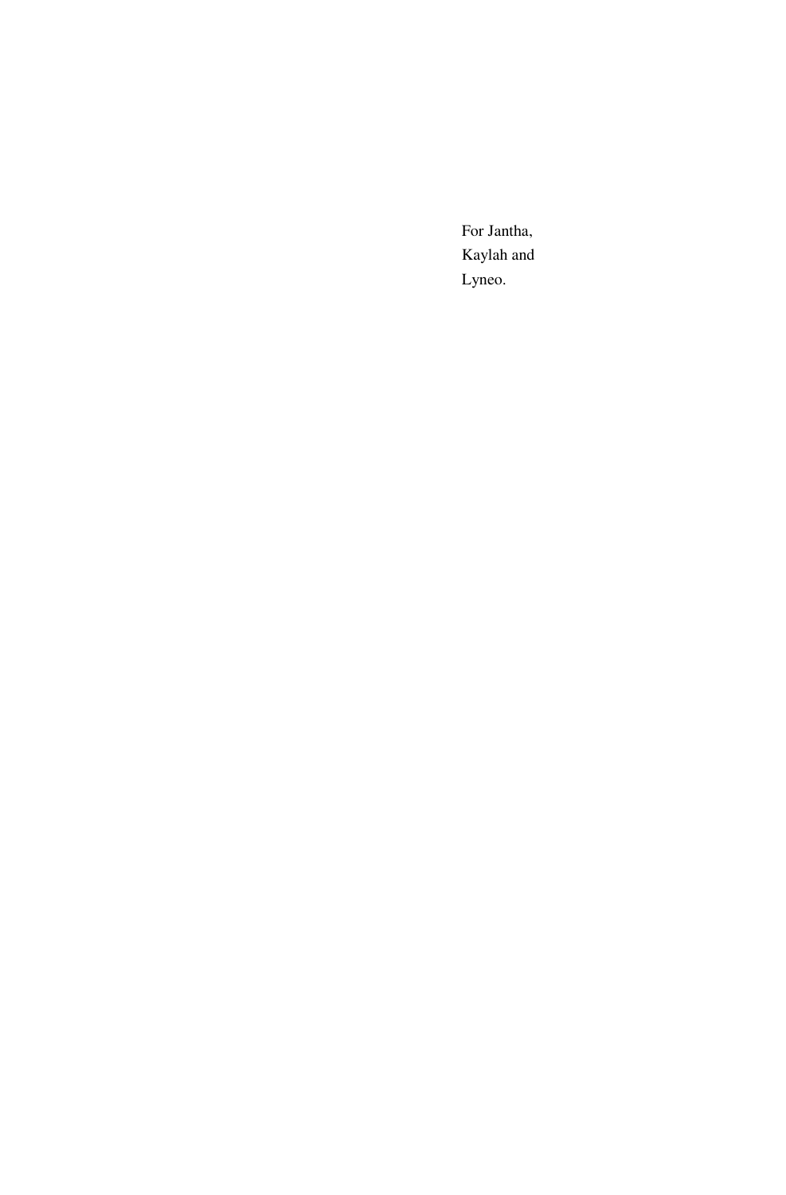For Jantha,  
Kaylah and  
Lyneo.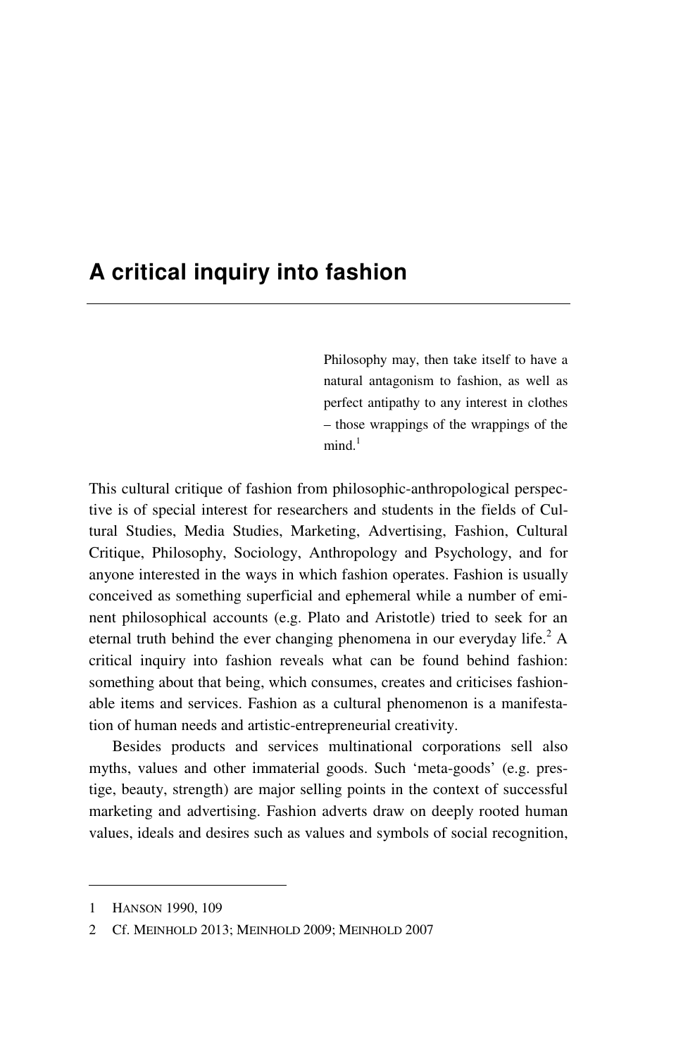# A critical inquiry into fashion

> Philosophy may, then take itself to have a natural antagonism to fashion, as well as perfect antipathy to any interest in clothes – those wrappings of the wrappings of the mind.[1]

This cultural critique of fashion from philosophic-anthropological perspective is of special interest for researchers and students in the fields of Cultural Studies, Media Studies, Marketing, Advertising, Fashion, Cultural Critique, Philosophy, Sociology, Anthropology and Psychology, and for anyone interested in the ways in which fashion operates. Fashion is usually conceived as something superficial and ephemeral while a number of eminent philosophical accounts (e.g. Plato and Aristotle) tried to seek for an eternal truth behind the ever changing phenomena in our everyday life.[2] A critical inquiry into fashion reveals what can be found behind fashion: something about that being, which consumes, creates and criticises fashionable items and services. Fashion as a cultural phenomenon is a manifestation of human needs and artistic-entrepreneurial creativity.

Besides products and services multinational corporations sell also myths, values and other immaterial goods. Such 'meta-goods' (e.g. prestige, beauty, strength) are major selling points in the context of successful marketing and advertising. Fashion adverts draw on deeply rooted human values, ideals and desires such as values and symbols of social recognition,

---

1 HANSON 1990, 109

2 Cf. MEINHOLD 2013; MEINHOLD 2009; MEINHOLD 2007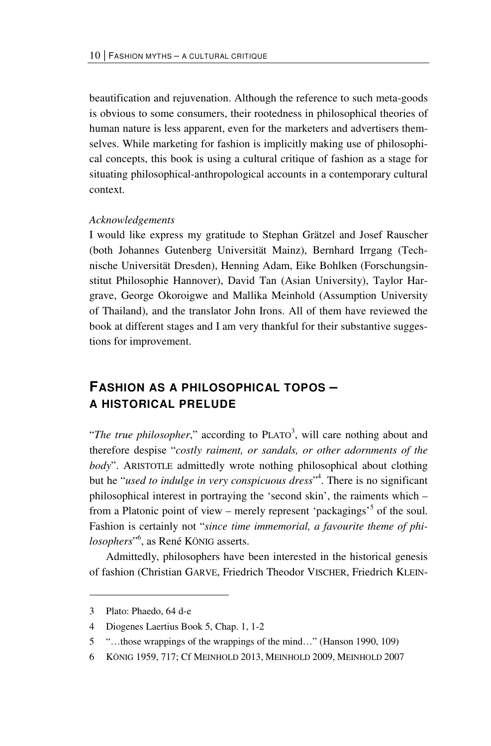beautification and rejuvenation. Although the reference to such meta-goods is obvious to some consumers, their rootedness in philosophical theories of human nature is less apparent, even for the marketers and advertisers themselves. While marketing for fashion is implicitly making use of philosophical concepts, this book is using a cultural critique of fashion as a stage for situating philosophical-anthropological accounts in a contemporary cultural context.

*Acknowledgements*

I would like express my gratitude to Stephan Grätzel and Josef Rauscher (both Johannes Gutenberg Universität Mainz), Bernhard Irrgang (Technische Universität Dresden), Henning Adam, Eike Bohlken (Forschungsinstitut Philosophie Hannover), David Tan (Asian University), Taylor Hargrave, George Okoroigwe and Mallika Meinhold (Assumption University of Thailand), and the translator John Irons. All of them have reviewed the book at different stages and I am very thankful for their substantive suggestions for improvement.

## FASHION AS A PHILOSOPHICAL TOPOS – A HISTORICAL PRELUDE

"*The true philosopher*," according to PLATO[3], will care nothing about and therefore despise "*costly raiment, or sandals, or other adornments of the body*". ARISTOTLE admittedly wrote nothing philosophical about clothing but he "*used to indulge in very conspicuous dress*"[4]. There is no significant philosophical interest in portraying the 'second skin', the raiments which – from a Platonic point of view – merely represent 'packagings'[5] of the soul. Fashion is certainly not "*since time immemorial, a favourite theme of philosophers*"[6], as René KÖNIG asserts.

Admittedly, philosophers have been interested in the historical genesis of fashion (Christian GARVE, Friedrich Theodor VISCHER, Friedrich KLEIN-

3 Plato: Phaedo, 64 d-e

4 Diogenes Laertius Book 5, Chap. 1, 1-2

5 "…those wrappings of the wrappings of the mind…" (Hanson 1990, 109)

6 KÖNIG 1959, 717; Cf MEINHOLD 2013, MEINHOLD 2009, MEINHOLD 2007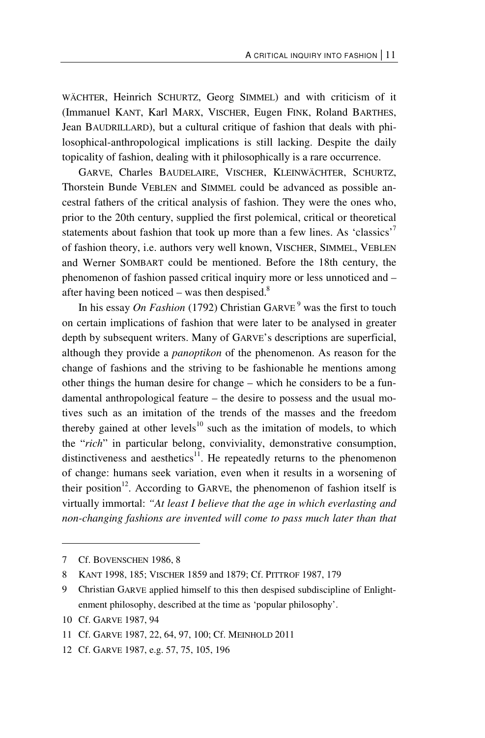WÄCHTER, Heinrich SCHURTZ, Georg SIMMEL) and with criticism of it (Immanuel KANT, Karl MARX, VISCHER, Eugen FINK, Roland BARTHES, Jean BAUDRILLARD), but a cultural critique of fashion that deals with philosophical-anthropological implications is still lacking. Despite the daily topicality of fashion, dealing with it philosophically is a rare occurrence.

GARVE, Charles BAUDELAIRE, VISCHER, KLEINWÄCHTER, SCHURTZ, Thorstein Bunde VEBLEN and SIMMEL could be advanced as possible ancestral fathers of the critical analysis of fashion. They were the ones who, prior to the 20th century, supplied the first polemical, critical or theoretical statements about fashion that took up more than a few lines. As 'classics'[7] of fashion theory, i.e. authors very well known, VISCHER, SIMMEL, VEBLEN and Werner SOMBART could be mentioned. Before the 18th century, the phenomenon of fashion passed critical inquiry more or less unnoticed and – after having been noticed – was then despised.[8]

In his essay *On Fashion* (1792) Christian GARVE[9] was the first to touch on certain implications of fashion that were later to be analysed in greater depth by subsequent writers. Many of GARVE's descriptions are superficial, although they provide a *panoptikon* of the phenomenon. As reason for the change of fashions and the striving to be fashionable he mentions among other things the human desire for change – which he considers to be a fundamental anthropological feature – the desire to possess and the usual motives such as an imitation of the trends of the masses and the freedom thereby gained at other levels[10] such as the imitation of models, to which the "*rich*" in particular belong, conviviality, demonstrative consumption, distinctiveness and aesthetics[11]. He repeatedly returns to the phenomenon of change: humans seek variation, even when it results in a worsening of their position[12]. According to GARVE, the phenomenon of fashion itself is virtually immortal: *"At least I believe that the age in which everlasting and non-changing fashions are invented will come to pass much later than that*

---

7 Cf. BOVENSCHEN 1986, 8

8 KANT 1998, 185; VISCHER 1859 and 1879; Cf. PITTROF 1987, 179

9 Christian GARVE applied himself to this then despised subdiscipline of Enlightenment philosophy, described at the time as 'popular philosophy'.

10 Cf. GARVE 1987, 94

11 Cf. GARVE 1987, 22, 64, 97, 100; Cf. MEINHOLD 2011

12 Cf. GARVE 1987, e.g. 57, 75, 105, 196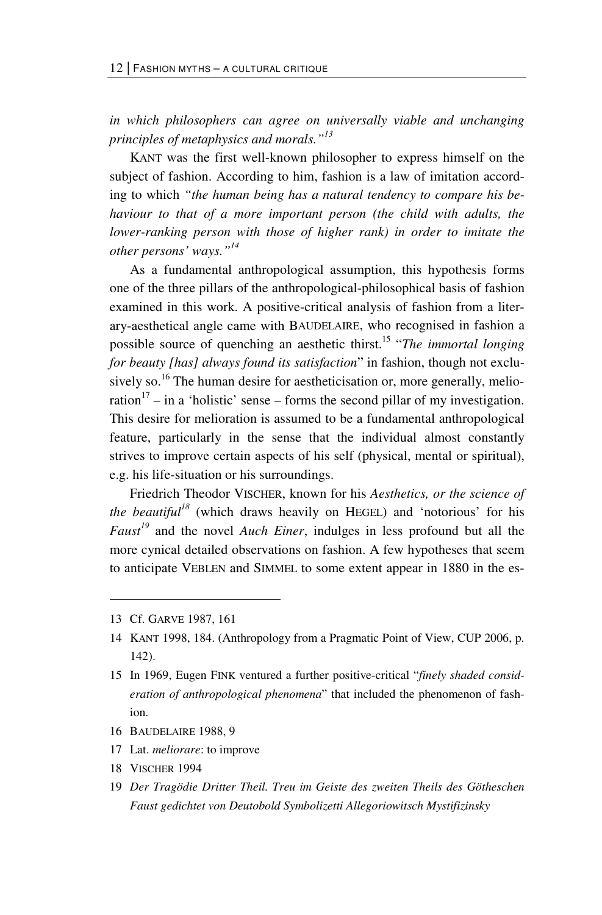*in which philosophers can agree on universally viable and unchanging principles of metaphysics and morals."*[13]

KANT was the first well-known philosopher to express himself on the subject of fashion. According to him, fashion is a law of imitation according to which *"the human being has a natural tendency to compare his behaviour to that of a more important person (the child with adults, the lower-ranking person with those of higher rank) in order to imitate the other persons' ways."*[14]

As a fundamental anthropological assumption, this hypothesis forms one of the three pillars of the anthropological-philosophical basis of fashion examined in this work. A positive-critical analysis of fashion from a literary-aesthetical angle came with BAUDELAIRE, who recognised in fashion a possible source of quenching an aesthetic thirst.[15] "*The immortal longing for beauty [has] always found its satisfaction*" in fashion, though not exclusively so.[16] The human desire for aestheticisation or, more generally, melioration[17] – in a 'holistic' sense – forms the second pillar of my investigation. This desire for melioration is assumed to be a fundamental anthropological feature, particularly in the sense that the individual almost constantly strives to improve certain aspects of his self (physical, mental or spiritual), e.g. his life-situation or his surroundings.

Friedrich Theodor VISCHER, known for his *Aesthetics, or the science of the beautiful*[18] (which draws heavily on HEGEL) and 'notorious' for his *Faust*[19] and the novel *Auch Einer*, indulges in less profound but all the more cynical detailed observations on fashion. A few hypotheses that seem to anticipate VEBLEN and SIMMEL to some extent appear in 1880 in the es-

---

13 Cf. GARVE 1987, 161

14 KANT 1998, 184. (Anthropology from a Pragmatic Point of View, CUP 2006, p. 142).

15 In 1969, Eugen FINK ventured a further positive-critical "*finely shaded consideration of anthropological phenomena*" that included the phenomenon of fashion.

16 BAUDELAIRE 1988, 9

17 Lat. *meliorare*: to improve

18 VISCHER 1994

19 *Der Tragödie Dritter Theil. Treu im Geiste des zweiten Theils des Götheschen Faust gedichtet von Deutobold Symbolizetti Allegoriowitsch Mystifizinsky*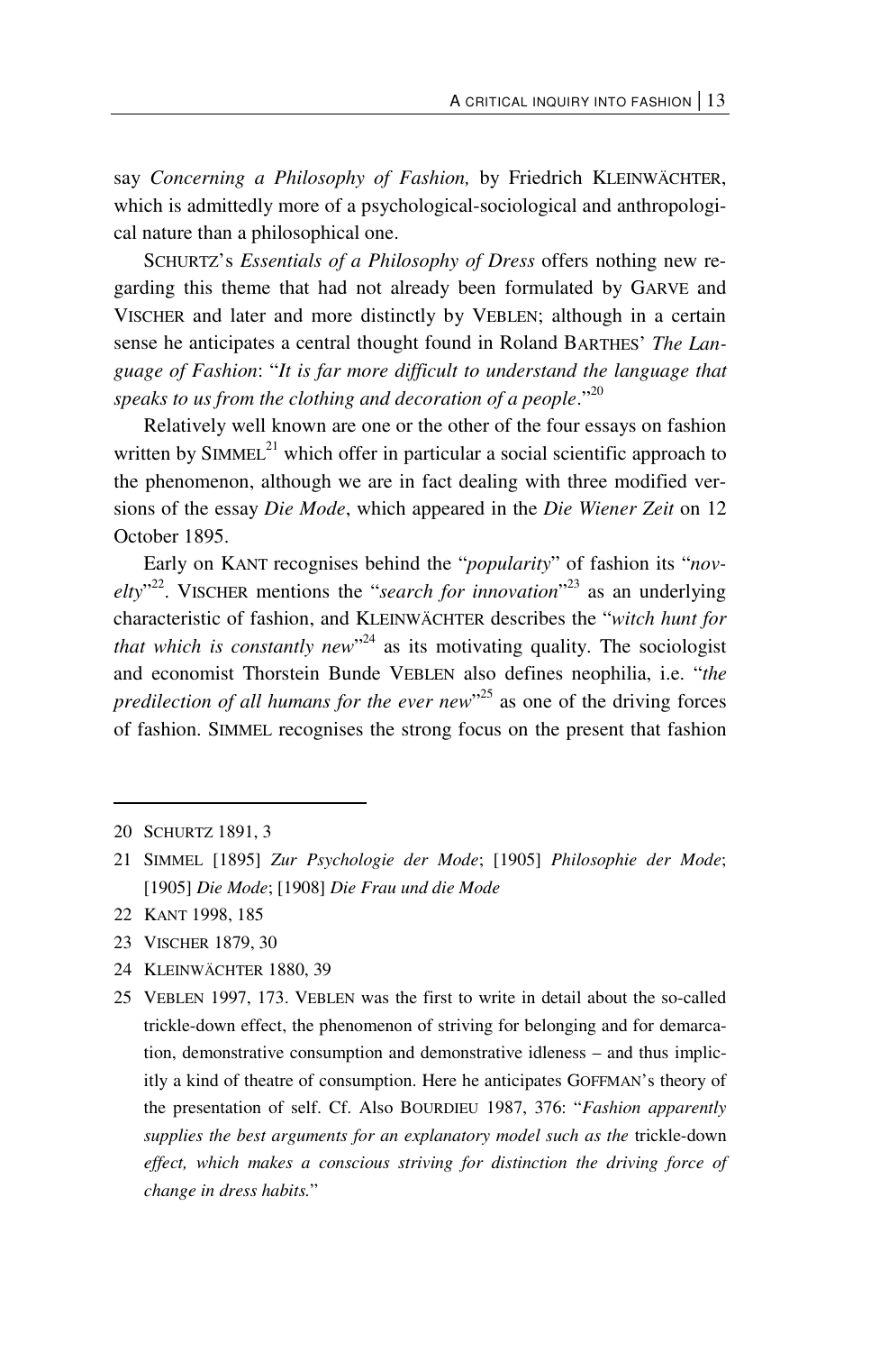say *Concerning a Philosophy of Fashion,* by Friedrich KLEINWÄCHTER, which is admittedly more of a psychological-sociological and anthropological nature than a philosophical one.

SCHURTZ's *Essentials of a Philosophy of Dress* offers nothing new regarding this theme that had not already been formulated by GARVE and VISCHER and later and more distinctly by VEBLEN; although in a certain sense he anticipates a central thought found in Roland BARTHES' *The Language of Fashion*: "*It is far more difficult to understand the language that speaks to us from the clothing and decoration of a people*."[20]

Relatively well known are one or the other of the four essays on fashion written by SIMMEL[21] which offer in particular a social scientific approach to the phenomenon, although we are in fact dealing with three modified versions of the essay *Die Mode*, which appeared in the *Die Wiener Zeit* on 12 October 1895.

Early on KANT recognises behind the "*popularity*" of fashion its "*novelty*"[22]. VISCHER mentions the "*search for innovation*"[23] as an underlying characteristic of fashion, and KLEINWÄCHTER describes the "*witch hunt for that which is constantly new*"[24] as its motivating quality. The sociologist and economist Thorstein Bunde VEBLEN also defines neophilia, i.e. "*the predilection of all humans for the ever new*"[25] as one of the driving forces of fashion. SIMMEL recognises the strong focus on the present that fashion

---

20 SCHURTZ 1891, 3

21 SIMMEL [1895] *Zur Psychologie der Mode*; [1905] *Philosophie der Mode*; [1905] *Die Mode*; [1908] *Die Frau und die Mode*

22 KANT 1998, 185

23 VISCHER 1879, 30

24 KLEINWÄCHTER 1880, 39

25 VEBLEN 1997, 173. VEBLEN was the first to write in detail about the so-called trickle-down effect, the phenomenon of striving for belonging and for demarcation, demonstrative consumption and demonstrative idleness – and thus implicitly a kind of theatre of consumption. Here he anticipates GOFFMAN's theory of the presentation of self. Cf. Also BOURDIEU 1987, 376: "*Fashion apparently supplies the best arguments for an explanatory model such as the* trickle-down *effect, which makes a conscious striving for distinction the driving force of change in dress habits.*"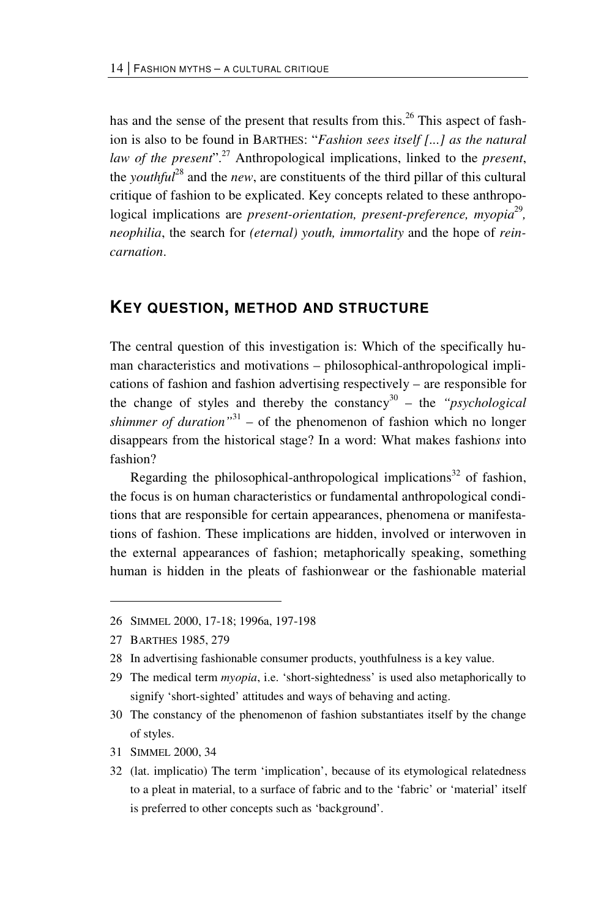has and the sense of the present that results from this.[26] This aspect of fashion is also to be found in BARTHES: "*Fashion sees itself [...] as the natural law of the present*".[27] Anthropological implications, linked to the *present*, the *youthful*[28] and the *new*, are constituents of the third pillar of this cultural critique of fashion to be explicated. Key concepts related to these anthropological implications are *present-orientation, present-preference, myopia*[29]*, neophilia*, the search for *(eternal) youth, immortality* and the hope of *reincarnation*.

## KEY QUESTION, METHOD AND STRUCTURE

The central question of this investigation is: Which of the specifically human characteristics and motivations – philosophical-anthropological implications of fashion and fashion advertising respectively – are responsible for the change of styles and thereby the constancy[30] – the *"psychological shimmer of duration"*[31] – of the phenomenon of fashion which no longer disappears from the historical stage? In a word: What makes fashion*s* into fashion?

Regarding the philosophical-anthropological implications[32] of fashion, the focus is on human characteristics or fundamental anthropological conditions that are responsible for certain appearances, phenomena or manifestations of fashion. These implications are hidden, involved or interwoven in the external appearances of fashion; metaphorically speaking, something human is hidden in the pleats of fashionwear or the fashionable material

---

26 SIMMEL 2000, 17-18; 1996a, 197-198

27 BARTHES 1985, 279

28 In advertising fashionable consumer products, youthfulness is a key value.

29 The medical term *myopia*, i.e. 'short-sightedness' is used also metaphorically to signify 'short-sighted' attitudes and ways of behaving and acting.

30 The constancy of the phenomenon of fashion substantiates itself by the change of styles.

31 SIMMEL 2000, 34

32 (lat. implicatio) The term 'implication', because of its etymological relatedness to a pleat in material, to a surface of fabric and to the 'fabric' or 'material' itself is preferred to other concepts such as 'background'.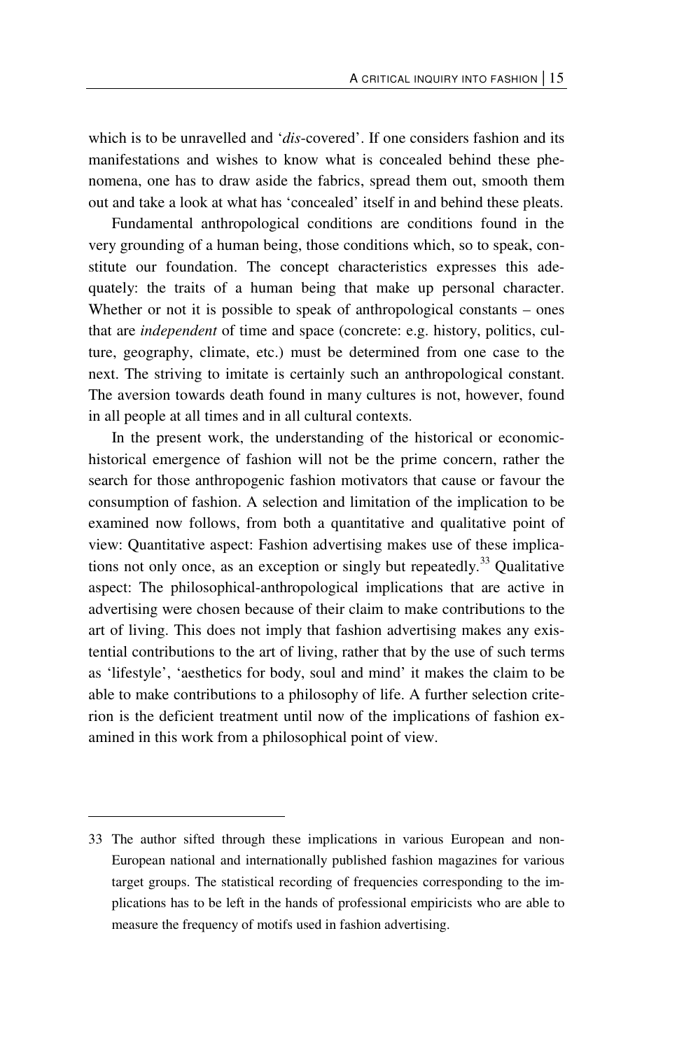which is to be unravelled and '*dis*-covered'. If one considers fashion and its manifestations and wishes to know what is concealed behind these phenomena, one has to draw aside the fabrics, spread them out, smooth them out and take a look at what has 'concealed' itself in and behind these pleats.

Fundamental anthropological conditions are conditions found in the very grounding of a human being, those conditions which, so to speak, constitute our foundation. The concept characteristics expresses this adequately: the traits of a human being that make up personal character. Whether or not it is possible to speak of anthropological constants – ones that are *independent* of time and space (concrete: e.g. history, politics, culture, geography, climate, etc.) must be determined from one case to the next. The striving to imitate is certainly such an anthropological constant. The aversion towards death found in many cultures is not, however, found in all people at all times and in all cultural contexts.

In the present work, the understanding of the historical or economic-historical emergence of fashion will not be the prime concern, rather the search for those anthropogenic fashion motivators that cause or favour the consumption of fashion. A selection and limitation of the implication to be examined now follows, from both a quantitative and qualitative point of view: Quantitative aspect: Fashion advertising makes use of these implications not only once, as an exception or singly but repeatedly.[33] Qualitative aspect: The philosophical-anthropological implications that are active in advertising were chosen because of their claim to make contributions to the art of living. This does not imply that fashion advertising makes any existential contributions to the art of living, rather that by the use of such terms as 'lifestyle', 'aesthetics for body, soul and mind' it makes the claim to be able to make contributions to a philosophy of life. A further selection criterion is the deficient treatment until now of the implications of fashion examined in this work from a philosophical point of view.

---

33 The author sifted through these implications in various European and non-European national and internationally published fashion magazines for various target groups. The statistical recording of frequencies corresponding to the implications has to be left in the hands of professional empiricists who are able to measure the frequency of motifs used in fashion advertising.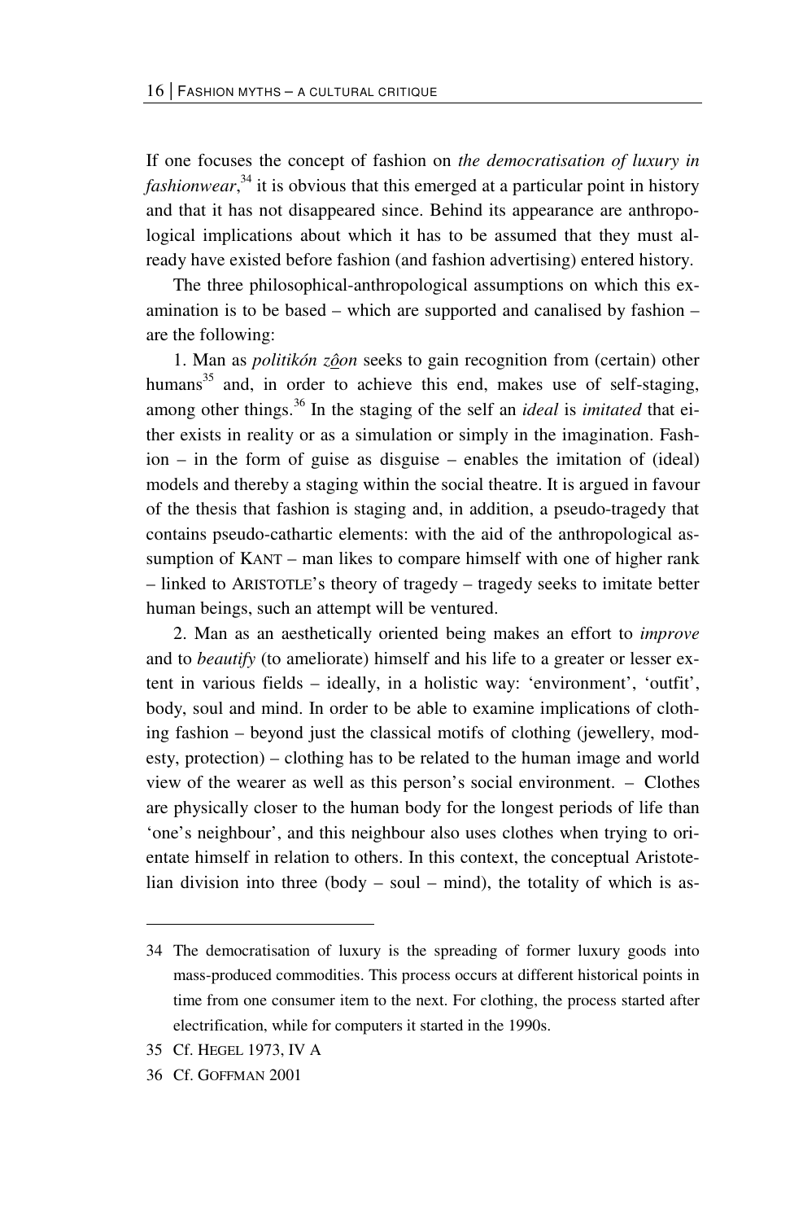If one focuses the concept of fashion on *the democratisation of luxury in fashionwear*,[34] it is obvious that this emerged at a particular point in history and that it has not disappeared since. Behind its appearance are anthropological implications about which it has to be assumed that they must already have existed before fashion (and fashion advertising) entered history.

The three philosophical-anthropological assumptions on which this examination is to be based – which are supported and canalised by fashion – are the following:

1. Man as *politikón zô̱on* seeks to gain recognition from (certain) other humans[35] and, in order to achieve this end, makes use of self-staging, among other things.[36] In the staging of the self an *ideal* is *imitated* that either exists in reality or as a simulation or simply in the imagination. Fashion – in the form of guise as disguise – enables the imitation of (ideal) models and thereby a staging within the social theatre. It is argued in favour of the thesis that fashion is staging and, in addition, a pseudo-tragedy that contains pseudo-cathartic elements: with the aid of the anthropological assumption of KANT – man likes to compare himself with one of higher rank – linked to ARISTOTLE's theory of tragedy – tragedy seeks to imitate better human beings, such an attempt will be ventured.

2. Man as an aesthetically oriented being makes an effort to *improve* and to *beautify* (to ameliorate) himself and his life to a greater or lesser extent in various fields – ideally, in a holistic way: 'environment', 'outfit', body, soul and mind. In order to be able to examine implications of clothing fashion – beyond just the classical motifs of clothing (jewellery, modesty, protection) – clothing has to be related to the human image and world view of the wearer as well as this person's social environment. – Clothes are physically closer to the human body for the longest periods of life than 'one's neighbour', and this neighbour also uses clothes when trying to orientate himself in relation to others. In this context, the conceptual Aristotelian division into three (body – soul – mind), the totality of which is as-

---

34 The democratisation of luxury is the spreading of former luxury goods into mass-produced commodities. This process occurs at different historical points in time from one consumer item to the next. For clothing, the process started after electrification, while for computers it started in the 1990s.

35 Cf. HEGEL 1973, IV A

36 Cf. GOFFMAN 2001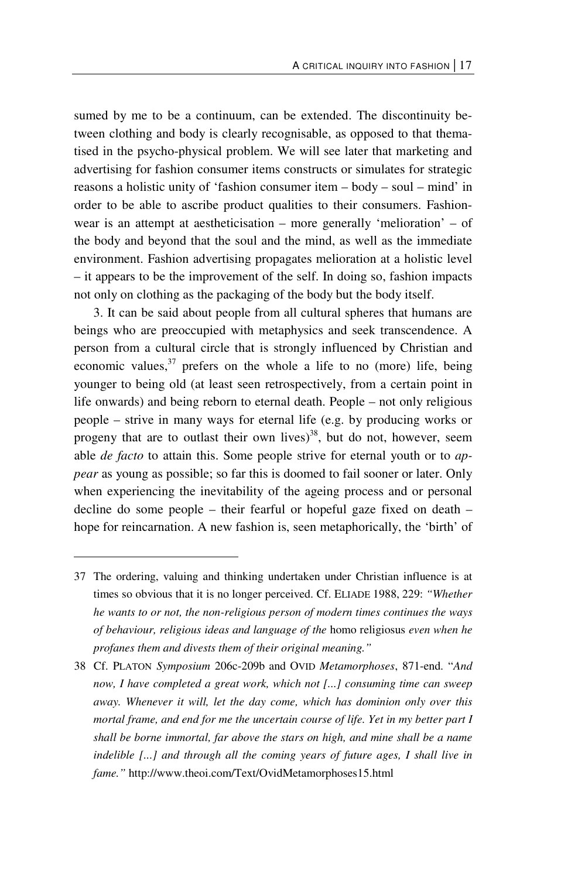sumed by me to be a continuum, can be extended. The discontinuity between clothing and body is clearly recognisable, as opposed to that thematised in the psycho-physical problem. We will see later that marketing and advertising for fashion consumer items constructs or simulates for strategic reasons a holistic unity of 'fashion consumer item – body – soul – mind' in order to be able to ascribe product qualities to their consumers. Fashionwear is an attempt at aestheticisation – more generally 'melioration' – of the body and beyond that the soul and the mind, as well as the immediate environment. Fashion advertising propagates melioration at a holistic level – it appears to be the improvement of the self. In doing so, fashion impacts not only on clothing as the packaging of the body but the body itself.

3. It can be said about people from all cultural spheres that humans are beings who are preoccupied with metaphysics and seek transcendence. A person from a cultural circle that is strongly influenced by Christian and economic values,[37] prefers on the whole a life to no (more) life, being younger to being old (at least seen retrospectively, from a certain point in life onwards) and being reborn to eternal death. People – not only religious people – strive in many ways for eternal life (e.g. by producing works or progeny that are to outlast their own lives)[38], but do not, however, seem able *de facto* to attain this. Some people strive for eternal youth or to *appear* as young as possible; so far this is doomed to fail sooner or later. Only when experiencing the inevitability of the ageing process and or personal decline do some people – their fearful or hopeful gaze fixed on death – hope for reincarnation. A new fashion is, seen metaphorically, the 'birth' of

---

37 The ordering, valuing and thinking undertaken under Christian influence is at times so obvious that it is no longer perceived. Cf. ELIADE 1988, 229: *"Whether he wants to or not, the non-religious person of modern times continues the ways of behaviour, religious ideas and language of the* homo religiosus *even when he profanes them and divests them of their original meaning."*

38 Cf. PLATON *Symposium* 206c-209b and OVID *Metamorphoses*, 871-end. "*And now, I have completed a great work, which not [...] consuming time can sweep away. Whenever it will, let the day come, which has dominion only over this mortal frame, and end for me the uncertain course of life. Yet in my better part I shall be borne immortal, far above the stars on high, and mine shall be a name indelible [...] and through all the coming years of future ages, I shall live in fame."* http://www.theoi.com/Text/OvidMetamorphoses15.html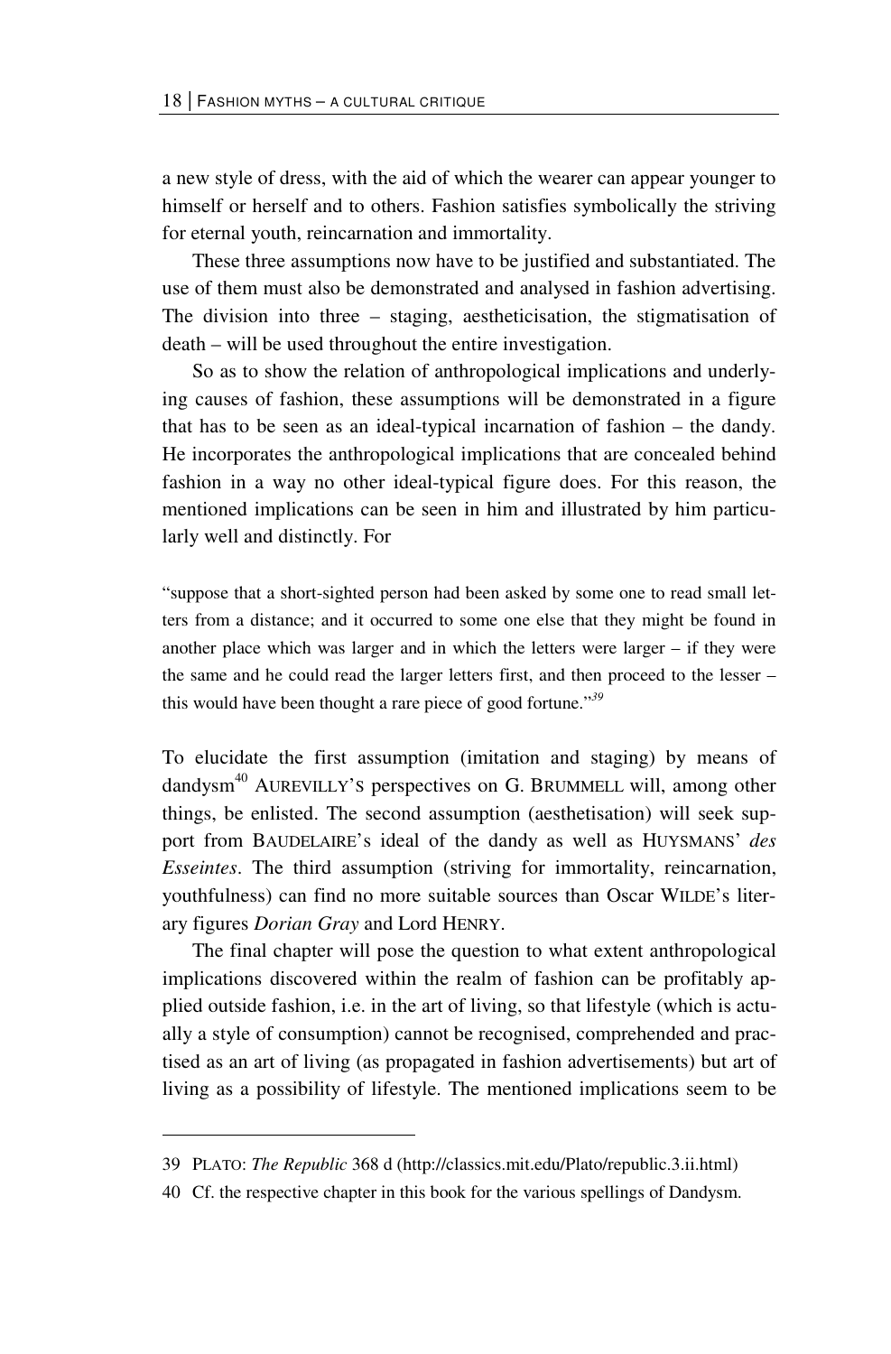a new style of dress, with the aid of which the wearer can appear younger to himself or herself and to others. Fashion satisfies symbolically the striving for eternal youth, reincarnation and immortality.

These three assumptions now have to be justified and substantiated. The use of them must also be demonstrated and analysed in fashion advertising. The division into three – staging, aestheticisation, the stigmatisation of death – will be used throughout the entire investigation.

So as to show the relation of anthropological implications and underlying causes of fashion, these assumptions will be demonstrated in a figure that has to be seen as an ideal-typical incarnation of fashion – the dandy. He incorporates the anthropological implications that are concealed behind fashion in a way no other ideal-typical figure does. For this reason, the mentioned implications can be seen in him and illustrated by him particularly well and distinctly. For

> "suppose that a short-sighted person had been asked by some one to read small letters from a distance; and it occurred to some one else that they might be found in another place which was larger and in which the letters were larger – if they were the same and he could read the larger letters first, and then proceed to the lesser – this would have been thought a rare piece of good fortune."[39]

To elucidate the first assumption (imitation and staging) by means of dandysm[40] AUREVILLY'S perspectives on G. BRUMMELL will, among other things, be enlisted. The second assumption (aesthetisation) will seek support from BAUDELAIRE's ideal of the dandy as well as HUYSMANS' *des Esseintes*. The third assumption (striving for immortality, reincarnation, youthfulness) can find no more suitable sources than Oscar WILDE's literary figures *Dorian Gray* and Lord HENRY.

The final chapter will pose the question to what extent anthropological implications discovered within the realm of fashion can be profitably applied outside fashion, i.e. in the art of living, so that lifestyle (which is actually a style of consumption) cannot be recognised, comprehended and practised as an art of living (as propagated in fashion advertisements) but art of living as a possibility of lifestyle. The mentioned implications seem to be

---

39 PLATO: *The Republic* 368 d (http://classics.mit.edu/Plato/republic.3.ii.html)

40 Cf. the respective chapter in this book for the various spellings of Dandysm.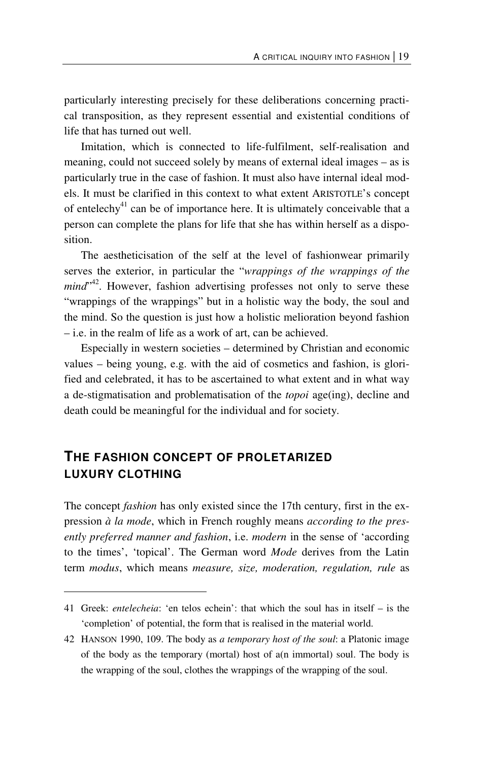particularly interesting precisely for these deliberations concerning practical transposition, as they represent essential and existential conditions of life that has turned out well.

Imitation, which is connected to life-fulfilment, self-realisation and meaning, could not succeed solely by means of external ideal images – as is particularly true in the case of fashion. It must also have internal ideal models. It must be clarified in this context to what extent ARISTOTLE's concept of entelechy[41] can be of importance here. It is ultimately conceivable that a person can complete the plans for life that she has within herself as a disposition.

The aestheticisation of the self at the level of fashionwear primarily serves the exterior, in particular the "*wrappings of the wrappings of the mind*"[42]. However, fashion advertising professes not only to serve these "wrappings of the wrappings" but in a holistic way the body, the soul and the mind. So the question is just how a holistic melioration beyond fashion – i.e. in the realm of life as a work of art, can be achieved.

Especially in western societies – determined by Christian and economic values – being young, e.g. with the aid of cosmetics and fashion, is glorified and celebrated, it has to be ascertained to what extent and in what way a de-stigmatisation and problematisation of the *topoi* age(ing), decline and death could be meaningful for the individual and for society.

## THE FASHION CONCEPT OF PROLETARIZED LUXURY CLOTHING

The concept *fashion* has only existed since the 17th century, first in the expression *à la mode*, which in French roughly means *according to the presently preferred manner and fashion*, i.e. *modern* in the sense of 'according to the times', 'topical'. The German word *Mode* derives from the Latin term *modus*, which means *measure, size, moderation, regulation, rule* as

---

41 Greek: *entelecheia*: 'en telos echein': that which the soul has in itself – is the 'completion' of potential, the form that is realised in the material world.

42 HANSON 1990, 109. The body as *a temporary host of the soul*: a Platonic image of the body as the temporary (mortal) host of a(n immortal) soul. The body is the wrapping of the soul, clothes the wrappings of the wrapping of the soul.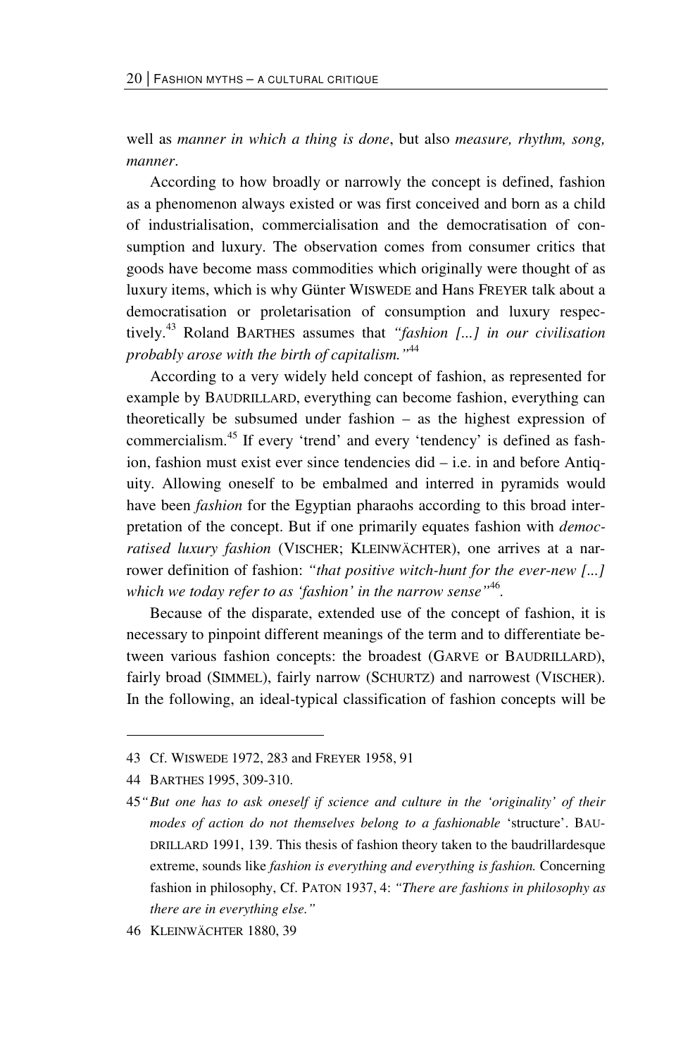well as *manner in which a thing is done*, but also *measure, rhythm, song, manner*.

According to how broadly or narrowly the concept is defined, fashion as a phenomenon always existed or was first conceived and born as a child of industrialisation, commercialisation and the democratisation of consumption and luxury. The observation comes from consumer critics that goods have become mass commodities which originally were thought of as luxury items, which is why Günter WISWEDE and Hans FREYER talk about a democratisation or proletarisation of consumption and luxury respectively.[43] Roland BARTHES assumes that *"fashion [...] in our civilisation probably arose with the birth of capitalism."*[44]

According to a very widely held concept of fashion, as represented for example by BAUDRILLARD, everything can become fashion, everything can theoretically be subsumed under fashion – as the highest expression of commercialism.[45] If every 'trend' and every 'tendency' is defined as fashion, fashion must exist ever since tendencies did – i.e. in and before Antiquity. Allowing oneself to be embalmed and interred in pyramids would have been *fashion* for the Egyptian pharaohs according to this broad interpretation of the concept. But if one primarily equates fashion with *democratised luxury fashion* (VISCHER; KLEINWÄCHTER), one arrives at a narrower definition of fashion: *"that positive witch-hunt for the ever-new [...] which we today refer to as 'fashion' in the narrow sense"*[46].

Because of the disparate, extended use of the concept of fashion, it is necessary to pinpoint different meanings of the term and to differentiate between various fashion concepts: the broadest (GARVE or BAUDRILLARD), fairly broad (SIMMEL), fairly narrow (SCHURTZ) and narrowest (VISCHER). In the following, an ideal-typical classification of fashion concepts will be

---

43 Cf. WISWEDE 1972, 283 and FREYER 1958, 91

44 BARTHES 1995, 309-310.

45 *"But one has to ask oneself if science and culture in the 'originality' of their modes of action do not themselves belong to a fashionable* 'structure'. BAUDRILLARD 1991, 139. This thesis of fashion theory taken to the baudrillardesque extreme, sounds like *fashion is everything and everything is fashion.* Concerning fashion in philosophy, Cf. PATON 1937, 4: *"There are fashions in philosophy as there are in everything else."*

46 KLEINWÄCHTER 1880, 39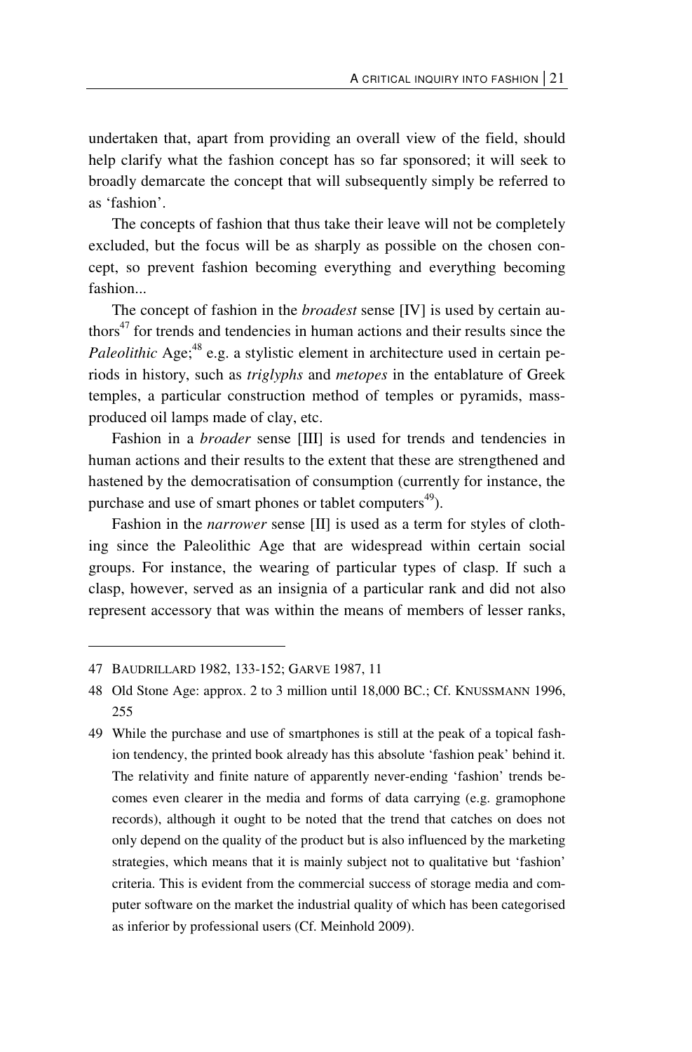undertaken that, apart from providing an overall view of the field, should help clarify what the fashion concept has so far sponsored; it will seek to broadly demarcate the concept that will subsequently simply be referred to as 'fashion'.

The concepts of fashion that thus take their leave will not be completely excluded, but the focus will be as sharply as possible on the chosen concept, so prevent fashion becoming everything and everything becoming fashion...

The concept of fashion in the *broadest* sense [IV] is used by certain authors[47] for trends and tendencies in human actions and their results since the *Paleolithic* Age;[48] e.g. a stylistic element in architecture used in certain periods in history, such as *triglyphs* and *metopes* in the entablature of Greek temples, a particular construction method of temples or pyramids, mass-produced oil lamps made of clay, etc.

Fashion in a *broader* sense [III] is used for trends and tendencies in human actions and their results to the extent that these are strengthened and hastened by the democratisation of consumption (currently for instance, the purchase and use of smart phones or tablet computers[49]).

Fashion in the *narrower* sense [II] is used as a term for styles of clothing since the Paleolithic Age that are widespread within certain social groups. For instance, the wearing of particular types of clasp. If such a clasp, however, served as an insignia of a particular rank and did not also represent accessory that was within the means of members of lesser ranks,

---

47 BAUDRILLARD 1982, 133-152; GARVE 1987, 11

48 Old Stone Age: approx. 2 to 3 million until 18,000 BC.; Cf. KNUSSMANN 1996, 255

49 While the purchase and use of smartphones is still at the peak of a topical fashion tendency, the printed book already has this absolute 'fashion peak' behind it. The relativity and finite nature of apparently never-ending 'fashion' trends becomes even clearer in the media and forms of data carrying (e.g. gramophone records), although it ought to be noted that the trend that catches on does not only depend on the quality of the product but is also influenced by the marketing strategies, which means that it is mainly subject not to qualitative but 'fashion' criteria. This is evident from the commercial success of storage media and computer software on the market the industrial quality of which has been categorised as inferior by professional users (Cf. Meinhold 2009).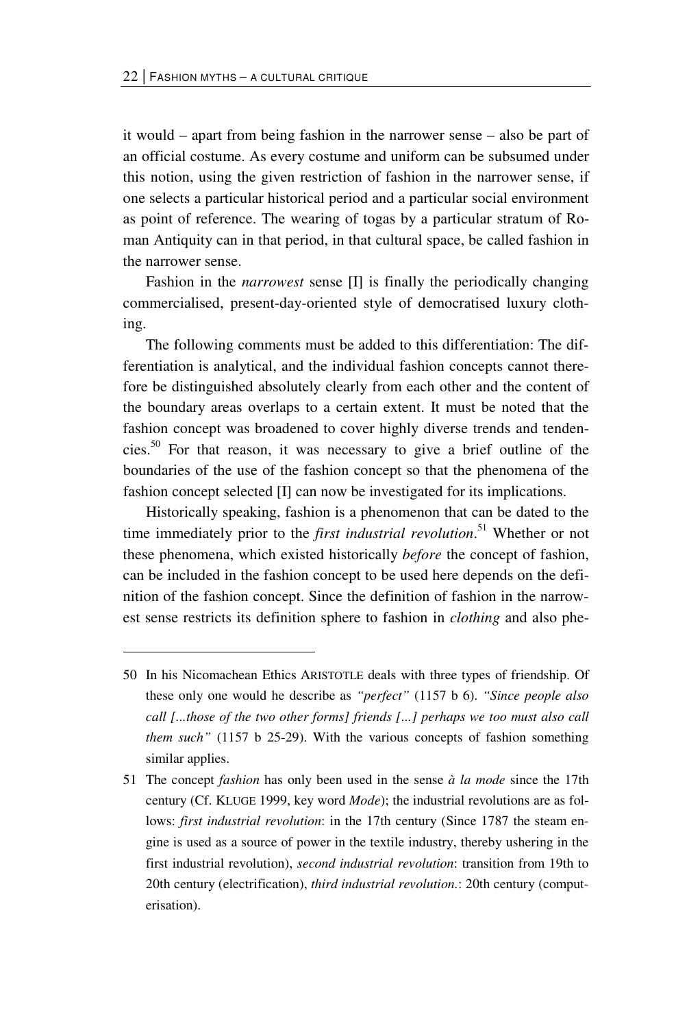it would – apart from being fashion in the narrower sense – also be part of an official costume. As every costume and uniform can be subsumed under this notion, using the given restriction of fashion in the narrower sense, if one selects a particular historical period and a particular social environment as point of reference. The wearing of togas by a particular stratum of Roman Antiquity can in that period, in that cultural space, be called fashion in the narrower sense.

Fashion in the *narrowest* sense [I] is finally the periodically changing commercialised, present-day-oriented style of democratised luxury clothing.

The following comments must be added to this differentiation: The differentiation is analytical, and the individual fashion concepts cannot therefore be distinguished absolutely clearly from each other and the content of the boundary areas overlaps to a certain extent. It must be noted that the fashion concept was broadened to cover highly diverse trends and tendencies.[50] For that reason, it was necessary to give a brief outline of the boundaries of the use of the fashion concept so that the phenomena of the fashion concept selected [I] can now be investigated for its implications.

Historically speaking, fashion is a phenomenon that can be dated to the time immediately prior to the *first industrial revolution*.[51] Whether or not these phenomena, which existed historically *before* the concept of fashion, can be included in the fashion concept to be used here depends on the definition of the fashion concept. Since the definition of fashion in the narrowest sense restricts its definition sphere to fashion in *clothing* and also phe-

---

50 In his Nicomachean Ethics ARISTOTLE deals with three types of friendship. Of these only one would he describe as *"perfect"* (1157 b 6). *"Since people also call [...those of the two other forms] friends [...] perhaps we too must also call them such"* (1157 b 25-29). With the various concepts of fashion something similar applies.

51 The concept *fashion* has only been used in the sense *à la mode* since the 17th century (Cf. KLUGE 1999, key word *Mode*); the industrial revolutions are as follows: *first industrial revolution*: in the 17th century (Since 1787 the steam engine is used as a source of power in the textile industry, thereby ushering in the first industrial revolution), *second industrial revolution*: transition from 19th to 20th century (electrification), *third industrial revolution.*: 20th century (computerisation).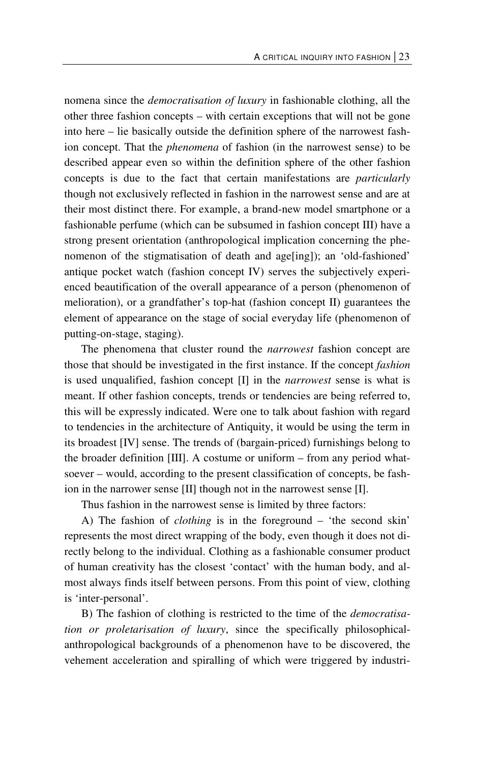nomena since the *democratisation of luxury* in fashionable clothing, all the other three fashion concepts – with certain exceptions that will not be gone into here – lie basically outside the definition sphere of the narrowest fashion concept. That the *phenomena* of fashion (in the narrowest sense) to be described appear even so within the definition sphere of the other fashion concepts is due to the fact that certain manifestations are *particularly* though not exclusively reflected in fashion in the narrowest sense and are at their most distinct there. For example, a brand-new model smartphone or a fashionable perfume (which can be subsumed in fashion concept III) have a strong present orientation (anthropological implication concerning the phenomenon of the stigmatisation of death and age[ing]); an 'old-fashioned' antique pocket watch (fashion concept IV) serves the subjectively experienced beautification of the overall appearance of a person (phenomenon of melioration), or a grandfather's top-hat (fashion concept II) guarantees the element of appearance on the stage of social everyday life (phenomenon of putting-on-stage, staging).

The phenomena that cluster round the *narrowest* fashion concept are those that should be investigated in the first instance. If the concept *fashion* is used unqualified, fashion concept [I] in the *narrowest* sense is what is meant. If other fashion concepts, trends or tendencies are being referred to, this will be expressly indicated. Were one to talk about fashion with regard to tendencies in the architecture of Antiquity, it would be using the term in its broadest [IV] sense. The trends of (bargain-priced) furnishings belong to the broader definition [III]. A costume or uniform – from any period whatsoever – would, according to the present classification of concepts, be fashion in the narrower sense [II] though not in the narrowest sense [I].

Thus fashion in the narrowest sense is limited by three factors:

A) The fashion of *clothing* is in the foreground – 'the second skin' represents the most direct wrapping of the body, even though it does not directly belong to the individual. Clothing as a fashionable consumer product of human creativity has the closest 'contact' with the human body, and almost always finds itself between persons. From this point of view, clothing is 'inter-personal'.

B) The fashion of clothing is restricted to the time of the *democratisation or proletarisation of luxury*, since the specifically philosophical-anthropological backgrounds of a phenomenon have to be discovered, the vehement acceleration and spiralling of which were triggered by industri-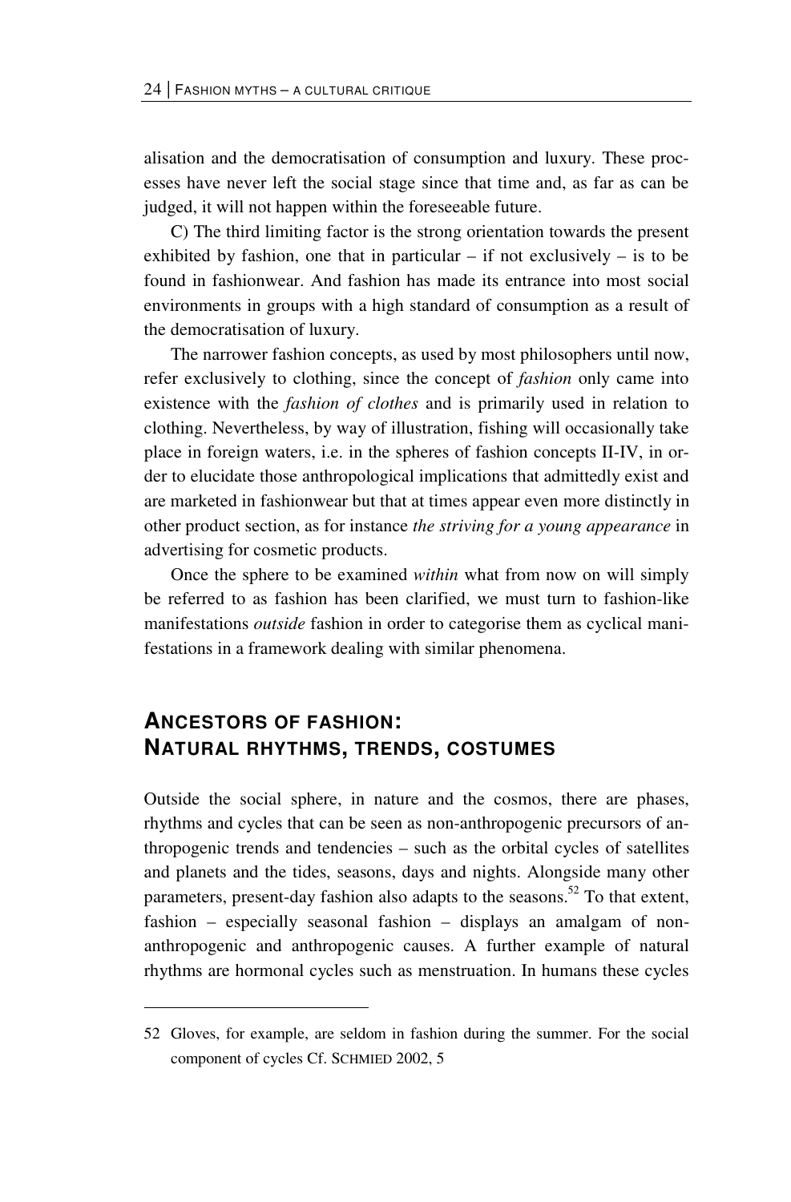alisation and the democratisation of consumption and luxury. These processes have never left the social stage since that time and, as far as can be judged, it will not happen within the foreseeable future.

C) The third limiting factor is the strong orientation towards the present exhibited by fashion, one that in particular – if not exclusively – is to be found in fashionwear. And fashion has made its entrance into most social environments in groups with a high standard of consumption as a result of the democratisation of luxury.

The narrower fashion concepts, as used by most philosophers until now, refer exclusively to clothing, since the concept of *fashion* only came into existence with the *fashion of clothes* and is primarily used in relation to clothing. Nevertheless, by way of illustration, fishing will occasionally take place in foreign waters, i.e. in the spheres of fashion concepts II-IV, in order to elucidate those anthropological implications that admittedly exist and are marketed in fashionwear but that at times appear even more distinctly in other product section, as for instance *the striving for a young appearance* in advertising for cosmetic products.

Once the sphere to be examined *within* what from now on will simply be referred to as fashion has been clarified, we must turn to fashion-like manifestations *outside* fashion in order to categorise them as cyclical manifestations in a framework dealing with similar phenomena.

## ANCESTORS OF FASHION: NATURAL RHYTHMS, TRENDS, COSTUMES

Outside the social sphere, in nature and the cosmos, there are phases, rhythms and cycles that can be seen as non-anthropogenic precursors of anthropogenic trends and tendencies – such as the orbital cycles of satellites and planets and the tides, seasons, days and nights. Alongside many other parameters, present-day fashion also adapts to the seasons.[52] To that extent, fashion – especially seasonal fashion – displays an amalgam of non-anthropogenic and anthropogenic causes. A further example of natural rhythms are hormonal cycles such as menstruation. In humans these cycles

---

52 Gloves, for example, are seldom in fashion during the summer. For the social component of cycles Cf. SCHMIED 2002, 5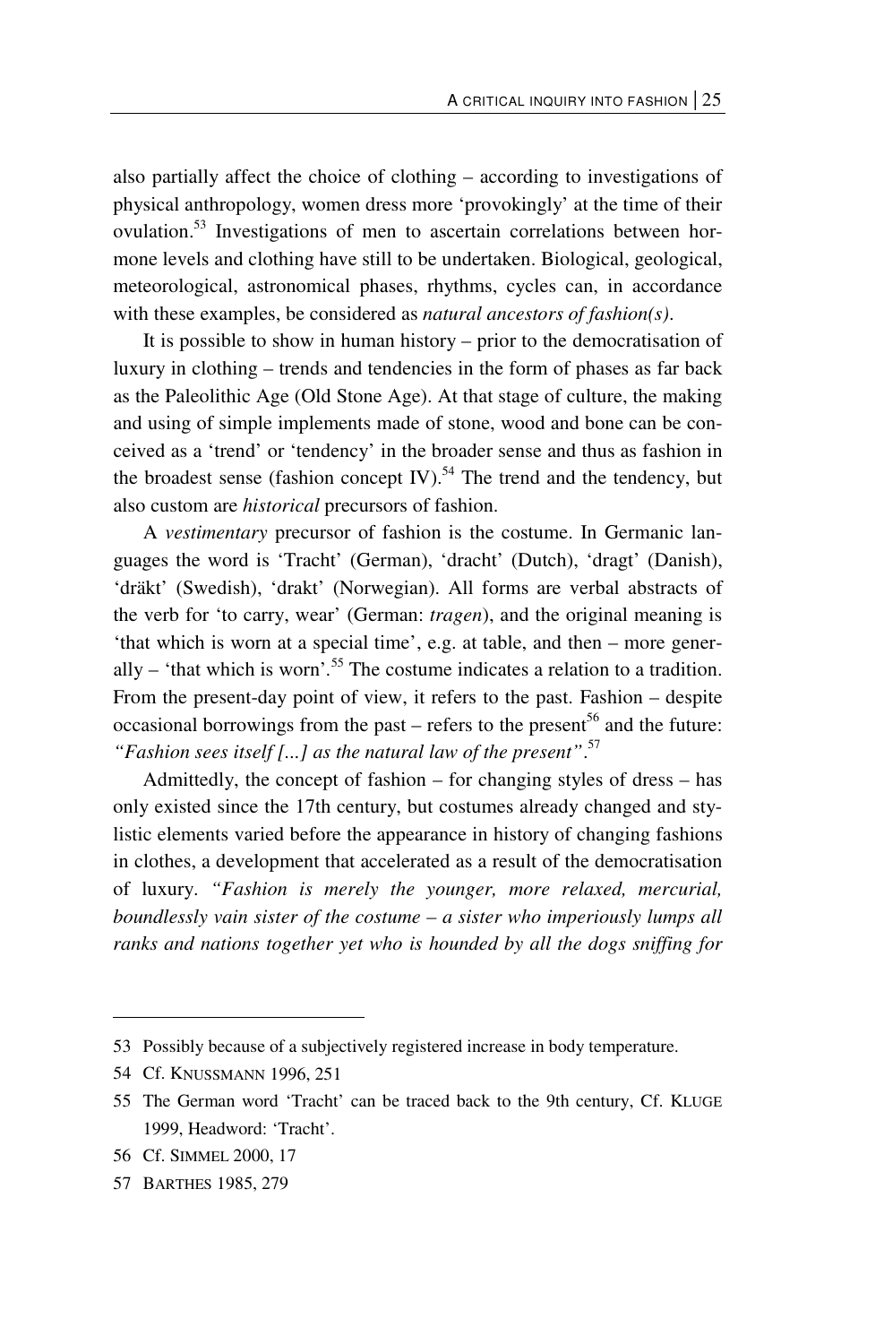also partially affect the choice of clothing – according to investigations of physical anthropology, women dress more 'provokingly' at the time of their ovulation.[53] Investigations of men to ascertain correlations between hormone levels and clothing have still to be undertaken. Biological, geological, meteorological, astronomical phases, rhythms, cycles can, in accordance with these examples, be considered as *natural ancestors of fashion(s)*.

It is possible to show in human history – prior to the democratisation of luxury in clothing – trends and tendencies in the form of phases as far back as the Paleolithic Age (Old Stone Age). At that stage of culture, the making and using of simple implements made of stone, wood and bone can be conceived as a 'trend' or 'tendency' in the broader sense and thus as fashion in the broadest sense (fashion concept IV).[54] The trend and the tendency, but also custom are *historical* precursors of fashion.

A *vestimentary* precursor of fashion is the costume. In Germanic languages the word is 'Tracht' (German), 'dracht' (Dutch), 'dragt' (Danish), 'dräkt' (Swedish), 'drakt' (Norwegian). All forms are verbal abstracts of the verb for 'to carry, wear' (German: *tragen*), and the original meaning is 'that which is worn at a special time', e.g. at table, and then – more generally – 'that which is worn'.[55] The costume indicates a relation to a tradition. From the present-day point of view, it refers to the past. Fashion – despite occasional borrowings from the past – refers to the present[56] and the future: *"Fashion sees itself [...] as the natural law of the present"*.[57]

Admittedly, the concept of fashion – for changing styles of dress – has only existed since the 17th century, but costumes already changed and stylistic elements varied before the appearance in history of changing fashions in clothes, a development that accelerated as a result of the democratisation of luxury. *"Fashion is merely the younger, more relaxed, mercurial, boundlessly vain sister of the costume – a sister who imperiously lumps all ranks and nations together yet who is hounded by all the dogs sniffing for*

---

53 Possibly because of a subjectively registered increase in body temperature.

54 Cf. KNUSSMANN 1996, 251

55 The German word 'Tracht' can be traced back to the 9th century, Cf. KLUGE 1999, Headword: 'Tracht'.

56 Cf. SIMMEL 2000, 17

57 BARTHES 1985, 279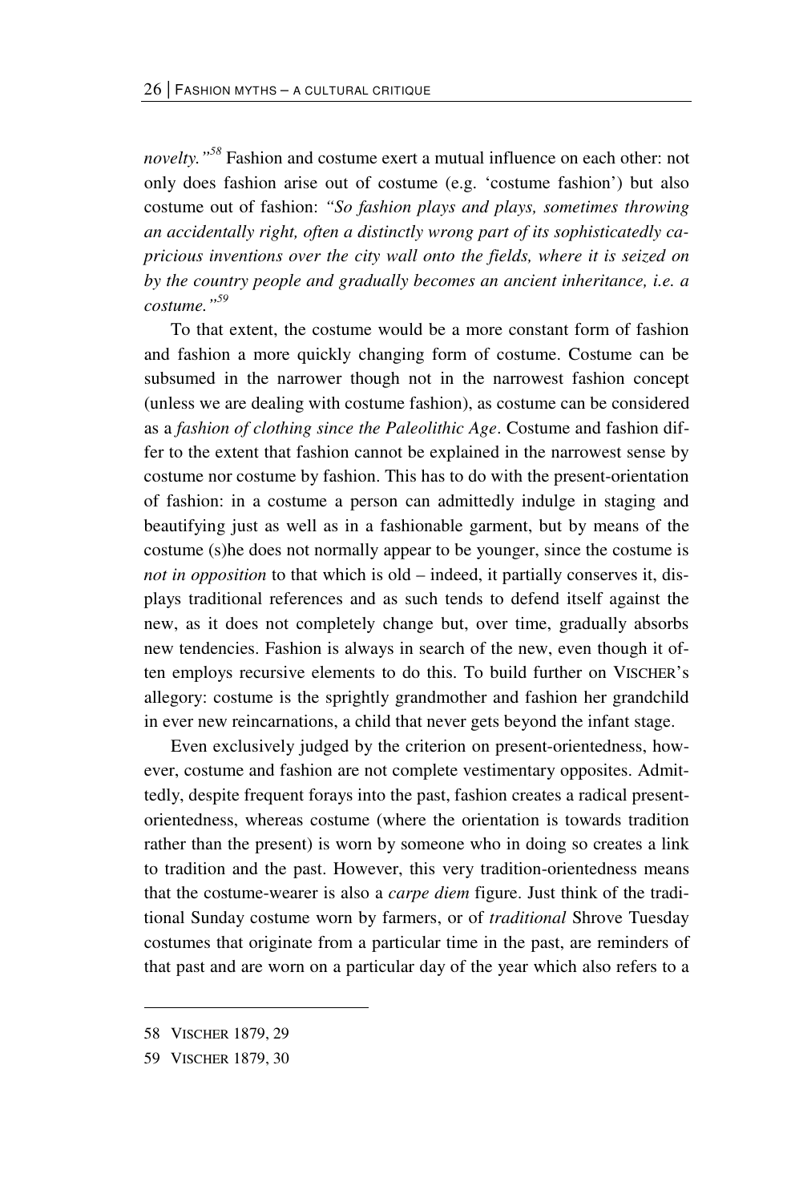*novelty."*[58] Fashion and costume exert a mutual influence on each other: not only does fashion arise out of costume (e.g. 'costume fashion') but also costume out of fashion: *"So fashion plays and plays, sometimes throwing an accidentally right, often a distinctly wrong part of its sophisticatedly capricious inventions over the city wall onto the fields, where it is seized on by the country people and gradually becomes an ancient inheritance, i.e. a costume."*[59]

To that extent, the costume would be a more constant form of fashion and fashion a more quickly changing form of costume. Costume can be subsumed in the narrower though not in the narrowest fashion concept (unless we are dealing with costume fashion), as costume can be considered as a *fashion of clothing since the Paleolithic Age*. Costume and fashion differ to the extent that fashion cannot be explained in the narrowest sense by costume nor costume by fashion. This has to do with the present-orientation of fashion: in a costume a person can admittedly indulge in staging and beautifying just as well as in a fashionable garment, but by means of the costume (s)he does not normally appear to be younger, since the costume is *not in opposition* to that which is old – indeed, it partially conserves it, displays traditional references and as such tends to defend itself against the new, as it does not completely change but, over time, gradually absorbs new tendencies. Fashion is always in search of the new, even though it often employs recursive elements to do this. To build further on VISCHER's allegory: costume is the sprightly grandmother and fashion her grandchild in ever new reincarnations, a child that never gets beyond the infant stage.

Even exclusively judged by the criterion on present-orientedness, however, costume and fashion are not complete vestimentary opposites. Admittedly, despite frequent forays into the past, fashion creates a radical present-orientedness, whereas costume (where the orientation is towards tradition rather than the present) is worn by someone who in doing so creates a link to tradition and the past. However, this very tradition-orientedness means that the costume-wearer is also a *carpe diem* figure. Just think of the traditional Sunday costume worn by farmers, or of *traditional* Shrove Tuesday costumes that originate from a particular time in the past, are reminders of that past and are worn on a particular day of the year which also refers to a

---

58 VISCHER 1879, 29

59 VISCHER 1879, 30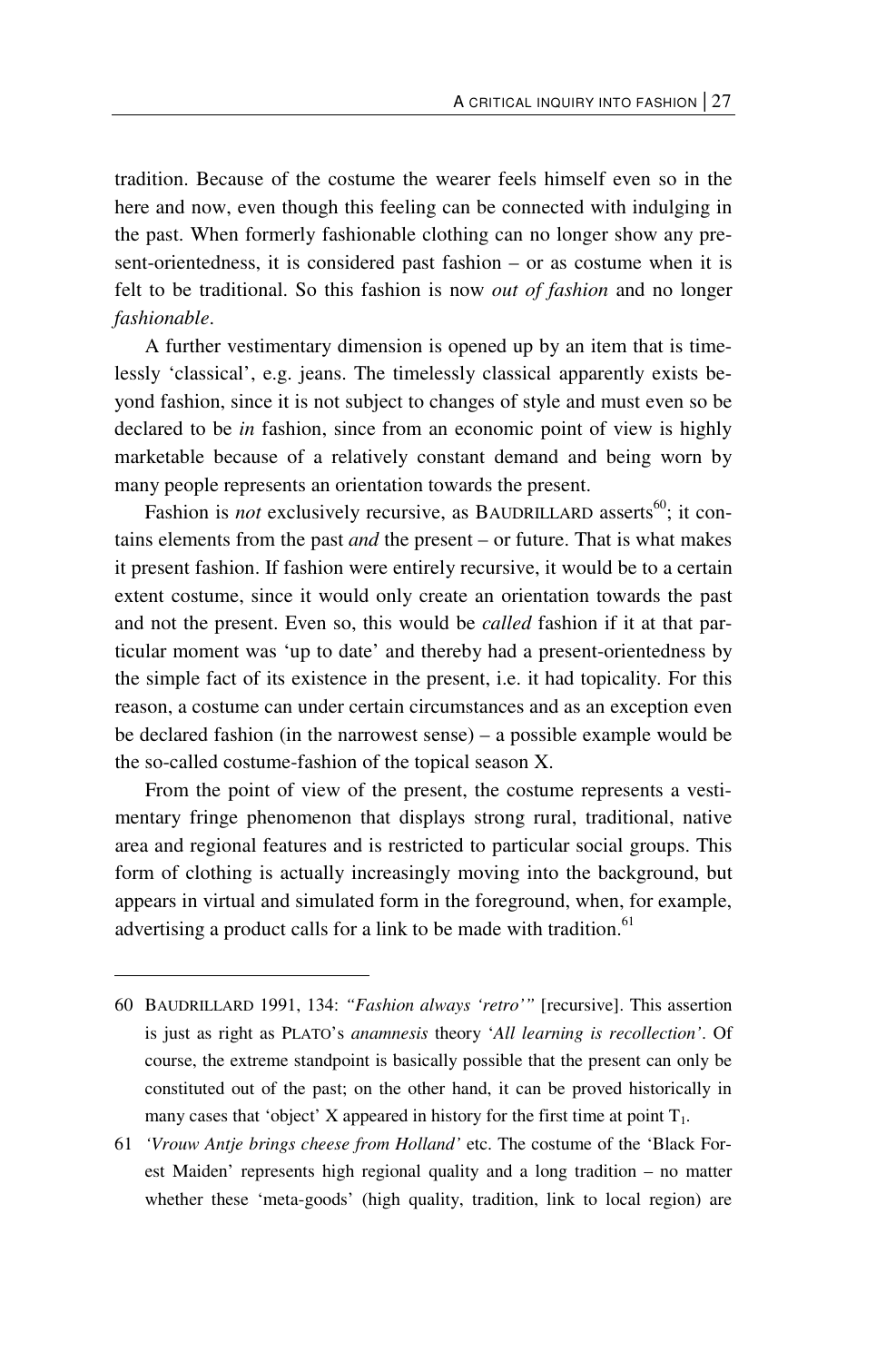tradition. Because of the costume the wearer feels himself even so in the here and now, even though this feeling can be connected with indulging in the past. When formerly fashionable clothing can no longer show any present-orientedness, it is considered past fashion – or as costume when it is felt to be traditional. So this fashion is now *out of fashion* and no longer *fashionable*.

A further vestimentary dimension is opened up by an item that is timelessly 'classical', e.g. jeans. The timelessly classical apparently exists beyond fashion, since it is not subject to changes of style and must even so be declared to be *in* fashion, since from an economic point of view is highly marketable because of a relatively constant demand and being worn by many people represents an orientation towards the present.

Fashion is *not* exclusively recursive, as BAUDRILLARD asserts[60]; it contains elements from the past *and* the present – or future. That is what makes it present fashion. If fashion were entirely recursive, it would be to a certain extent costume, since it would only create an orientation towards the past and not the present. Even so, this would be *called* fashion if it at that particular moment was 'up to date' and thereby had a present-orientedness by the simple fact of its existence in the present, i.e. it had topicality. For this reason, a costume can under certain circumstances and as an exception even be declared fashion (in the narrowest sense) – a possible example would be the so-called costume-fashion of the topical season X.

From the point of view of the present, the costume represents a vestimentary fringe phenomenon that displays strong rural, traditional, native area and regional features and is restricted to particular social groups. This form of clothing is actually increasingly moving into the background, but appears in virtual and simulated form in the foreground, when, for example, advertising a product calls for a link to be made with tradition.[61]

---

60 BAUDRILLARD 1991, 134: *"Fashion always 'retro'"* [recursive]. This assertion is just as right as PLATO's *anamnesis* theory '*All learning is recollection'*. Of course, the extreme standpoint is basically possible that the present can only be constituted out of the past; on the other hand, it can be proved historically in many cases that 'object' X appeared in history for the first time at point $T_1$.

61 *'Vrouw Antje brings cheese from Holland'* etc. The costume of the 'Black Forest Maiden' represents high regional quality and a long tradition – no matter whether these 'meta-goods' (high quality, tradition, link to local region) are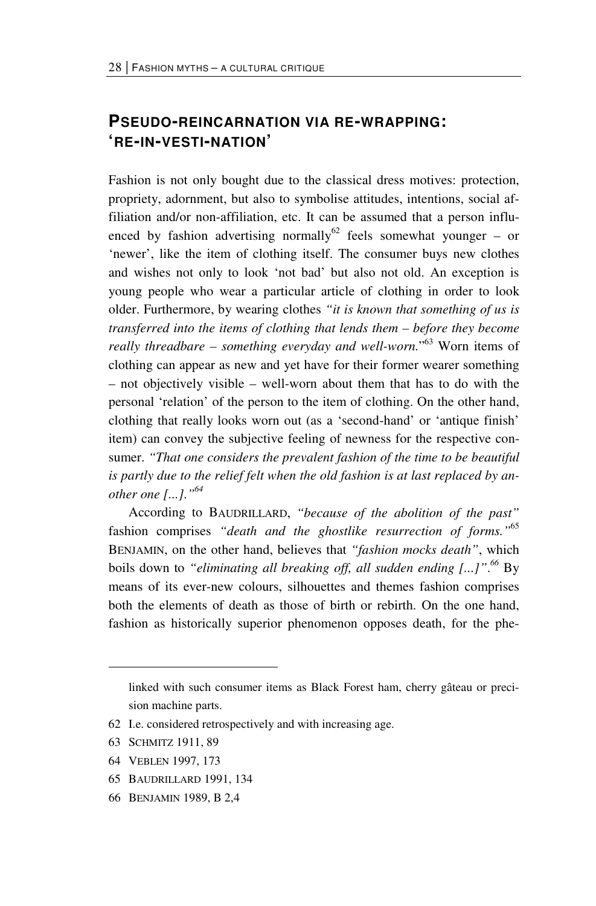## PSEUDO-REINCARNATION VIA RE-WRAPPING: 'RE-IN-VESTI-NATION'

Fashion is not only bought due to the classical dress motives: protection, propriety, adornment, but also to symbolise attitudes, intentions, social affiliation and/or non-affiliation, etc. It can be assumed that a person influenced by fashion advertising normally[62] feels somewhat younger – or 'newer', like the item of clothing itself. The consumer buys new clothes and wishes not only to look 'not bad' but also not old. An exception is young people who wear a particular article of clothing in order to look older. Furthermore, by wearing clothes *"it is known that something of us is transferred into the items of clothing that lends them – before they become really threadbare – something everyday and well-worn."*[63] Worn items of clothing can appear as new and yet have for their former wearer something – not objectively visible – well-worn about them that has to do with the personal 'relation' of the person to the item of clothing. On the other hand, clothing that really looks worn out (as a 'second-hand' or 'antique finish' item) can convey the subjective feeling of newness for the respective consumer. *"That one considers the prevalent fashion of the time to be beautiful is partly due to the relief felt when the old fashion is at last replaced by another one [...]."*[64]

According to BAUDRILLARD, *"because of the abolition of the past"* fashion comprises *"death and the ghostlike resurrection of forms."*[65] BENJAMIN, on the other hand, believes that *"fashion mocks death"*, which boils down to *"eliminating all breaking off, all sudden ending [...]"*.[66] By means of its ever-new colours, silhouettes and themes fashion comprises both the elements of death as those of birth or rebirth. On the one hand, fashion as historically superior phenomenon opposes death, for the phe-

---

linked with such consumer items as Black Forest ham, cherry gâteau or precision machine parts.

62 I.e. considered retrospectively and with increasing age.

63 SCHMITZ 1911, 89

64 VEBLEN 1997, 173

65 BAUDRILLARD 1991, 134

66 BENJAMIN 1989, B 2,4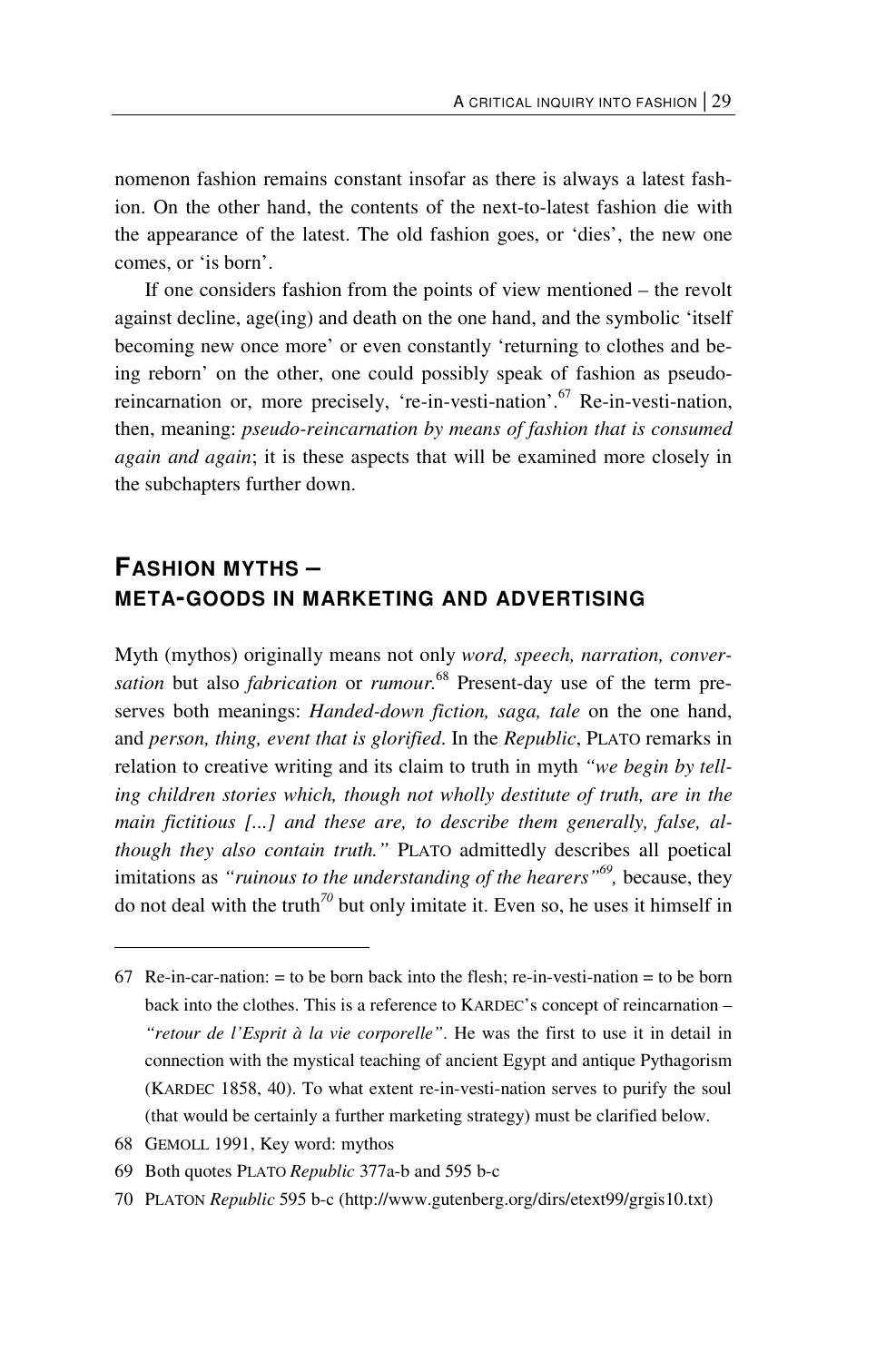nomenon fashion remains constant insofar as there is always a latest fashion. On the other hand, the contents of the next-to-latest fashion die with the appearance of the latest. The old fashion goes, or 'dies', the new one comes, or 'is born'.

If one considers fashion from the points of view mentioned – the revolt against decline, age(ing) and death on the one hand, and the symbolic 'itself becoming new once more' or even constantly 'returning to clothes and being reborn' on the other, one could possibly speak of fashion as pseudo-reincarnation or, more precisely, 're-in-vesti-nation'.[67] Re-in-vesti-nation, then, meaning: *pseudo-reincarnation by means of fashion that is consumed again and again*; it is these aspects that will be examined more closely in the subchapters further down.

## FASHION MYTHS – META-GOODS IN MARKETING AND ADVERTISING

Myth (mythos) originally means not only *word, speech, narration, conversation* but also *fabrication* or *rumour*.[68] Present-day use of the term preserves both meanings: *Handed-down fiction, saga, tale* on the one hand, and *person, thing, event that is glorified*. In the *Republic*, PLATO remarks in relation to creative writing and its claim to truth in myth *"we begin by telling children stories which, though not wholly destitute of truth, are in the main fictitious [...] and these are, to describe them generally, false, although they also contain truth."* PLATO admittedly describes all poetical imitations as *"ruinous to the understanding of the hearers"*[69], because, they do not deal with the truth[70] but only imitate it. Even so, he uses it himself in

---

67 Re-in-car-nation: = to be born back into the flesh; re-in-vesti-nation = to be born back into the clothes. This is a reference to KARDEC's concept of reincarnation – *"retour de l'Esprit à la vie corporelle"*. He was the first to use it in detail in connection with the mystical teaching of ancient Egypt and antique Pythagorism (KARDEC 1858, 40). To what extent re-in-vesti-nation serves to purify the soul (that would be certainly a further marketing strategy) must be clarified below.

68 GEMOLL 1991, Key word: mythos

69 Both quotes PLATO *Republic* 377a-b and 595 b-c

70 PLATON *Republic* 595 b-c (http://www.gutenberg.org/dirs/etext99/grgis10.txt)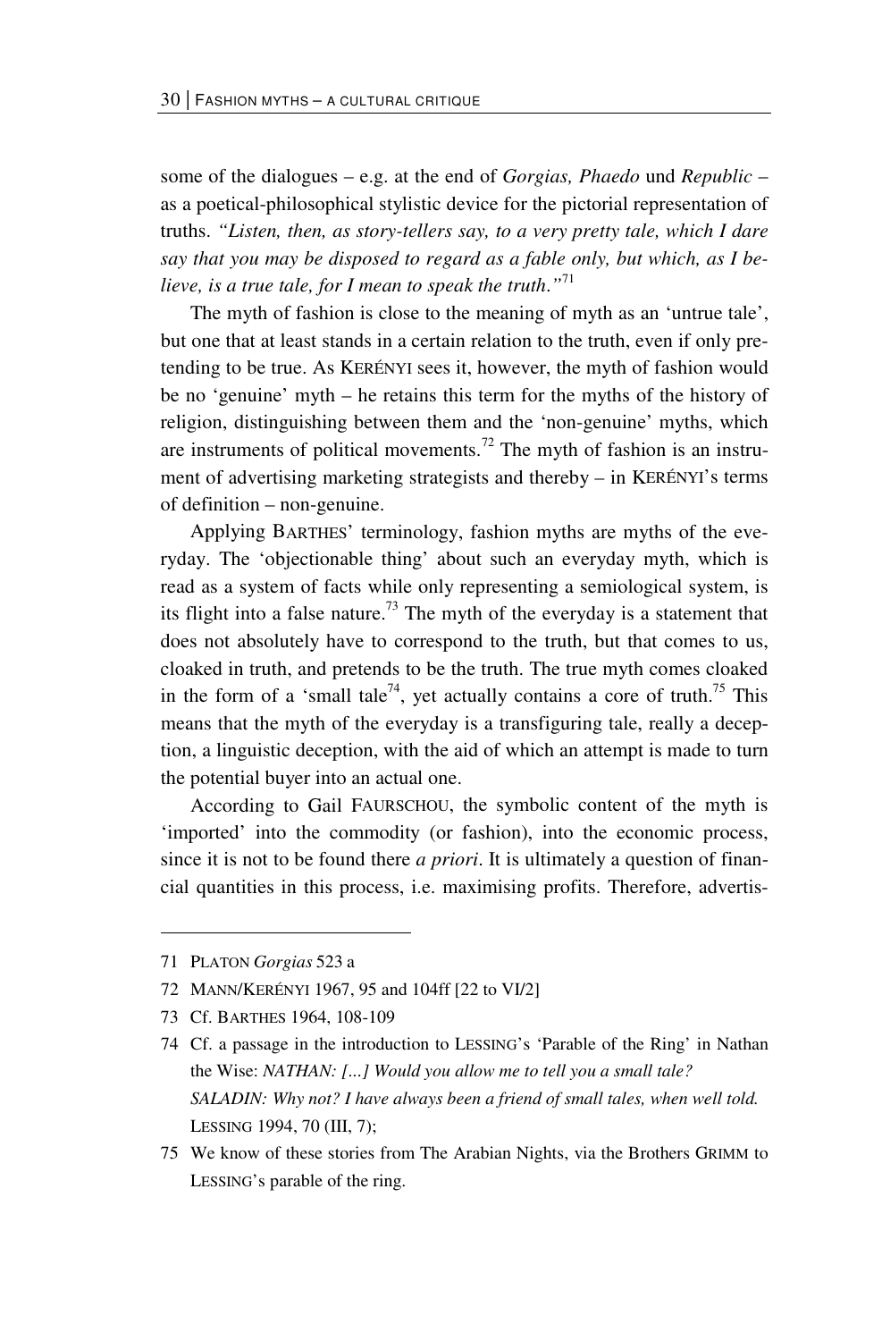some of the dialogues – e.g. at the end of *Gorgias, Phaedo* und *Republic* – as a poetical-philosophical stylistic device for the pictorial representation of truths. *"Listen, then, as story-tellers say, to a very pretty tale, which I dare say that you may be disposed to regard as a fable only, but which, as I believe, is a true tale, for I mean to speak the truth."*[71]

The myth of fashion is close to the meaning of myth as an 'untrue tale', but one that at least stands in a certain relation to the truth, even if only pretending to be true. As KERÉNYI sees it, however, the myth of fashion would be no 'genuine' myth – he retains this term for the myths of the history of religion, distinguishing between them and the 'non-genuine' myths, which are instruments of political movements.[72] The myth of fashion is an instrument of advertising marketing strategists and thereby – in KERÉNYI's terms of definition – non-genuine.

Applying BARTHES' terminology, fashion myths are myths of the everyday. The 'objectionable thing' about such an everyday myth, which is read as a system of facts while only representing a semiological system, is its flight into a false nature.[73] The myth of the everyday is a statement that does not absolutely have to correspond to the truth, but that comes to us, cloaked in truth, and pretends to be the truth. The true myth comes cloaked in the form of a 'small tale[74], yet actually contains a core of truth.[75] This means that the myth of the everyday is a transfiguring tale, really a deception, a linguistic deception, with the aid of which an attempt is made to turn the potential buyer into an actual one.

According to Gail FAURSCHOU, the symbolic content of the myth is 'imported' into the commodity (or fashion), into the economic process, since it is not to be found there *a priori*. It is ultimately a question of financial quantities in this process, i.e. maximising profits. Therefore, advertis-

---

71 PLATON *Gorgias* 523 a

72 MANN/KERÉNYI 1967, 95 and 104ff [22 to VI/2]

73 Cf. BARTHES 1964, 108-109

74 Cf. a passage in the introduction to LESSING's 'Parable of the Ring' in Nathan the Wise: *NATHAN: [...] Would you allow me to tell you a small tale? SALADIN: Why not? I have always been a friend of small tales, when well told.* LESSING 1994, 70 (III, 7);

75 We know of these stories from The Arabian Nights, via the Brothers GRIMM to LESSING's parable of the ring.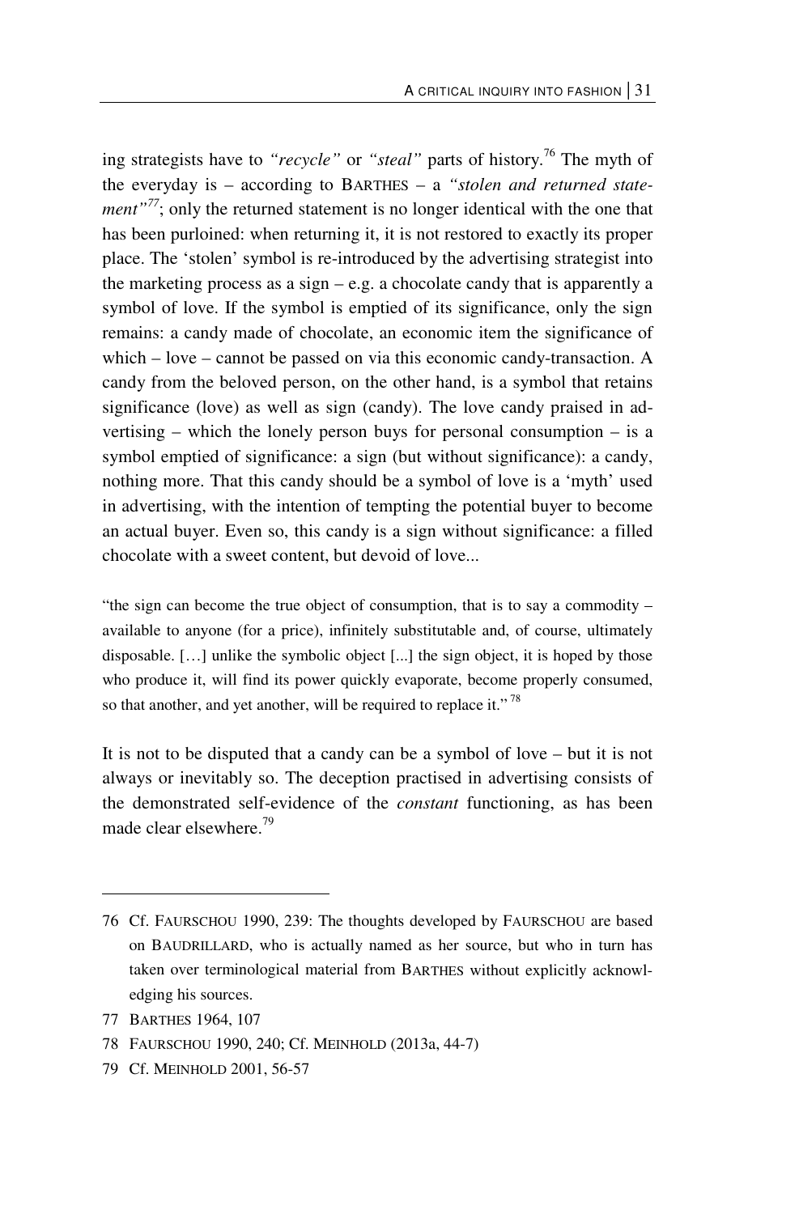ing strategists have to *"recycle"* or *"steal"* parts of history.[76] The myth of the everyday is – according to BARTHES – a *"stolen and returned statement"*[77]; only the returned statement is no longer identical with the one that has been purloined: when returning it, it is not restored to exactly its proper place. The 'stolen' symbol is re-introduced by the advertising strategist into the marketing process as a sign – e.g. a chocolate candy that is apparently a symbol of love. If the symbol is emptied of its significance, only the sign remains: a candy made of chocolate, an economic item the significance of which – love – cannot be passed on via this economic candy-transaction. A candy from the beloved person, on the other hand, is a symbol that retains significance (love) as well as sign (candy). The love candy praised in advertising – which the lonely person buys for personal consumption – is a symbol emptied of significance: a sign (but without significance): a candy, nothing more. That this candy should be a symbol of love is a 'myth' used in advertising, with the intention of tempting the potential buyer to become an actual buyer. Even so, this candy is a sign without significance: a filled chocolate with a sweet content, but devoid of love...

> "the sign can become the true object of consumption, that is to say a commodity – available to anyone (for a price), infinitely substitutable and, of course, ultimately disposable. […] unlike the symbolic object [...] the sign object, it is hoped by those who produce it, will find its power quickly evaporate, become properly consumed, so that another, and yet another, will be required to replace it."[78]

It is not to be disputed that a candy can be a symbol of love – but it is not always or inevitably so. The deception practised in advertising consists of the demonstrated self-evidence of the *constant* functioning, as has been made clear elsewhere.[79]

---

76 Cf. FAURSCHOU 1990, 239: The thoughts developed by FAURSCHOU are based on BAUDRILLARD, who is actually named as her source, but who in turn has taken over terminological material from BARTHES without explicitly acknowledging his sources.

77 BARTHES 1964, 107

78 FAURSCHOU 1990, 240; Cf. MEINHOLD (2013a, 44-7)

79 Cf. MEINHOLD 2001, 56-57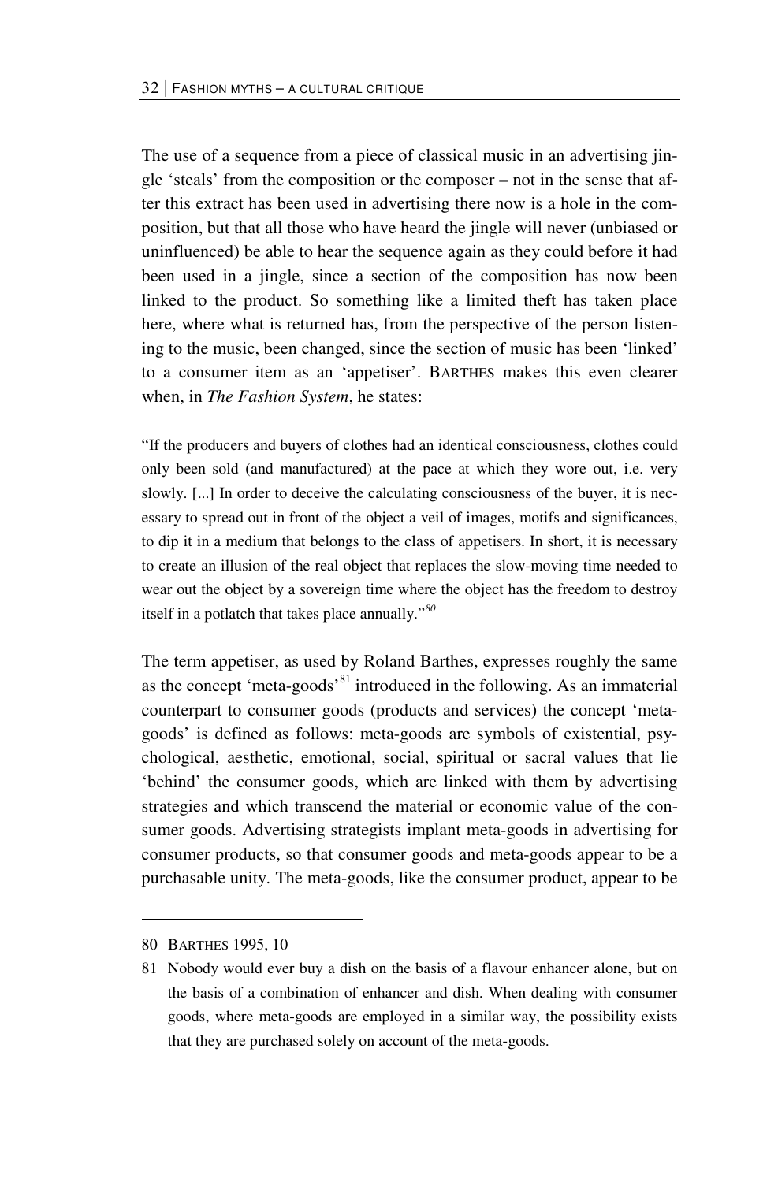The use of a sequence from a piece of classical music in an advertising jingle 'steals' from the composition or the composer – not in the sense that after this extract has been used in advertising there now is a hole in the composition, but that all those who have heard the jingle will never (unbiased or uninfluenced) be able to hear the sequence again as they could before it had been used in a jingle, since a section of the composition has now been linked to the product. So something like a limited theft has taken place here, where what is returned has, from the perspective of the person listening to the music, been changed, since the section of music has been 'linked' to a consumer item as an 'appetiser'. BARTHES makes this even clearer when, in *The Fashion System*, he states:

> "If the producers and buyers of clothes had an identical consciousness, clothes could only been sold (and manufactured) at the pace at which they wore out, i.e. very slowly. [...] In order to deceive the calculating consciousness of the buyer, it is necessary to spread out in front of the object a veil of images, motifs and significances, to dip it in a medium that belongs to the class of appetisers. In short, it is necessary to create an illusion of the real object that replaces the slow-moving time needed to wear out the object by a sovereign time where the object has the freedom to destroy itself in a potlatch that takes place annually."[80]

The term appetiser, as used by Roland Barthes, expresses roughly the same as the concept 'meta-goods'[81] introduced in the following. As an immaterial counterpart to consumer goods (products and services) the concept 'meta-goods' is defined as follows: meta-goods are symbols of existential, psychological, aesthetic, emotional, social, spiritual or sacral values that lie 'behind' the consumer goods, which are linked with them by advertising strategies and which transcend the material or economic value of the consumer goods. Advertising strategists implant meta-goods in advertising for consumer products, so that consumer goods and meta-goods appear to be a purchasable unity. The meta-goods, like the consumer product, appear to be

---

80 BARTHES 1995, 10

81 Nobody would ever buy a dish on the basis of a flavour enhancer alone, but on the basis of a combination of enhancer and dish. When dealing with consumer goods, where meta-goods are employed in a similar way, the possibility exists that they are purchased solely on account of the meta-goods.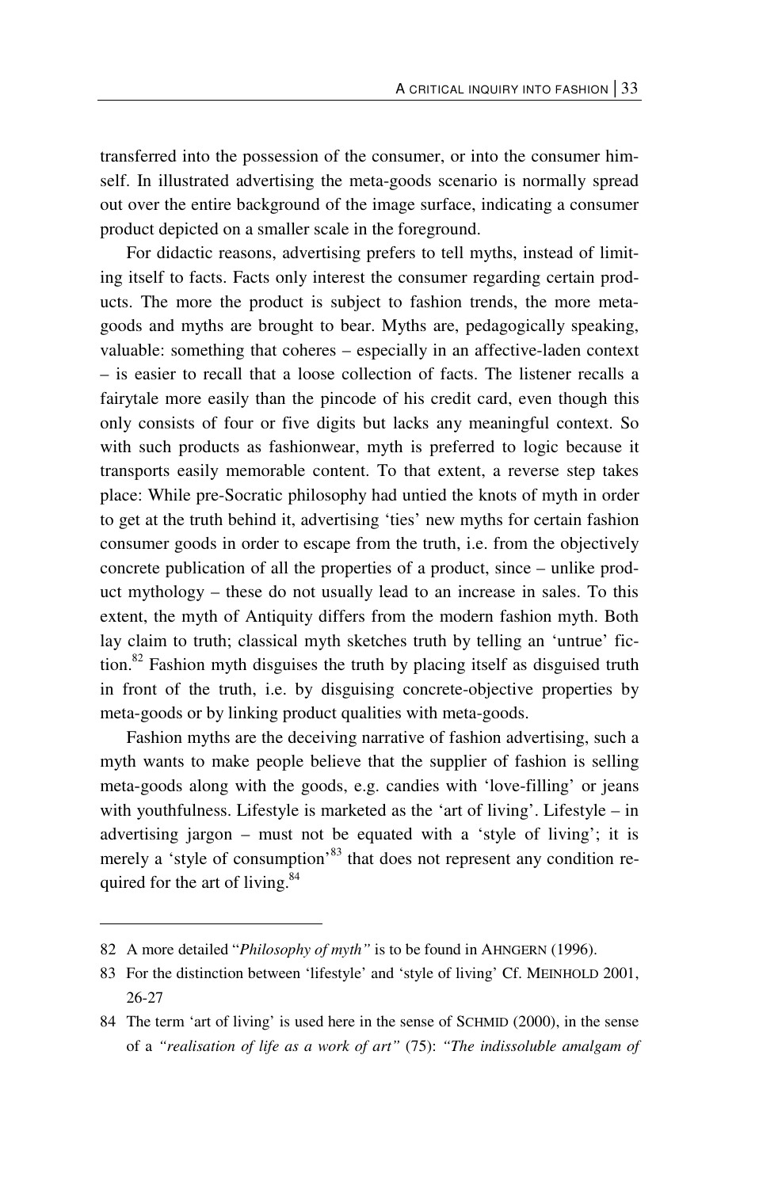transferred into the possession of the consumer, or into the consumer himself. In illustrated advertising the meta-goods scenario is normally spread out over the entire background of the image surface, indicating a consumer product depicted on a smaller scale in the foreground.

For didactic reasons, advertising prefers to tell myths, instead of limiting itself to facts. Facts only interest the consumer regarding certain products. The more the product is subject to fashion trends, the more meta-goods and myths are brought to bear. Myths are, pedagogically speaking, valuable: something that coheres – especially in an affective-laden context – is easier to recall that a loose collection of facts. The listener recalls a fairytale more easily than the pincode of his credit card, even though this only consists of four or five digits but lacks any meaningful context. So with such products as fashionwear, myth is preferred to logic because it transports easily memorable content. To that extent, a reverse step takes place: While pre-Socratic philosophy had untied the knots of myth in order to get at the truth behind it, advertising 'ties' new myths for certain fashion consumer goods in order to escape from the truth, i.e. from the objectively concrete publication of all the properties of a product, since – unlike product mythology – these do not usually lead to an increase in sales. To this extent, the myth of Antiquity differs from the modern fashion myth. Both lay claim to truth; classical myth sketches truth by telling an 'untrue' fiction.[82] Fashion myth disguises the truth by placing itself as disguised truth in front of the truth, i.e. by disguising concrete-objective properties by meta-goods or by linking product qualities with meta-goods.

Fashion myths are the deceiving narrative of fashion advertising, such a myth wants to make people believe that the supplier of fashion is selling meta-goods along with the goods, e.g. candies with 'love-filling' or jeans with youthfulness. Lifestyle is marketed as the 'art of living'. Lifestyle – in advertising jargon – must not be equated with a 'style of living'; it is merely a 'style of consumption'[83] that does not represent any condition required for the art of living.[84]

---

82 A more detailed "*Philosophy of myth"* is to be found in AHNGERN (1996).

83 For the distinction between 'lifestyle' and 'style of living' Cf. MEINHOLD 2001, 26-27

84 The term 'art of living' is used here in the sense of SCHMID (2000), in the sense of a *"realisation of life as a work of art"* (75): *"The indissoluble amalgam of*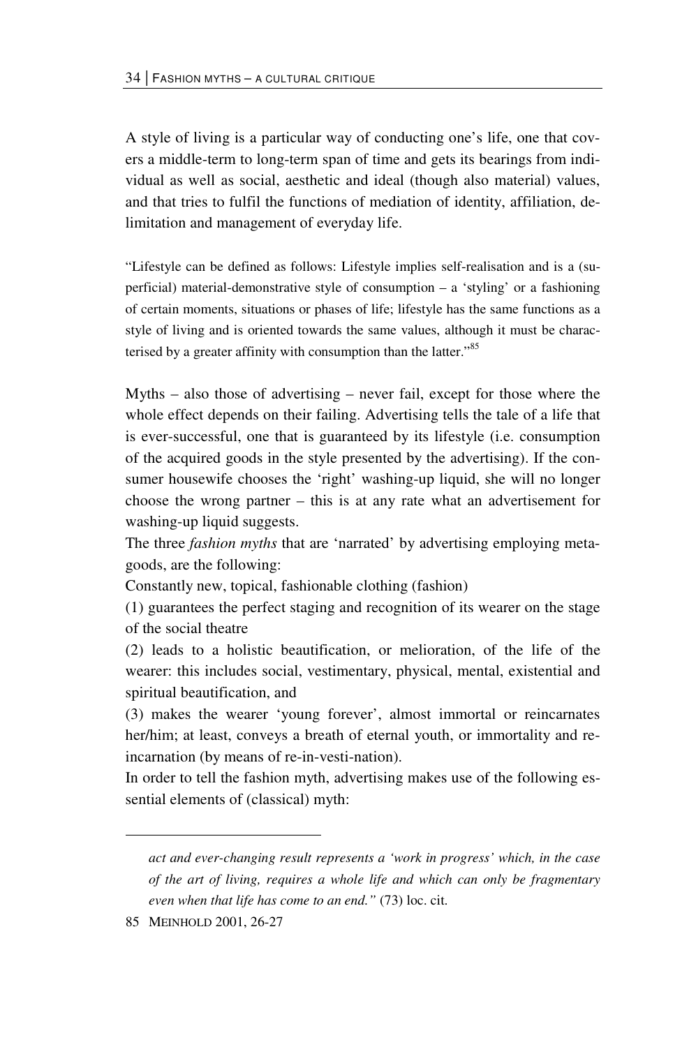A style of living is a particular way of conducting one's life, one that covers a middle-term to long-term span of time and gets its bearings from individual as well as social, aesthetic and ideal (though also material) values, and that tries to fulfil the functions of mediation of identity, affiliation, delimitation and management of everyday life.

> "Lifestyle can be defined as follows: Lifestyle implies self-realisation and is a (superficial) material-demonstrative style of consumption – a 'styling' or a fashioning of certain moments, situations or phases of life; lifestyle has the same functions as a style of living and is oriented towards the same values, although it must be characterised by a greater affinity with consumption than the latter."[85]

Myths – also those of advertising – never fail, except for those where the whole effect depends on their failing. Advertising tells the tale of a life that is ever-successful, one that is guaranteed by its lifestyle (i.e. consumption of the acquired goods in the style presented by the advertising). If the consumer housewife chooses the 'right' washing-up liquid, she will no longer choose the wrong partner – this is at any rate what an advertisement for washing-up liquid suggests.

The three *fashion myths* that are 'narrated' by advertising employing meta-goods, are the following:

Constantly new, topical, fashionable clothing (fashion)

(1) guarantees the perfect staging and recognition of its wearer on the stage of the social theatre

(2) leads to a holistic beautification, or melioration, of the life of the wearer: this includes social, vestimentary, physical, mental, existential and spiritual beautification, and

(3) makes the wearer 'young forever', almost immortal or reincarnates her/him; at least, conveys a breath of eternal youth, or immortality and reincarnation (by means of re-in-vesti-nation).

In order to tell the fashion myth, advertising makes use of the following essential elements of (classical) myth:

---

*act and ever-changing result represents a 'work in progress' which, in the case of the art of living, requires a whole life and which can only be fragmentary even when that life has come to an end."* (73) loc. cit.

85 MEINHOLD 2001, 26-27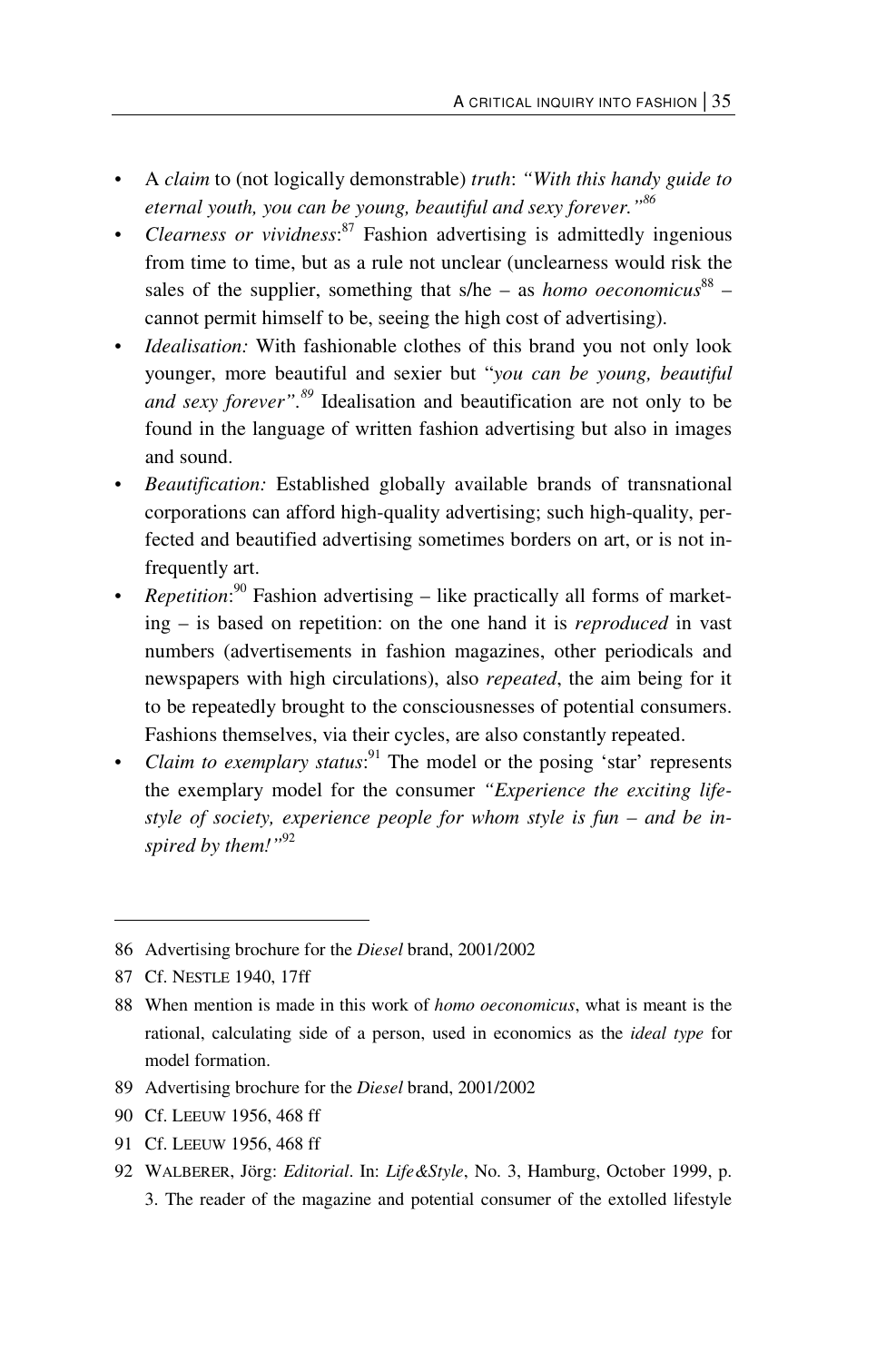- A *claim* to (not logically demonstrable) *truth*: *"With this handy guide to eternal youth, you can be young, beautiful and sexy forever."*[86]
- *Clearness or vividness*:[87] Fashion advertising is admittedly ingenious from time to time, but as a rule not unclear (unclearness would risk the sales of the supplier, something that s/he – as *homo oeconomicus*[88] – cannot permit himself to be, seeing the high cost of advertising).
- *Idealisation:* With fashionable clothes of this brand you not only look younger, more beautiful and sexier but "*you can be young, beautiful and sexy forever".*[89] Idealisation and beautification are not only to be found in the language of written fashion advertising but also in images and sound.
- *Beautification:* Established globally available brands of transnational corporations can afford high-quality advertising; such high-quality, perfected and beautified advertising sometimes borders on art, or is not infrequently art.
- *Repetition*:[90] Fashion advertising – like practically all forms of marketing – is based on repetition: on the one hand it is *reproduced* in vast numbers (advertisements in fashion magazines, other periodicals and newspapers with high circulations), also *repeated*, the aim being for it to be repeatedly brought to the consciousnesses of potential consumers. Fashions themselves, via their cycles, are also constantly repeated.
- *Claim to exemplary status*:[91] The model or the posing 'star' represents the exemplary model for the consumer *"Experience the exciting lifestyle of society, experience people for whom style is fun – and be inspired by them!"*[92]

---

86 Advertising brochure for the *Diesel* brand, 2001/2002

87 Cf. NESTLE 1940, 17ff

88 When mention is made in this work of *homo oeconomicus*, what is meant is the rational, calculating side of a person, used in economics as the *ideal type* for model formation.

89 Advertising brochure for the *Diesel* brand, 2001/2002

90 Cf. LEEUW 1956, 468 ff

91 Cf. LEEUW 1956, 468 ff

92 WALBERER, Jörg: *Editorial*. In: *Life&Style*, No. 3, Hamburg, October 1999, p. 3. The reader of the magazine and potential consumer of the extolled lifestyle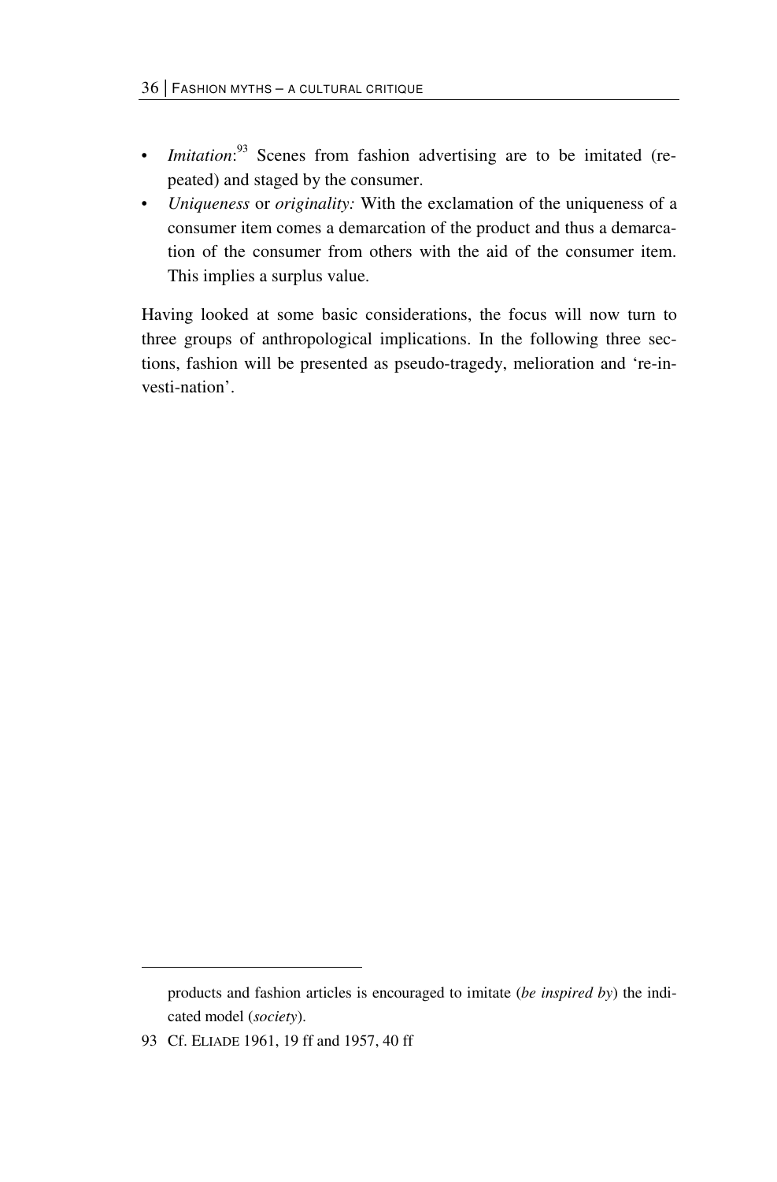- *Imitation*:[93] Scenes from fashion advertising are to be imitated (repeated) and staged by the consumer.
- *Uniqueness* or *originality:* With the exclamation of the uniqueness of a consumer item comes a demarcation of the product and thus a demarcation of the consumer from others with the aid of the consumer item. This implies a surplus value.

Having looked at some basic considerations, the focus will now turn to three groups of anthropological implications. In the following three sections, fashion will be presented as pseudo-tragedy, melioration and 're-investi-nation'.

---

products and fashion articles is encouraged to imitate (*be inspired by*) the indicated model (*society*).

93 Cf. ELIADE 1961, 19 ff and 1957, 40 ff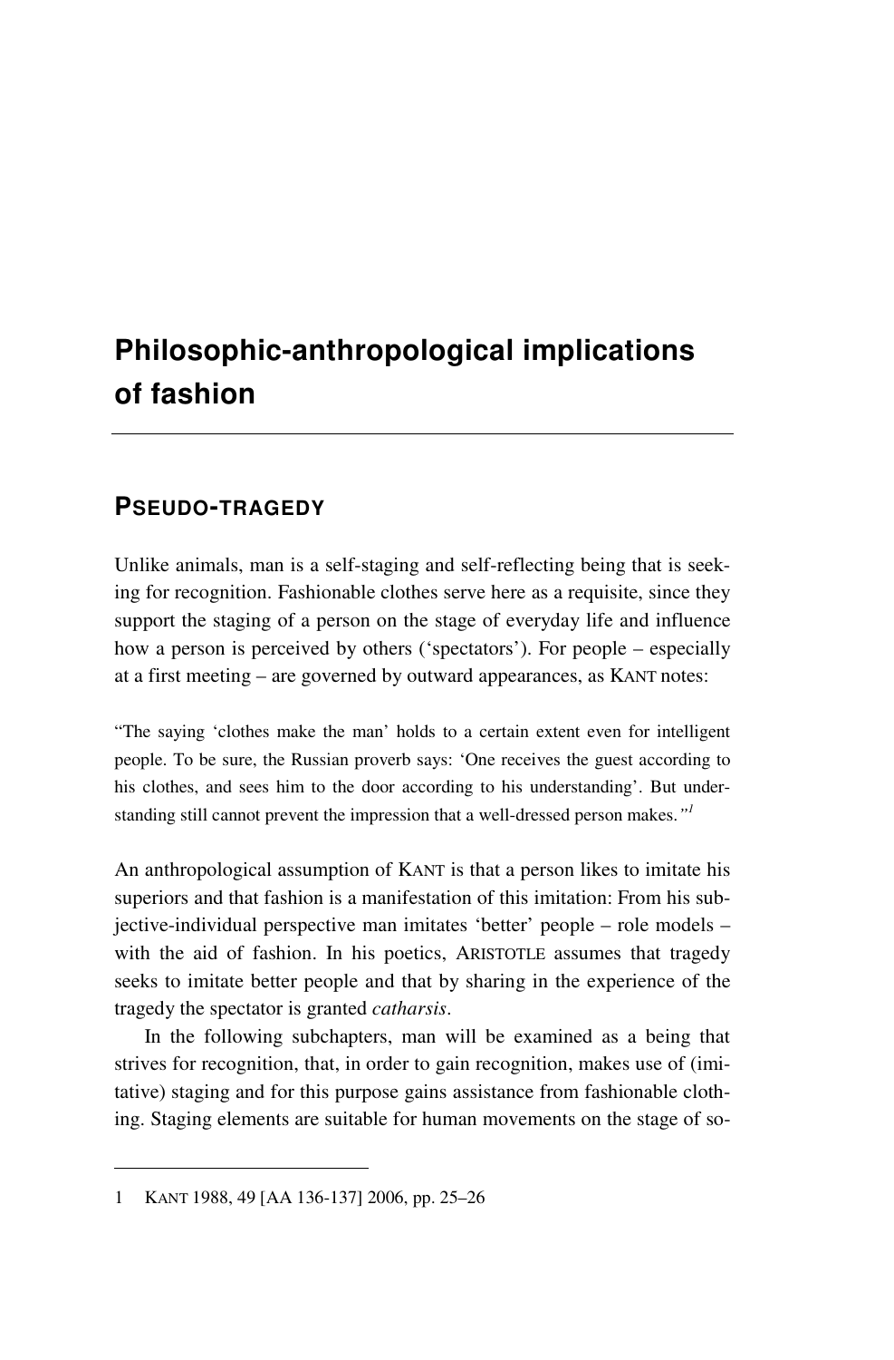# Philosophic-anthropological implications of fashion

## PSEUDO-TRAGEDY

Unlike animals, man is a self-staging and self-reflecting being that is seeking for recognition. Fashionable clothes serve here as a requisite, since they support the staging of a person on the stage of everyday life and influence how a person is perceived by others ('spectators'). For people – especially at a first meeting – are governed by outward appearances, as KANT notes:

> "The saying 'clothes make the man' holds to a certain extent even for intelligent people. To be sure, the Russian proverb says: 'One receives the guest according to his clothes, and sees him to the door according to his understanding'. But understanding still cannot prevent the impression that a well-dressed person makes."[1]

An anthropological assumption of KANT is that a person likes to imitate his superiors and that fashion is a manifestation of this imitation: From his subjective-individual perspective man imitates 'better' people – role models – with the aid of fashion. In his poetics, ARISTOTLE assumes that tragedy seeks to imitate better people and that by sharing in the experience of the tragedy the spectator is granted *catharsis*.

In the following subchapters, man will be examined as a being that strives for recognition, that, in order to gain recognition, makes use of (imitative) staging and for this purpose gains assistance from fashionable clothing. Staging elements are suitable for human movements on the stage of so-

---

1 KANT 1988, 49 [AA 136-137] 2006, pp. 25–26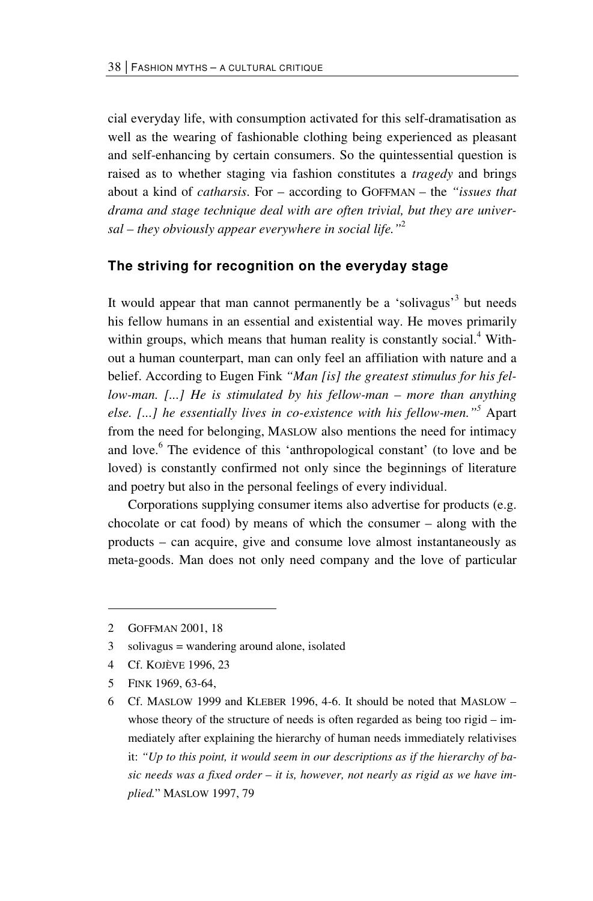cial everyday life, with consumption activated for this self-dramatisation as well as the wearing of fashionable clothing being experienced as pleasant and self-enhancing by certain consumers. So the quintessential question is raised as to whether staging via fashion constitutes a *tragedy* and brings about a kind of *catharsis*. For – according to GOFFMAN – the *"issues that drama and stage technique deal with are often trivial, but they are universal – they obviously appear everywhere in social life."*[2]

## The striving for recognition on the everyday stage

It would appear that man cannot permanently be a 'solivagus'[3] but needs his fellow humans in an essential and existential way. He moves primarily within groups, which means that human reality is constantly social.[4] Without a human counterpart, man can only feel an affiliation with nature and a belief. According to Eugen Fink *"Man [is] the greatest stimulus for his fellow-man. [...] He is stimulated by his fellow-man – more than anything else. [...] he essentially lives in co-existence with his fellow-men."*[5] Apart from the need for belonging, MASLOW also mentions the need for intimacy and love.[6] The evidence of this 'anthropological constant' (to love and be loved) is constantly confirmed not only since the beginnings of literature and poetry but also in the personal feelings of every individual.

Corporations supplying consumer items also advertise for products (e.g. chocolate or cat food) by means of which the consumer – along with the products – can acquire, give and consume love almost instantaneously as meta-goods. Man does not only need company and the love of particular

---

2 GOFFMAN 2001, 18

3 solivagus = wandering around alone, isolated

4 Cf. KOJÈVE 1996, 23

5 FINK 1969, 63-64,

6 Cf. MASLOW 1999 and KLEBER 1996, 4-6. It should be noted that MASLOW – whose theory of the structure of needs is often regarded as being too rigid – immediately after explaining the hierarchy of human needs immediately relativises it: *"Up to this point, it would seem in our descriptions as if the hierarchy of basic needs was a fixed order – it is, however, not nearly as rigid as we have implied.*" MASLOW 1997, 79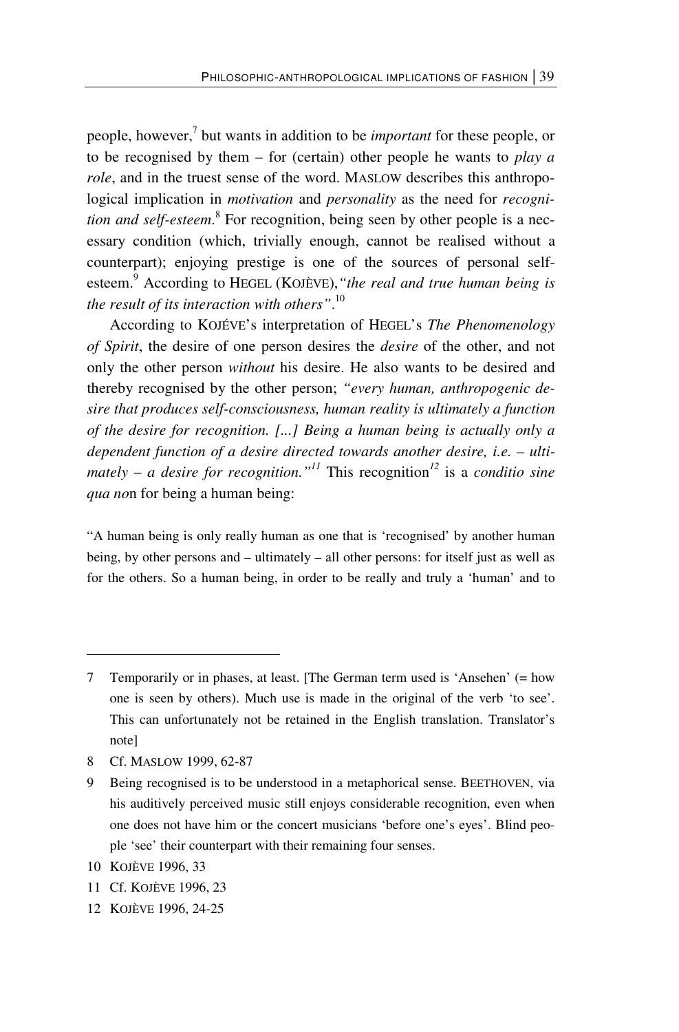people, however,[7] but wants in addition to be *important* for these people, or to be recognised by them – for (certain) other people he wants to *play a role*, and in the truest sense of the word. MASLOW describes this anthropological implication in *motivation* and *personality* as the need for *recognition and self-esteem*.[8] For recognition, being seen by other people is a necessary condition (which, trivially enough, cannot be realised without a counterpart); enjoying prestige is one of the sources of personal self-esteem.[9] According to HEGEL (KOJÈVE), *"the real and true human being is the result of its interaction with others"*.[10]

According to KOJÉVE's interpretation of HEGEL's *The Phenomenology of Spirit*, the desire of one person desires the *desire* of the other, and not only the other person *without* his desire. He also wants to be desired and thereby recognised by the other person; *"every human, anthropogenic desire that produces self-consciousness, human reality is ultimately a function of the desire for recognition. [...] Being a human being is actually only a dependent function of a desire directed towards another desire, i.e. – ultimately – a desire for recognition."*[11] This recognition[12] is a *conditio sine qua no*n for being a human being:

"A human being is only really human as one that is 'recognised' by another human being, by other persons and – ultimately – all other persons: for itself just as well as for the others. So a human being, in order to be really and truly a 'human' and to

---

7 Temporarily or in phases, at least. [The German term used is 'Ansehen' (= how one is seen by others). Much use is made in the original of the verb 'to see'. This can unfortunately not be retained in the English translation. Translator's note]

8 Cf. MASLOW 1999, 62-87

9 Being recognised is to be understood in a metaphorical sense. BEETHOVEN, via his auditively perceived music still enjoys considerable recognition, even when one does not have him or the concert musicians 'before one's eyes'. Blind people 'see' their counterpart with their remaining four senses.

10 KOJÈVE 1996, 33

11 Cf. KOJÈVE 1996, 23

12 KOJÈVE 1996, 24-25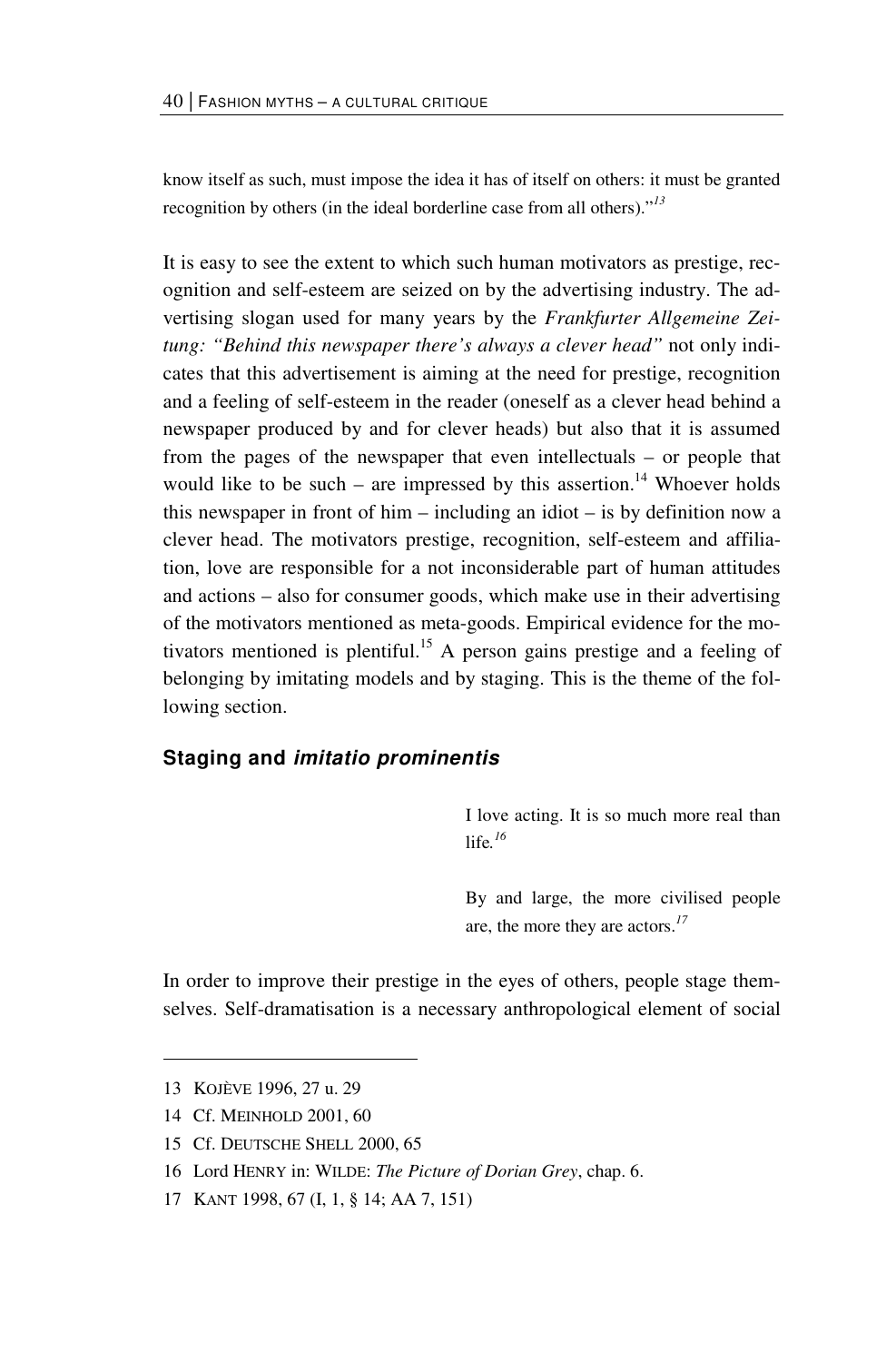know itself as such, must impose the idea it has of itself on others: it must be granted recognition by others (in the ideal borderline case from all others)."[13]

It is easy to see the extent to which such human motivators as prestige, recognition and self-esteem are seized on by the advertising industry. The advertising slogan used for many years by the *Frankfurter Allgemeine Zeitung: "Behind this newspaper there's always a clever head"* not only indicates that this advertisement is aiming at the need for prestige, recognition and a feeling of self-esteem in the reader (oneself as a clever head behind a newspaper produced by and for clever heads) but also that it is assumed from the pages of the newspaper that even intellectuals – or people that would like to be such – are impressed by this assertion.[14] Whoever holds this newspaper in front of him – including an idiot – is by definition now a clever head. The motivators prestige, recognition, self-esteem and affiliation, love are responsible for a not inconsiderable part of human attitudes and actions – also for consumer goods, which make use in their advertising of the motivators mentioned as meta-goods. Empirical evidence for the motivators mentioned is plentiful.[15] A person gains prestige and a feeling of belonging by imitating models and by staging. This is the theme of the following section.

## Staging and *imitatio prominentis*

> I love acting. It is so much more real than life.[16]
>
> By and large, the more civilised people are, the more they are actors.[17]

In order to improve their prestige in the eyes of others, people stage themselves. Self-dramatisation is a necessary anthropological element of social

---

13 KOJÈVE 1996, 27 u. 29

14 Cf. MEINHOLD 2001, 60

15 Cf. DEUTSCHE SHELL 2000, 65

16 Lord HENRY in: WILDE: *The Picture of Dorian Grey*, chap. 6.

17 KANT 1998, 67 (I, 1, § 14; AA 7, 151)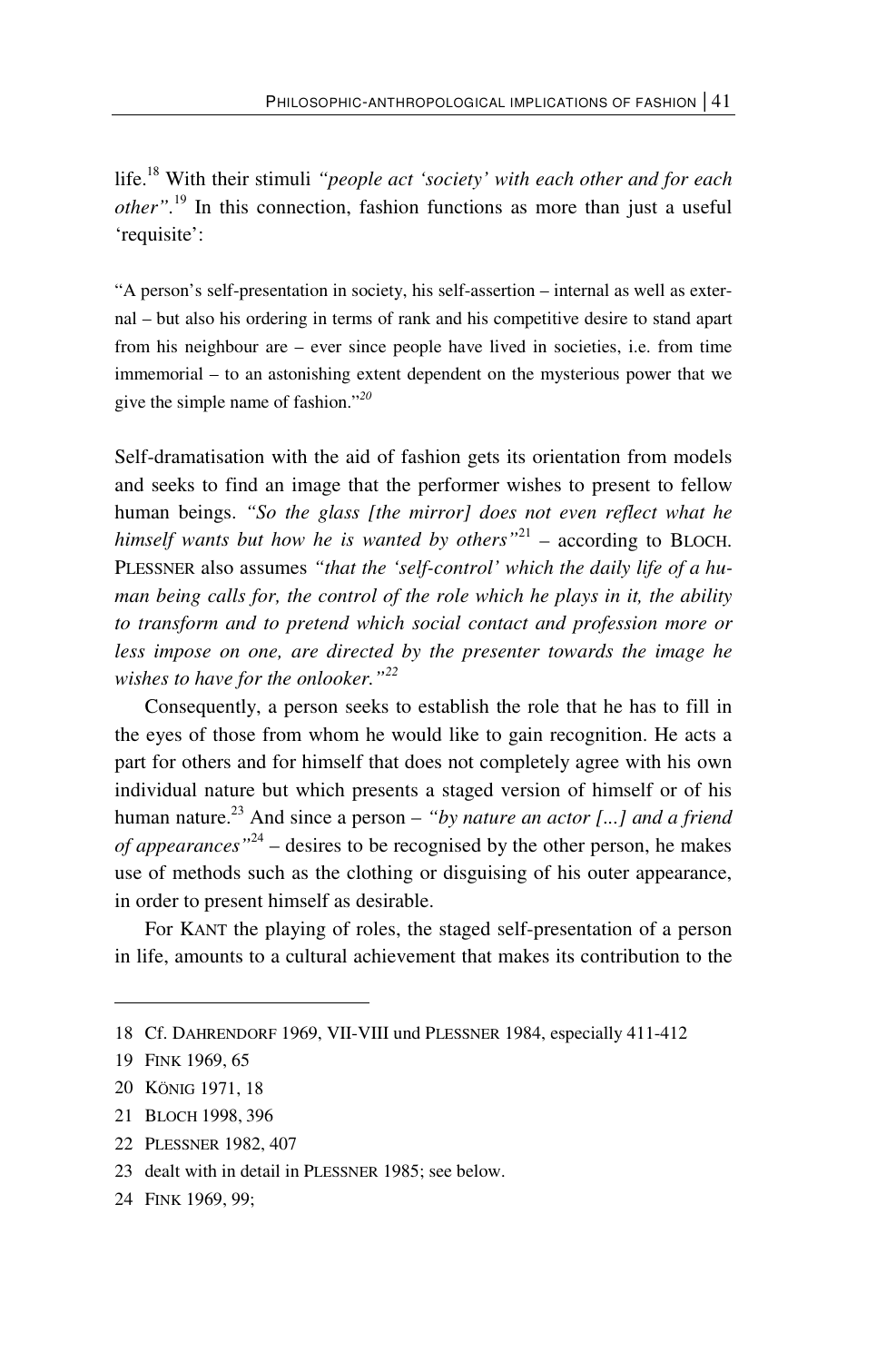life.[18] With their stimuli *"people act 'society' with each other and for each other"*.[19] In this connection, fashion functions as more than just a useful 'requisite':

"A person's self-presentation in society, his self-assertion – internal as well as external – but also his ordering in terms of rank and his competitive desire to stand apart from his neighbour are – ever since people have lived in societies, i.e. from time immemorial – to an astonishing extent dependent on the mysterious power that we give the simple name of fashion."[20]

Self-dramatisation with the aid of fashion gets its orientation from models and seeks to find an image that the performer wishes to present to fellow human beings. *"So the glass [the mirror] does not even reflect what he himself wants but how he is wanted by others"*[21] – according to BLOCH. PLESSNER also assumes *"that the 'self-control' which the daily life of a human being calls for, the control of the role which he plays in it, the ability to transform and to pretend which social contact and profession more or less impose on one, are directed by the presenter towards the image he wishes to have for the onlooker."*[22]

Consequently, a person seeks to establish the role that he has to fill in the eyes of those from whom he would like to gain recognition. He acts a part for others and for himself that does not completely agree with his own individual nature but which presents a staged version of himself or of his human nature.[23] And since a person – *"by nature an actor [...] and a friend of appearances"*[24] – desires to be recognised by the other person, he makes use of methods such as the clothing or disguising of his outer appearance, in order to present himself as desirable.

For KANT the playing of roles, the staged self-presentation of a person in life, amounts to a cultural achievement that makes its contribution to the

---

18 Cf. DAHRENDORF 1969, VII-VIII und PLESSNER 1984, especially 411-412

19 FINK 1969, 65

20 KÖNIG 1971, 18

21 BLOCH 1998, 396

22 PLESSNER 1982, 407

23 dealt with in detail in PLESSNER 1985; see below.

24 FINK 1969, 99;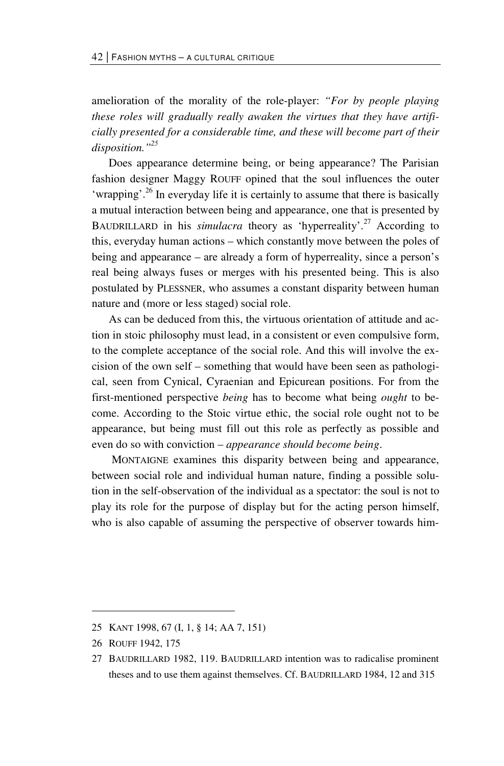amelioration of the morality of the role-player: *"For by people playing these roles will gradually really awaken the virtues that they have artificially presented for a considerable time, and these will become part of their disposition."*[25]

Does appearance determine being, or being appearance? The Parisian fashion designer Maggy ROUFF opined that the soul influences the outer 'wrapping'.[26] In everyday life it is certainly to assume that there is basically a mutual interaction between being and appearance, one that is presented by BAUDRILLARD in his *simulacra* theory as 'hyperreality'.[27] According to this, everyday human actions – which constantly move between the poles of being and appearance – are already a form of hyperreality, since a person's real being always fuses or merges with his presented being. This is also postulated by PLESSNER, who assumes a constant disparity between human nature and (more or less staged) social role.

As can be deduced from this, the virtuous orientation of attitude and action in stoic philosophy must lead, in a consistent or even compulsive form, to the complete acceptance of the social role. And this will involve the excision of the own self – something that would have been seen as pathological, seen from Cynical, Cyraenian and Epicurean positions. For from the first-mentioned perspective *being* has to become what being *ought* to become. According to the Stoic virtue ethic, the social role ought not to be appearance, but being must fill out this role as perfectly as possible and even do so with conviction – *appearance should become being*.

MONTAIGNE examines this disparity between being and appearance, between social role and individual human nature, finding a possible solution in the self-observation of the individual as a spectator: the soul is not to play its role for the purpose of display but for the acting person himself, who is also capable of assuming the perspective of observer towards him-

---

25 KANT 1998, 67 (I, 1, § 14; AA 7, 151)

26 ROUFF 1942, 175

27 BAUDRILLARD 1982, 119. BAUDRILLARD intention was to radicalise prominent theses and to use them against themselves. Cf. BAUDRILLARD 1984, 12 and 315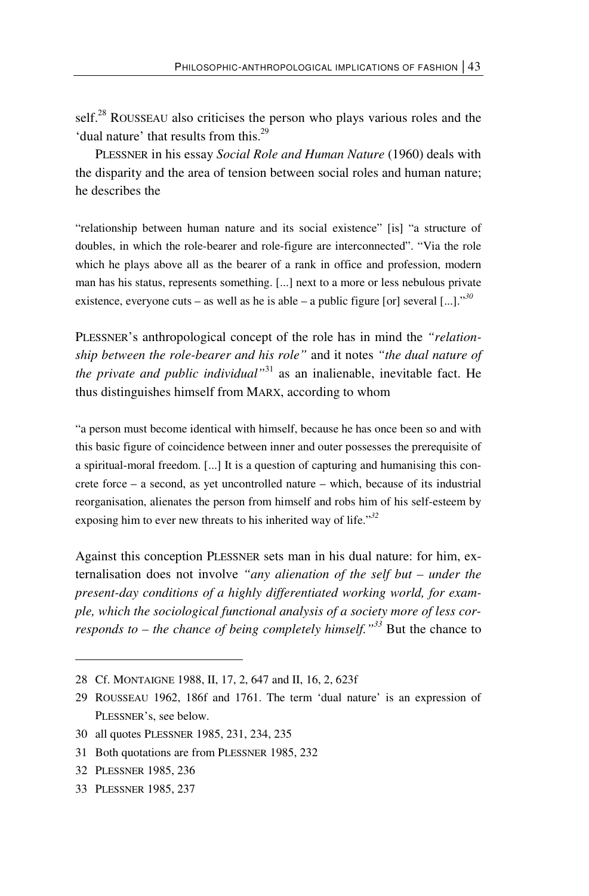self.[28] ROUSSEAU also criticises the person who plays various roles and the 'dual nature' that results from this.[29]

PLESSNER in his essay *Social Role and Human Nature* (1960) deals with the disparity and the area of tension between social roles and human nature; he describes the

> "relationship between human nature and its social existence" [is] "a structure of doubles, in which the role-bearer and role-figure are interconnected". "Via the role which he plays above all as the bearer of a rank in office and profession, modern man has his status, represents something. [...] next to a more or less nebulous private existence, everyone cuts – as well as he is able – a public figure [or] several [...]."[30]

PLESSNER's anthropological concept of the role has in mind the *"relationship between the role-bearer and his role"* and it notes *"the dual nature of the private and public individual"*[31] as an inalienable, inevitable fact. He thus distinguishes himself from MARX, according to whom

> "a person must become identical with himself, because he has once been so and with this basic figure of coincidence between inner and outer possesses the prerequisite of a spiritual-moral freedom. [...] It is a question of capturing and humanising this concrete force – a second, as yet uncontrolled nature – which, because of its industrial reorganisation, alienates the person from himself and robs him of his self-esteem by exposing him to ever new threats to his inherited way of life."[32]

Against this conception PLESSNER sets man in his dual nature: for him, externalisation does not involve *"any alienation of the self but – under the present-day conditions of a highly differentiated working world, for example, which the sociological functional analysis of a society more of less corresponds to – the chance of being completely himself."*[33] But the chance to

---

28 Cf. MONTAIGNE 1988, II, 17, 2, 647 and II, 16, 2, 623f

29 ROUSSEAU 1962, 186f and 1761. The term 'dual nature' is an expression of PLESSNER's, see below.

30 all quotes PLESSNER 1985, 231, 234, 235

31 Both quotations are from PLESSNER 1985, 232

32 PLESSNER 1985, 236

33 PLESSNER 1985, 237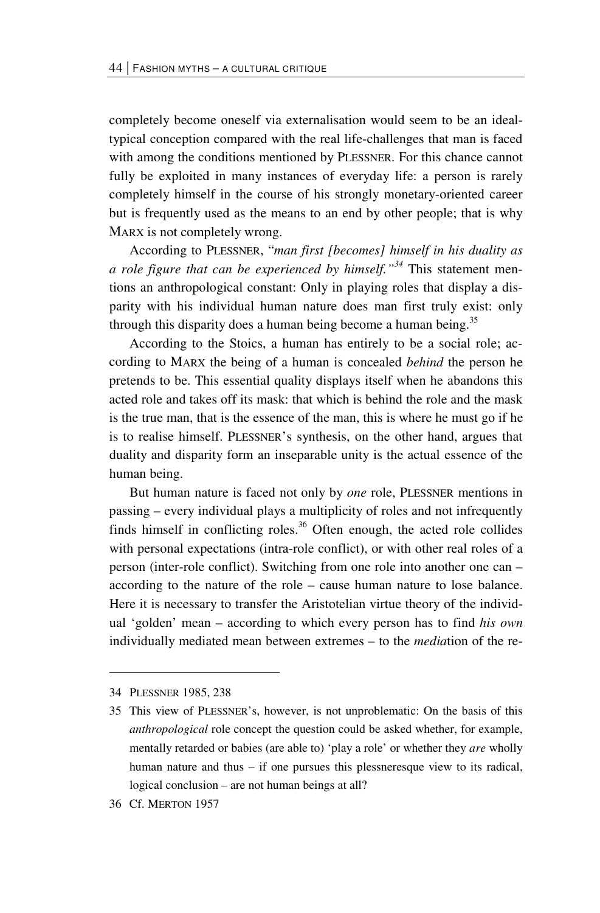completely become oneself via externalisation would seem to be an ideal-typical conception compared with the real life-challenges that man is faced with among the conditions mentioned by PLESSNER. For this chance cannot fully be exploited in many instances of everyday life: a person is rarely completely himself in the course of his strongly monetary-oriented career but is frequently used as the means to an end by other people; that is why MARX is not completely wrong.

According to PLESSNER, "*man first [becomes] himself in his duality as a role figure that can be experienced by himself."*[34] This statement mentions an anthropological constant: Only in playing roles that display a disparity with his individual human nature does man first truly exist: only through this disparity does a human being become a human being.[35]

According to the Stoics, a human has entirely to be a social role; according to MARX the being of a human is concealed *behind* the person he pretends to be. This essential quality displays itself when he abandons this acted role and takes off its mask: that which is behind the role and the mask is the true man, that is the essence of the man, this is where he must go if he is to realise himself. PLESSNER's synthesis, on the other hand, argues that duality and disparity form an inseparable unity is the actual essence of the human being.

But human nature is faced not only by *one* role, PLESSNER mentions in passing – every individual plays a multiplicity of roles and not infrequently finds himself in conflicting roles.[36] Often enough, the acted role collides with personal expectations (intra-role conflict), or with other real roles of a person (inter-role conflict). Switching from one role into another one can – according to the nature of the role – cause human nature to lose balance. Here it is necessary to transfer the Aristotelian virtue theory of the individual 'golden' mean – according to which every person has to find *his own* individually mediated mean between extremes – to the *media*tion of the re-

---

34 PLESSNER 1985, 238

35 This view of PLESSNER's, however, is not unproblematic: On the basis of this *anthropological* role concept the question could be asked whether, for example, mentally retarded or babies (are able to) 'play a role' or whether they *are* wholly human nature and thus – if one pursues this plessneresque view to its radical, logical conclusion – are not human beings at all?

36 Cf. MERTON 1957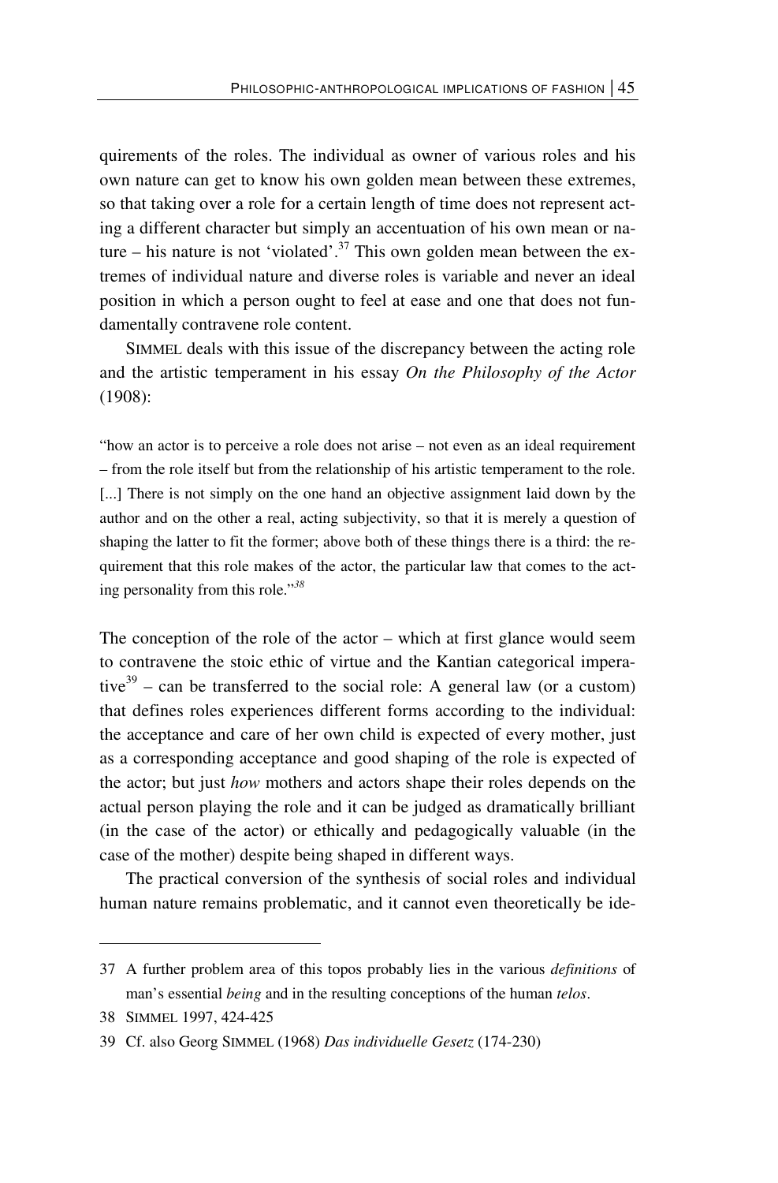quirements of the roles. The individual as owner of various roles and his own nature can get to know his own golden mean between these extremes, so that taking over a role for a certain length of time does not represent acting a different character but simply an accentuation of his own mean or nature – his nature is not 'violated'.[37] This own golden mean between the extremes of individual nature and diverse roles is variable and never an ideal position in which a person ought to feel at ease and one that does not fundamentally contravene role content.

SIMMEL deals with this issue of the discrepancy between the acting role and the artistic temperament in his essay *On the Philosophy of the Actor* (1908):

> "how an actor is to perceive a role does not arise – not even as an ideal requirement – from the role itself but from the relationship of his artistic temperament to the role. [...] There is not simply on the one hand an objective assignment laid down by the author and on the other a real, acting subjectivity, so that it is merely a question of shaping the latter to fit the former; above both of these things there is a third: the requirement that this role makes of the actor, the particular law that comes to the acting personality from this role."[38]

The conception of the role of the actor – which at first glance would seem to contravene the stoic ethic of virtue and the Kantian categorical imperative[39] – can be transferred to the social role: A general law (or a custom) that defines roles experiences different forms according to the individual: the acceptance and care of her own child is expected of every mother, just as a corresponding acceptance and good shaping of the role is expected of the actor; but just *how* mothers and actors shape their roles depends on the actual person playing the role and it can be judged as dramatically brilliant (in the case of the actor) or ethically and pedagogically valuable (in the case of the mother) despite being shaped in different ways.

The practical conversion of the synthesis of social roles and individual human nature remains problematic, and it cannot even theoretically be ide-

---

37 A further problem area of this topos probably lies in the various *definitions* of man's essential *being* and in the resulting conceptions of the human *telos*.

38 SIMMEL 1997, 424-425

39 Cf. also Georg SIMMEL (1968) *Das individuelle Gesetz* (174-230)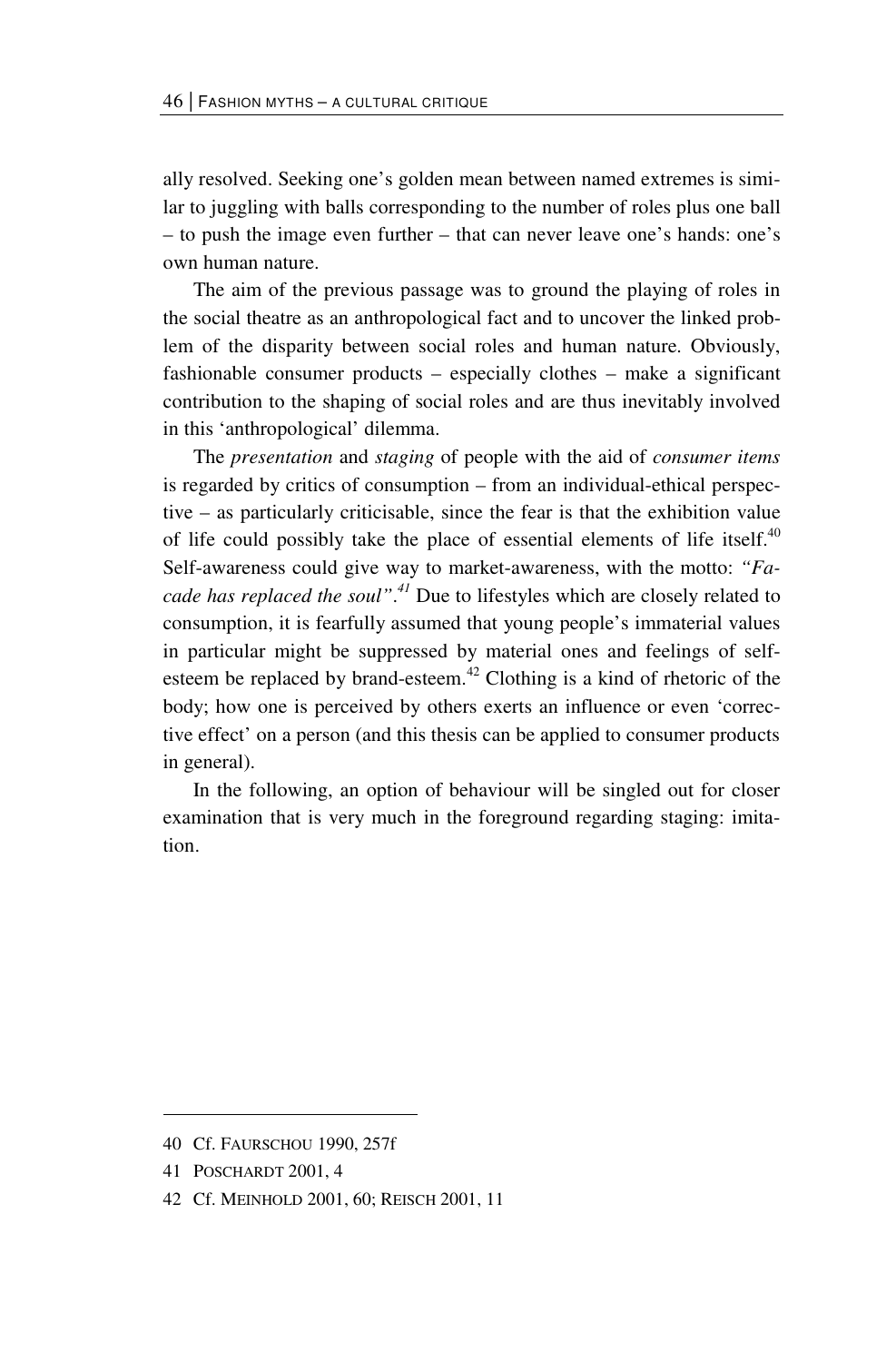ally resolved. Seeking one's golden mean between named extremes is similar to juggling with balls corresponding to the number of roles plus one ball – to push the image even further – that can never leave one's hands: one's own human nature.

The aim of the previous passage was to ground the playing of roles in the social theatre as an anthropological fact and to uncover the linked problem of the disparity between social roles and human nature. Obviously, fashionable consumer products – especially clothes – make a significant contribution to the shaping of social roles and are thus inevitably involved in this 'anthropological' dilemma.

The *presentation* and *staging* of people with the aid of *consumer items* is regarded by critics of consumption – from an individual-ethical perspective – as particularly criticisable, since the fear is that the exhibition value of life could possibly take the place of essential elements of life itself.[40] Self-awareness could give way to market-awareness, with the motto: *"Facade has replaced the soul".*[41] Due to lifestyles which are closely related to consumption, it is fearfully assumed that young people's immaterial values in particular might be suppressed by material ones and feelings of self-esteem be replaced by brand-esteem.[42] Clothing is a kind of rhetoric of the body; how one is perceived by others exerts an influence or even 'corrective effect' on a person (and this thesis can be applied to consumer products in general).

In the following, an option of behaviour will be singled out for closer examination that is very much in the foreground regarding staging: imitation.

---

40 Cf. FAURSCHOU 1990, 257f

41 POSCHARDT 2001, 4

42 Cf. MEINHOLD 2001, 60; REISCH 2001, 11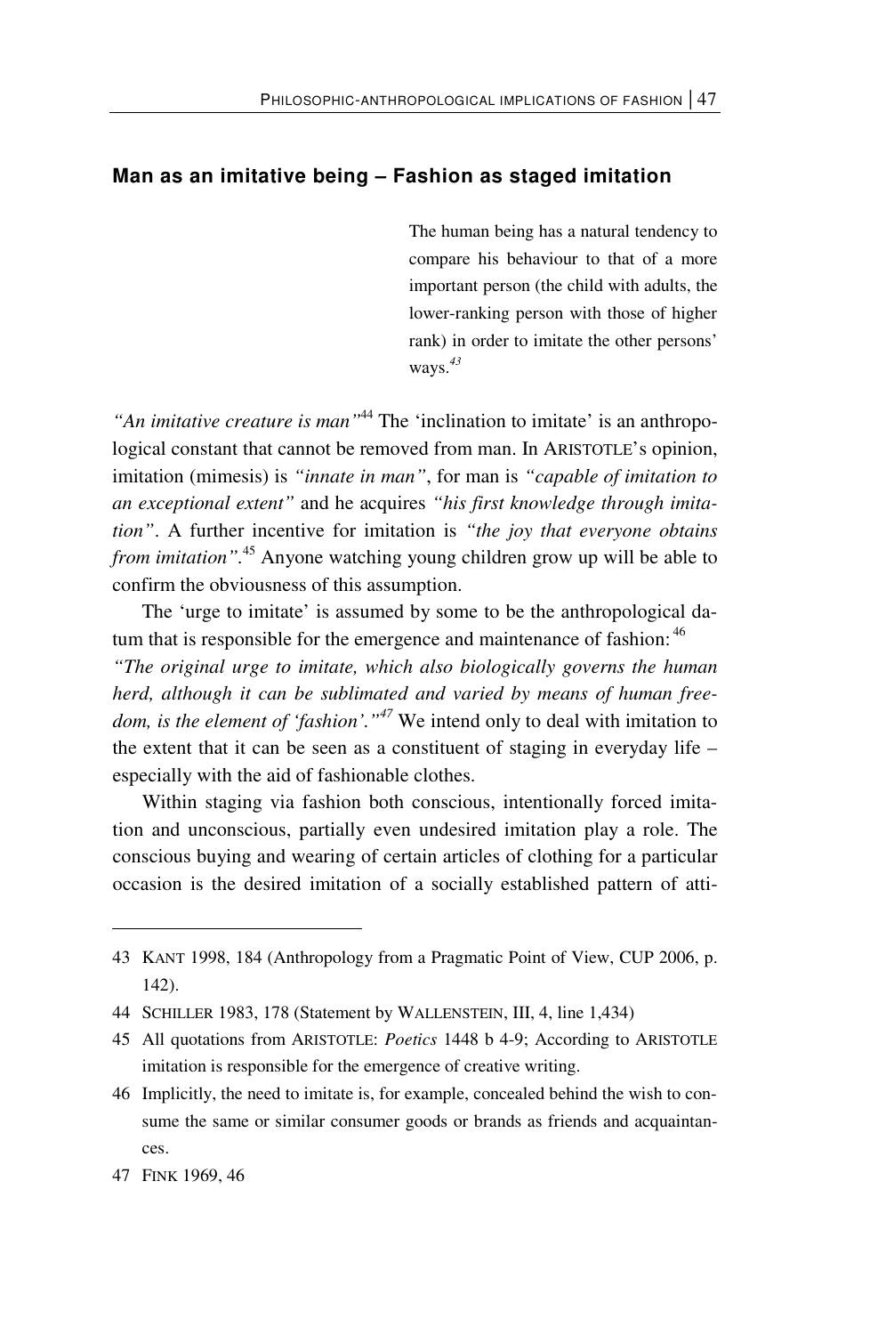## Man as an imitative being – Fashion as staged imitation

> The human being has a natural tendency to compare his behaviour to that of a more important person (the child with adults, the lower-ranking person with those of higher rank) in order to imitate the other persons' ways.[43]

*"An imitative creature is man"*[44] The 'inclination to imitate' is an anthropological constant that cannot be removed from man. In ARISTOTLE's opinion, imitation (mimesis) is *"innate in man"*, for man is *"capable of imitation to an exceptional extent"* and he acquires *"his first knowledge through imitation"*. A further incentive for imitation is *"the joy that everyone obtains from imitation"*.[45] Anyone watching young children grow up will be able to confirm the obviousness of this assumption.

The 'urge to imitate' is assumed by some to be the anthropological datum that is responsible for the emergence and maintenance of fashion:[46] *"The original urge to imitate, which also biologically governs the human herd, although it can be sublimated and varied by means of human freedom, is the element of 'fashion'."*[47] We intend only to deal with imitation to the extent that it can be seen as a constituent of staging in everyday life – especially with the aid of fashionable clothes.

Within staging via fashion both conscious, intentionally forced imitation and unconscious, partially even undesired imitation play a role. The conscious buying and wearing of certain articles of clothing for a particular occasion is the desired imitation of a socially established pattern of atti-

---

43 KANT 1998, 184 (Anthropology from a Pragmatic Point of View, CUP 2006, p. 142).

44 SCHILLER 1983, 178 (Statement by WALLENSTEIN, III, 4, line 1,434)

45 All quotations from ARISTOTLE: *Poetics* 1448 b 4-9; According to ARISTOTLE imitation is responsible for the emergence of creative writing.

46 Implicitly, the need to imitate is, for example, concealed behind the wish to consume the same or similar consumer goods or brands as friends and acquaintances.

47 FINK 1969, 46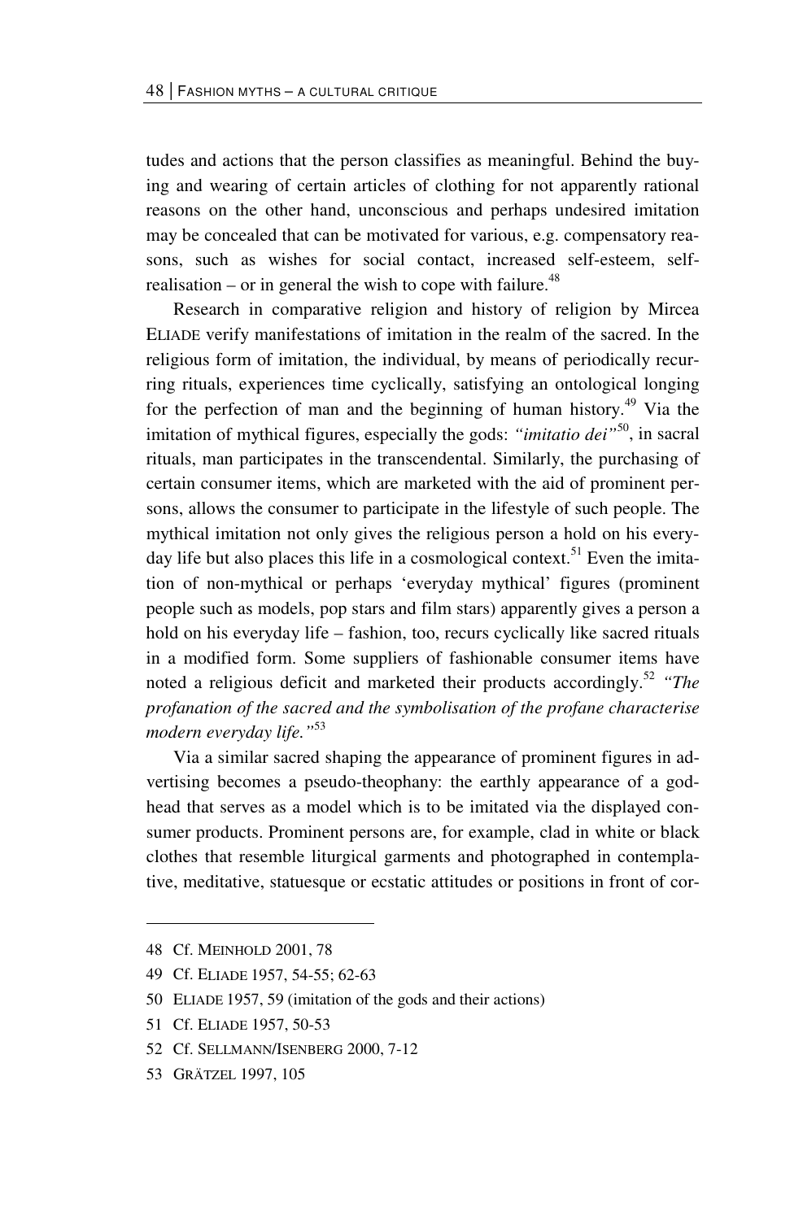tudes and actions that the person classifies as meaningful. Behind the buying and wearing of certain articles of clothing for not apparently rational reasons on the other hand, unconscious and perhaps undesired imitation may be concealed that can be motivated for various, e.g. compensatory reasons, such as wishes for social contact, increased self-esteem, self-realisation – or in general the wish to cope with failure.[48]

Research in comparative religion and history of religion by Mircea ELIADE verify manifestations of imitation in the realm of the sacred. In the religious form of imitation, the individual, by means of periodically recurring rituals, experiences time cyclically, satisfying an ontological longing for the perfection of man and the beginning of human history.[49] Via the imitation of mythical figures, especially the gods: *"imitatio dei"*[50], in sacral rituals, man participates in the transcendental. Similarly, the purchasing of certain consumer items, which are marketed with the aid of prominent persons, allows the consumer to participate in the lifestyle of such people. The mythical imitation not only gives the religious person a hold on his everyday life but also places this life in a cosmological context.[51] Even the imitation of non-mythical or perhaps 'everyday mythical' figures (prominent people such as models, pop stars and film stars) apparently gives a person a hold on his everyday life – fashion, too, recurs cyclically like sacred rituals in a modified form. Some suppliers of fashionable consumer items have noted a religious deficit and marketed their products accordingly.[52] *"The profanation of the sacred and the symbolisation of the profane characterise modern everyday life."*[53]

Via a similar sacred shaping the appearance of prominent figures in advertising becomes a pseudo-theophany: the earthly appearance of a godhead that serves as a model which is to be imitated via the displayed consumer products. Prominent persons are, for example, clad in white or black clothes that resemble liturgical garments and photographed in contemplative, meditative, statuesque or ecstatic attitudes or positions in front of cor-

---

48 Cf. MEINHOLD 2001, 78

49 Cf. ELIADE 1957, 54-55; 62-63

50 ELIADE 1957, 59 (imitation of the gods and their actions)

51 Cf. ELIADE 1957, 50-53

52 Cf. SELLMANN/ISENBERG 2000, 7-12

53 GRÄTZEL 1997, 105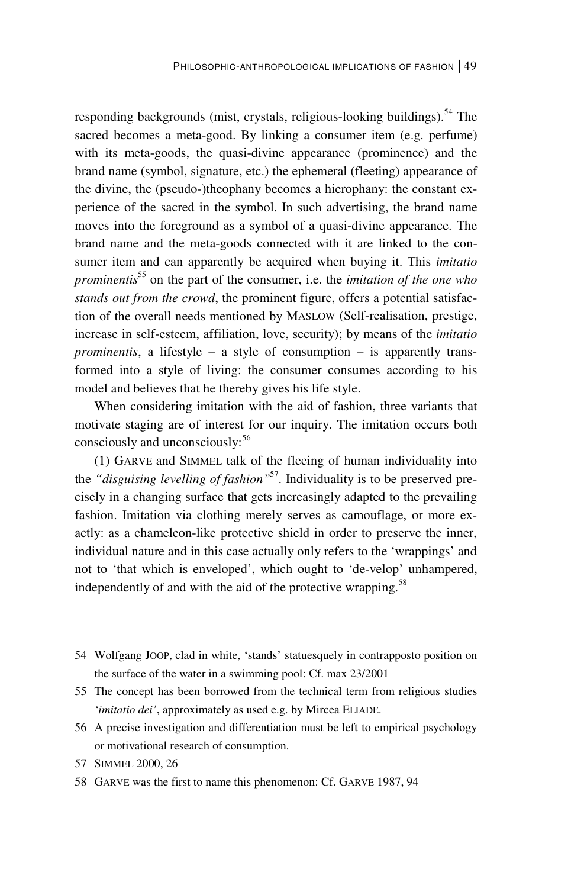responding backgrounds (mist, crystals, religious-looking buildings).[54] The sacred becomes a meta-good. By linking a consumer item (e.g. perfume) with its meta-goods, the quasi-divine appearance (prominence) and the brand name (symbol, signature, etc.) the ephemeral (fleeting) appearance of the divine, the (pseudo-)theophany becomes a hierophany: the constant experience of the sacred in the symbol. In such advertising, the brand name moves into the foreground as a symbol of a quasi-divine appearance. The brand name and the meta-goods connected with it are linked to the consumer item and can apparently be acquired when buying it. This *imitatio prominentis*[55] on the part of the consumer, i.e. the *imitation of the one who stands out from the crowd*, the prominent figure, offers a potential satisfaction of the overall needs mentioned by MASLOW (Self-realisation, prestige, increase in self-esteem, affiliation, love, security); by means of the *imitatio prominentis*, a lifestyle – a style of consumption – is apparently transformed into a style of living: the consumer consumes according to his model and believes that he thereby gives his life style.

When considering imitation with the aid of fashion, three variants that motivate staging are of interest for our inquiry. The imitation occurs both consciously and unconsciously:[56]

(1) GARVE and SIMMEL talk of the fleeing of human individuality into the *"disguising levelling of fashion"*[57]. Individuality is to be preserved precisely in a changing surface that gets increasingly adapted to the prevailing fashion. Imitation via clothing merely serves as camouflage, or more exactly: as a chameleon-like protective shield in order to preserve the inner, individual nature and in this case actually only refers to the 'wrappings' and not to 'that which is enveloped', which ought to 'de-velop' unhampered, independently of and with the aid of the protective wrapping.[58]

---

54 Wolfgang JOOP, clad in white, 'stands' statuesquely in contrapposto position on the surface of the water in a swimming pool: Cf. max 23/2001

55 The concept has been borrowed from the technical term from religious studies *'imitatio dei'*, approximately as used e.g. by Mircea ELIADE.

56 A precise investigation and differentiation must be left to empirical psychology or motivational research of consumption.

57 SIMMEL 2000, 26

58 GARVE was the first to name this phenomenon: Cf. GARVE 1987, 94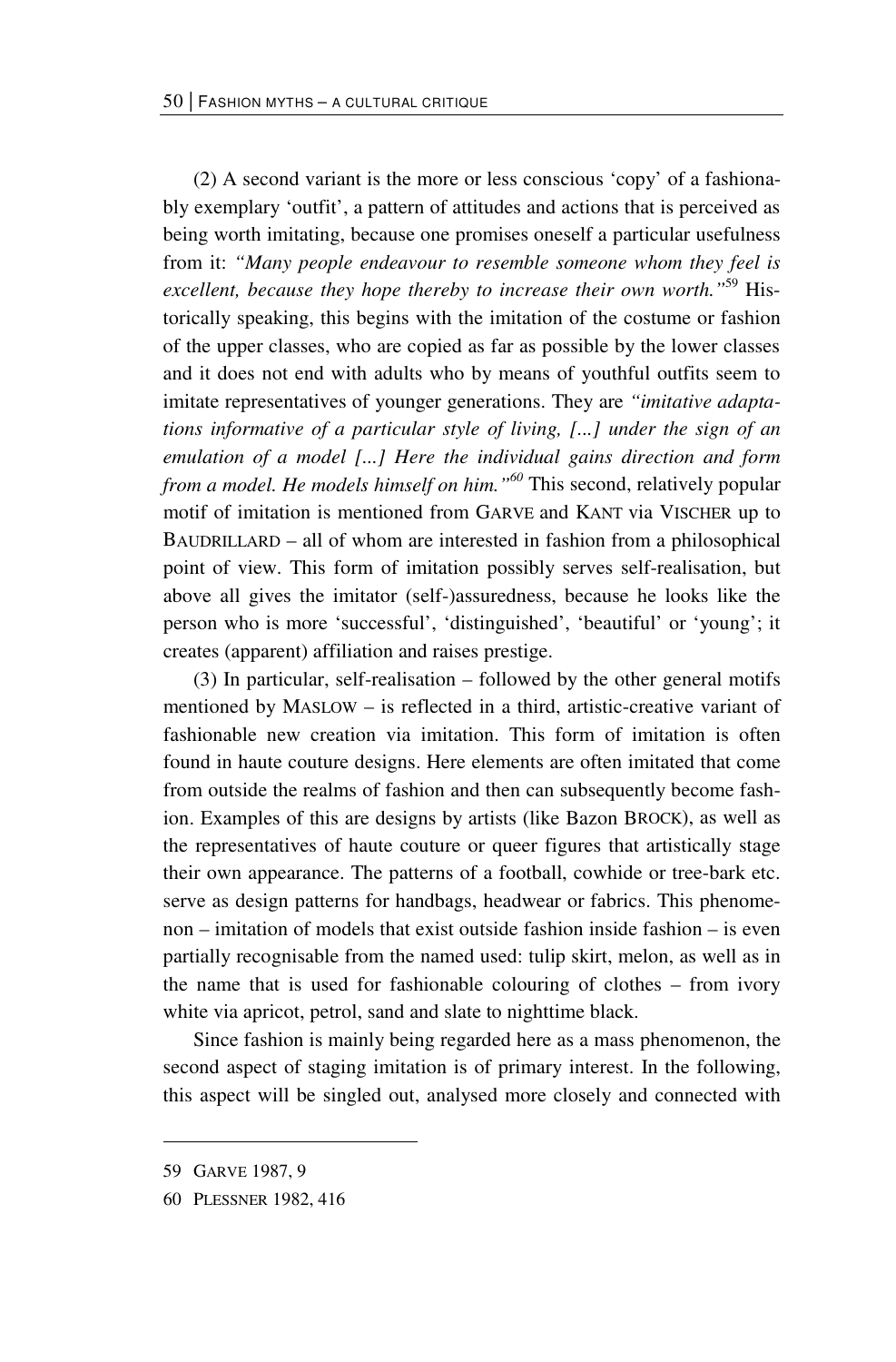(2) A second variant is the more or less conscious 'copy' of a fashionably exemplary 'outfit', a pattern of attitudes and actions that is perceived as being worth imitating, because one promises oneself a particular usefulness from it: *"Many people endeavour to resemble someone whom they feel is excellent, because they hope thereby to increase their own worth."*[59] Historically speaking, this begins with the imitation of the costume or fashion of the upper classes, who are copied as far as possible by the lower classes and it does not end with adults who by means of youthful outfits seem to imitate representatives of younger generations. They are *"imitative adaptations informative of a particular style of living, [...] under the sign of an emulation of a model [...] Here the individual gains direction and form from a model. He models himself on him."*[60] This second, relatively popular motif of imitation is mentioned from GARVE and KANT via VISCHER up to BAUDRILLARD – all of whom are interested in fashion from a philosophical point of view. This form of imitation possibly serves self-realisation, but above all gives the imitator (self-)assuredness, because he looks like the person who is more 'successful', 'distinguished', 'beautiful' or 'young'; it creates (apparent) affiliation and raises prestige.

(3) In particular, self-realisation – followed by the other general motifs mentioned by MASLOW – is reflected in a third, artistic-creative variant of fashionable new creation via imitation. This form of imitation is often found in haute couture designs. Here elements are often imitated that come from outside the realms of fashion and then can subsequently become fashion. Examples of this are designs by artists (like Bazon BROCK), as well as the representatives of haute couture or queer figures that artistically stage their own appearance. The patterns of a football, cowhide or tree-bark etc. serve as design patterns for handbags, headwear or fabrics. This phenomenon – imitation of models that exist outside fashion inside fashion – is even partially recognisable from the named used: tulip skirt, melon, as well as in the name that is used for fashionable colouring of clothes – from ivory white via apricot, petrol, sand and slate to nighttime black.

Since fashion is mainly being regarded here as a mass phenomenon, the second aspect of staging imitation is of primary interest. In the following, this aspect will be singled out, analysed more closely and connected with

---

59 GARVE 1987, 9

60 PLESSNER 1982, 416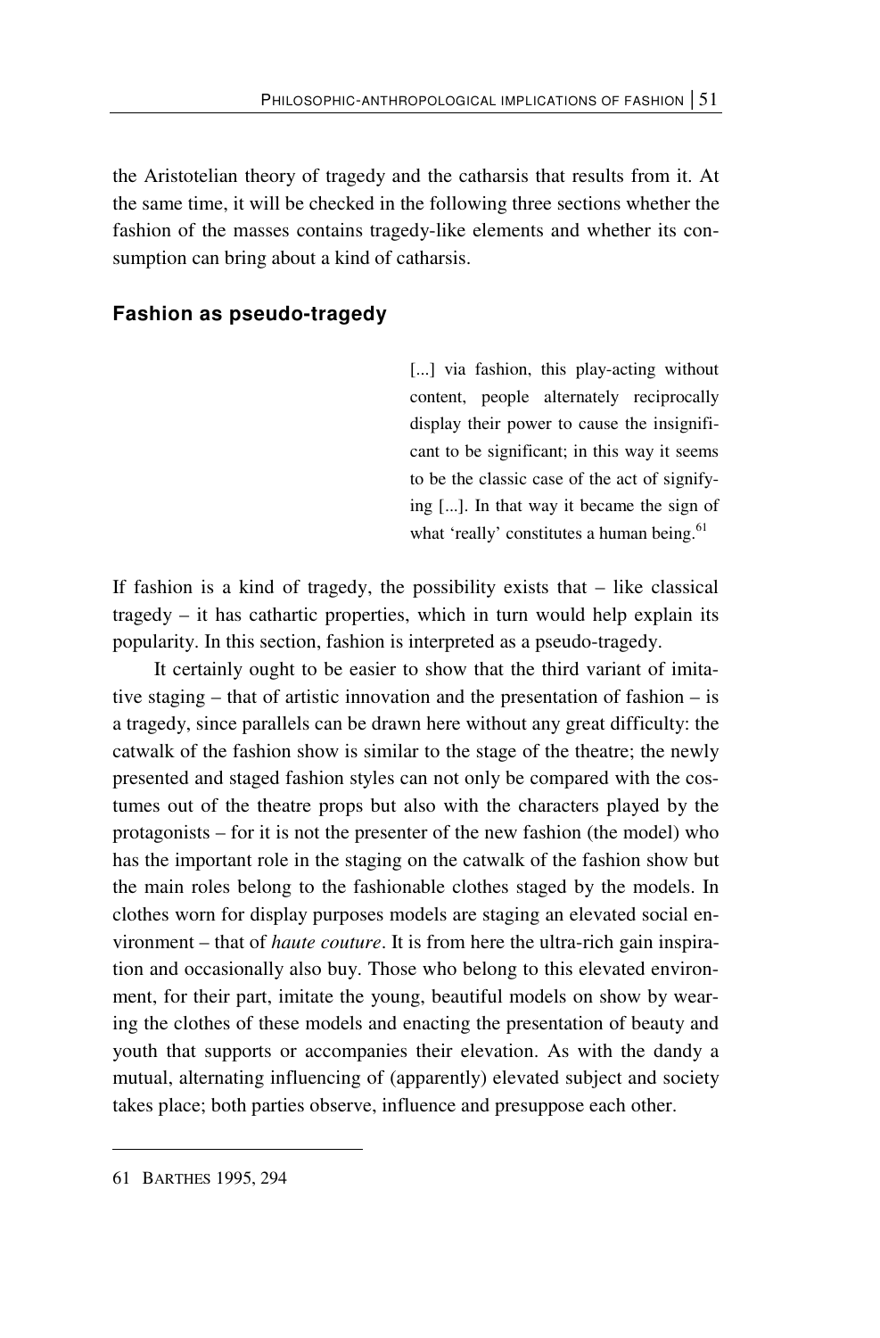the Aristotelian theory of tragedy and the catharsis that results from it. At the same time, it will be checked in the following three sections whether the fashion of the masses contains tragedy-like elements and whether its consumption can bring about a kind of catharsis.

## Fashion as pseudo-tragedy

> [...] via fashion, this play-acting without content, people alternately reciprocally display their power to cause the insignificant to be significant; in this way it seems to be the classic case of the act of signifying [...]. In that way it became the sign of what 'really' constitutes a human being.[61]

If fashion is a kind of tragedy, the possibility exists that – like classical tragedy – it has cathartic properties, which in turn would help explain its popularity. In this section, fashion is interpreted as a pseudo-tragedy.

It certainly ought to be easier to show that the third variant of imitative staging – that of artistic innovation and the presentation of fashion – is a tragedy, since parallels can be drawn here without any great difficulty: the catwalk of the fashion show is similar to the stage of the theatre; the newly presented and staged fashion styles can not only be compared with the costumes out of the theatre props but also with the characters played by the protagonists – for it is not the presenter of the new fashion (the model) who has the important role in the staging on the catwalk of the fashion show but the main roles belong to the fashionable clothes staged by the models. In clothes worn for display purposes models are staging an elevated social environment – that of *haute couture*. It is from here the ultra-rich gain inspiration and occasionally also buy. Those who belong to this elevated environment, for their part, imitate the young, beautiful models on show by wearing the clothes of these models and enacting the presentation of beauty and youth that supports or accompanies their elevation. As with the dandy a mutual, alternating influencing of (apparently) elevated subject and society takes place; both parties observe, influence and presuppose each other.

---

61 BARTHES 1995, 294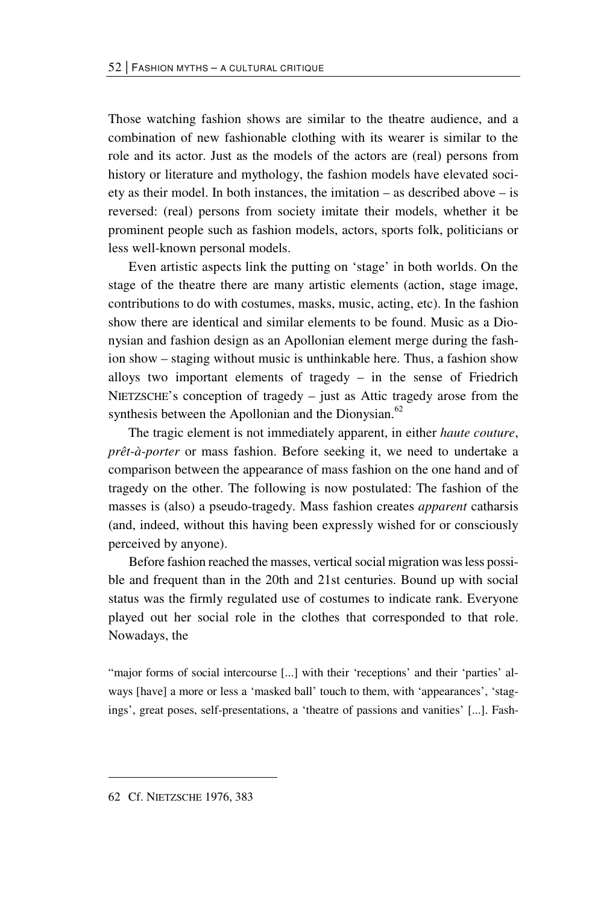Those watching fashion shows are similar to the theatre audience, and a combination of new fashionable clothing with its wearer is similar to the role and its actor. Just as the models of the actors are (real) persons from history or literature and mythology, the fashion models have elevated society as their model. In both instances, the imitation – as described above – is reversed: (real) persons from society imitate their models, whether it be prominent people such as fashion models, actors, sports folk, politicians or less well-known personal models.

Even artistic aspects link the putting on 'stage' in both worlds. On the stage of the theatre there are many artistic elements (action, stage image, contributions to do with costumes, masks, music, acting, etc). In the fashion show there are identical and similar elements to be found. Music as a Dionysian and fashion design as an Apollonian element merge during the fashion show – staging without music is unthinkable here. Thus, a fashion show alloys two important elements of tragedy – in the sense of Friedrich NIETZSCHE's conception of tragedy – just as Attic tragedy arose from the synthesis between the Apollonian and the Dionysian.[62]

The tragic element is not immediately apparent, in either *haute couture*, *prêt-à-porter* or mass fashion. Before seeking it, we need to undertake a comparison between the appearance of mass fashion on the one hand and of tragedy on the other. The following is now postulated: The fashion of the masses is (also) a pseudo-tragedy. Mass fashion creates *apparent* catharsis (and, indeed, without this having been expressly wished for or consciously perceived by anyone).

Before fashion reached the masses, vertical social migration was less possible and frequent than in the 20th and 21st centuries. Bound up with social status was the firmly regulated use of costumes to indicate rank. Everyone played out her social role in the clothes that corresponded to that role. Nowadays, the

"major forms of social intercourse [...] with their 'receptions' and their 'parties' always [have] a more or less a 'masked ball' touch to them, with 'appearances', 'stagings', great poses, self-presentations, a 'theatre of passions and vanities' [...]. Fash-

62 Cf. NIETZSCHE 1976, 383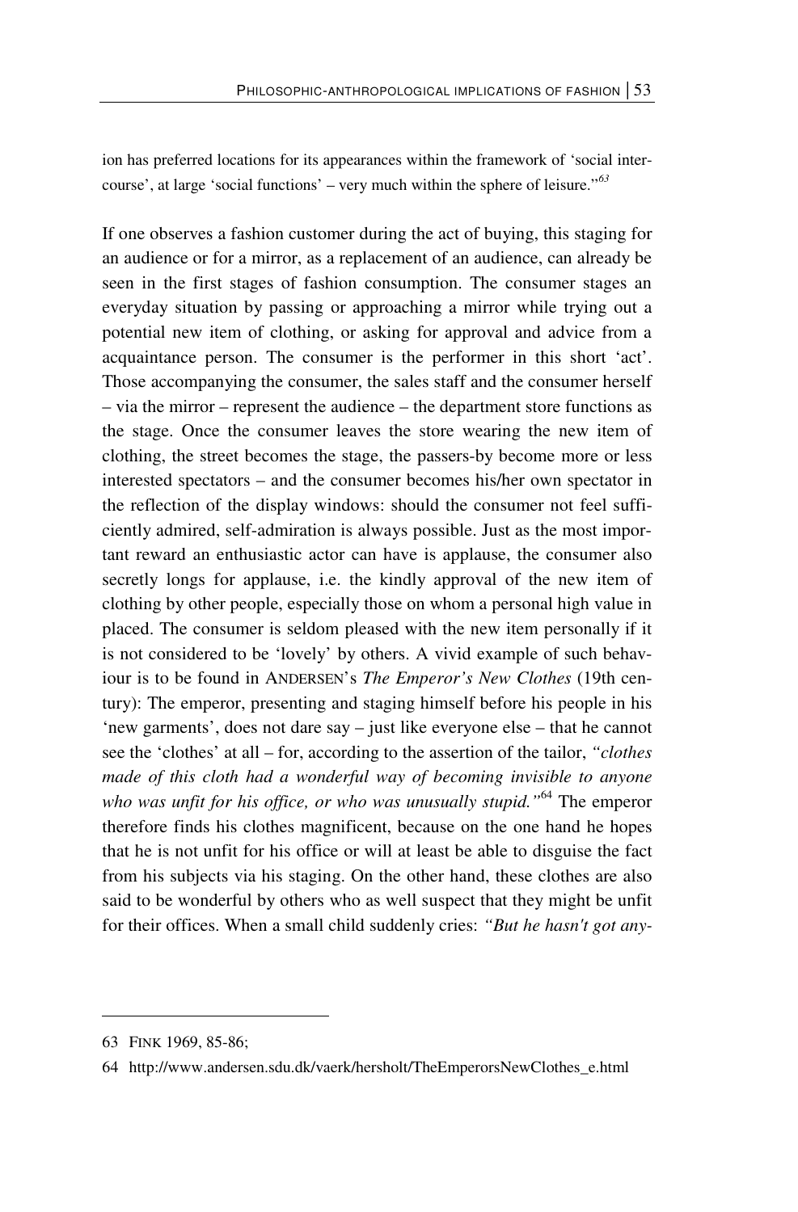ion has preferred locations for its appearances within the framework of 'social intercourse', at large 'social functions' – very much within the sphere of leisure."[63]

If one observes a fashion customer during the act of buying, this staging for an audience or for a mirror, as a replacement of an audience, can already be seen in the first stages of fashion consumption. The consumer stages an everyday situation by passing or approaching a mirror while trying out a potential new item of clothing, or asking for approval and advice from a acquaintance person. The consumer is the performer in this short 'act'. Those accompanying the consumer, the sales staff and the consumer herself – via the mirror – represent the audience – the department store functions as the stage. Once the consumer leaves the store wearing the new item of clothing, the street becomes the stage, the passers-by become more or less interested spectators – and the consumer becomes his/her own spectator in the reflection of the display windows: should the consumer not feel sufficiently admired, self-admiration is always possible. Just as the most important reward an enthusiastic actor can have is applause, the consumer also secretly longs for applause, i.e. the kindly approval of the new item of clothing by other people, especially those on whom a personal high value in placed. The consumer is seldom pleased with the new item personally if it is not considered to be 'lovely' by others. A vivid example of such behaviour is to be found in ANDERSEN's *The Emperor's New Clothes* (19th century): The emperor, presenting and staging himself before his people in his 'new garments', does not dare say – just like everyone else – that he cannot see the 'clothes' at all – for, according to the assertion of the tailor, *"clothes made of this cloth had a wonderful way of becoming invisible to anyone who was unfit for his office, or who was unusually stupid."*[64] The emperor therefore finds his clothes magnificent, because on the one hand he hopes that he is not unfit for his office or will at least be able to disguise the fact from his subjects via his staging. On the other hand, these clothes are also said to be wonderful by others who as well suspect that they might be unfit for their offices. When a small child suddenly cries: *"But he hasn't got any-*

---

63 FINK 1969, 85-86;

64 http://www.andersen.sdu.dk/vaerk/hersholt/TheEmperorsNewClothes_e.html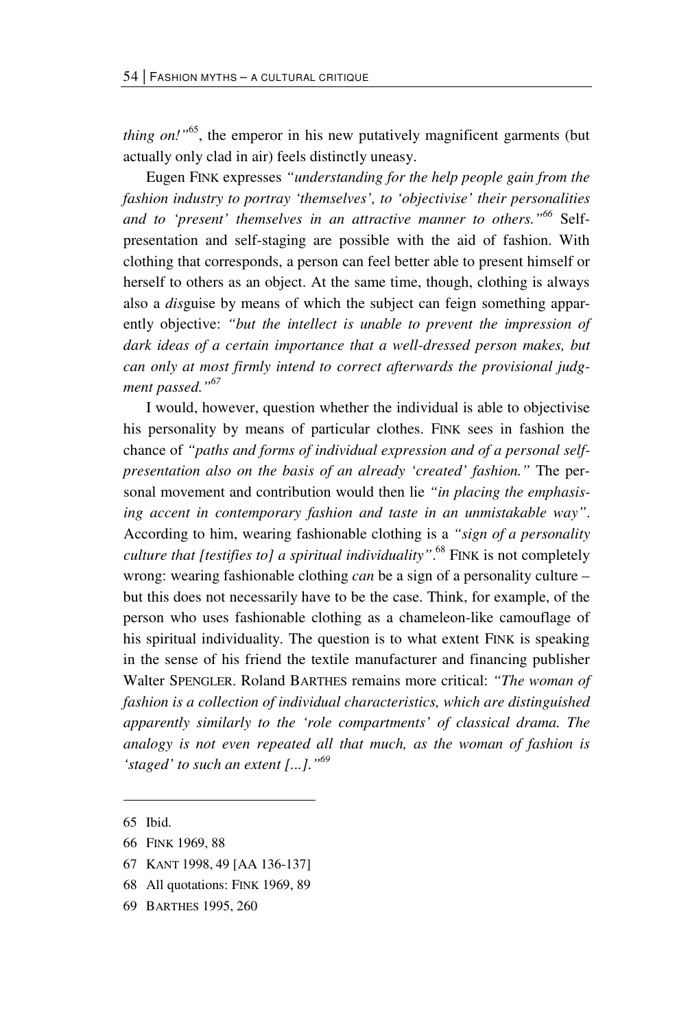*thing on!"*[65], the emperor in his new putatively magnificent garments (but actually only clad in air) feels distinctly uneasy.

Eugen FINK expresses *"understanding for the help people gain from the fashion industry to portray 'themselves', to 'objectivise' their personalities and to 'present' themselves in an attractive manner to others."*[66] Self-presentation and self-staging are possible with the aid of fashion. With clothing that corresponds, a person can feel better able to present himself or herself to others as an object. At the same time, though, clothing is always also a *dis*guise by means of which the subject can feign something apparently objective: *"but the intellect is unable to prevent the impression of dark ideas of a certain importance that a well-dressed person makes, but can only at most firmly intend to correct afterwards the provisional judgment passed."*[67]

I would, however, question whether the individual is able to objectivise his personality by means of particular clothes. FINK sees in fashion the chance of *"paths and forms of individual expression and of a personal self-presentation also on the basis of an already 'created' fashion."* The personal movement and contribution would then lie *"in placing the emphasising accent in contemporary fashion and taste in an unmistakable way"*. According to him, wearing fashionable clothing is a *"sign of a personality culture that [testifies to] a spiritual individuality"*.[68] FINK is not completely wrong: wearing fashionable clothing *can* be a sign of a personality culture – but this does not necessarily have to be the case. Think, for example, of the person who uses fashionable clothing as a chameleon-like camouflage of his spiritual individuality. The question is to what extent FINK is speaking in the sense of his friend the textile manufacturer and financing publisher Walter SPENGLER. Roland BARTHES remains more critical: *"The woman of fashion is a collection of individual characteristics, which are distinguished apparently similarly to the 'role compartments' of classical drama. The analogy is not even repeated all that much, as the woman of fashion is 'staged' to such an extent [...]."*[69]

---

65 Ibid.

66 FINK 1969, 88

67 KANT 1998, 49 [AA 136-137]

68 All quotations: FINK 1969, 89

69 BARTHES 1995, 260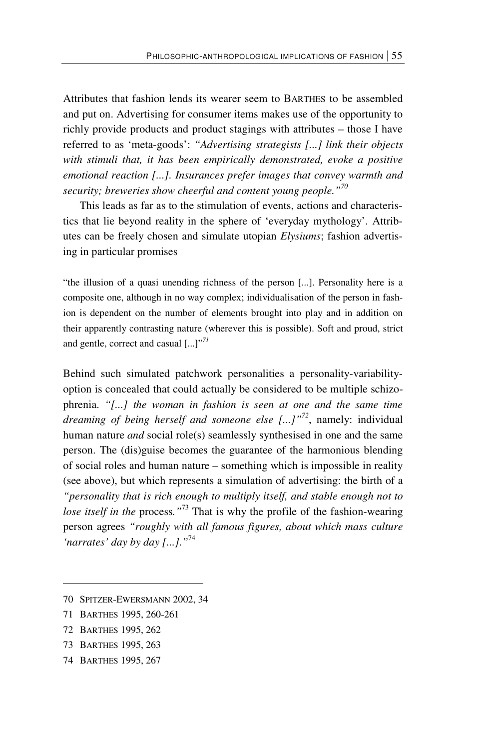Attributes that fashion lends its wearer seem to BARTHES to be assembled and put on. Advertising for consumer items makes use of the opportunity to richly provide products and product stagings with attributes – those I have referred to as 'meta-goods': *"Advertising strategists [...] link their objects with stimuli that, it has been empirically demonstrated, evoke a positive emotional reaction [...]. Insurances prefer images that convey warmth and security; breweries show cheerful and content young people."*[70]

This leads as far as to the stimulation of events, actions and characteristics that lie beyond reality in the sphere of 'everyday mythology'. Attributes can be freely chosen and simulate utopian *Elysiums*; fashion advertising in particular promises

> "the illusion of a quasi unending richness of the person [...]. Personality here is a composite one, although in no way complex; individualisation of the person in fashion is dependent on the number of elements brought into play and in addition on their apparently contrasting nature (wherever this is possible). Soft and proud, strict and gentle, correct and casual [...]"[71]

Behind such simulated patchwork personalities a personality-variability-option is concealed that could actually be considered to be multiple schizophrenia. *"[...] the woman in fashion is seen at one and the same time dreaming of being herself and someone else [...]"*[72], namely: individual human nature *and* social role(s) seamlessly synthesised in one and the same person. The (dis)guise becomes the guarantee of the harmonious blending of social roles and human nature – something which is impossible in reality (see above), but which represents a simulation of advertising: the birth of a *"personality that is rich enough to multiply itself, and stable enough not to lose itself in the* process*."*[73] That is why the profile of the fashion-wearing person agrees *"roughly with all famous figures, about which mass culture 'narrates' day by day [...]."*[74]

---

70 SPITZER-EWERSMANN 2002, 34

71 BARTHES 1995, 260-261

72 BARTHES 1995, 262

73 BARTHES 1995, 263

74 BARTHES 1995, 267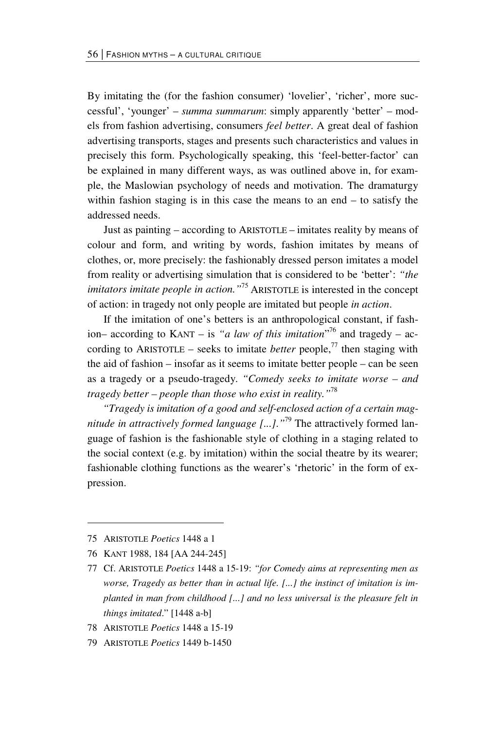By imitating the (for the fashion consumer) 'lovelier', 'richer', more successful', 'younger' – *summa summarum*: simply apparently 'better' – models from fashion advertising, consumers *feel better*. A great deal of fashion advertising transports, stages and presents such characteristics and values in precisely this form. Psychologically speaking, this 'feel-better-factor' can be explained in many different ways, as was outlined above in, for example, the Maslowian psychology of needs and motivation. The dramaturgy within fashion staging is in this case the means to an end – to satisfy the addressed needs.

Just as painting – according to ARISTOTLE – imitates reality by means of colour and form, and writing by words, fashion imitates by means of clothes, or, more precisely: the fashionably dressed person imitates a model from reality or advertising simulation that is considered to be 'better': *"the imitators imitate people in action."*[75] ARISTOTLE is interested in the concept of action: in tragedy not only people are imitated but people *in action*.

If the imitation of one's betters is an anthropological constant, if fashion– according to KANT – is *"a law of this imitation*"[76] and tragedy – according to ARISTOTLE – seeks to imitate *better* people,[77] then staging with the aid of fashion – insofar as it seems to imitate better people – can be seen as a tragedy or a pseudo-tragedy. *"Comedy seeks to imitate worse – and tragedy better – people than those who exist in reality."*[78]

*"Tragedy is imitation of a good and self-enclosed action of a certain magnitude in attractively formed language [...]."*[79] The attractively formed language of fashion is the fashionable style of clothing in a staging related to the social context (e.g. by imitation) within the social theatre by its wearer; fashionable clothing functions as the wearer's 'rhetoric' in the form of expression.

---

75 ARISTOTLE *Poetics* 1448 a 1

76 KANT 1988, 184 [AA 244-245]

77 Cf. ARISTOTLE *Poetics* 1448 a 15-19: *"for Comedy aims at representing men as worse, Tragedy as better than in actual life. [...] the instinct of imitation is implanted in man from childhood [...] and no less universal is the pleasure felt in things imitated*." [1448 a-b]

78 ARISTOTLE *Poetics* 1448 a 15-19

79 ARISTOTLE *Poetics* 1449 b-1450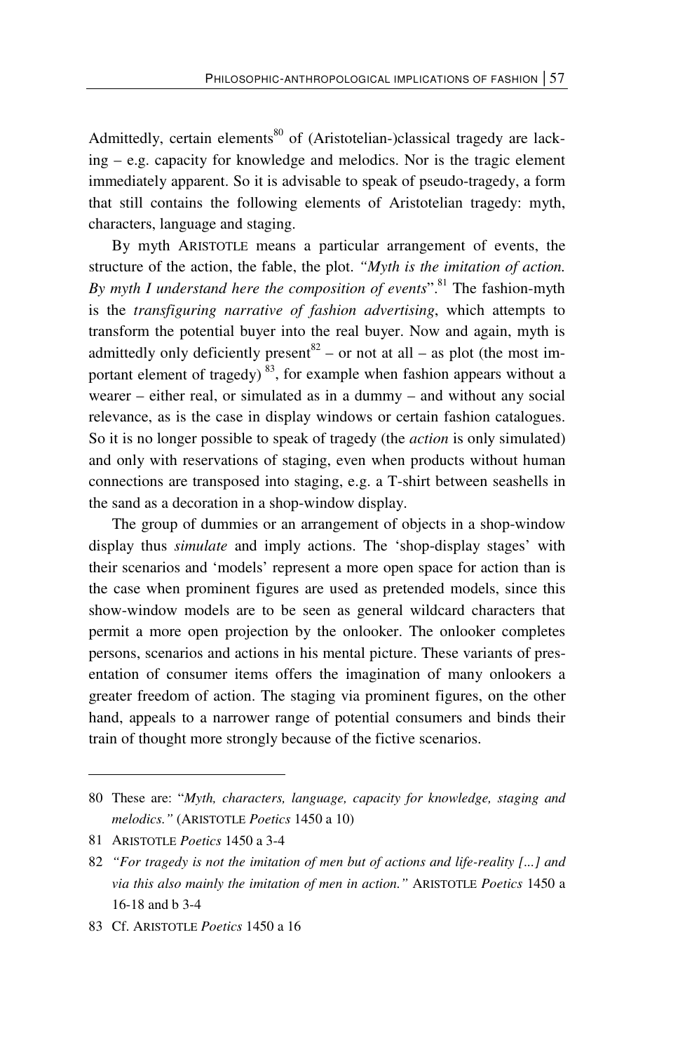Admittedly, certain elements[80] of (Aristotelian-)classical tragedy are lacking – e.g. capacity for knowledge and melodics. Nor is the tragic element immediately apparent. So it is advisable to speak of pseudo-tragedy, a form that still contains the following elements of Aristotelian tragedy: myth, characters, language and staging.

By myth ARISTOTLE means a particular arrangement of events, the structure of the action, the fable, the plot. *"Myth is the imitation of action. By myth I understand here the composition of events*".[81] The fashion-myth is the *transfiguring narrative of fashion advertising*, which attempts to transform the potential buyer into the real buyer. Now and again, myth is admittedly only deficiently present[82] – or not at all – as plot (the most important element of tragedy) [83], for example when fashion appears without a wearer – either real, or simulated as in a dummy – and without any social relevance, as is the case in display windows or certain fashion catalogues. So it is no longer possible to speak of tragedy (the *action* is only simulated) and only with reservations of staging, even when products without human connections are transposed into staging, e.g. a T-shirt between seashells in the sand as a decoration in a shop-window display.

The group of dummies or an arrangement of objects in a shop-window display thus *simulate* and imply actions. The 'shop-display stages' with their scenarios and 'models' represent a more open space for action than is the case when prominent figures are used as pretended models, since this show-window models are to be seen as general wildcard characters that permit a more open projection by the onlooker. The onlooker completes persons, scenarios and actions in his mental picture. These variants of presentation of consumer items offers the imagination of many onlookers a greater freedom of action. The staging via prominent figures, on the other hand, appeals to a narrower range of potential consumers and binds their train of thought more strongly because of the fictive scenarios.

---

80 These are: "*Myth, characters, language, capacity for knowledge, staging and melodics."* (ARISTOTLE *Poetics* 1450 a 10)

81 ARISTOTLE *Poetics* 1450 a 3-4

82 *"For tragedy is not the imitation of men but of actions and life-reality [...] and via this also mainly the imitation of men in action."* ARISTOTLE *Poetics* 1450 a 16-18 and b 3-4

83 Cf. ARISTOTLE *Poetics* 1450 a 16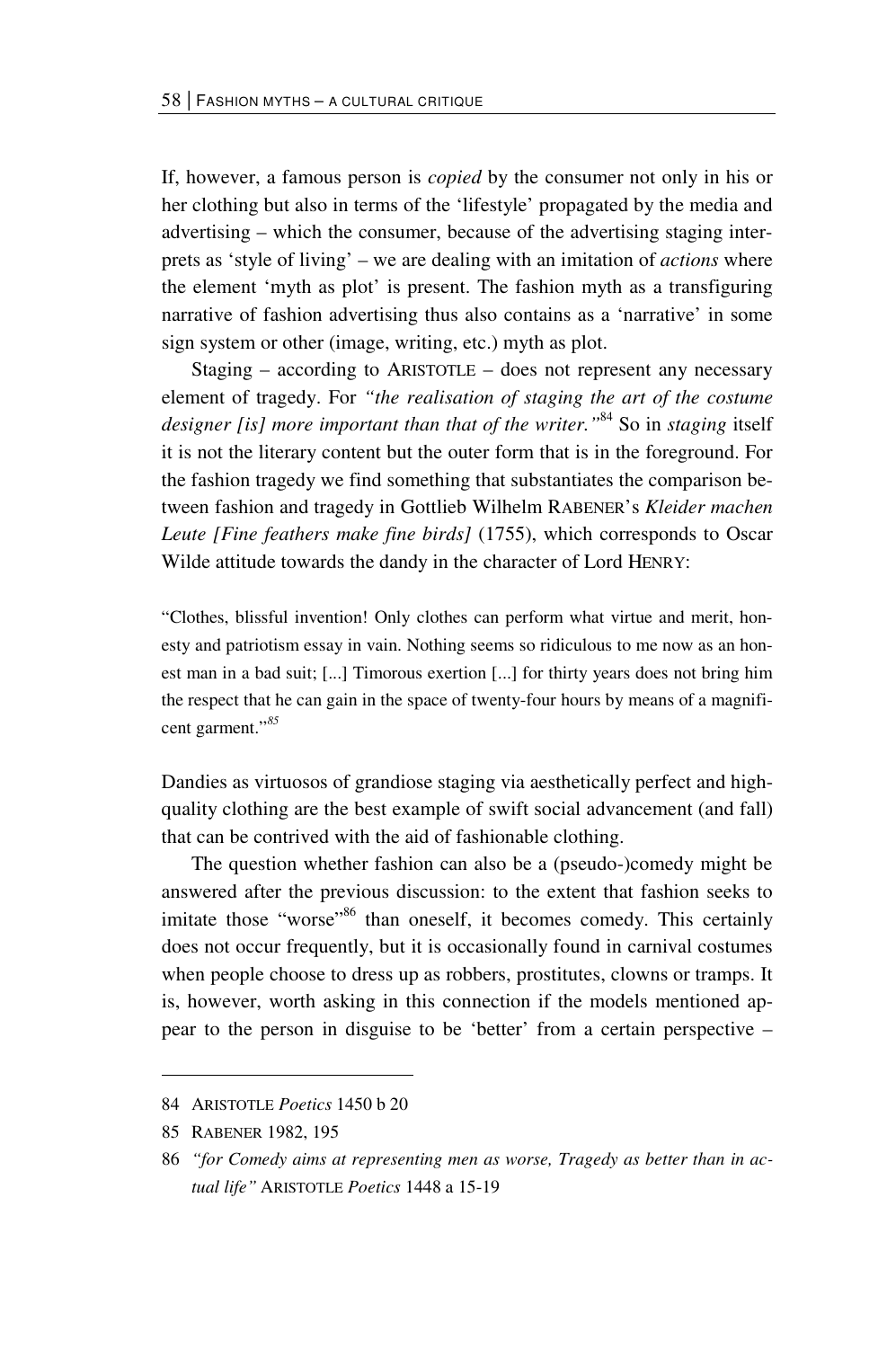If, however, a famous person is *copied* by the consumer not only in his or her clothing but also in terms of the 'lifestyle' propagated by the media and advertising – which the consumer, because of the advertising staging interprets as 'style of living' – we are dealing with an imitation of *actions* where the element 'myth as plot' is present. The fashion myth as a transfiguring narrative of fashion advertising thus also contains as a 'narrative' in some sign system or other (image, writing, etc.) myth as plot.

Staging – according to ARISTOTLE – does not represent any necessary element of tragedy. For *"the realisation of staging the art of the costume designer [is] more important than that of the writer."*[84] So in *staging* itself it is not the literary content but the outer form that is in the foreground. For the fashion tragedy we find something that substantiates the comparison between fashion and tragedy in Gottlieb Wilhelm RABENER's *Kleider machen Leute [Fine feathers make fine birds]* (1755), which corresponds to Oscar Wilde attitude towards the dandy in the character of Lord HENRY:

> "Clothes, blissful invention! Only clothes can perform what virtue and merit, honesty and patriotism essay in vain. Nothing seems so ridiculous to me now as an honest man in a bad suit; [...] Timorous exertion [...] for thirty years does not bring him the respect that he can gain in the space of twenty-four hours by means of a magnificent garment."[85]

Dandies as virtuosos of grandiose staging via aesthetically perfect and high-quality clothing are the best example of swift social advancement (and fall) that can be contrived with the aid of fashionable clothing.

The question whether fashion can also be a (pseudo-)comedy might be answered after the previous discussion: to the extent that fashion seeks to imitate those "worse"[86] than oneself, it becomes comedy. This certainly does not occur frequently, but it is occasionally found in carnival costumes when people choose to dress up as robbers, prostitutes, clowns or tramps. It is, however, worth asking in this connection if the models mentioned appear to the person in disguise to be 'better' from a certain perspective –

---

84 ARISTOTLE *Poetics* 1450 b 20

85 RABENER 1982, 195

86 *"for Comedy aims at representing men as worse, Tragedy as better than in actual life"* ARISTOTLE *Poetics* 1448 a 15-19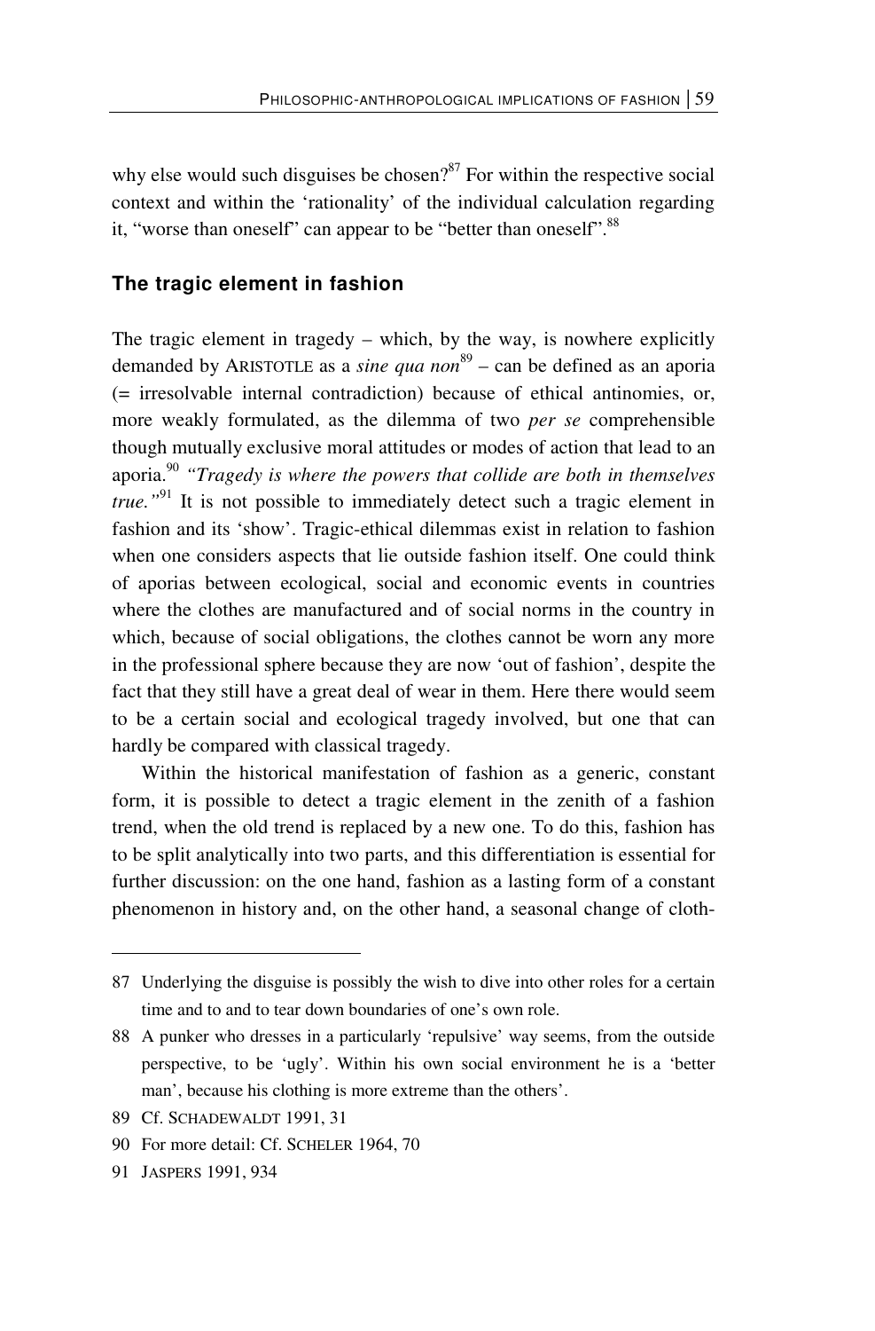why else would such disguises be chosen?[87] For within the respective social context and within the 'rationality' of the individual calculation regarding it, "worse than oneself" can appear to be "better than oneself".[88]

### The tragic element in fashion

The tragic element in tragedy – which, by the way, is nowhere explicitly demanded by ARISTOTLE as a *sine qua non*[89] – can be defined as an aporia (= irresolvable internal contradiction) because of ethical antinomies, or, more weakly formulated, as the dilemma of two *per se* comprehensible though mutually exclusive moral attitudes or modes of action that lead to an aporia.[90] *"Tragedy is where the powers that collide are both in themselves true."*[91] It is not possible to immediately detect such a tragic element in fashion and its 'show'. Tragic-ethical dilemmas exist in relation to fashion when one considers aspects that lie outside fashion itself. One could think of aporias between ecological, social and economic events in countries where the clothes are manufactured and of social norms in the country in which, because of social obligations, the clothes cannot be worn any more in the professional sphere because they are now 'out of fashion', despite the fact that they still have a great deal of wear in them. Here there would seem to be a certain social and ecological tragedy involved, but one that can hardly be compared with classical tragedy.

Within the historical manifestation of fashion as a generic, constant form, it is possible to detect a tragic element in the zenith of a fashion trend, when the old trend is replaced by a new one. To do this, fashion has to be split analytically into two parts, and this differentiation is essential for further discussion: on the one hand, fashion as a lasting form of a constant phenomenon in history and, on the other hand, a seasonal change of cloth-

---

87 Underlying the disguise is possibly the wish to dive into other roles for a certain time and to and to tear down boundaries of one's own role.

88 A punker who dresses in a particularly 'repulsive' way seems, from the outside perspective, to be 'ugly'. Within his own social environment he is a 'better man', because his clothing is more extreme than the others'.

89 Cf. SCHADEWALDT 1991, 31

90 For more detail: Cf. SCHELER 1964, 70

91 JASPERS 1991, 934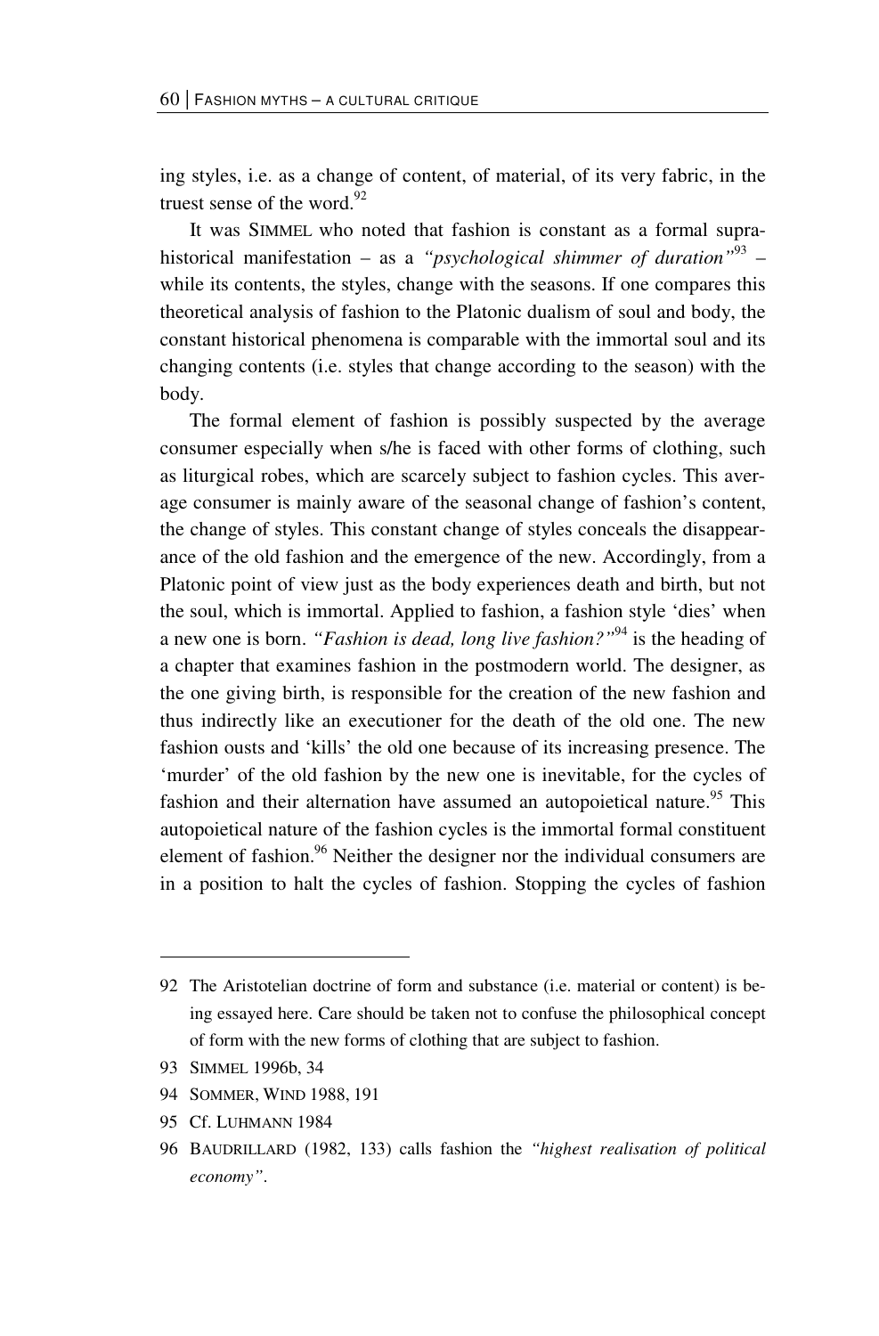ing styles, i.e. as a change of content, of material, of its very fabric, in the truest sense of the word.[92]

It was SIMMEL who noted that fashion is constant as a formal supra-historical manifestation – as a *"psychological shimmer of duration"*[93] – while its contents, the styles, change with the seasons. If one compares this theoretical analysis of fashion to the Platonic dualism of soul and body, the constant historical phenomena is comparable with the immortal soul and its changing contents (i.e. styles that change according to the season) with the body.

The formal element of fashion is possibly suspected by the average consumer especially when s/he is faced with other forms of clothing, such as liturgical robes, which are scarcely subject to fashion cycles. This average consumer is mainly aware of the seasonal change of fashion's content, the change of styles. This constant change of styles conceals the disappearance of the old fashion and the emergence of the new. Accordingly, from a Platonic point of view just as the body experiences death and birth, but not the soul, which is immortal. Applied to fashion, a fashion style 'dies' when a new one is born. *"Fashion is dead, long live fashion?"*[94] is the heading of a chapter that examines fashion in the postmodern world. The designer, as the one giving birth, is responsible for the creation of the new fashion and thus indirectly like an executioner for the death of the old one. The new fashion ousts and 'kills' the old one because of its increasing presence. The 'murder' of the old fashion by the new one is inevitable, for the cycles of fashion and their alternation have assumed an autopoietical nature.[95] This autopoietical nature of the fashion cycles is the immortal formal constituent element of fashion.[96] Neither the designer nor the individual consumers are in a position to halt the cycles of fashion. Stopping the cycles of fashion

---

92 The Aristotelian doctrine of form and substance (i.e. material or content) is being essayed here. Care should be taken not to confuse the philosophical concept of form with the new forms of clothing that are subject to fashion.

93 SIMMEL 1996b, 34

94 SOMMER, WIND 1988, 191

95 Cf. LUHMANN 1984

96 BAUDRILLARD (1982, 133) calls fashion the *"highest realisation of political economy"*.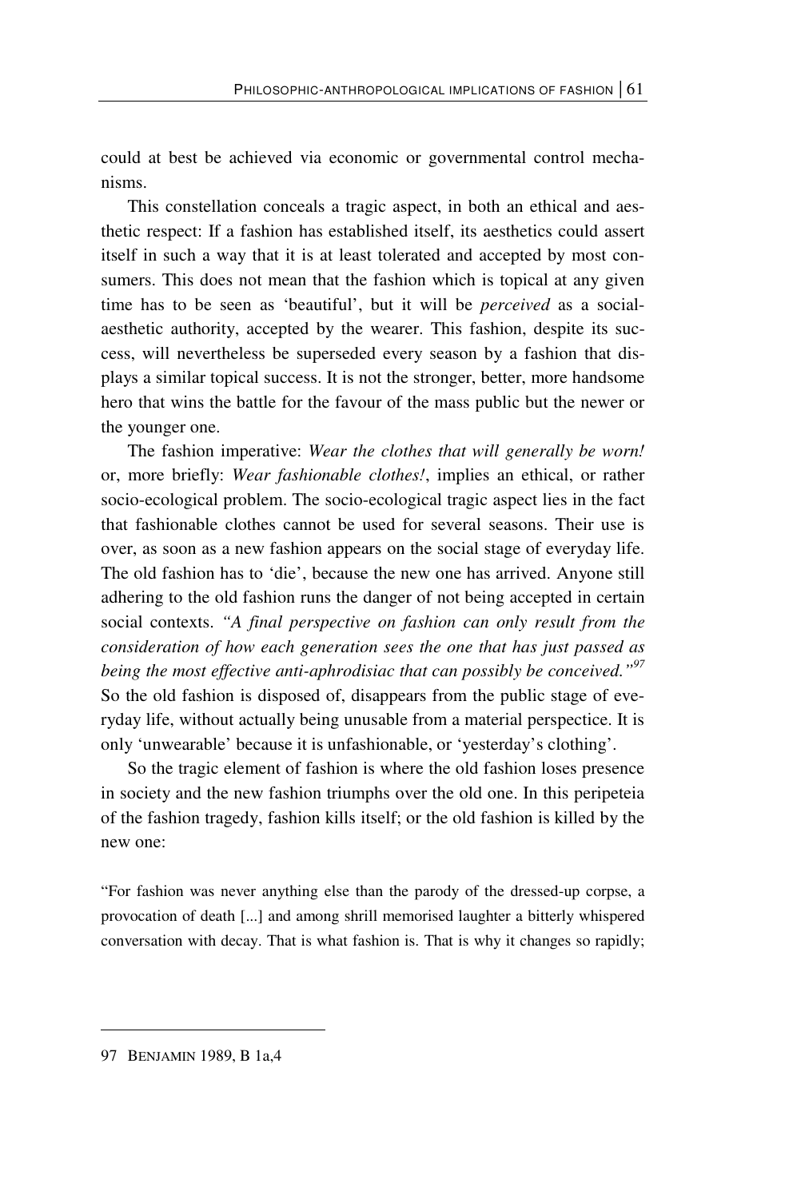could at best be achieved via economic or governmental control mechanisms.

This constellation conceals a tragic aspect, in both an ethical and aesthetic respect: If a fashion has established itself, its aesthetics could assert itself in such a way that it is at least tolerated and accepted by most consumers. This does not mean that the fashion which is topical at any given time has to be seen as 'beautiful', but it will be *perceived* as a social-aesthetic authority, accepted by the wearer. This fashion, despite its success, will nevertheless be superseded every season by a fashion that displays a similar topical success. It is not the stronger, better, more handsome hero that wins the battle for the favour of the mass public but the newer or the younger one.

The fashion imperative: *Wear the clothes that will generally be worn!* or, more briefly: *Wear fashionable clothes!*, implies an ethical, or rather socio-ecological problem. The socio-ecological tragic aspect lies in the fact that fashionable clothes cannot be used for several seasons. Their use is over, as soon as a new fashion appears on the social stage of everyday life. The old fashion has to 'die', because the new one has arrived. Anyone still adhering to the old fashion runs the danger of not being accepted in certain social contexts. *"A final perspective on fashion can only result from the consideration of how each generation sees the one that has just passed as being the most effective anti-aphrodisiac that can possibly be conceived."*[97] So the old fashion is disposed of, disappears from the public stage of everyday life, without actually being unusable from a material perspectice. It is only 'unwearable' because it is unfashionable, or 'yesterday's clothing'.

So the tragic element of fashion is where the old fashion loses presence in society and the new fashion triumphs over the old one. In this peripeteia of the fashion tragedy, fashion kills itself; or the old fashion is killed by the new one:

"For fashion was never anything else than the parody of the dressed-up corpse, a provocation of death [...] and among shrill memorised laughter a bitterly whispered conversation with decay. That is what fashion is. That is why it changes so rapidly;

---

97 BENJAMIN 1989, B 1a,4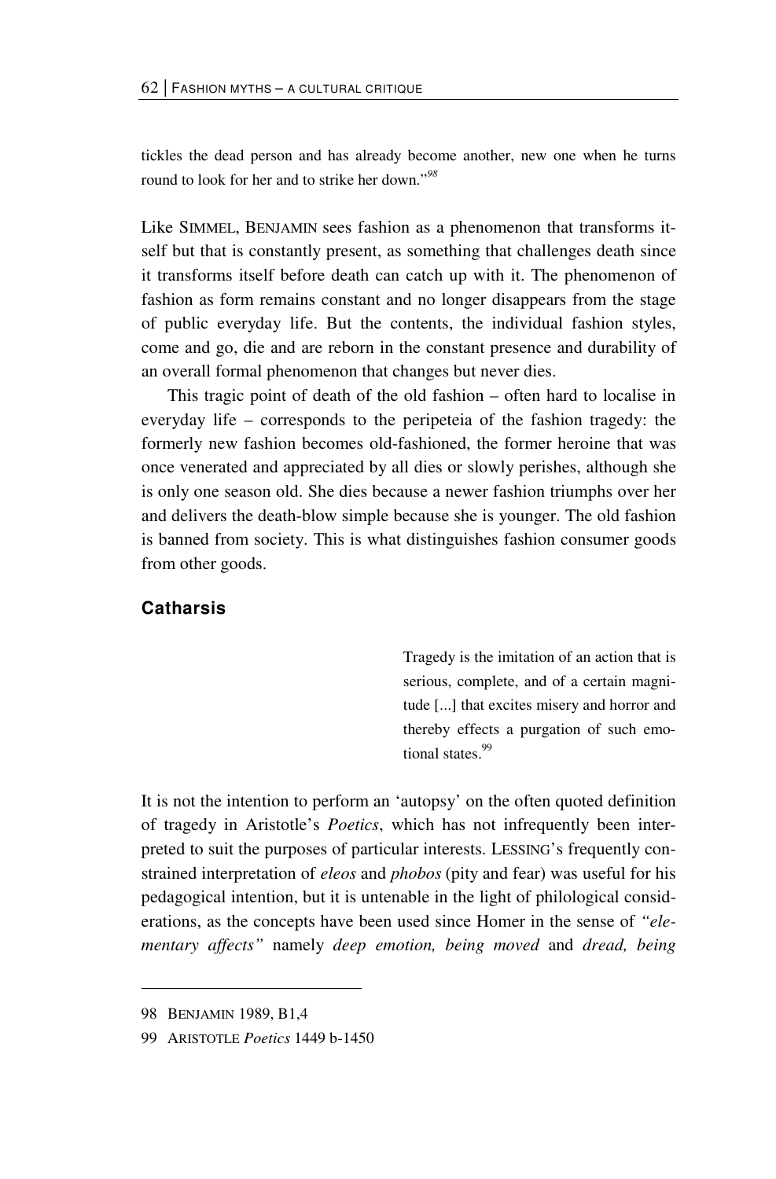tickles the dead person and has already become another, new one when he turns round to look for her and to strike her down."[98]

Like SIMMEL, BENJAMIN sees fashion as a phenomenon that transforms itself but that is constantly present, as something that challenges death since it transforms itself before death can catch up with it. The phenomenon of fashion as form remains constant and no longer disappears from the stage of public everyday life. But the contents, the individual fashion styles, come and go, die and are reborn in the constant presence and durability of an overall formal phenomenon that changes but never dies.

This tragic point of death of the old fashion – often hard to localise in everyday life – corresponds to the peripeteia of the fashion tragedy: the formerly new fashion becomes old-fashioned, the former heroine that was once venerated and appreciated by all dies or slowly perishes, although she is only one season old. She dies because a newer fashion triumphs over her and delivers the death-blow simple because she is younger. The old fashion is banned from society. This is what distinguishes fashion consumer goods from other goods.

## Catharsis

> Tragedy is the imitation of an action that is serious, complete, and of a certain magnitude [...] that excites misery and horror and thereby effects a purgation of such emotional states.[99]

It is not the intention to perform an 'autopsy' on the often quoted definition of tragedy in Aristotle's *Poetics*, which has not infrequently been interpreted to suit the purposes of particular interests. LESSING's frequently constrained interpretation of *eleos* and *phobos* (pity and fear) was useful for his pedagogical intention, but it is untenable in the light of philological considerations, as the concepts have been used since Homer in the sense of *"elementary affects"* namely *deep emotion, being moved* and *dread, being*

---

98 BENJAMIN 1989, B1,4

99 ARISTOTLE *Poetics* 1449 b-1450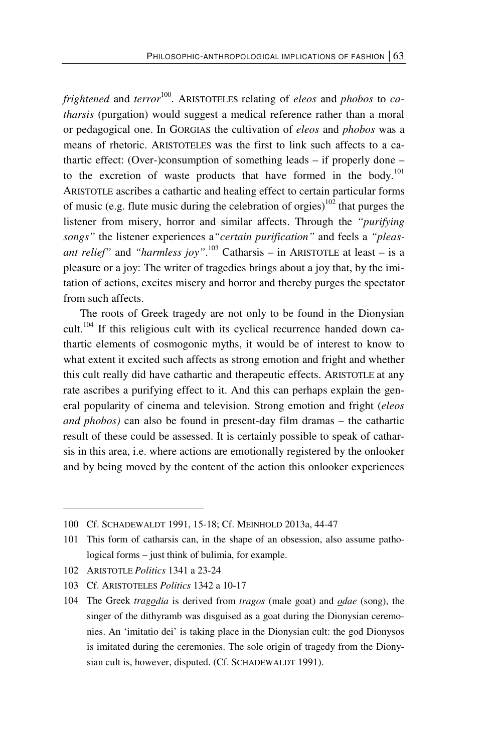*frightened* and *terror*[100]. ARISTOTELES relating of *eleos* and *phobos* to *catharsis* (purgation) would suggest a medical reference rather than a moral or pedagogical one. In GORGIAS the cultivation of *eleos* and *phobos* was a means of rhetoric. ARISTOTELES was the first to link such affects to a cathartic effect: (Over-)consumption of something leads – if properly done – to the excretion of waste products that have formed in the body.[101] ARISTOTLE ascribes a cathartic and healing effect to certain particular forms of music (e.g. flute music during the celebration of orgies)[102] that purges the listener from misery, horror and similar affects. Through the *"purifying songs"* the listener experiences a*"certain purification"* and feels a *"pleasant relief"* and *"harmless joy"*.[103] Catharsis – in ARISTOTLE at least – is a pleasure or a joy: The writer of tragedies brings about a joy that, by the imitation of actions, excites misery and horror and thereby purges the spectator from such affects.

The roots of Greek tragedy are not only to be found in the Dionysian cult.[104] If this religious cult with its cyclical recurrence handed down cathartic elements of cosmogonic myths, it would be of interest to know to what extent it excited such affects as strong emotion and fright and whether this cult really did have cathartic and therapeutic effects. ARISTOTLE at any rate ascribes a purifying effect to it. And this can perhaps explain the general popularity of cinema and television. Strong emotion and fright (*eleos and phobos)* can also be found in present-day film dramas – the cathartic result of these could be assessed. It is certainly possible to speak of catharsis in this area, i.e. where actions are emotionally registered by the onlooker and by being moved by the content of the action this onlooker experiences

---

100 Cf. SCHADEWALDT 1991, 15-18; Cf. MEINHOLD 2013a, 44-47

101 This form of catharsis can, in the shape of an obsession, also assume pathological forms – just think of bulimia, for example.

102 ARISTOTLE *Politics* 1341 a 23-24

103 Cf. ARISTOTELES *Politics* 1342 a 10-17

104 The Greek *tragodia* is derived from *tragos* (male goat) and *odae* (song), the singer of the dithyramb was disguised as a goat during the Dionysian ceremonies. An 'imitatio dei' is taking place in the Dionysian cult: the god Dionysos is imitated during the ceremonies. The sole origin of tragedy from the Dionysian cult is, however, disputed. (Cf. SCHADEWALDT 1991).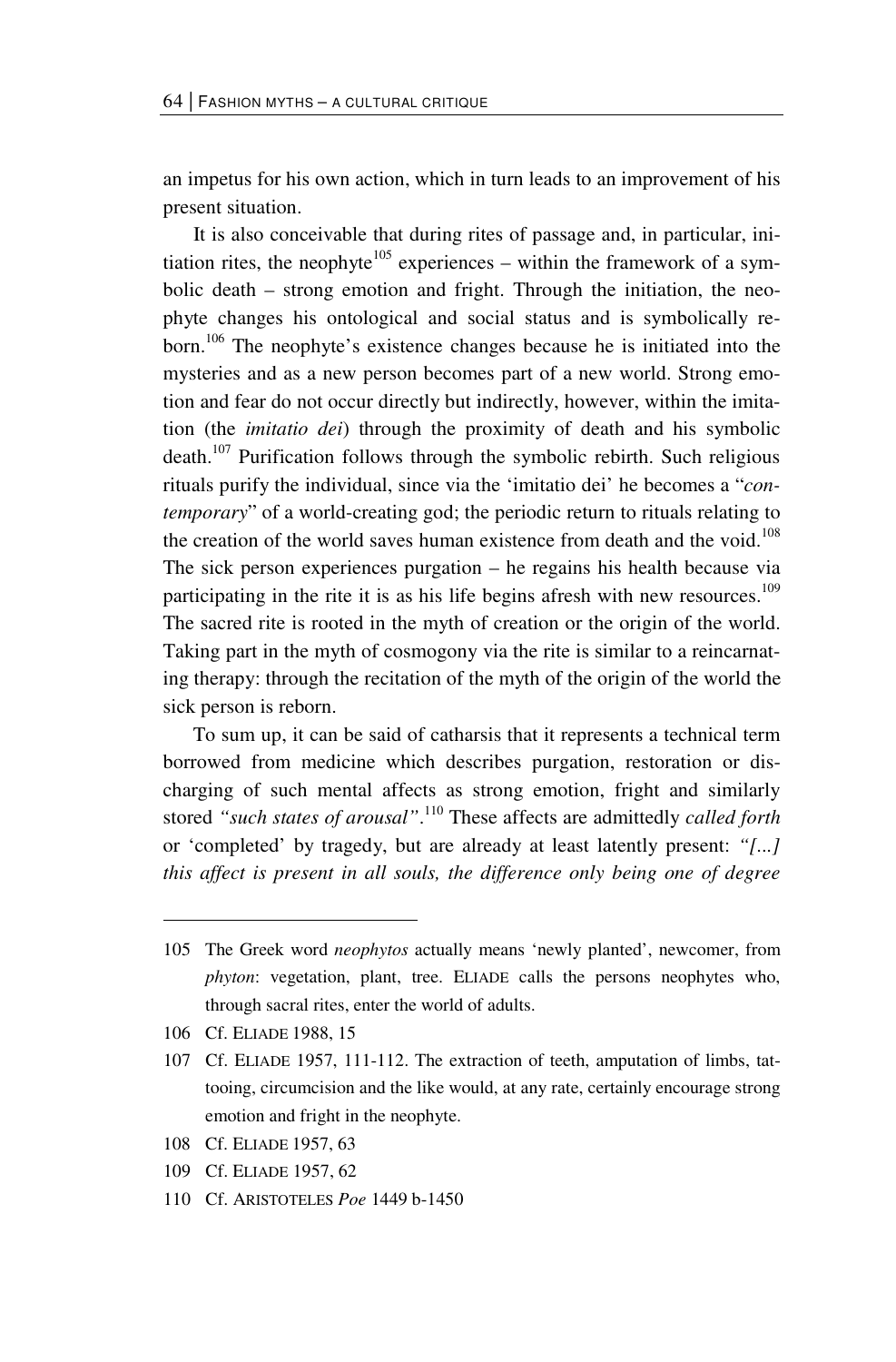an impetus for his own action, which in turn leads to an improvement of his present situation.

It is also conceivable that during rites of passage and, in particular, initiation rites, the neophyte[105] experiences – within the framework of a symbolic death – strong emotion and fright. Through the initiation, the neophyte changes his ontological and social status and is symbolically reborn.[106] The neophyte's existence changes because he is initiated into the mysteries and as a new person becomes part of a new world. Strong emotion and fear do not occur directly but indirectly, however, within the imitation (the *imitatio dei*) through the proximity of death and his symbolic death.[107] Purification follows through the symbolic rebirth. Such religious rituals purify the individual, since via the 'imitatio dei' he becomes a "*contemporary*" of a world-creating god; the periodic return to rituals relating to the creation of the world saves human existence from death and the void.[108] The sick person experiences purgation – he regains his health because via participating in the rite it is as his life begins afresh with new resources.[109] The sacred rite is rooted in the myth of creation or the origin of the world. Taking part in the myth of cosmogony via the rite is similar to a reincarnating therapy: through the recitation of the myth of the origin of the world the sick person is reborn.

To sum up, it can be said of catharsis that it represents a technical term borrowed from medicine which describes purgation, restoration or discharging of such mental affects as strong emotion, fright and similarly stored *"such states of arousal"*.[110] These affects are admittedly *called forth* or 'completed' by tragedy, but are already at least latently present: *"[...] this affect is present in all souls, the difference only being one of degree*

---

105 The Greek word *neophytos* actually means 'newly planted', newcomer, from *phyton*: vegetation, plant, tree. ELIADE calls the persons neophytes who, through sacral rites, enter the world of adults.

106 Cf. ELIADE 1988, 15

107 Cf. ELIADE 1957, 111-112. The extraction of teeth, amputation of limbs, tattooing, circumcision and the like would, at any rate, certainly encourage strong emotion and fright in the neophyte.

108 Cf. ELIADE 1957, 63

109 Cf. ELIADE 1957, 62

110 Cf. ARISTOTELES *Poe* 1449 b-1450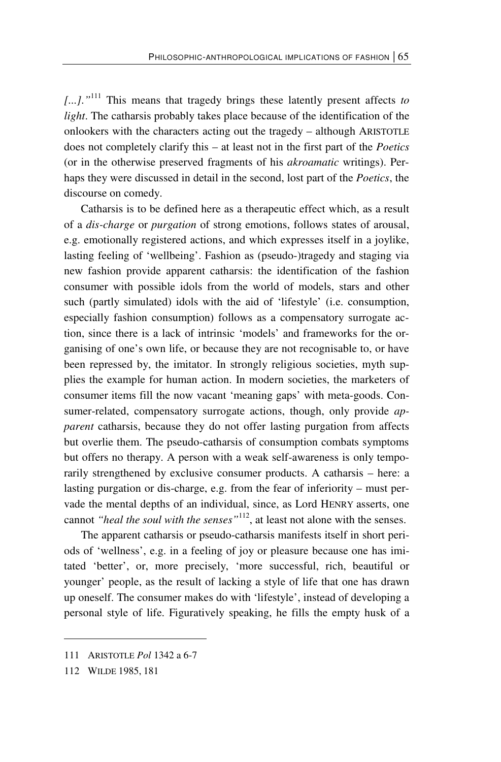*[...]."*[111] This means that tragedy brings these latently present affects *to light*. The catharsis probably takes place because of the identification of the onlookers with the characters acting out the tragedy – although ARISTOTLE does not completely clarify this – at least not in the first part of the *Poetics* (or in the otherwise preserved fragments of his *akroamatic* writings). Perhaps they were discussed in detail in the second, lost part of the *Poetics*, the discourse on comedy.

Catharsis is to be defined here as a therapeutic effect which, as a result of a *dis-charge* or *purgation* of strong emotions, follows states of arousal, e.g. emotionally registered actions, and which expresses itself in a joylike, lasting feeling of 'wellbeing'. Fashion as (pseudo-)tragedy and staging via new fashion provide apparent catharsis: the identification of the fashion consumer with possible idols from the world of models, stars and other such (partly simulated) idols with the aid of 'lifestyle' (i.e. consumption, especially fashion consumption) follows as a compensatory surrogate action, since there is a lack of intrinsic 'models' and frameworks for the organising of one's own life, or because they are not recognisable to, or have been repressed by, the imitator. In strongly religious societies, myth supplies the example for human action. In modern societies, the marketers of consumer items fill the now vacant 'meaning gaps' with meta-goods. Consumer-related, compensatory surrogate actions, though, only provide *apparent* catharsis, because they do not offer lasting purgation from affects but overlie them. The pseudo-catharsis of consumption combats symptoms but offers no therapy. A person with a weak self-awareness is only temporarily strengthened by exclusive consumer products. A catharsis – here: a lasting purgation or dis-charge, e.g. from the fear of inferiority – must pervade the mental depths of an individual, since, as Lord HENRY asserts, one cannot *"heal the soul with the senses"*[112], at least not alone with the senses.

The apparent catharsis or pseudo-catharsis manifests itself in short periods of 'wellness', e.g. in a feeling of joy or pleasure because one has imitated 'better', or, more precisely, 'more successful, rich, beautiful or younger' people, as the result of lacking a style of life that one has drawn up oneself. The consumer makes do with 'lifestyle', instead of developing a personal style of life. Figuratively speaking, he fills the empty husk of a

---

111 ARISTOTLE *Pol* 1342 a 6-7

112 WILDE 1985, 181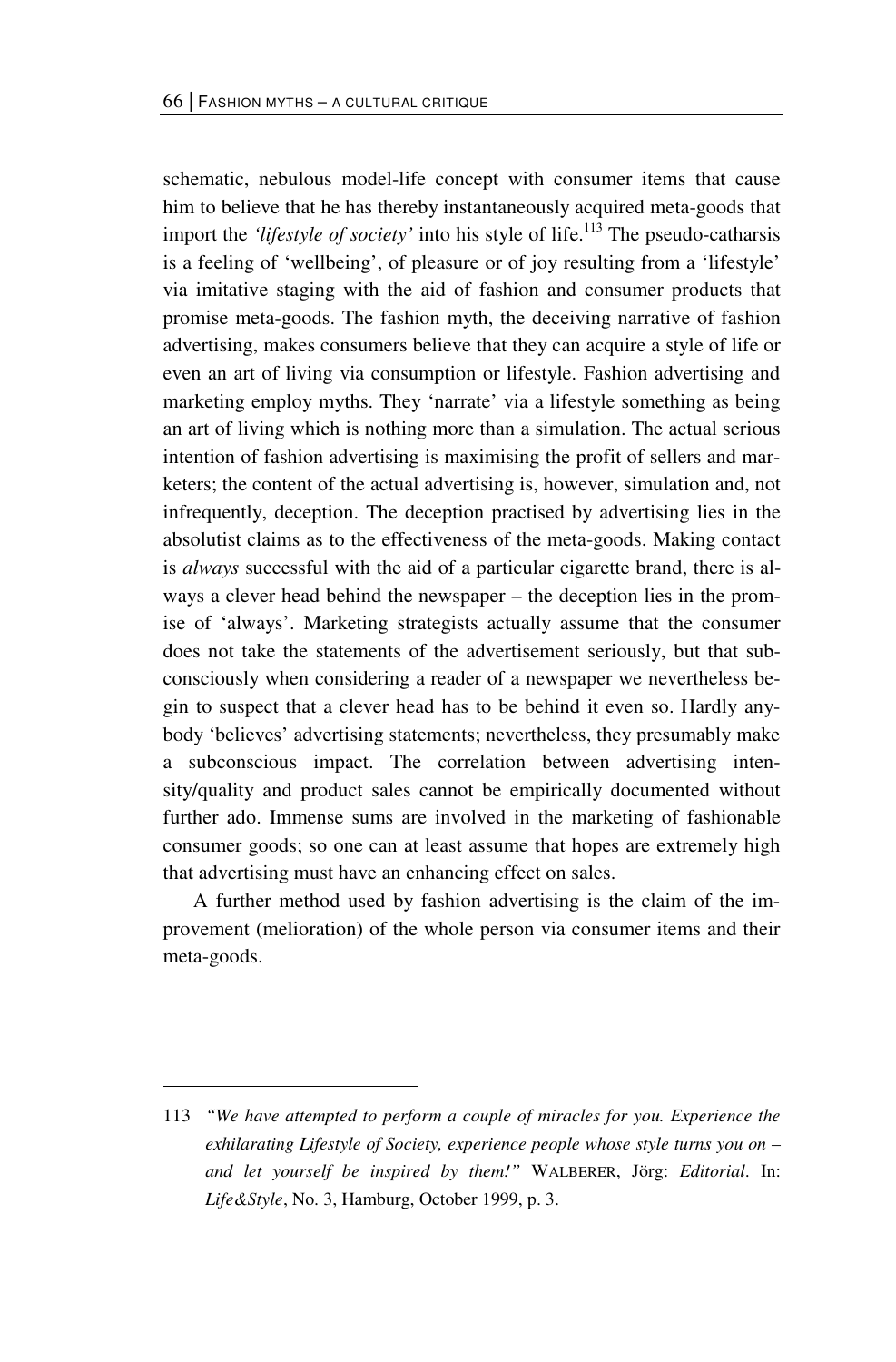schematic, nebulous model-life concept with consumer items that cause him to believe that he has thereby instantaneously acquired meta-goods that import the *'lifestyle of society'* into his style of life.[113] The pseudo-catharsis is a feeling of 'wellbeing', of pleasure or of joy resulting from a 'lifestyle' via imitative staging with the aid of fashion and consumer products that promise meta-goods. The fashion myth, the deceiving narrative of fashion advertising, makes consumers believe that they can acquire a style of life or even an art of living via consumption or lifestyle. Fashion advertising and marketing employ myths. They 'narrate' via a lifestyle something as being an art of living which is nothing more than a simulation. The actual serious intention of fashion advertising is maximising the profit of sellers and marketers; the content of the actual advertising is, however, simulation and, not infrequently, deception. The deception practised by advertising lies in the absolutist claims as to the effectiveness of the meta-goods. Making contact is *always* successful with the aid of a particular cigarette brand, there is always a clever head behind the newspaper – the deception lies in the promise of 'always'. Marketing strategists actually assume that the consumer does not take the statements of the advertisement seriously, but that subconsciously when considering a reader of a newspaper we nevertheless begin to suspect that a clever head has to be behind it even so. Hardly anybody 'believes' advertising statements; nevertheless, they presumably make a subconscious impact. The correlation between advertising intensity/quality and product sales cannot be empirically documented without further ado. Immense sums are involved in the marketing of fashionable consumer goods; so one can at least assume that hopes are extremely high that advertising must have an enhancing effect on sales.

A further method used by fashion advertising is the claim of the improvement (melioration) of the whole person via consumer items and their meta-goods.

---

113 *"We have attempted to perform a couple of miracles for you. Experience the exhilarating Lifestyle of Society, experience people whose style turns you on – and let yourself be inspired by them!"* WALBERER, Jörg: *Editorial*. In: *Life&Style*, No. 3, Hamburg, October 1999, p. 3.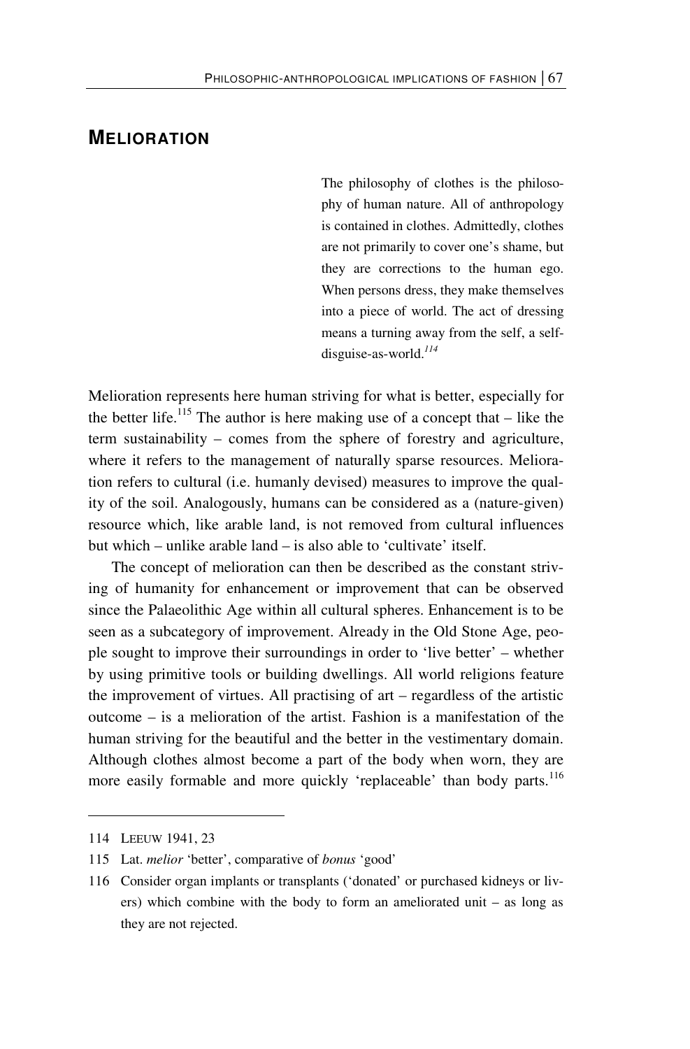## MELIORATION

> The philosophy of clothes is the philosophy of human nature. All of anthropology is contained in clothes. Admittedly, clothes are not primarily to cover one's shame, but they are corrections to the human ego. When persons dress, they make themselves into a piece of world. The act of dressing means a turning away from the self, a self-disguise-as-world.[114]

Melioration represents here human striving for what is better, especially for the better life.[115] The author is here making use of a concept that – like the term sustainability – comes from the sphere of forestry and agriculture, where it refers to the management of naturally sparse resources. Melioration refers to cultural (i.e. humanly devised) measures to improve the quality of the soil. Analogously, humans can be considered as a (nature-given) resource which, like arable land, is not removed from cultural influences but which – unlike arable land – is also able to 'cultivate' itself.

The concept of melioration can then be described as the constant striving of humanity for enhancement or improvement that can be observed since the Palaeolithic Age within all cultural spheres. Enhancement is to be seen as a subcategory of improvement. Already in the Old Stone Age, people sought to improve their surroundings in order to 'live better' – whether by using primitive tools or building dwellings. All world religions feature the improvement of virtues. All practising of art – regardless of the artistic outcome – is a melioration of the artist. Fashion is a manifestation of the human striving for the beautiful and the better in the vestimentary domain. Although clothes almost become a part of the body when worn, they are more easily formable and more quickly 'replaceable' than body parts.[116]

---

114 LEEUW 1941, 23

115 Lat. *melior* 'better', comparative of *bonus* 'good'

116 Consider organ implants or transplants ('donated' or purchased kidneys or livers) which combine with the body to form an ameliorated unit – as long as they are not rejected.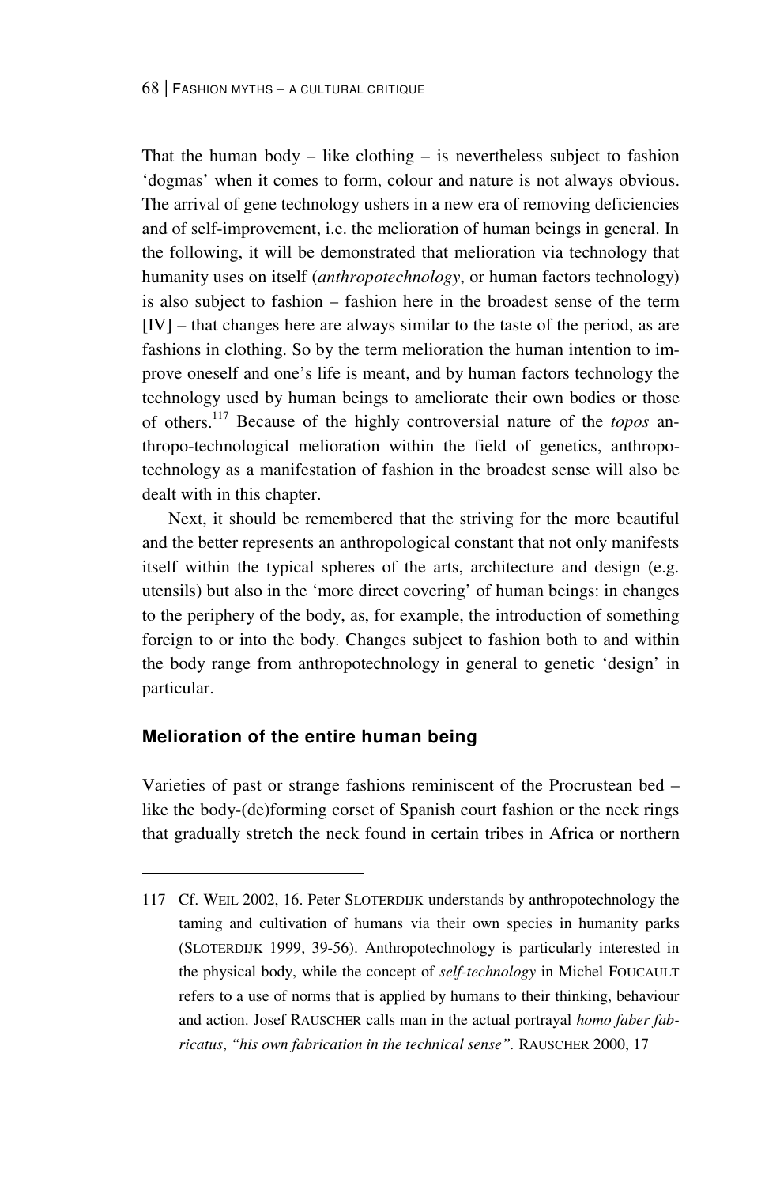That the human body – like clothing – is nevertheless subject to fashion 'dogmas' when it comes to form, colour and nature is not always obvious. The arrival of gene technology ushers in a new era of removing deficiencies and of self-improvement, i.e. the melioration of human beings in general. In the following, it will be demonstrated that melioration via technology that humanity uses on itself (*anthropotechnology*, or human factors technology) is also subject to fashion – fashion here in the broadest sense of the term [IV] – that changes here are always similar to the taste of the period, as are fashions in clothing. So by the term melioration the human intention to improve oneself and one's life is meant, and by human factors technology the technology used by human beings to ameliorate their own bodies or those of others.[117] Because of the highly controversial nature of the *topos* anthropo-technological melioration within the field of genetics, anthropotechnology as a manifestation of fashion in the broadest sense will also be dealt with in this chapter.

Next, it should be remembered that the striving for the more beautiful and the better represents an anthropological constant that not only manifests itself within the typical spheres of the arts, architecture and design (e.g. utensils) but also in the 'more direct covering' of human beings: in changes to the periphery of the body, as, for example, the introduction of something foreign to or into the body. Changes subject to fashion both to and within the body range from anthropotechnology in general to genetic 'design' in particular.

### Melioration of the entire human being

Varieties of past or strange fashions reminiscent of the Procrustean bed – like the body-(de)forming corset of Spanish court fashion or the neck rings that gradually stretch the neck found in certain tribes in Africa or northern

---

117 Cf. WEIL 2002, 16. Peter SLOTERDIJK understands by anthropotechnology the taming and cultivation of humans via their own species in humanity parks (SLOTERDIJK 1999, 39-56). Anthropotechnology is particularly interested in the physical body, while the concept of *self-technology* in Michel FOUCAULT refers to a use of norms that is applied by humans to their thinking, behaviour and action. Josef RAUSCHER calls man in the actual portrayal *homo faber fabricatus*, *"his own fabrication in the technical sense"*. RAUSCHER 2000, 17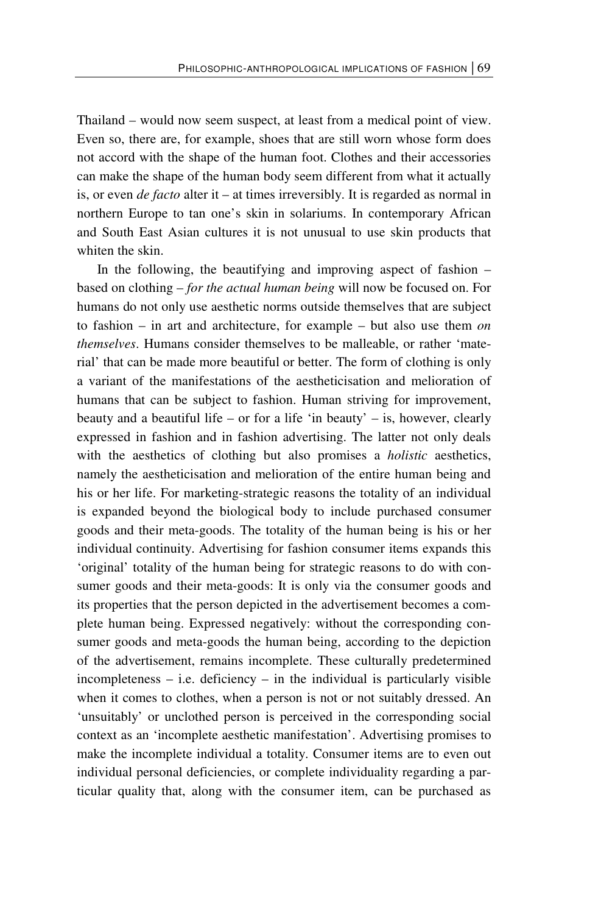Thailand – would now seem suspect, at least from a medical point of view. Even so, there are, for example, shoes that are still worn whose form does not accord with the shape of the human foot. Clothes and their accessories can make the shape of the human body seem different from what it actually is, or even *de facto* alter it – at times irreversibly. It is regarded as normal in northern Europe to tan one's skin in solariums. In contemporary African and South East Asian cultures it is not unusual to use skin products that whiten the skin.

In the following, the beautifying and improving aspect of fashion – based on clothing – *for the actual human being* will now be focused on. For humans do not only use aesthetic norms outside themselves that are subject to fashion – in art and architecture, for example – but also use them *on themselves*. Humans consider themselves to be malleable, or rather 'material' that can be made more beautiful or better. The form of clothing is only a variant of the manifestations of the aestheticisation and melioration of humans that can be subject to fashion. Human striving for improvement, beauty and a beautiful life – or for a life 'in beauty' – is, however, clearly expressed in fashion and in fashion advertising. The latter not only deals with the aesthetics of clothing but also promises a *holistic* aesthetics, namely the aestheticisation and melioration of the entire human being and his or her life. For marketing-strategic reasons the totality of an individual is expanded beyond the biological body to include purchased consumer goods and their meta-goods. The totality of the human being is his or her individual continuity. Advertising for fashion consumer items expands this 'original' totality of the human being for strategic reasons to do with consumer goods and their meta-goods: It is only via the consumer goods and its properties that the person depicted in the advertisement becomes a complete human being. Expressed negatively: without the corresponding consumer goods and meta-goods the human being, according to the depiction of the advertisement, remains incomplete. These culturally predetermined incompleteness – i.e. deficiency – in the individual is particularly visible when it comes to clothes, when a person is not or not suitably dressed. An 'unsuitably' or unclothed person is perceived in the corresponding social context as an 'incomplete aesthetic manifestation'. Advertising promises to make the incomplete individual a totality. Consumer items are to even out individual personal deficiencies, or complete individuality regarding a particular quality that, along with the consumer item, can be purchased as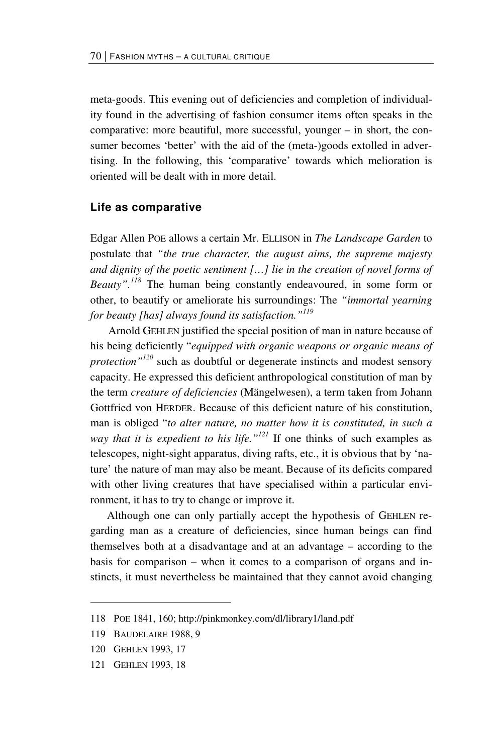meta-goods. This evening out of deficiencies and completion of individuality found in the advertising of fashion consumer items often speaks in the comparative: more beautiful, more successful, younger – in short, the consumer becomes 'better' with the aid of the (meta-)goods extolled in advertising. In the following, this 'comparative' towards which melioration is oriented will be dealt with in more detail.

## Life as comparative

Edgar Allen POE allows a certain Mr. ELLISON in *The Landscape Garden* to postulate that *"the true character, the august aims, the supreme majesty and dignity of the poetic sentiment […] lie in the creation of novel forms of Beauty"*.[118] The human being constantly endeavoured, in some form or other, to beautify or ameliorate his surroundings: The *"immortal yearning for beauty [has] always found its satisfaction."*[119]

Arnold GEHLEN justified the special position of man in nature because of his being deficiently "*equipped with organic weapons or organic means of protection"*[120] such as doubtful or degenerate instincts and modest sensory capacity. He expressed this deficient anthropological constitution of man by the term *creature of deficiencies* (Mängelwesen), a term taken from Johann Gottfried von HERDER. Because of this deficient nature of his constitution, man is obliged "*to alter nature, no matter how it is constituted, in such a way that it is expedient to his life."*[121] If one thinks of such examples as telescopes, night-sight apparatus, diving rafts, etc., it is obvious that by 'nature' the nature of man may also be meant. Because of its deficits compared with other living creatures that have specialised within a particular environment, it has to try to change or improve it.

Although one can only partially accept the hypothesis of GEHLEN regarding man as a creature of deficiencies, since human beings can find themselves both at a disadvantage and at an advantage – according to the basis for comparison – when it comes to a comparison of organs and instincts, it must nevertheless be maintained that they cannot avoid changing

---

118 POE 1841, 160; http://pinkmonkey.com/dl/library1/land.pdf

119 BAUDELAIRE 1988, 9

120 GEHLEN 1993, 17

121 GEHLEN 1993, 18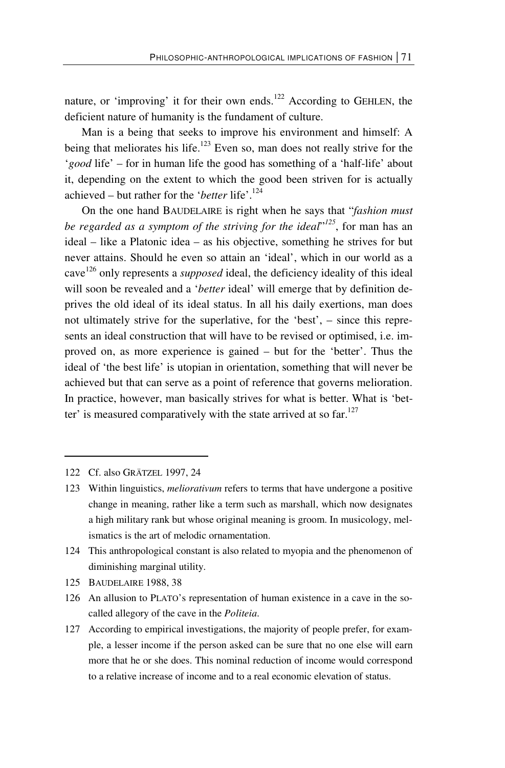nature, or 'improving' it for their own ends.[122] According to GEHLEN, the deficient nature of humanity is the fundament of culture.

Man is a being that seeks to improve his environment and himself: A being that meliorates his life.[123] Even so, man does not really strive for the '*good* life' – for in human life the good has something of a 'half-life' about it, depending on the extent to which the good been striven for is actually achieved – but rather for the '*better* life'.[124]

On the one hand BAUDELAIRE is right when he says that "*fashion must be regarded as a symptom of the striving for the ideal*"[125], for man has an ideal – like a Platonic idea – as his objective, something he strives for but never attains. Should he even so attain an 'ideal', which in our world as a cave[126] only represents a *supposed* ideal, the deficiency ideality of this ideal will soon be revealed and a '*better* ideal' will emerge that by definition deprives the old ideal of its ideal status. In all his daily exertions, man does not ultimately strive for the superlative, for the 'best', – since this represents an ideal construction that will have to be revised or optimised, i.e. improved on, as more experience is gained – but for the 'better'. Thus the ideal of 'the best life' is utopian in orientation, something that will never be achieved but that can serve as a point of reference that governs melioration. In practice, however, man basically strives for what is better. What is 'better' is measured comparatively with the state arrived at so far.[127]

---

122 Cf. also GRÄTZEL 1997, 24

123 Within linguistics, *meliorativum* refers to terms that have undergone a positive change in meaning, rather like a term such as marshall, which now designates a high military rank but whose original meaning is groom. In musicology, melismatics is the art of melodic ornamentation.

124 This anthropological constant is also related to myopia and the phenomenon of diminishing marginal utility.

125 BAUDELAIRE 1988, 38

126 An allusion to PLATO's representation of human existence in a cave in the so-called allegory of the cave in the *Politeia*.

127 According to empirical investigations, the majority of people prefer, for example, a lesser income if the person asked can be sure that no one else will earn more that he or she does. This nominal reduction of income would correspond to a relative increase of income and to a real economic elevation of status.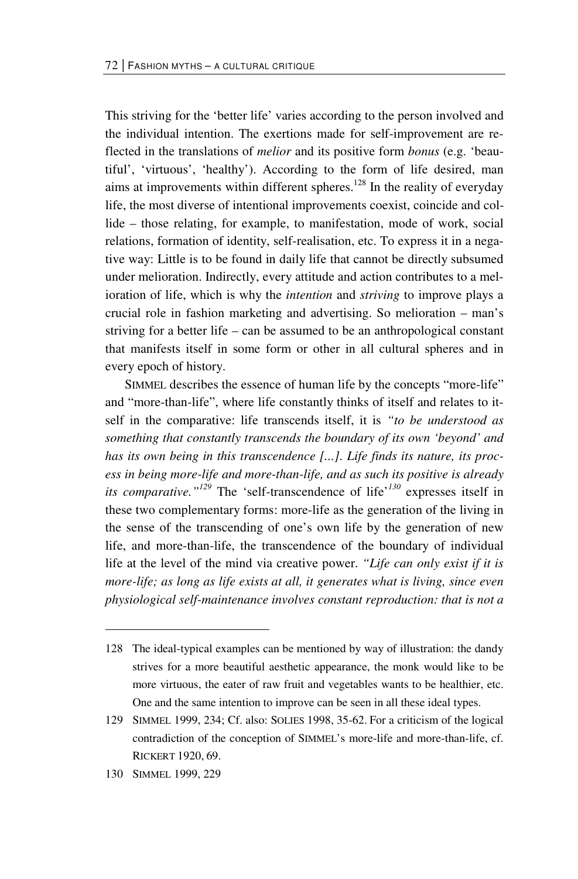This striving for the 'better life' varies according to the person involved and the individual intention. The exertions made for self-improvement are reflected in the translations of *melior* and its positive form *bonus* (e.g. 'beautiful', 'virtuous', 'healthy'). According to the form of life desired, man aims at improvements within different spheres.[128] In the reality of everyday life, the most diverse of intentional improvements coexist, coincide and collide – those relating, for example, to manifestation, mode of work, social relations, formation of identity, self-realisation, etc. To express it in a negative way: Little is to be found in daily life that cannot be directly subsumed under melioration. Indirectly, every attitude and action contributes to a melioration of life, which is why the *intention* and *striving* to improve plays a crucial role in fashion marketing and advertising. So melioration – man's striving for a better life – can be assumed to be an anthropological constant that manifests itself in some form or other in all cultural spheres and in every epoch of history.

SIMMEL describes the essence of human life by the concepts "more-life" and "more-than-life", where life constantly thinks of itself and relates to itself in the comparative: life transcends itself, it is *"to be understood as something that constantly transcends the boundary of its own 'beyond' and has its own being in this transcendence [...]. Life finds its nature, its process in being more-life and more-than-life, and as such its positive is already its comparative."*[129] The 'self-transcendence of life'[130] expresses itself in these two complementary forms: more-life as the generation of the living in the sense of the transcending of one's own life by the generation of new life, and more-than-life, the transcendence of the boundary of individual life at the level of the mind via creative power. *"Life can only exist if it is more-life; as long as life exists at all, it generates what is living, since even physiological self-maintenance involves constant reproduction: that is not a*

---

128 The ideal-typical examples can be mentioned by way of illustration: the dandy strives for a more beautiful aesthetic appearance, the monk would like to be more virtuous, the eater of raw fruit and vegetables wants to be healthier, etc. One and the same intention to improve can be seen in all these ideal types.

129 SIMMEL 1999, 234; Cf. also: SOLIES 1998, 35-62. For a criticism of the logical contradiction of the conception of SIMMEL's more-life and more-than-life, cf. RICKERT 1920, 69.

130 SIMMEL 1999, 229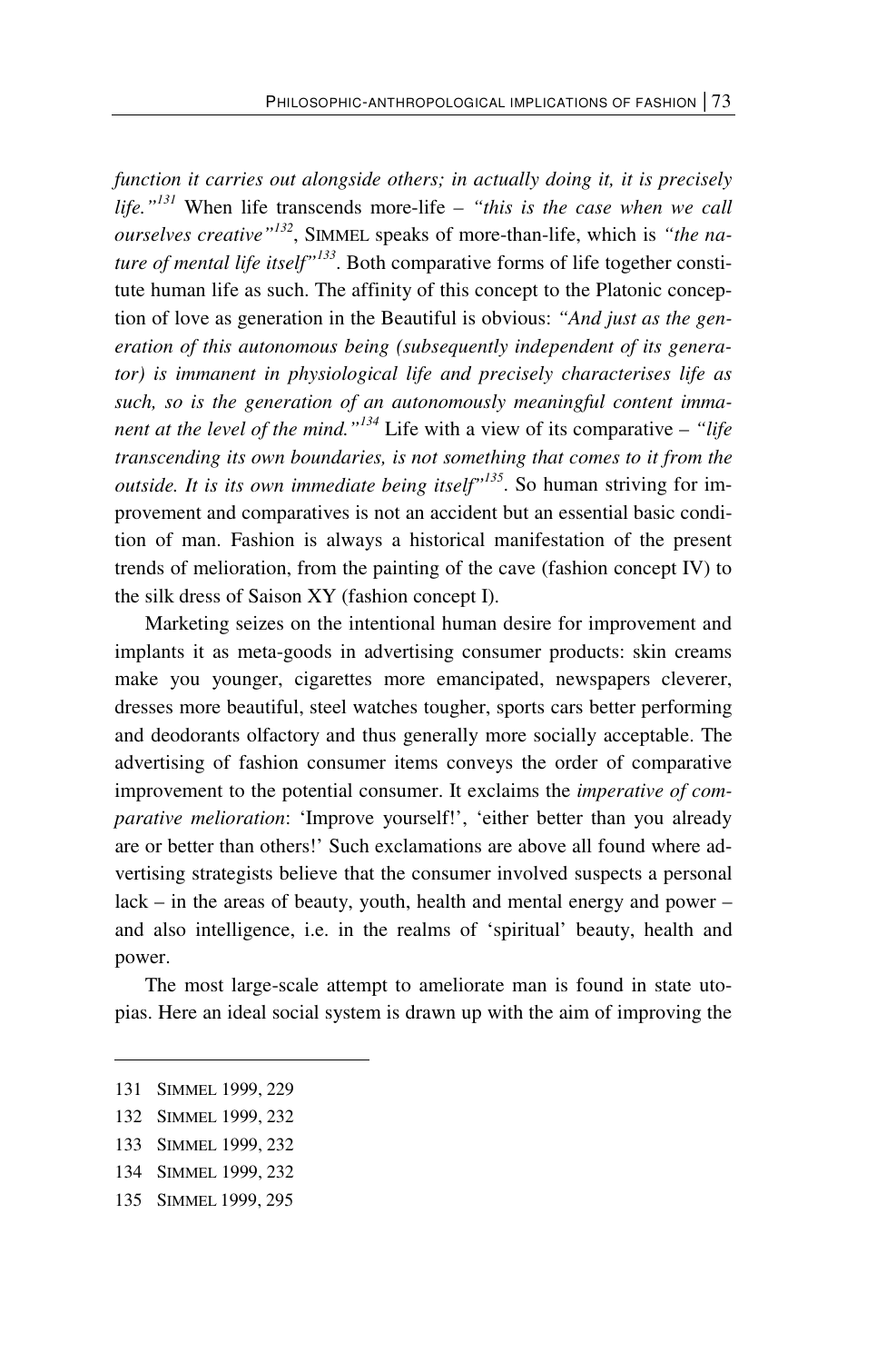*function it carries out alongside others; in actually doing it, it is precisely life."*[131] When life transcends more-life – *"this is the case when we call ourselves creative"*[132], SIMMEL speaks of more-than-life, which is *"the nature of mental life itself"*[133]. Both comparative forms of life together constitute human life as such. The affinity of this concept to the Platonic conception of love as generation in the Beautiful is obvious: *"And just as the generation of this autonomous being (subsequently independent of its generator) is immanent in physiological life and precisely characterises life as such, so is the generation of an autonomously meaningful content immanent at the level of the mind."*[134] Life with a view of its comparative – *"life transcending its own boundaries, is not something that comes to it from the outside. It is its own immediate being itself"*[135]. So human striving for improvement and comparatives is not an accident but an essential basic condition of man. Fashion is always a historical manifestation of the present trends of melioration, from the painting of the cave (fashion concept IV) to the silk dress of Saison XY (fashion concept I).

Marketing seizes on the intentional human desire for improvement and implants it as meta-goods in advertising consumer products: skin creams make you younger, cigarettes more emancipated, newspapers cleverer, dresses more beautiful, steel watches tougher, sports cars better performing and deodorants olfactory and thus generally more socially acceptable. The advertising of fashion consumer items conveys the order of comparative improvement to the potential consumer. It exclaims the *imperative of comparative melioration*: 'Improve yourself!', 'either better than you already are or better than others!' Such exclamations are above all found where advertising strategists believe that the consumer involved suspects a personal lack – in the areas of beauty, youth, health and mental energy and power – and also intelligence, i.e. in the realms of 'spiritual' beauty, health and power.

The most large-scale attempt to ameliorate man is found in state utopias. Here an ideal social system is drawn up with the aim of improving the

---

131 SIMMEL 1999, 229

132 SIMMEL 1999, 232

133 SIMMEL 1999, 232

134 SIMMEL 1999, 232

135 SIMMEL 1999, 295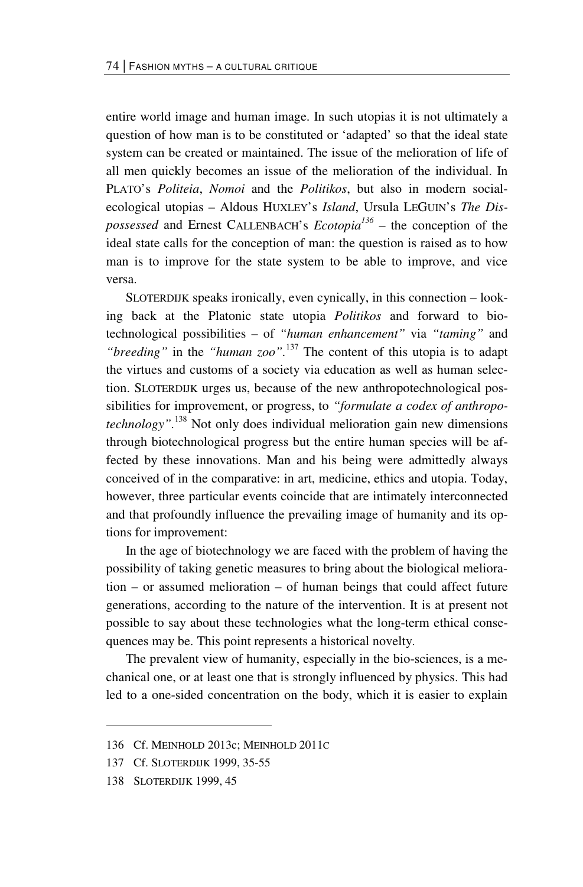entire world image and human image. In such utopias it is not ultimately a question of how man is to be constituted or 'adapted' so that the ideal state system can be created or maintained. The issue of the melioration of life of all men quickly becomes an issue of the melioration of the individual. In PLATO's *Politeia*, *Nomoi* and the *Politikos*, but also in modern social-ecological utopias – Aldous HUXLEY's *Island*, Ursula LEGUIN's *The Dispossessed* and Ernest CALLENBACH's *Ecotopia*[136] – the conception of the ideal state calls for the conception of man: the question is raised as to how man is to improve for the state system to be able to improve, and vice versa.

SLOTERDIJK speaks ironically, even cynically, in this connection – looking back at the Platonic state utopia *Politikos* and forward to biotechnological possibilities – of *"human enhancement"* via *"taming"* and *"breeding"* in the *"human zoo"*.[137] The content of this utopia is to adapt the virtues and customs of a society via education as well as human selection. SLOTERDIJK urges us, because of the new anthropotechnological possibilities for improvement, or progress, to *"formulate a codex of anthropotechnology"*.[138] Not only does individual melioration gain new dimensions through biotechnological progress but the entire human species will be affected by these innovations. Man and his being were admittedly always conceived of in the comparative: in art, medicine, ethics and utopia. Today, however, three particular events coincide that are intimately interconnected and that profoundly influence the prevailing image of humanity and its options for improvement:

In the age of biotechnology we are faced with the problem of having the possibility of taking genetic measures to bring about the biological melioration – or assumed melioration – of human beings that could affect future generations, according to the nature of the intervention. It is at present not possible to say about these technologies what the long-term ethical consequences may be. This point represents a historical novelty.

The prevalent view of humanity, especially in the bio-sciences, is a mechanical one, or at least one that is strongly influenced by physics. This had led to a one-sided concentration on the body, which it is easier to explain

---

136 Cf. MEINHOLD 2013c; MEINHOLD 2011C

137 Cf. SLOTERDIJK 1999, 35-55

138 SLOTERDIJK 1999, 45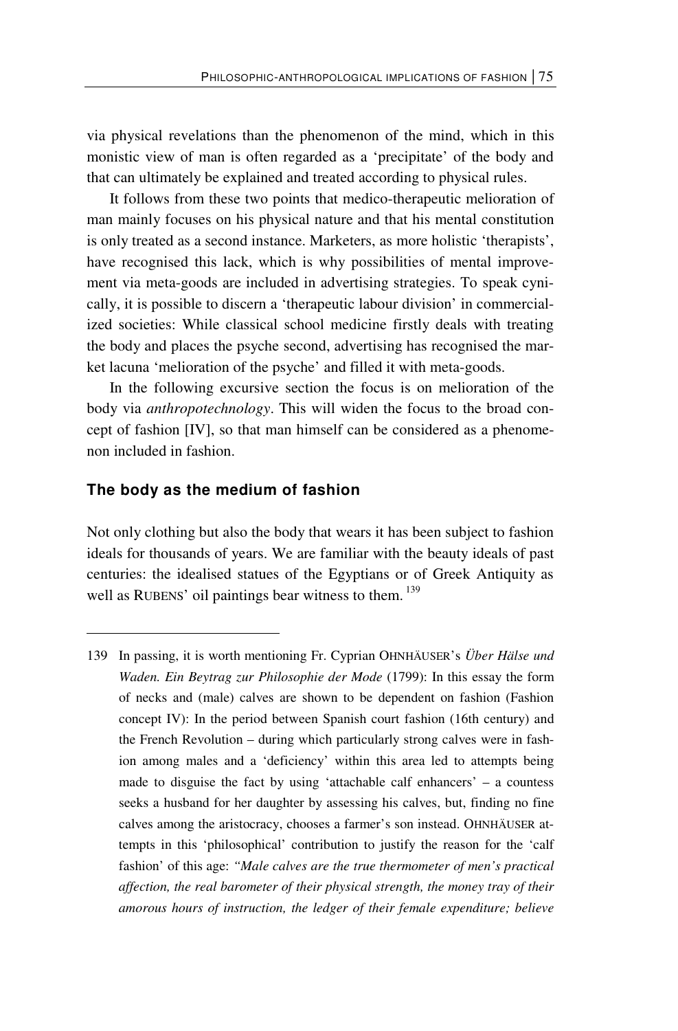via physical revelations than the phenomenon of the mind, which in this monistic view of man is often regarded as a 'precipitate' of the body and that can ultimately be explained and treated according to physical rules.

It follows from these two points that medico-therapeutic melioration of man mainly focuses on his physical nature and that his mental constitution is only treated as a second instance. Marketers, as more holistic 'therapists', have recognised this lack, which is why possibilities of mental improvement via meta-goods are included in advertising strategies. To speak cynically, it is possible to discern a 'therapeutic labour division' in commercialized societies: While classical school medicine firstly deals with treating the body and places the psyche second, advertising has recognised the market lacuna 'melioration of the psyche' and filled it with meta-goods.

In the following excursive section the focus is on melioration of the body via *anthropotechnology*. This will widen the focus to the broad concept of fashion [IV], so that man himself can be considered as a phenomenon included in fashion.

## The body as the medium of fashion

Not only clothing but also the body that wears it has been subject to fashion ideals for thousands of years. We are familiar with the beauty ideals of past centuries: the idealised statues of the Egyptians or of Greek Antiquity as well as RUBENS' oil paintings bear witness to them.[139]

---

139 In passing, it is worth mentioning Fr. Cyprian OHNHÄUSER's *Über Hälse und Waden. Ein Beytrag zur Philosophie der Mode* (1799): In this essay the form of necks and (male) calves are shown to be dependent on fashion (Fashion concept IV): In the period between Spanish court fashion (16th century) and the French Revolution – during which particularly strong calves were in fashion among males and a 'deficiency' within this area led to attempts being made to disguise the fact by using 'attachable calf enhancers' – a countess seeks a husband for her daughter by assessing his calves, but, finding no fine calves among the aristocracy, chooses a farmer's son instead. OHNHÄUSER attempts in this 'philosophical' contribution to justify the reason for the 'calf fashion' of this age: *"Male calves are the true thermometer of men's practical affection, the real barometer of their physical strength, the money tray of their amorous hours of instruction, the ledger of their female expenditure; believe*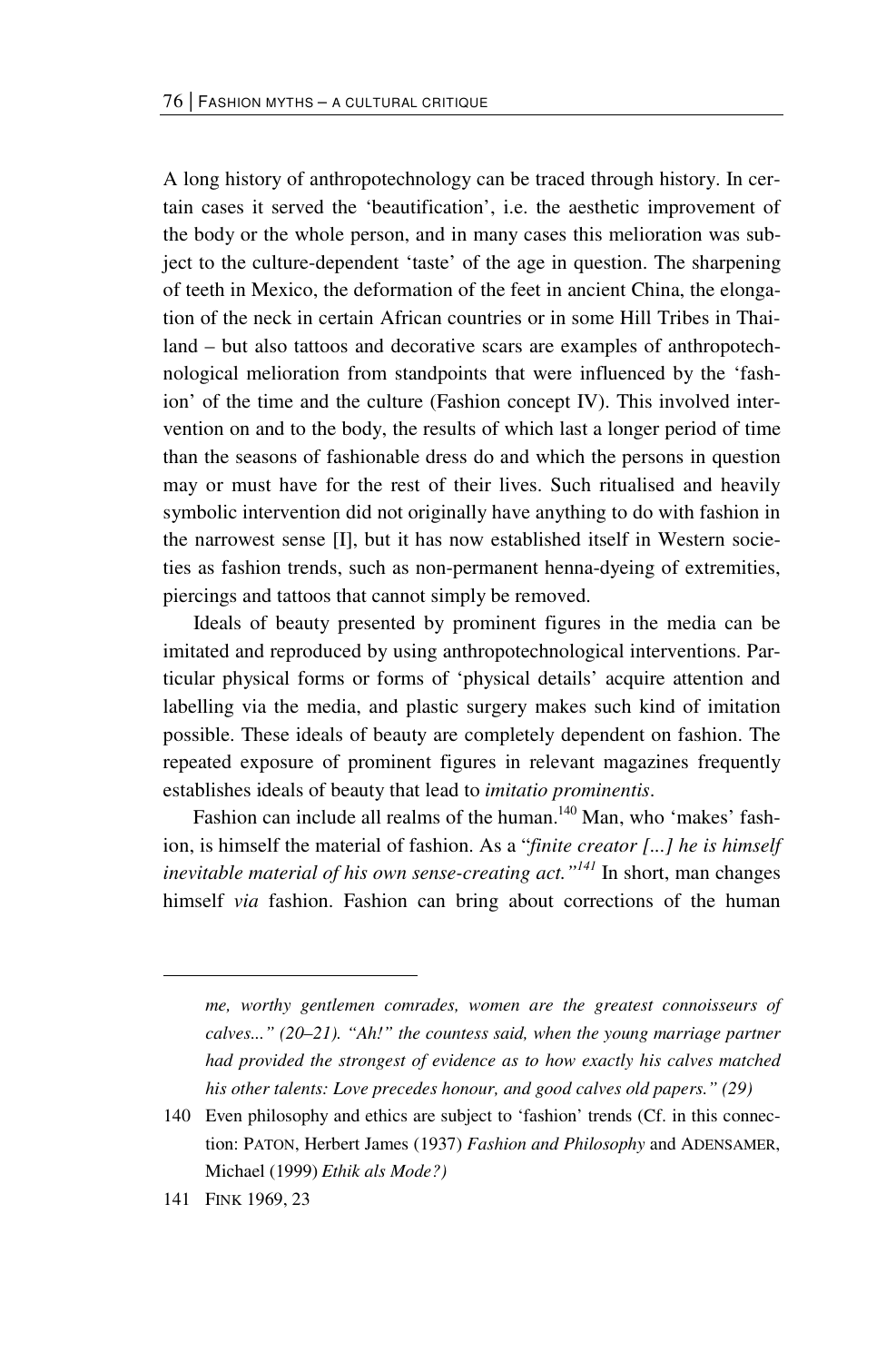A long history of anthropotechnology can be traced through history. In certain cases it served the 'beautification', i.e. the aesthetic improvement of the body or the whole person, and in many cases this melioration was subject to the culture-dependent 'taste' of the age in question. The sharpening of teeth in Mexico, the deformation of the feet in ancient China, the elongation of the neck in certain African countries or in some Hill Tribes in Thailand – but also tattoos and decorative scars are examples of anthropotechnological melioration from standpoints that were influenced by the 'fashion' of the time and the culture (Fashion concept IV). This involved intervention on and to the body, the results of which last a longer period of time than the seasons of fashionable dress do and which the persons in question may or must have for the rest of their lives. Such ritualised and heavily symbolic intervention did not originally have anything to do with fashion in the narrowest sense [I], but it has now established itself in Western societies as fashion trends, such as non-permanent henna-dyeing of extremities, piercings and tattoos that cannot simply be removed.

Ideals of beauty presented by prominent figures in the media can be imitated and reproduced by using anthropotechnological interventions. Particular physical forms or forms of 'physical details' acquire attention and labelling via the media, and plastic surgery makes such kind of imitation possible. These ideals of beauty are completely dependent on fashion. The repeated exposure of prominent figures in relevant magazines frequently establishes ideals of beauty that lead to *imitatio prominentis*.

Fashion can include all realms of the human.[140] Man, who 'makes' fashion, is himself the material of fashion. As a "*finite creator [...] he is himself inevitable material of his own sense-creating act.*"[141] In short, man changes himself *via* fashion. Fashion can bring about corrections of the human

---

*me, worthy gentlemen comrades, women are the greatest connoisseurs of calves..." (20–21). "Ah!" the countess said, when the young marriage partner had provided the strongest of evidence as to how exactly his calves matched his other talents: Love precedes honour, and good calves old papers." (29)*

140 Even philosophy and ethics are subject to 'fashion' trends (Cf. in this connection: PATON, Herbert James (1937) *Fashion and Philosophy* and ADENSAMER, Michael (1999) *Ethik als Mode?)*

141 FINK 1969, 23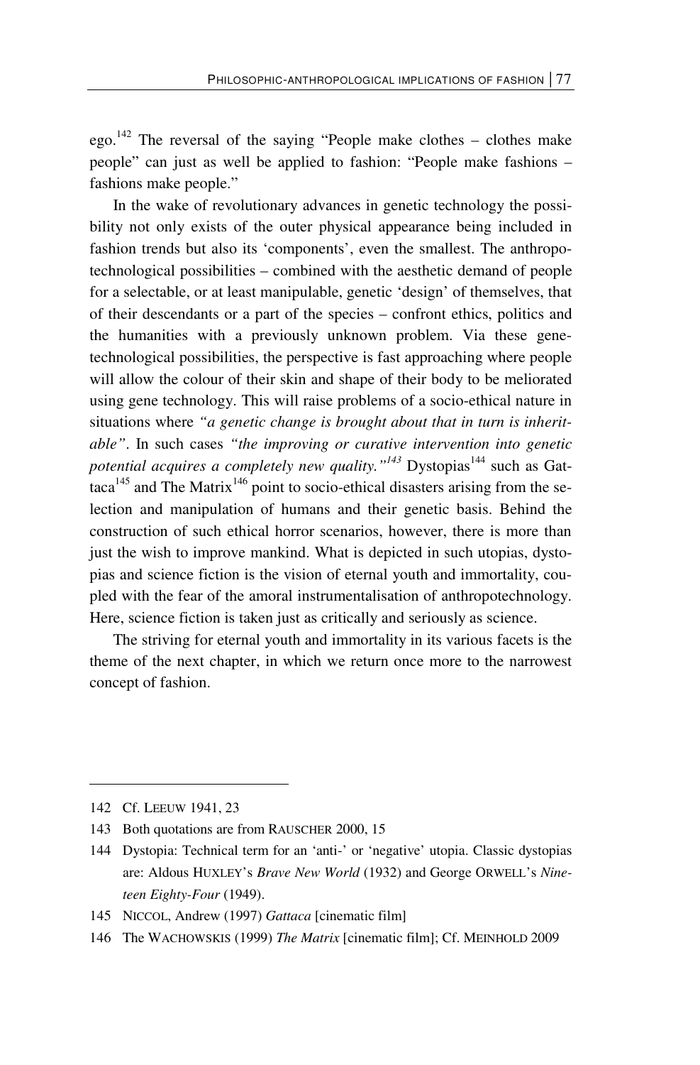ego.[142] The reversal of the saying "People make clothes – clothes make people" can just as well be applied to fashion: "People make fashions – fashions make people."

In the wake of revolutionary advances in genetic technology the possibility not only exists of the outer physical appearance being included in fashion trends but also its 'components', even the smallest. The anthropotechnological possibilities – combined with the aesthetic demand of people for a selectable, or at least manipulable, genetic 'design' of themselves, that of their descendants or a part of the species – confront ethics, politics and the humanities with a previously unknown problem. Via these genetechnological possibilities, the perspective is fast approaching where people will allow the colour of their skin and shape of their body to be meliorated using gene technology. This will raise problems of a socio-ethical nature in situations where *"a genetic change is brought about that in turn is inheritable"*. In such cases *"the improving or curative intervention into genetic potential acquires a completely new quality."*[143] Dystopias[144] such as Gattaca[145] and The Matrix[146] point to socio-ethical disasters arising from the selection and manipulation of humans and their genetic basis. Behind the construction of such ethical horror scenarios, however, there is more than just the wish to improve mankind. What is depicted in such utopias, dystopias and science fiction is the vision of eternal youth and immortality, coupled with the fear of the amoral instrumentalisation of anthropotechnology. Here, science fiction is taken just as critically and seriously as science.

The striving for eternal youth and immortality in its various facets is the theme of the next chapter, in which we return once more to the narrowest concept of fashion.

---

142 Cf. LEEUW 1941, 23

143 Both quotations are from RAUSCHER 2000, 15

144 Dystopia: Technical term for an 'anti-' or 'negative' utopia. Classic dystopias are: Aldous HUXLEY's *Brave New World* (1932) and George ORWELL's *Nineteen Eighty-Four* (1949).

145 NICCOL, Andrew (1997) *Gattaca* [cinematic film]

146 The WACHOWSKIS (1999) *The Matrix* [cinematic film]; Cf. MEINHOLD 2009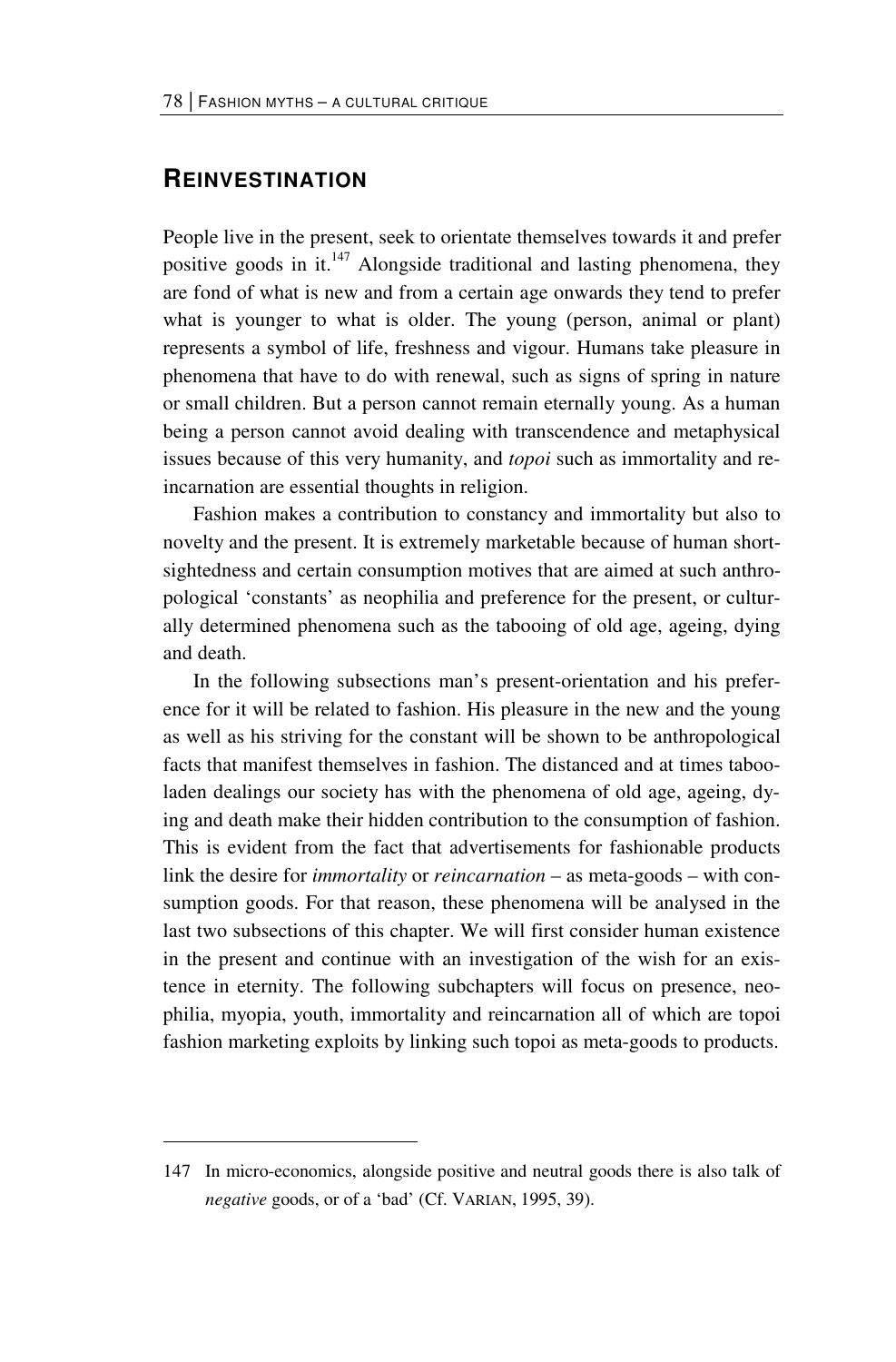## REINVESTINATION

People live in the present, seek to orientate themselves towards it and prefer positive goods in it.[147] Alongside traditional and lasting phenomena, they are fond of what is new and from a certain age onwards they tend to prefer what is younger to what is older. The young (person, animal or plant) represents a symbol of life, freshness and vigour. Humans take pleasure in phenomena that have to do with renewal, such as signs of spring in nature or small children. But a person cannot remain eternally young. As a human being a person cannot avoid dealing with transcendence and metaphysical issues because of this very humanity, and *topoi* such as immortality and reincarnation are essential thoughts in religion.

Fashion makes a contribution to constancy and immortality but also to novelty and the present. It is extremely marketable because of human short-sightedness and certain consumption motives that are aimed at such anthropological 'constants' as neophilia and preference for the present, or culturally determined phenomena such as the tabooing of old age, ageing, dying and death.

In the following subsections man's present-orientation and his preference for it will be related to fashion. His pleasure in the new and the young as well as his striving for the constant will be shown to be anthropological facts that manifest themselves in fashion. The distanced and at times taboo-laden dealings our society has with the phenomena of old age, ageing, dying and death make their hidden contribution to the consumption of fashion. This is evident from the fact that advertisements for fashionable products link the desire for *immortality* or *reincarnation* – as meta-goods – with consumption goods. For that reason, these phenomena will be analysed in the last two subsections of this chapter. We will first consider human existence in the present and continue with an investigation of the wish for an existence in eternity. The following subchapters will focus on presence, neophilia, myopia, youth, immortality and reincarnation all of which are topoi fashion marketing exploits by linking such topoi as meta-goods to products.

---

147 In micro-economics, alongside positive and neutral goods there is also talk of *negative* goods, or of a 'bad' (Cf. VARIAN, 1995, 39).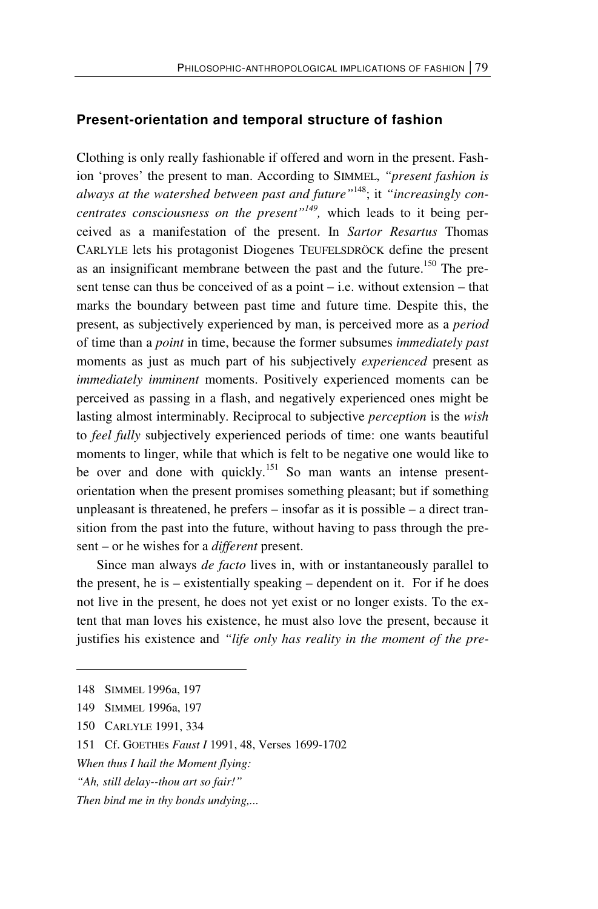## Present-orientation and temporal structure of fashion

Clothing is only really fashionable if offered and worn in the present. Fashion 'proves' the present to man. According to SIMMEL, *"present fashion is always at the watershed between past and future"*[148]; it *"increasingly concentrates consciousness on the present"*[149], which leads to it being perceived as a manifestation of the present. In *Sartor Resartus* Thomas CARLYLE lets his protagonist Diogenes TEUFELSDRÖCK define the present as an insignificant membrane between the past and the future.[150] The present tense can thus be conceived of as a point – i.e. without extension – that marks the boundary between past time and future time. Despite this, the present, as subjectively experienced by man, is perceived more as a *period* of time than a *point* in time, because the former subsumes *immediately past* moments as just as much part of his subjectively *experienced* present as *immediately imminent* moments. Positively experienced moments can be perceived as passing in a flash, and negatively experienced ones might be lasting almost interminably. Reciprocal to subjective *perception* is the *wish* to *feel fully* subjectively experienced periods of time: one wants beautiful moments to linger, while that which is felt to be negative one would like to be over and done with quickly.[151] So man wants an intense present-orientation when the present promises something pleasant; but if something unpleasant is threatened, he prefers – insofar as it is possible – a direct transition from the past into the future, without having to pass through the present – or he wishes for a *different* present.

Since man always *de facto* lives in, with or instantaneously parallel to the present, he is – existentially speaking – dependent on it. For if he does not live in the present, he does not yet exist or no longer exists. To the extent that man loves his existence, he must also love the present, because it justifies his existence and *"life only has reality in the moment of the pre-*

---

148 SIMMEL 1996a, 197

149 SIMMEL 1996a, 197

150 CARLYLE 1991, 334

151 Cf. GOETHEs *Faust I* 1991, 48, Verses 1699-1702

*When thus I hail the Moment flying:*

*"Ah, still delay--thou art so fair!"*

*Then bind me in thy bonds undying,...*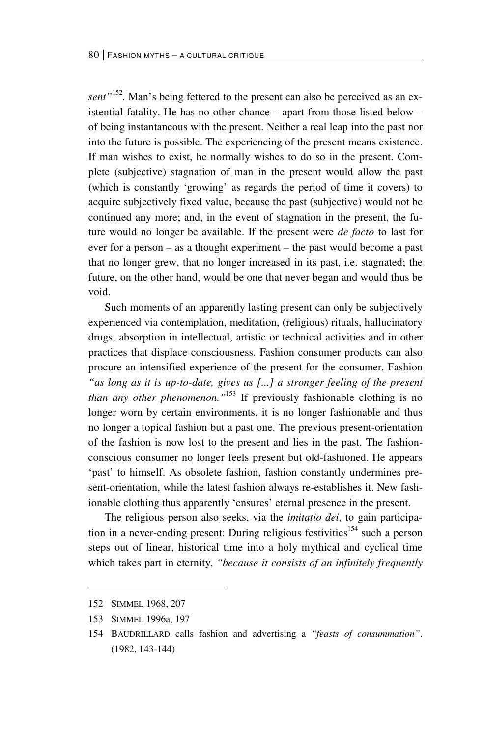*sent"*[152]. Man's being fettered to the present can also be perceived as an existential fatality. He has no other chance – apart from those listed below – of being instantaneous with the present. Neither a real leap into the past nor into the future is possible. The experiencing of the present means existence. If man wishes to exist, he normally wishes to do so in the present. Complete (subjective) stagnation of man in the present would allow the past (which is constantly 'growing' as regards the period of time it covers) to acquire subjectively fixed value, because the past (subjective) would not be continued any more; and, in the event of stagnation in the present, the future would no longer be available. If the present were *de facto* to last for ever for a person – as a thought experiment – the past would become a past that no longer grew, that no longer increased in its past, i.e. stagnated; the future, on the other hand, would be one that never began and would thus be void.

Such moments of an apparently lasting present can only be subjectively experienced via contemplation, meditation, (religious) rituals, hallucinatory drugs, absorption in intellectual, artistic or technical activities and in other practices that displace consciousness. Fashion consumer products can also procure an intensified experience of the present for the consumer. Fashion *"as long as it is up-to-date, gives us [...] a stronger feeling of the present than any other phenomenon."*[153] If previously fashionable clothing is no longer worn by certain environments, it is no longer fashionable and thus no longer a topical fashion but a past one. The previous present-orientation of the fashion is now lost to the present and lies in the past. The fashion-conscious consumer no longer feels present but old-fashioned. He appears 'past' to himself. As obsolete fashion, fashion constantly undermines present-orientation, while the latest fashion always re-establishes it. New fashionable clothing thus apparently 'ensures' eternal presence in the present.

The religious person also seeks, via the *imitatio dei*, to gain participation in a never-ending present: During religious festivities[154] such a person steps out of linear, historical time into a holy mythical and cyclical time which takes part in eternity, *"because it consists of an infinitely frequently*

---

152 SIMMEL 1968, 207

153 SIMMEL 1996a, 197

154 BAUDRILLARD calls fashion and advertising a *"feasts of consummation"*. (1982, 143-144)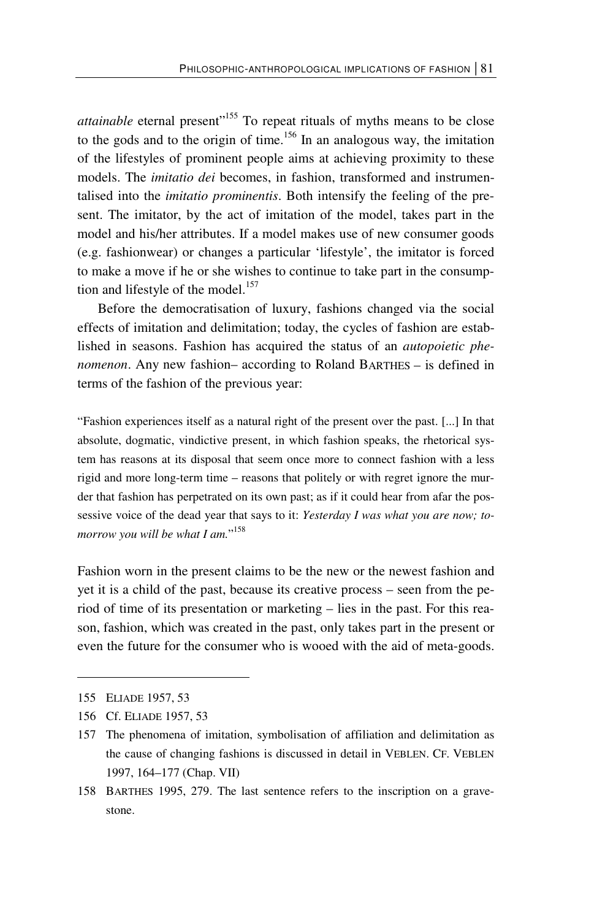*attainable* eternal present"[155] To repeat rituals of myths means to be close to the gods and to the origin of time.[156] In an analogous way, the imitation of the lifestyles of prominent people aims at achieving proximity to these models. The *imitatio dei* becomes, in fashion, transformed and instrumentalised into the *imitatio prominentis*. Both intensify the feeling of the present. The imitator, by the act of imitation of the model, takes part in the model and his/her attributes. If a model makes use of new consumer goods (e.g. fashionwear) or changes a particular 'lifestyle', the imitator is forced to make a move if he or she wishes to continue to take part in the consumption and lifestyle of the model.[157]

Before the democratisation of luxury, fashions changed via the social effects of imitation and delimitation; today, the cycles of fashion are established in seasons. Fashion has acquired the status of an *autopoietic phenomenon*. Any new fashion– according to Roland BARTHES – is defined in terms of the fashion of the previous year:

> "Fashion experiences itself as a natural right of the present over the past. [...] In that absolute, dogmatic, vindictive present, in which fashion speaks, the rhetorical system has reasons at its disposal that seem once more to connect fashion with a less rigid and more long-term time – reasons that politely or with regret ignore the murder that fashion has perpetrated on its own past; as if it could hear from afar the possessive voice of the dead year that says to it: *Yesterday I was what you are now; tomorrow you will be what I am.*"[158]

Fashion worn in the present claims to be the new or the newest fashion and yet it is a child of the past, because its creative process – seen from the period of time of its presentation or marketing – lies in the past. For this reason, fashion, which was created in the past, only takes part in the present or even the future for the consumer who is wooed with the aid of meta-goods.

---

155 ELIADE 1957, 53

156 Cf. ELIADE 1957, 53

157 The phenomena of imitation, symbolisation of affiliation and delimitation as the cause of changing fashions is discussed in detail in VEBLEN. CF. VEBLEN 1997, 164–177 (Chap. VII)

158 BARTHES 1995, 279. The last sentence refers to the inscription on a gravestone.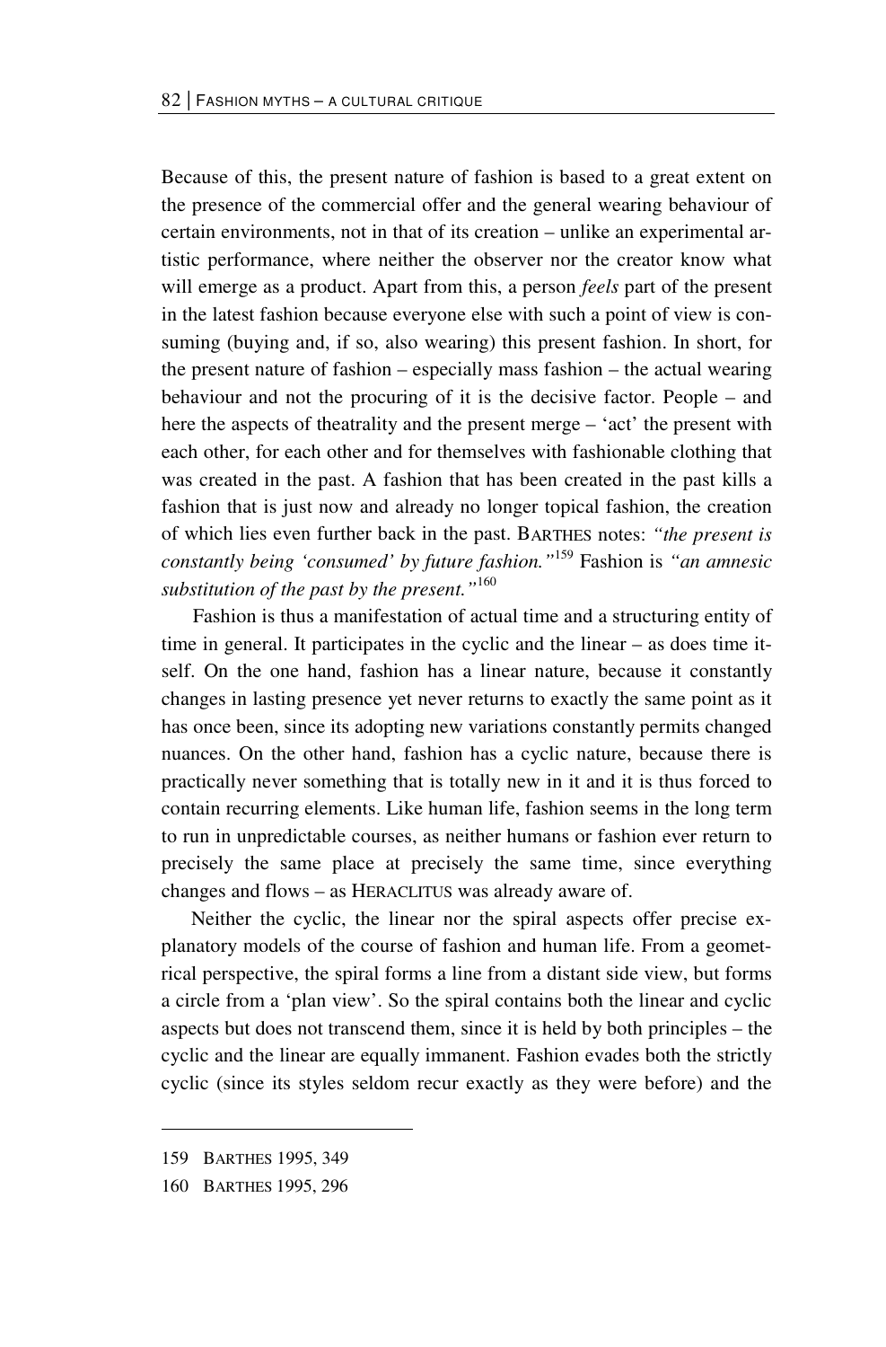Because of this, the present nature of fashion is based to a great extent on the presence of the commercial offer and the general wearing behaviour of certain environments, not in that of its creation – unlike an experimental artistic performance, where neither the observer nor the creator know what will emerge as a product. Apart from this, a person *feels* part of the present in the latest fashion because everyone else with such a point of view is consuming (buying and, if so, also wearing) this present fashion. In short, for the present nature of fashion – especially mass fashion – the actual wearing behaviour and not the procuring of it is the decisive factor. People – and here the aspects of theatrality and the present merge – 'act' the present with each other, for each other and for themselves with fashionable clothing that was created in the past. A fashion that has been created in the past kills a fashion that is just now and already no longer topical fashion, the creation of which lies even further back in the past. BARTHES notes: *"the present is constantly being 'consumed' by future fashion."*[159] Fashion is *"an amnesic substitution of the past by the present."*[160]

Fashion is thus a manifestation of actual time and a structuring entity of time in general. It participates in the cyclic and the linear – as does time itself. On the one hand, fashion has a linear nature, because it constantly changes in lasting presence yet never returns to exactly the same point as it has once been, since its adopting new variations constantly permits changed nuances. On the other hand, fashion has a cyclic nature, because there is practically never something that is totally new in it and it is thus forced to contain recurring elements. Like human life, fashion seems in the long term to run in unpredictable courses, as neither humans or fashion ever return to precisely the same place at precisely the same time, since everything changes and flows – as HERACLITUS was already aware of.

Neither the cyclic, the linear nor the spiral aspects offer precise explanatory models of the course of fashion and human life. From a geometrical perspective, the spiral forms a line from a distant side view, but forms a circle from a 'plan view'. So the spiral contains both the linear and cyclic aspects but does not transcend them, since it is held by both principles – the cyclic and the linear are equally immanent. Fashion evades both the strictly cyclic (since its styles seldom recur exactly as they were before) and the

---

159 BARTHES 1995, 349

160 BARTHES 1995, 296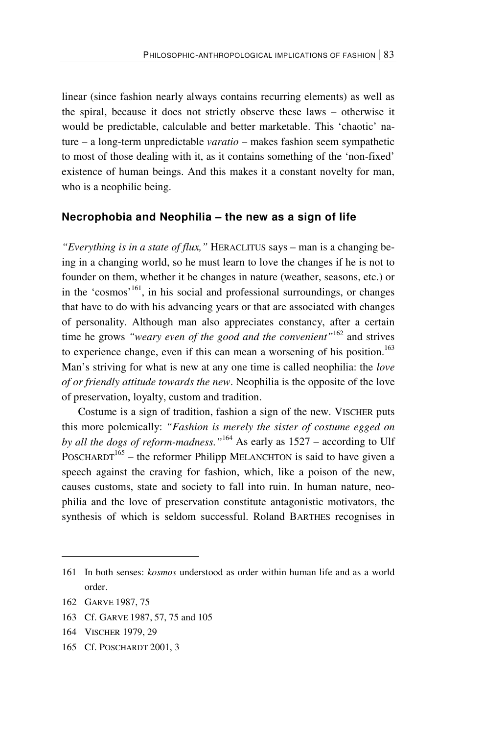linear (since fashion nearly always contains recurring elements) as well as the spiral, because it does not strictly observe these laws – otherwise it would be predictable, calculable and better marketable. This 'chaotic' nature – a long-term unpredictable *varatio* – makes fashion seem sympathetic to most of those dealing with it, as it contains something of the 'non-fixed' existence of human beings. And this makes it a constant novelty for man, who is a neophilic being.

### Necrophobia and Neophilia – the new as a sign of life

*"Everything is in a state of flux,"* HERACLITUS says – man is a changing being in a changing world, so he must learn to love the changes if he is not to founder on them, whether it be changes in nature (weather, seasons, etc.) or in the 'cosmos'[161], in his social and professional surroundings, or changes that have to do with his advancing years or that are associated with changes of personality. Although man also appreciates constancy, after a certain time he grows *"weary even of the good and the convenient"*[162] and strives to experience change, even if this can mean a worsening of his position.[163] Man's striving for what is new at any one time is called neophilia: the *love of or friendly attitude towards the new*. Neophilia is the opposite of the love of preservation, loyalty, custom and tradition.

Costume is a sign of tradition, fashion a sign of the new. VISCHER puts this more polemically: *"Fashion is merely the sister of costume egged on by all the dogs of reform-madness."*[164] As early as 1527 – according to Ulf POSCHARDT[165] – the reformer Philipp MELANCHTON is said to have given a speech against the craving for fashion, which, like a poison of the new, causes customs, state and society to fall into ruin. In human nature, neophilia and the love of preservation constitute antagonistic motivators, the synthesis of which is seldom successful. Roland BARTHES recognises in

---

161 In both senses: *kosmos* understood as order within human life and as a world order.

162 GARVE 1987, 75

163 Cf. GARVE 1987, 57, 75 and 105

164 VISCHER 1979, 29

165 Cf. POSCHARDT 2001, 3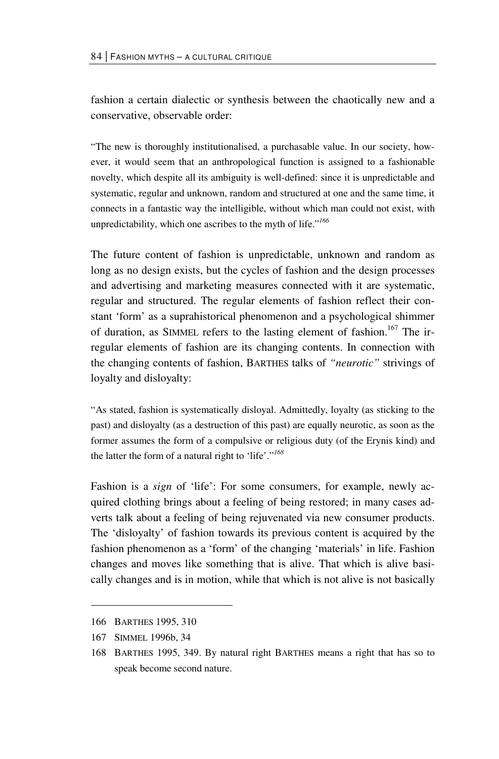fashion a certain dialectic or synthesis between the chaotically new and a conservative, observable order:

> "The new is thoroughly institutionalised, a purchasable value. In our society, however, it would seem that an anthropological function is assigned to a fashionable novelty, which despite all its ambiguity is well-defined: since it is unpredictable and systematic, regular and unknown, random and structured at one and the same time, it connects in a fantastic way the intelligible, without which man could not exist, with unpredictability, which one ascribes to the myth of life."[166]

The future content of fashion is unpredictable, unknown and random as long as no design exists, but the cycles of fashion and the design processes and advertising and marketing measures connected with it are systematic, regular and structured. The regular elements of fashion reflect their constant 'form' as a suprahistorical phenomenon and a psychological shimmer of duration, as SIMMEL refers to the lasting element of fashion.[167] The irregular elements of fashion are its changing contents. In connection with the changing contents of fashion, BARTHES talks of *"neurotic"* strivings of loyalty and disloyalty:

> "As stated, fashion is systematically disloyal. Admittedly, loyalty (as sticking to the past) and disloyalty (as a destruction of this past) are equally neurotic, as soon as the former assumes the form of a compulsive or religious duty (of the Erynis kind) and the latter the form of a natural right to 'life'."[168]

Fashion is a *sign* of 'life': For some consumers, for example, newly acquired clothing brings about a feeling of being restored; in many cases adverts talk about a feeling of being rejuvenated via new consumer products. The 'disloyalty' of fashion towards its previous content is acquired by the fashion phenomenon as a 'form' of the changing 'materials' in life. Fashion changes and moves like something that is alive. That which is alive basically changes and is in motion, while that which is not alive is not basically

---

166 BARTHES 1995, 310

167 SIMMEL 1996b, 34

168 BARTHES 1995, 349. By natural right BARTHES means a right that has so to speak become second nature.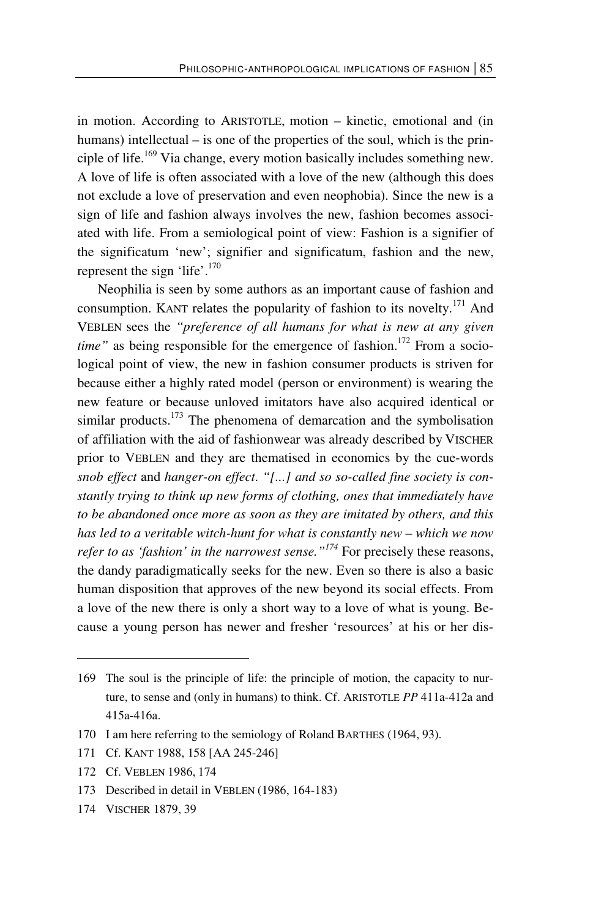in motion. According to ARISTOTLE, motion – kinetic, emotional and (in humans) intellectual – is one of the properties of the soul, which is the principle of life.[169] Via change, every motion basically includes something new. A love of life is often associated with a love of the new (although this does not exclude a love of preservation and even neophobia). Since the new is a sign of life and fashion always involves the new, fashion becomes associated with life. From a semiological point of view: Fashion is a signifier of the significatum 'new'; signifier and significatum, fashion and the new, represent the sign 'life'.[170]

Neophilia is seen by some authors as an important cause of fashion and consumption. KANT relates the popularity of fashion to its novelty.[171] And VEBLEN sees the *"preference of all humans for what is new at any given time"* as being responsible for the emergence of fashion.[172] From a sociological point of view, the new in fashion consumer products is striven for because either a highly rated model (person or environment) is wearing the new feature or because unloved imitators have also acquired identical or similar products.[173] The phenomena of demarcation and the symbolisation of affiliation with the aid of fashionwear was already described by VISCHER prior to VEBLEN and they are thematised in economics by the cue-words *snob effect* and *hanger-on effect*. *"[...] and so so-called fine society is constantly trying to think up new forms of clothing, ones that immediately have to be abandoned once more as soon as they are imitated by others, and this has led to a veritable witch-hunt for what is constantly new – which we now refer to as 'fashion' in the narrowest sense."*[174] For precisely these reasons, the dandy paradigmatically seeks for the new. Even so there is also a basic human disposition that approves of the new beyond its social effects. From a love of the new there is only a short way to a love of what is young. Because a young person has newer and fresher 'resources' at his or her dis-

---

169 The soul is the principle of life: the principle of motion, the capacity to nurture, to sense and (only in humans) to think. Cf. ARISTOTLE *PP* 411a-412a and 415a-416a.

170 I am here referring to the semiology of Roland BARTHES (1964, 93).

171 Cf. KANT 1988, 158 [AA 245-246]

172 Cf. VEBLEN 1986, 174

173 Described in detail in VEBLEN (1986, 164-183)

174 VISCHER 1879, 39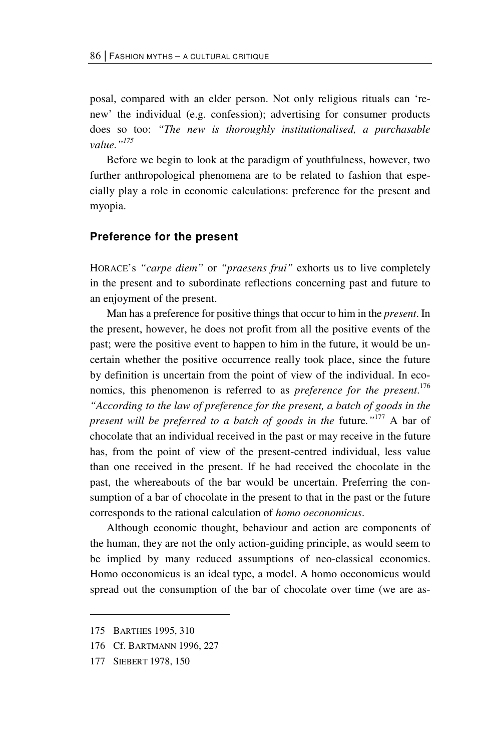posal, compared with an elder person. Not only religious rituals can 're-new' the individual (e.g. confession); advertising for consumer products does so too: *"The new is thoroughly institutionalised, a purchasable value."*[175]

Before we begin to look at the paradigm of youthfulness, however, two further anthropological phenomena are to be related to fashion that especially play a role in economic calculations: preference for the present and myopia.

## Preference for the present

HORACE's *"carpe diem"* or *"praesens frui"* exhorts us to live completely in the present and to subordinate reflections concerning past and future to an enjoyment of the present.

Man has a preference for positive things that occur to him in the *present*. In the present, however, he does not profit from all the positive events of the past; were the positive event to happen to him in the future, it would be uncertain whether the positive occurrence really took place, since the future by definition is uncertain from the point of view of the individual. In economics, this phenomenon is referred to as *preference for the present*.[176] *"According to the law of preference for the present, a batch of goods in the present will be preferred to a batch of goods in the* future*."*[177] A bar of chocolate that an individual received in the past or may receive in the future has, from the point of view of the present-centred individual, less value than one received in the present. If he had received the chocolate in the past, the whereabouts of the bar would be uncertain. Preferring the consumption of a bar of chocolate in the present to that in the past or the future corresponds to the rational calculation of *homo oeconomicus*.

Although economic thought, behaviour and action are components of the human, they are not the only action-guiding principle, as would seem to be implied by many reduced assumptions of neo-classical economics. Homo oeconomicus is an ideal type, a model. A homo oeconomicus would spread out the consumption of the bar of chocolate over time (we are as-

---

175 BARTHES 1995, 310

176 Cf. BARTMANN 1996, 227

177 SIEBERT 1978, 150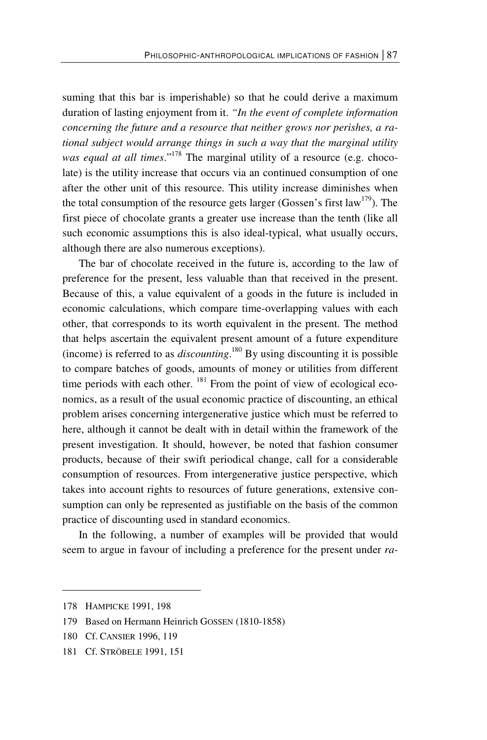suming that this bar is imperishable) so that he could derive a maximum duration of lasting enjoyment from it. *"In the event of complete information concerning the future and a resource that neither grows nor perishes, a rational subject would arrange things in such a way that the marginal utility was equal at all times*."[178] The marginal utility of a resource (e.g. chocolate) is the utility increase that occurs via an continued consumption of one after the other unit of this resource. This utility increase diminishes when the total consumption of the resource gets larger (Gossen's first law[179]). The first piece of chocolate grants a greater use increase than the tenth (like all such economic assumptions this is also ideal-typical, what usually occurs, although there are also numerous exceptions).

The bar of chocolate received in the future is, according to the law of preference for the present, less valuable than that received in the present. Because of this, a value equivalent of a goods in the future is included in economic calculations, which compare time-overlapping values with each other, that corresponds to its worth equivalent in the present. The method that helps ascertain the equivalent present amount of a future expenditure (income) is referred to as *discounting*.[180] By using discounting it is possible to compare batches of goods, amounts of money or utilities from different time periods with each other. [181] From the point of view of ecological economics, as a result of the usual economic practice of discounting, an ethical problem arises concerning intergenerative justice which must be referred to here, although it cannot be dealt with in detail within the framework of the present investigation. It should, however, be noted that fashion consumer products, because of their swift periodical change, call for a considerable consumption of resources. From intergenerative justice perspective, which takes into account rights to resources of future generations, extensive consumption can only be represented as justifiable on the basis of the common practice of discounting used in standard economics.

In the following, a number of examples will be provided that would seem to argue in favour of including a preference for the present under *ra-*

---

178 HAMPICKE 1991, 198

179 Based on Hermann Heinrich GOSSEN (1810-1858)

180 Cf. CANSIER 1996, 119

181 Cf. STRÖBELE 1991, 151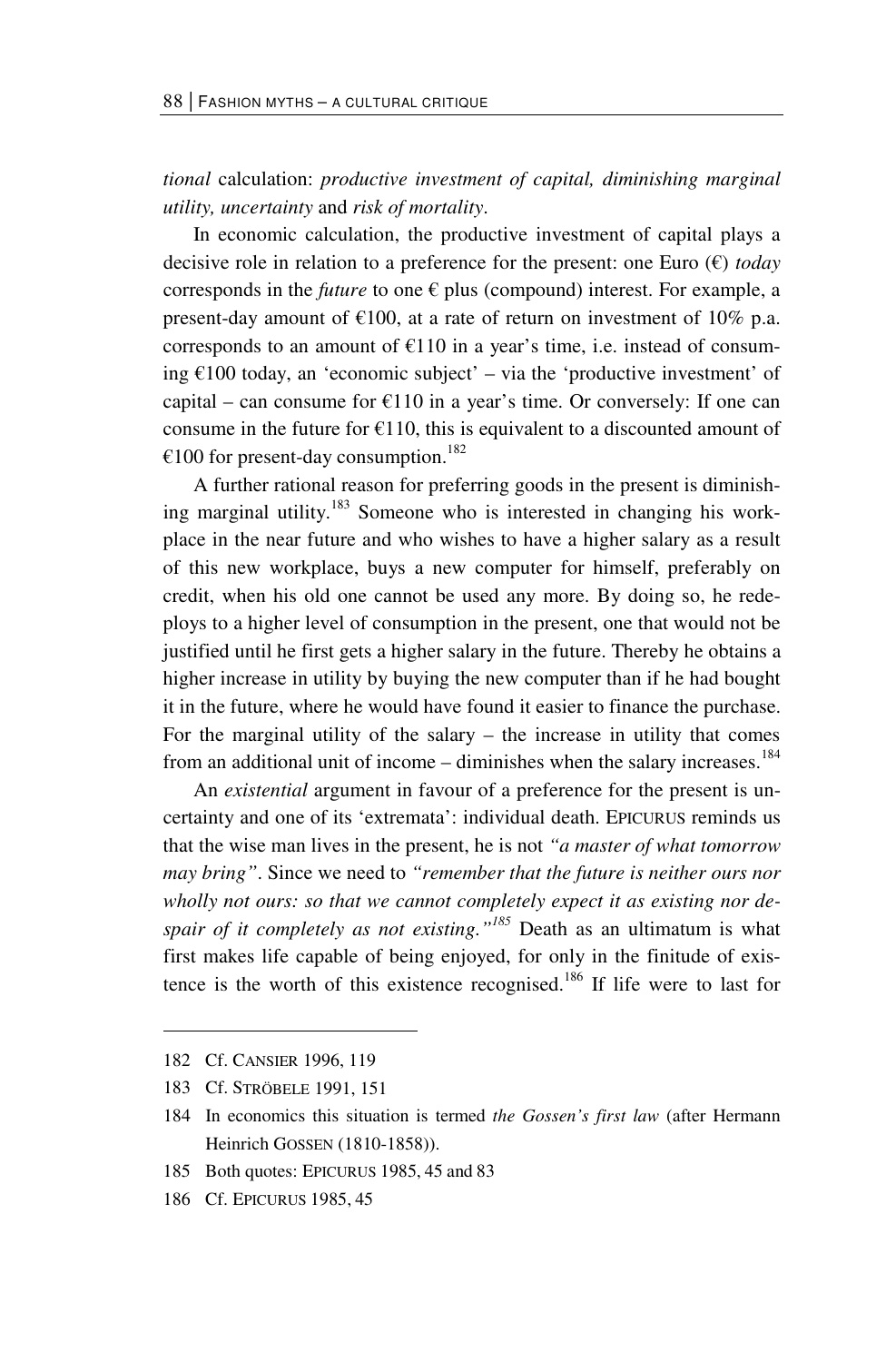*tional* calculation: *productive investment of capital, diminishing marginal utility, uncertainty* and *risk of mortality*.

In economic calculation, the productive investment of capital plays a decisive role in relation to a preference for the present: one Euro (€) *today* corresponds in the *future* to one € plus (compound) interest. For example, a present-day amount of €100, at a rate of return on investment of 10% p.a. corresponds to an amount of €110 in a year's time, i.e. instead of consuming €100 today, an 'economic subject' – via the 'productive investment' of capital – can consume for €110 in a year's time. Or conversely: If one can consume in the future for €110, this is equivalent to a discounted amount of €100 for present-day consumption.[182]

A further rational reason for preferring goods in the present is diminishing marginal utility.[183] Someone who is interested in changing his workplace in the near future and who wishes to have a higher salary as a result of this new workplace, buys a new computer for himself, preferably on credit, when his old one cannot be used any more. By doing so, he redeploys to a higher level of consumption in the present, one that would not be justified until he first gets a higher salary in the future. Thereby he obtains a higher increase in utility by buying the new computer than if he had bought it in the future, where he would have found it easier to finance the purchase. For the marginal utility of the salary – the increase in utility that comes from an additional unit of income – diminishes when the salary increases.[184]

An *existential* argument in favour of a preference for the present is uncertainty and one of its 'extremata': individual death. EPICURUS reminds us that the wise man lives in the present, he is not *"a master of what tomorrow may bring"*. Since we need to *"remember that the future is neither ours nor wholly not ours: so that we cannot completely expect it as existing nor despair of it completely as not existing."*[185] Death as an ultimatum is what first makes life capable of being enjoyed, for only in the finitude of existence is the worth of this existence recognised.[186] If life were to last for

---

182 Cf. CANSIER 1996, 119

183 Cf. STRÖBELE 1991, 151

184 In economics this situation is termed *the Gossen's first law* (after Hermann Heinrich GOSSEN (1810-1858)).

185 Both quotes: EPICURUS 1985, 45 and 83

186 Cf. EPICURUS 1985, 45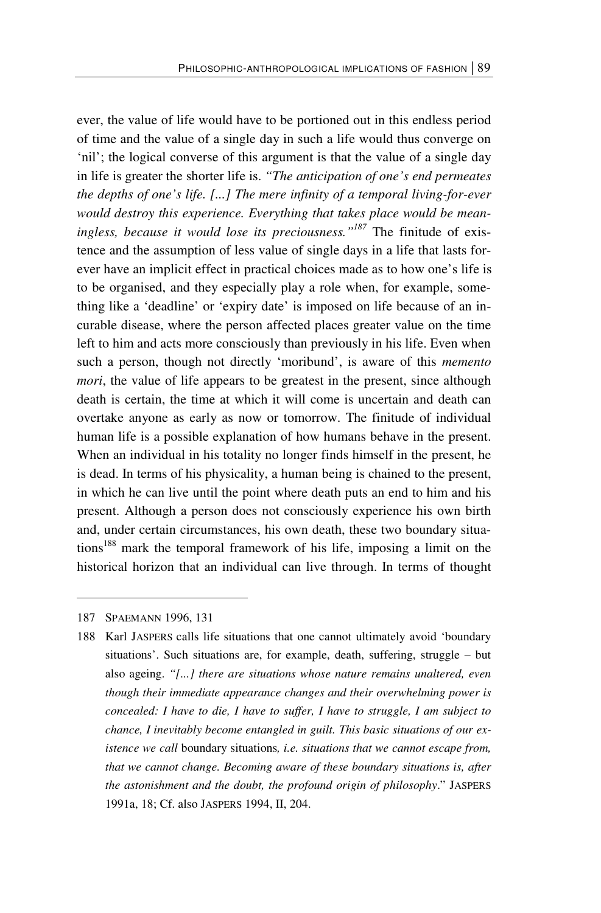ever, the value of life would have to be portioned out in this endless period of time and the value of a single day in such a life would thus converge on 'nil'; the logical converse of this argument is that the value of a single day in life is greater the shorter life is. *"The anticipation of one's end permeates the depths of one's life. [...] The mere infinity of a temporal living-for-ever would destroy this experience. Everything that takes place would be meaningless, because it would lose its preciousness."*[187] The finitude of existence and the assumption of less value of single days in a life that lasts forever have an implicit effect in practical choices made as to how one's life is to be organised, and they especially play a role when, for example, something like a 'deadline' or 'expiry date' is imposed on life because of an incurable disease, where the person affected places greater value on the time left to him and acts more consciously than previously in his life. Even when such a person, though not directly 'moribund', is aware of this *memento mori*, the value of life appears to be greatest in the present, since although death is certain, the time at which it will come is uncertain and death can overtake anyone as early as now or tomorrow. The finitude of individual human life is a possible explanation of how humans behave in the present. When an individual in his totality no longer finds himself in the present, he is dead. In terms of his physicality, a human being is chained to the present, in which he can live until the point where death puts an end to him and his present. Although a person does not consciously experience his own birth and, under certain circumstances, his own death, these two boundary situations[188] mark the temporal framework of his life, imposing a limit on the historical horizon that an individual can live through. In terms of thought

---

187 SPAEMANN 1996, 131

188 Karl JASPERS calls life situations that one cannot ultimately avoid 'boundary situations'. Such situations are, for example, death, suffering, struggle – but also ageing. *"[...] there are situations whose nature remains unaltered, even though their immediate appearance changes and their overwhelming power is concealed: I have to die, I have to suffer, I have to struggle, I am subject to chance, I inevitably become entangled in guilt. This basic situations of our existence we call* boundary situations*, i.e. situations that we cannot escape from, that we cannot change. Becoming aware of these boundary situations is, after the astonishment and the doubt, the profound origin of philosophy*." JASPERS 1991a, 18; Cf. also JASPERS 1994, II, 204.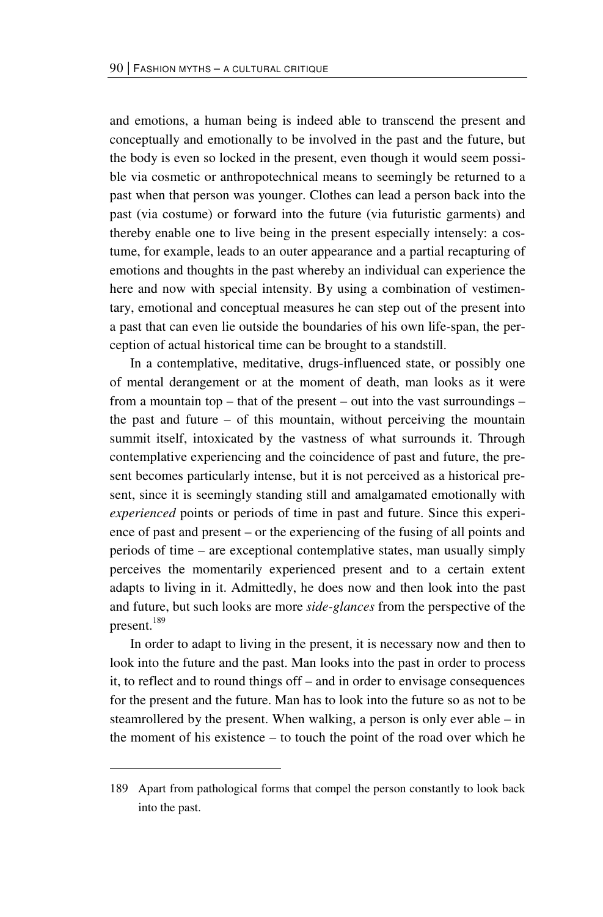and emotions, a human being is indeed able to transcend the present and conceptually and emotionally to be involved in the past and the future, but the body is even so locked in the present, even though it would seem possible via cosmetic or anthropotechnical means to seemingly be returned to a past when that person was younger. Clothes can lead a person back into the past (via costume) or forward into the future (via futuristic garments) and thereby enable one to live being in the present especially intensely: a costume, for example, leads to an outer appearance and a partial recapturing of emotions and thoughts in the past whereby an individual can experience the here and now with special intensity. By using a combination of vestimentary, emotional and conceptual measures he can step out of the present into a past that can even lie outside the boundaries of his own life-span, the perception of actual historical time can be brought to a standstill.

In a contemplative, meditative, drugs-influenced state, or possibly one of mental derangement or at the moment of death, man looks as it were from a mountain top – that of the present – out into the vast surroundings – the past and future – of this mountain, without perceiving the mountain summit itself, intoxicated by the vastness of what surrounds it. Through contemplative experiencing and the coincidence of past and future, the present becomes particularly intense, but it is not perceived as a historical present, since it is seemingly standing still and amalgamated emotionally with *experienced* points or periods of time in past and future. Since this experience of past and present – or the experiencing of the fusing of all points and periods of time – are exceptional contemplative states, man usually simply perceives the momentarily experienced present and to a certain extent adapts to living in it. Admittedly, he does now and then look into the past and future, but such looks are more *side-glances* from the perspective of the present.[189]

In order to adapt to living in the present, it is necessary now and then to look into the future and the past. Man looks into the past in order to process it, to reflect and to round things off – and in order to envisage consequences for the present and the future. Man has to look into the future so as not to be steamrollered by the present. When walking, a person is only ever able – in the moment of his existence – to touch the point of the road over which he

---

189 Apart from pathological forms that compel the person constantly to look back into the past.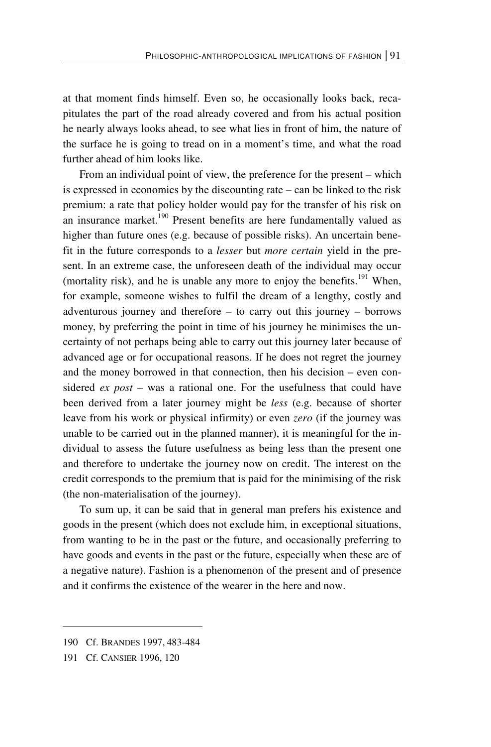at that moment finds himself. Even so, he occasionally looks back, recapitulates the part of the road already covered and from his actual position he nearly always looks ahead, to see what lies in front of him, the nature of the surface he is going to tread on in a moment's time, and what the road further ahead of him looks like.

From an individual point of view, the preference for the present – which is expressed in economics by the discounting rate – can be linked to the risk premium: a rate that policy holder would pay for the transfer of his risk on an insurance market.[190] Present benefits are here fundamentally valued as higher than future ones (e.g. because of possible risks). An uncertain benefit in the future corresponds to a *lesser* but *more certain* yield in the present. In an extreme case, the unforeseen death of the individual may occur (mortality risk), and he is unable any more to enjoy the benefits.[191] When, for example, someone wishes to fulfil the dream of a lengthy, costly and adventurous journey and therefore – to carry out this journey – borrows money, by preferring the point in time of his journey he minimises the uncertainty of not perhaps being able to carry out this journey later because of advanced age or for occupational reasons. If he does not regret the journey and the money borrowed in that connection, then his decision – even considered *ex post* – was a rational one. For the usefulness that could have been derived from a later journey might be *less* (e.g. because of shorter leave from his work or physical infirmity) or even *zero* (if the journey was unable to be carried out in the planned manner), it is meaningful for the individual to assess the future usefulness as being less than the present one and therefore to undertake the journey now on credit. The interest on the credit corresponds to the premium that is paid for the minimising of the risk (the non-materialisation of the journey).

To sum up, it can be said that in general man prefers his existence and goods in the present (which does not exclude him, in exceptional situations, from wanting to be in the past or the future, and occasionally preferring to have goods and events in the past or the future, especially when these are of a negative nature). Fashion is a phenomenon of the present and of presence and it confirms the existence of the wearer in the here and now.

---

190 Cf. BRANDES 1997, 483-484

191 Cf. CANSIER 1996, 120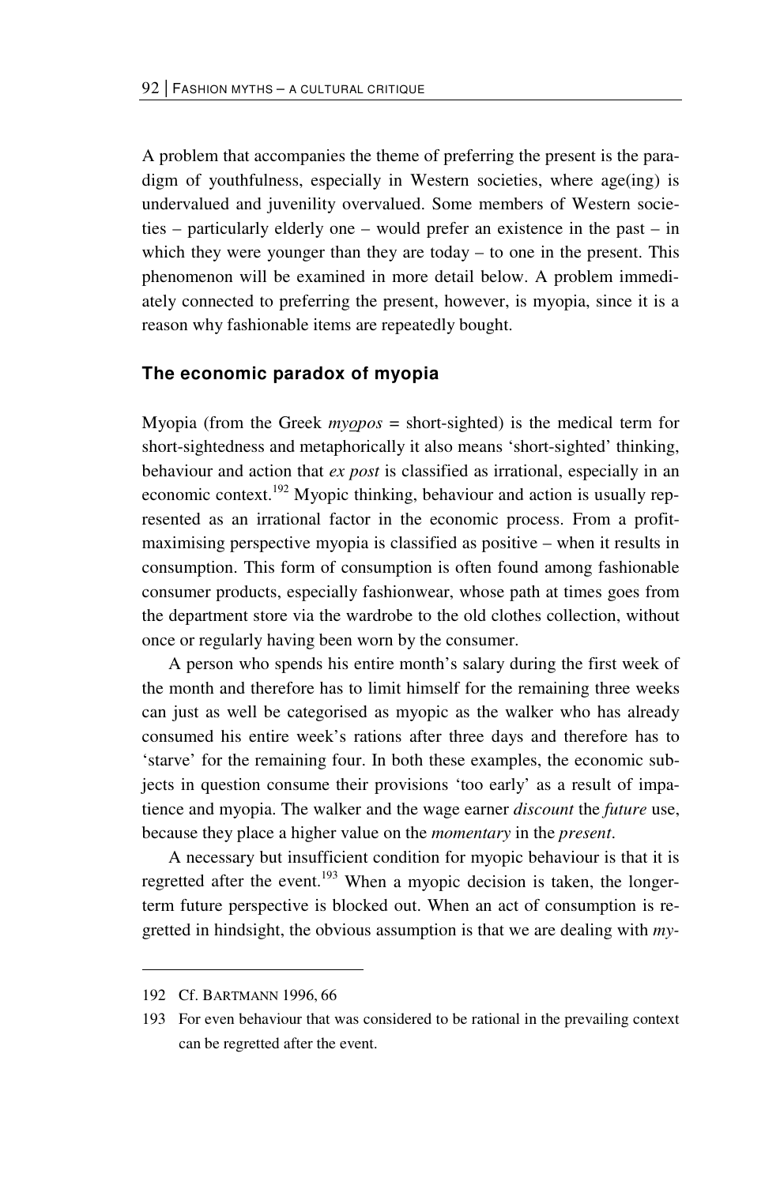A problem that accompanies the theme of preferring the present is the paradigm of youthfulness, especially in Western societies, where age(ing) is undervalued and juvenility overvalued. Some members of Western societies – particularly elderly one – would prefer an existence in the past – in which they were younger than they are today – to one in the present. This phenomenon will be examined in more detail below. A problem immediately connected to preferring the present, however, is myopia, since it is a reason why fashionable items are repeatedly bought.

## The economic paradox of myopia

Myopia (from the Greek *myopos* = short-sighted) is the medical term for short-sightedness and metaphorically it also means 'short-sighted' thinking, behaviour and action that *ex post* is classified as irrational, especially in an economic context.[192] Myopic thinking, behaviour and action is usually represented as an irrational factor in the economic process. From a profit-maximising perspective myopia is classified as positive – when it results in consumption. This form of consumption is often found among fashionable consumer products, especially fashionwear, whose path at times goes from the department store via the wardrobe to the old clothes collection, without once or regularly having been worn by the consumer.

A person who spends his entire month's salary during the first week of the month and therefore has to limit himself for the remaining three weeks can just as well be categorised as myopic as the walker who has already consumed his entire week's rations after three days and therefore has to 'starve' for the remaining four. In both these examples, the economic subjects in question consume their provisions 'too early' as a result of impatience and myopia. The walker and the wage earner *discount* the *future* use, because they place a higher value on the *momentary* in the *present*.

A necessary but insufficient condition for myopic behaviour is that it is regretted after the event.[193] When a myopic decision is taken, the longer-term future perspective is blocked out. When an act of consumption is regretted in hindsight, the obvious assumption is that we are dealing with *my-*

---

192 Cf. BARTMANN 1996, 66

193 For even behaviour that was considered to be rational in the prevailing context can be regretted after the event.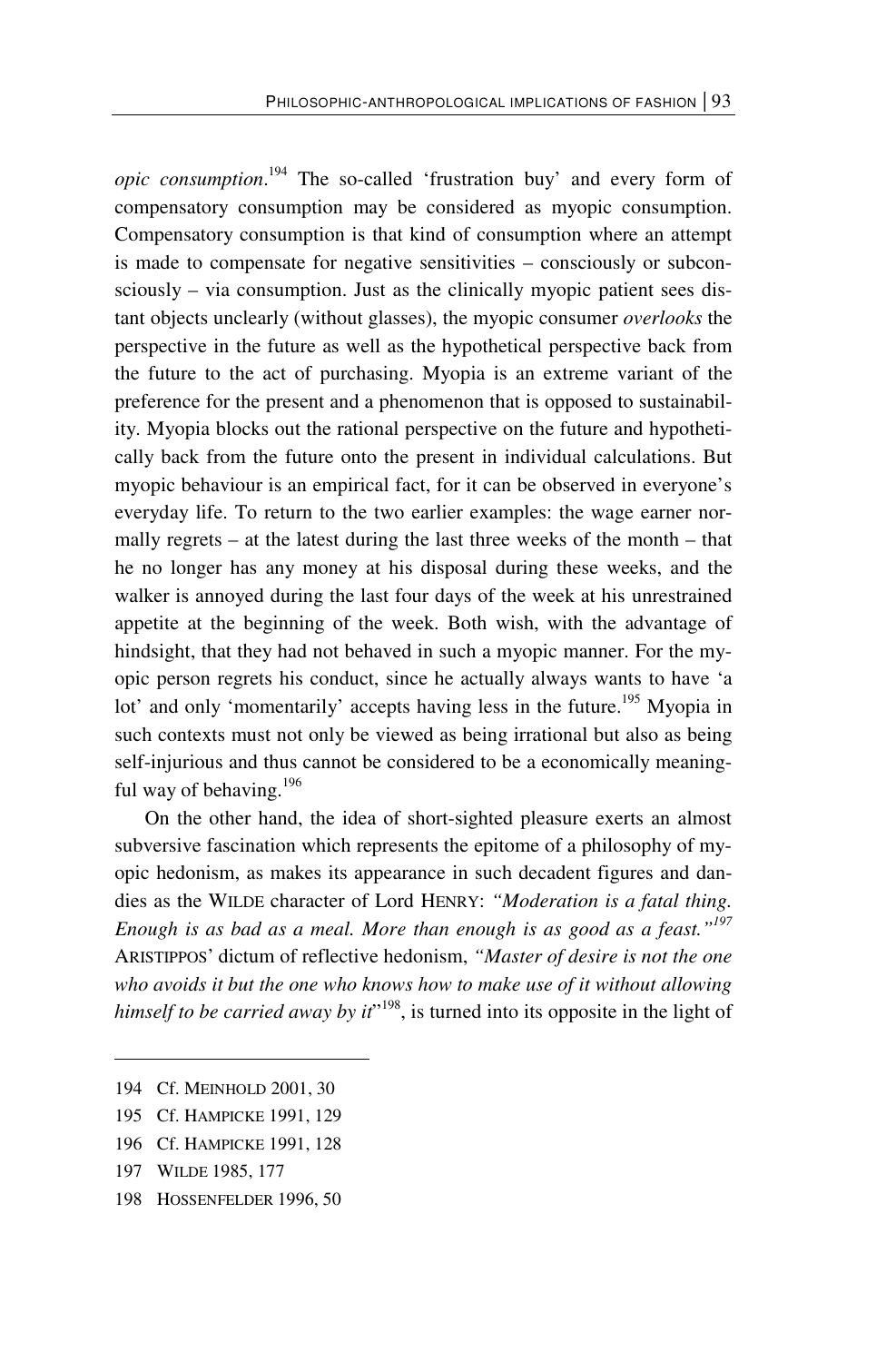*opic consumption*.[194] The so-called 'frustration buy' and every form of compensatory consumption may be considered as myopic consumption. Compensatory consumption is that kind of consumption where an attempt is made to compensate for negative sensitivities – consciously or subconsciously – via consumption. Just as the clinically myopic patient sees distant objects unclearly (without glasses), the myopic consumer *overlooks* the perspective in the future as well as the hypothetical perspective back from the future to the act of purchasing. Myopia is an extreme variant of the preference for the present and a phenomenon that is opposed to sustainability. Myopia blocks out the rational perspective on the future and hypothetically back from the future onto the present in individual calculations. But myopic behaviour is an empirical fact, for it can be observed in everyone's everyday life. To return to the two earlier examples: the wage earner normally regrets – at the latest during the last three weeks of the month – that he no longer has any money at his disposal during these weeks, and the walker is annoyed during the last four days of the week at his unrestrained appetite at the beginning of the week. Both wish, with the advantage of hindsight, that they had not behaved in such a myopic manner. For the myopic person regrets his conduct, since he actually always wants to have 'a lot' and only 'momentarily' accepts having less in the future.[195] Myopia in such contexts must not only be viewed as being irrational but also as being self-injurious and thus cannot be considered to be a economically meaningful way of behaving.[196]

On the other hand, the idea of short-sighted pleasure exerts an almost subversive fascination which represents the epitome of a philosophy of myopic hedonism, as makes its appearance in such decadent figures and dandies as the WILDE character of Lord HENRY: *"Moderation is a fatal thing. Enough is as bad as a meal. More than enough is as good as a feast."*[197] ARISTIPPOS' dictum of reflective hedonism, *"Master of desire is not the one who avoids it but the one who knows how to make use of it without allowing himself to be carried away by it*"[198], is turned into its opposite in the light of

---

194 Cf. MEINHOLD 2001, 30

195 Cf. HAMPICKE 1991, 129

196 Cf. HAMPICKE 1991, 128

197 WILDE 1985, 177

198 HOSSENFELDER 1996, 50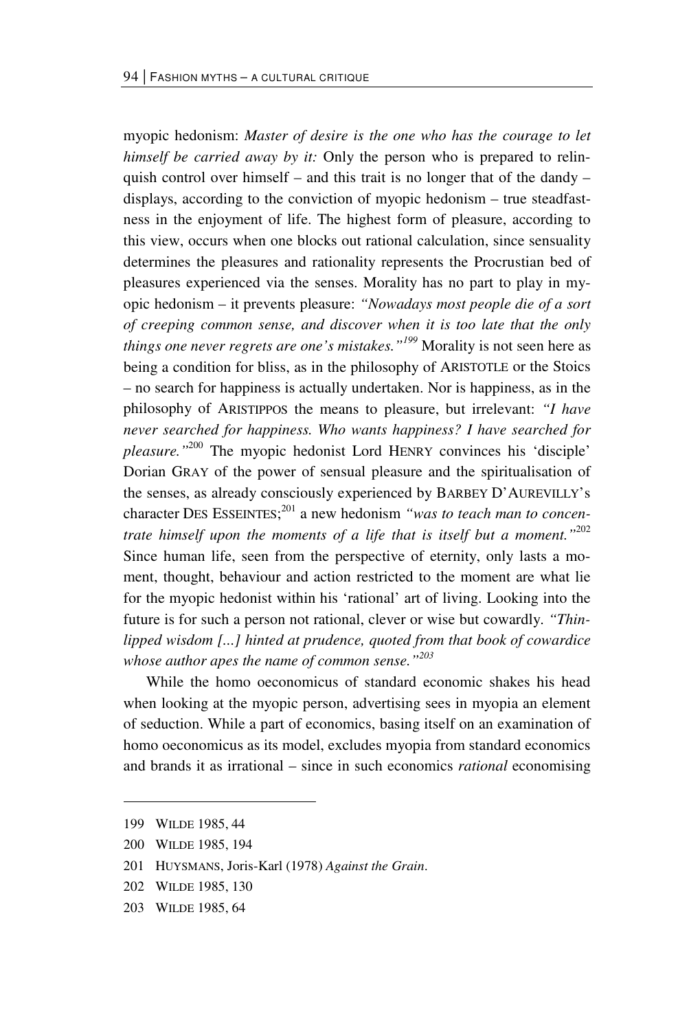myopic hedonism: *Master of desire is the one who has the courage to let himself be carried away by it:* Only the person who is prepared to relinquish control over himself – and this trait is no longer that of the dandy – displays, according to the conviction of myopic hedonism – true steadfastness in the enjoyment of life. The highest form of pleasure, according to this view, occurs when one blocks out rational calculation, since sensuality determines the pleasures and rationality represents the Procrustian bed of pleasures experienced via the senses. Morality has no part to play in myopic hedonism – it prevents pleasure: *"Nowadays most people die of a sort of creeping common sense, and discover when it is too late that the only things one never regrets are one's mistakes."*[199] Morality is not seen here as being a condition for bliss, as in the philosophy of ARISTOTLE or the Stoics – no search for happiness is actually undertaken. Nor is happiness, as in the philosophy of ARISTIPPOS the means to pleasure, but irrelevant: *"I have never searched for happiness. Who wants happiness? I have searched for pleasure."*[200] The myopic hedonist Lord HENRY convinces his 'disciple' Dorian GRAY of the power of sensual pleasure and the spiritualisation of the senses, as already consciously experienced by BARBEY D'AUREVILLY's character DES ESSEINTES;[201] a new hedonism *"was to teach man to concentrate himself upon the moments of a life that is itself but a moment."*[202] Since human life, seen from the perspective of eternity, only lasts a moment, thought, behaviour and action restricted to the moment are what lie for the myopic hedonist within his 'rational' art of living. Looking into the future is for such a person not rational, clever or wise but cowardly. *"Thin-lipped wisdom [...] hinted at prudence, quoted from that book of cowardice whose author apes the name of common sense."*[203]

While the homo oeconomicus of standard economic shakes his head when looking at the myopic person, advertising sees in myopia an element of seduction. While a part of economics, basing itself on an examination of homo oeconomicus as its model, excludes myopia from standard economics and brands it as irrational – since in such economics *rational* economising

---

199 WILDE 1985, 44

200 WILDE 1985, 194

201 HUYSMANS, Joris-Karl (1978) *Against the Grain*.

202 WILDE 1985, 130

203 WILDE 1985, 64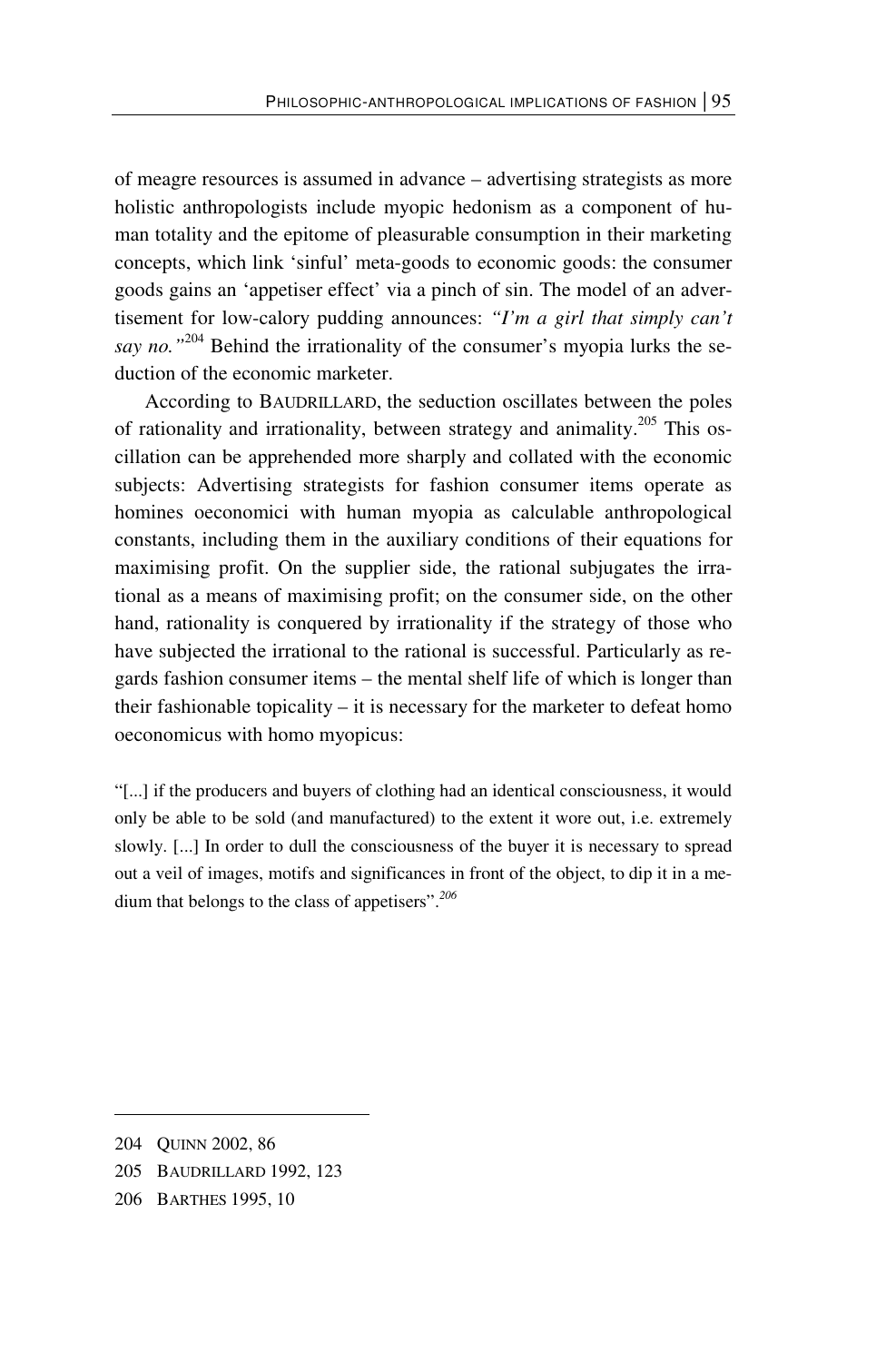of meagre resources is assumed in advance – advertising strategists as more holistic anthropologists include myopic hedonism as a component of human totality and the epitome of pleasurable consumption in their marketing concepts, which link 'sinful' meta-goods to economic goods: the consumer goods gains an 'appetiser effect' via a pinch of sin. The model of an advertisement for low-calory pudding announces: *"I'm a girl that simply can't say no."*[204] Behind the irrationality of the consumer's myopia lurks the seduction of the economic marketer.

According to BAUDRILLARD, the seduction oscillates between the poles of rationality and irrationality, between strategy and animality.[205] This oscillation can be apprehended more sharply and collated with the economic subjects: Advertising strategists for fashion consumer items operate as homines oeconomici with human myopia as calculable anthropological constants, including them in the auxiliary conditions of their equations for maximising profit. On the supplier side, the rational subjugates the irrational as a means of maximising profit; on the consumer side, on the other hand, rationality is conquered by irrationality if the strategy of those who have subjected the irrational to the rational is successful. Particularly as regards fashion consumer items – the mental shelf life of which is longer than their fashionable topicality – it is necessary for the marketer to defeat homo oeconomicus with homo myopicus:

> "[...] if the producers and buyers of clothing had an identical consciousness, it would only be able to be sold (and manufactured) to the extent it wore out, i.e. extremely slowly. [...] In order to dull the consciousness of the buyer it is necessary to spread out a veil of images, motifs and significances in front of the object, to dip it in a medium that belongs to the class of appetisers".[206]

---

204 QUINN 2002, 86

205 BAUDRILLARD 1992, 123

206 BARTHES 1995, 10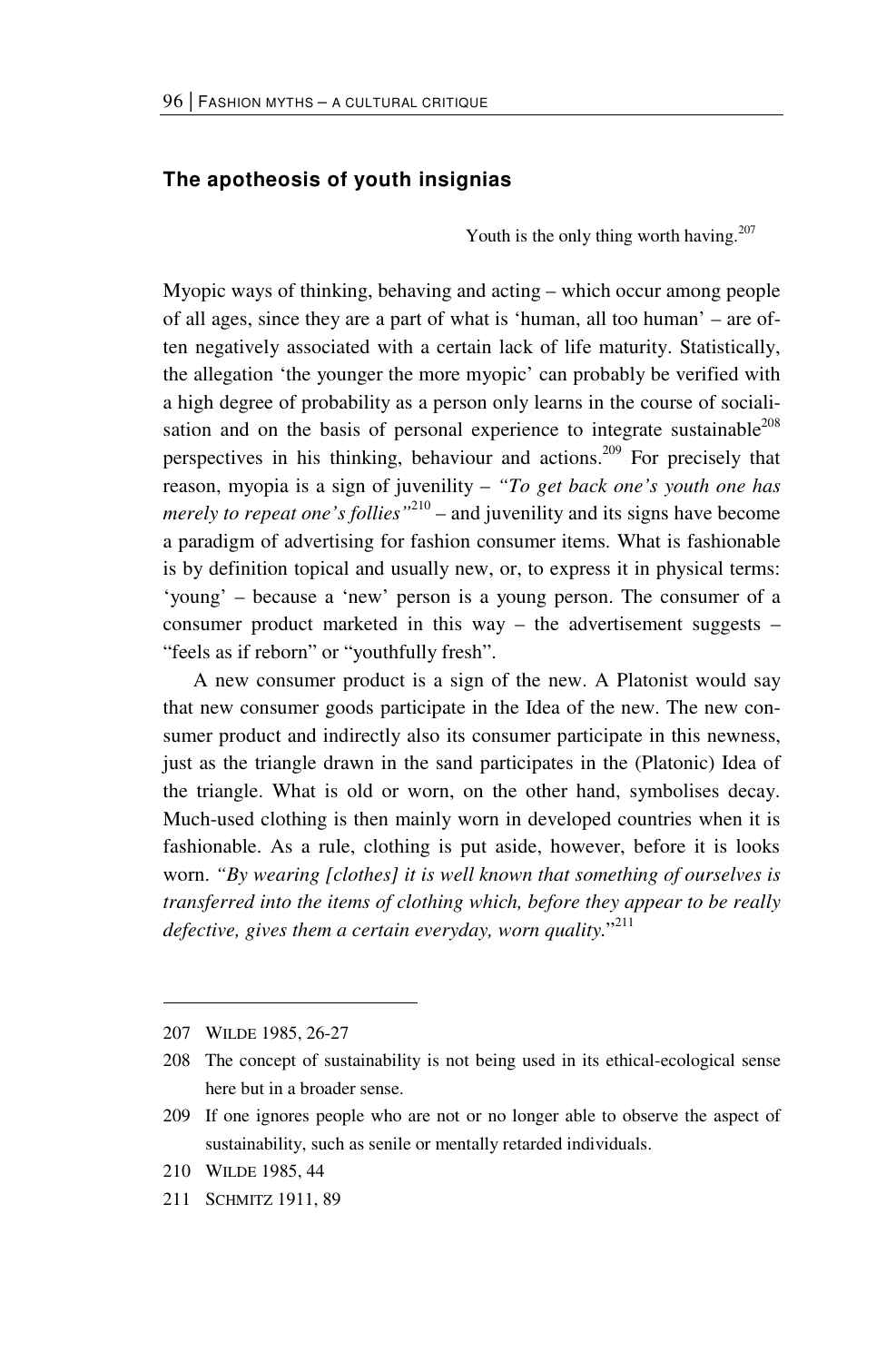## The apotheosis of youth insignias

Youth is the only thing worth having.[207]

Myopic ways of thinking, behaving and acting – which occur among people of all ages, since they are a part of what is 'human, all too human' – are often negatively associated with a certain lack of life maturity. Statistically, the allegation 'the younger the more myopic' can probably be verified with a high degree of probability as a person only learns in the course of socialisation and on the basis of personal experience to integrate sustainable[208] perspectives in his thinking, behaviour and actions.[209] For precisely that reason, myopia is a sign of juvenility – *"To get back one's youth one has merely to repeat one's follies"*[210] – and juvenility and its signs have become a paradigm of advertising for fashion consumer items. What is fashionable is by definition topical and usually new, or, to express it in physical terms: 'young' – because a 'new' person is a young person. The consumer of a consumer product marketed in this way – the advertisement suggests – "feels as if reborn" or "youthfully fresh".

A new consumer product is a sign of the new. A Platonist would say that new consumer goods participate in the Idea of the new. The new consumer product and indirectly also its consumer participate in this newness, just as the triangle drawn in the sand participates in the (Platonic) Idea of the triangle. What is old or worn, on the other hand, symbolises decay. Much-used clothing is then mainly worn in developed countries when it is fashionable. As a rule, clothing is put aside, however, before it is looks worn. *"By wearing [clothes] it is well known that something of ourselves is transferred into the items of clothing which, before they appear to be really defective, gives them a certain everyday, worn quality."*[211]

---

207 WILDE 1985, 26-27

208 The concept of sustainability is not being used in its ethical-ecological sense here but in a broader sense.

209 If one ignores people who are not or no longer able to observe the aspect of sustainability, such as senile or mentally retarded individuals.

210 WILDE 1985, 44

211 SCHMITZ 1911, 89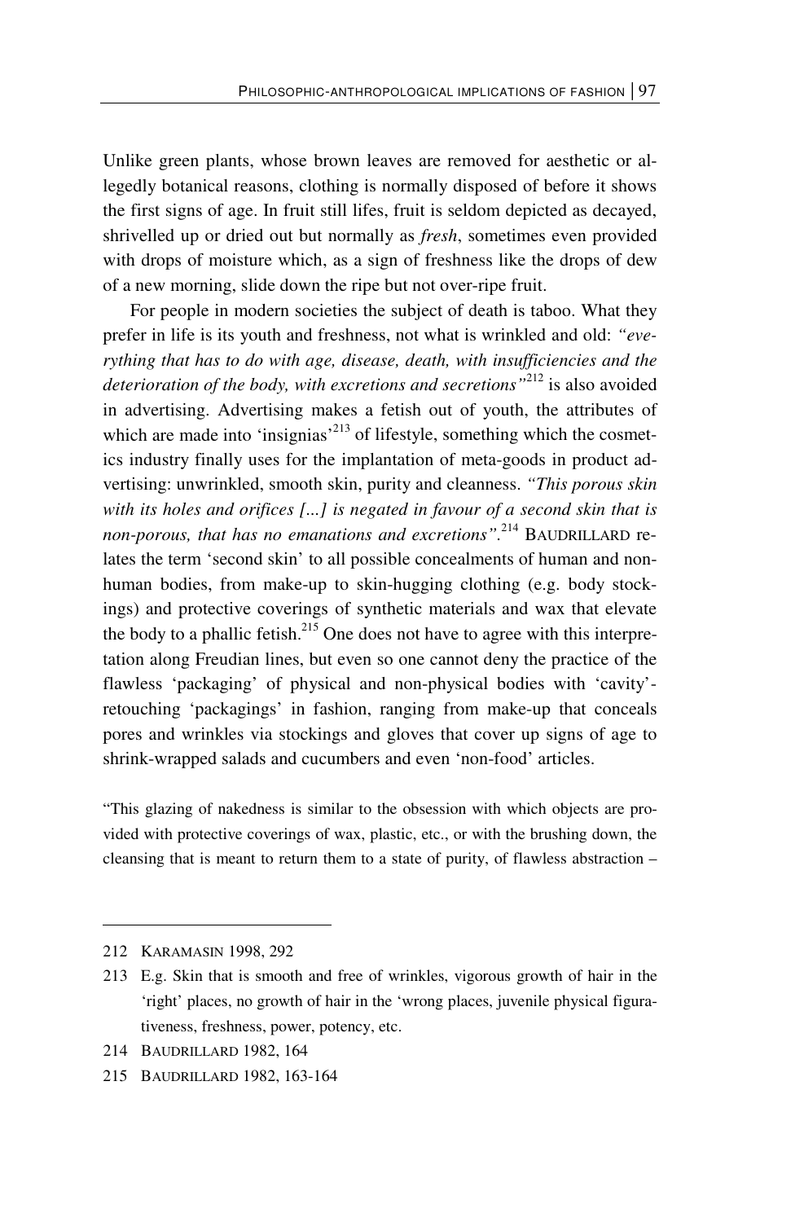Unlike green plants, whose brown leaves are removed for aesthetic or allegedly botanical reasons, clothing is normally disposed of before it shows the first signs of age. In fruit still lifes, fruit is seldom depicted as decayed, shrivelled up or dried out but normally as *fresh*, sometimes even provided with drops of moisture which, as a sign of freshness like the drops of dew of a new morning, slide down the ripe but not over-ripe fruit.

For people in modern societies the subject of death is taboo. What they prefer in life is its youth and freshness, not what is wrinkled and old: *"everything that has to do with age, disease, death, with insufficiencies and the deterioration of the body, with excretions and secretions"*[212] is also avoided in advertising. Advertising makes a fetish out of youth, the attributes of which are made into 'insignias'[213] of lifestyle, something which the cosmetics industry finally uses for the implantation of meta-goods in product advertising: unwrinkled, smooth skin, purity and cleanness. *"This porous skin with its holes and orifices [...] is negated in favour of a second skin that is non-porous, that has no emanations and excretions"*.[214] BAUDRILLARD relates the term 'second skin' to all possible concealments of human and non-human bodies, from make-up to skin-hugging clothing (e.g. body stockings) and protective coverings of synthetic materials and wax that elevate the body to a phallic fetish.[215] One does not have to agree with this interpretation along Freudian lines, but even so one cannot deny the practice of the flawless 'packaging' of physical and non-physical bodies with 'cavity'-retouching 'packagings' in fashion, ranging from make-up that conceals pores and wrinkles via stockings and gloves that cover up signs of age to shrink-wrapped salads and cucumbers and even 'non-food' articles.

"This glazing of nakedness is similar to the obsession with which objects are provided with protective coverings of wax, plastic, etc., or with the brushing down, the cleansing that is meant to return them to a state of purity, of flawless abstraction –

---

212 KARAMASIN 1998, 292

213 E.g. Skin that is smooth and free of wrinkles, vigorous growth of hair in the 'right' places, no growth of hair in the 'wrong places, juvenile physical figurativeness, freshness, power, potency, etc.

214 BAUDRILLARD 1982, 164

215 BAUDRILLARD 1982, 163-164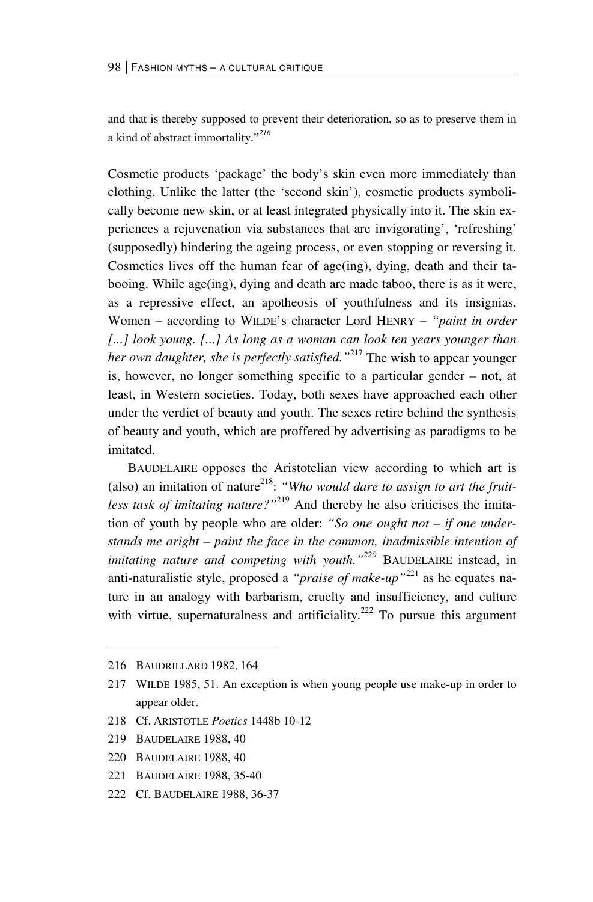and that is thereby supposed to prevent their deterioration, so as to preserve them in a kind of abstract immortality."[216]

Cosmetic products 'package' the body's skin even more immediately than clothing. Unlike the latter (the 'second skin'), cosmetic products symbolically become new skin, or at least integrated physically into it. The skin experiences a rejuvenation via substances that are invigorating', 'refreshing' (supposedly) hindering the ageing process, or even stopping or reversing it. Cosmetics lives off the human fear of age(ing), dying, death and their tabooing. While age(ing), dying and death are made taboo, there is as it were, as a repressive effect, an apotheosis of youthfulness and its insignias. Women – according to WILDE's character Lord HENRY – *"paint in order [...] look young. [...] As long as a woman can look ten years younger than her own daughter, she is perfectly satisfied."*[217] The wish to appear younger is, however, no longer something specific to a particular gender – not, at least, in Western societies. Today, both sexes have approached each other under the verdict of beauty and youth. The sexes retire behind the synthesis of beauty and youth, which are proffered by advertising as paradigms to be imitated.

BAUDELAIRE opposes the Aristotelian view according to which art is (also) an imitation of nature[218]: *"Who would dare to assign to art the fruitless task of imitating nature?"*[219] And thereby he also criticises the imitation of youth by people who are older: *"So one ought not – if one understands me aright – paint the face in the common, inadmissible intention of imitating nature and competing with youth."*[220] BAUDELAIRE instead, in anti-naturalistic style, proposed a *"praise of make-up"*[221] as he equates nature in an analogy with barbarism, cruelty and insufficiency, and culture with virtue, supernaturalness and artificiality.[222] To pursue this argument

---

216 BAUDRILLARD 1982, 164

217 WILDE 1985, 51. An exception is when young people use make-up in order to appear older.

218 Cf. ARISTOTLE *Poetics* 1448b 10-12

219 BAUDELAIRE 1988, 40

220 BAUDELAIRE 1988, 40

221 BAUDELAIRE 1988, 35-40

222 Cf. BAUDELAIRE 1988, 36-37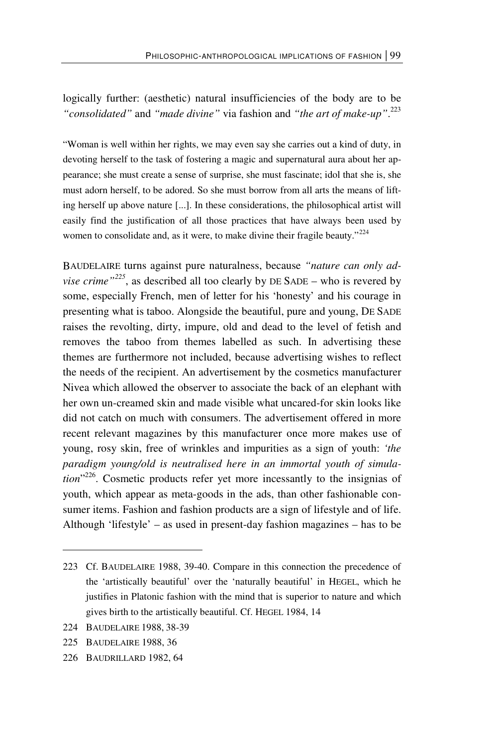logically further: (aesthetic) natural insufficiencies of the body are to be *"consolidated"* and *"made divine"* via fashion and *"the art of make-up"*.[223]

"Woman is well within her rights, we may even say she carries out a kind of duty, in devoting herself to the task of fostering a magic and supernatural aura about her appearance; she must create a sense of surprise, she must fascinate; idol that she is, she must adorn herself, to be adored. So she must borrow from all arts the means of lifting herself up above nature [...]. In these considerations, the philosophical artist will easily find the justification of all those practices that have always been used by women to consolidate and, as it were, to make divine their fragile beauty."[224]

BAUDELAIRE turns against pure naturalness, because *"nature can only advise crime"*[225], as described all too clearly by DE SADE – who is revered by some, especially French, men of letter for his 'honesty' and his courage in presenting what is taboo. Alongside the beautiful, pure and young, DE SADE raises the revolting, dirty, impure, old and dead to the level of fetish and removes the taboo from themes labelled as such. In advertising these themes are furthermore not included, because advertising wishes to reflect the needs of the recipient. An advertisement by the cosmetics manufacturer Nivea which allowed the observer to associate the back of an elephant with her own un-creamed skin and made visible what uncared-for skin looks like did not catch on much with consumers. The advertisement offered in more recent relevant magazines by this manufacturer once more makes use of young, rosy skin, free of wrinkles and impurities as a sign of youth: *'the paradigm young/old is neutralised here in an immortal youth of simulation*"[226]. Cosmetic products refer yet more incessantly to the insignias of youth, which appear as meta-goods in the ads, than other fashionable consumer items. Fashion and fashion products are a sign of lifestyle and of life. Although 'lifestyle' – as used in present-day fashion magazines – has to be

---

223 Cf. BAUDELAIRE 1988, 39-40. Compare in this connection the precedence of the 'artistically beautiful' over the 'naturally beautiful' in HEGEL, which he justifies in Platonic fashion with the mind that is superior to nature and which gives birth to the artistically beautiful. Cf. HEGEL 1984, 14

224 BAUDELAIRE 1988, 38-39

225 BAUDELAIRE 1988, 36

226 BAUDRILLARD 1982, 64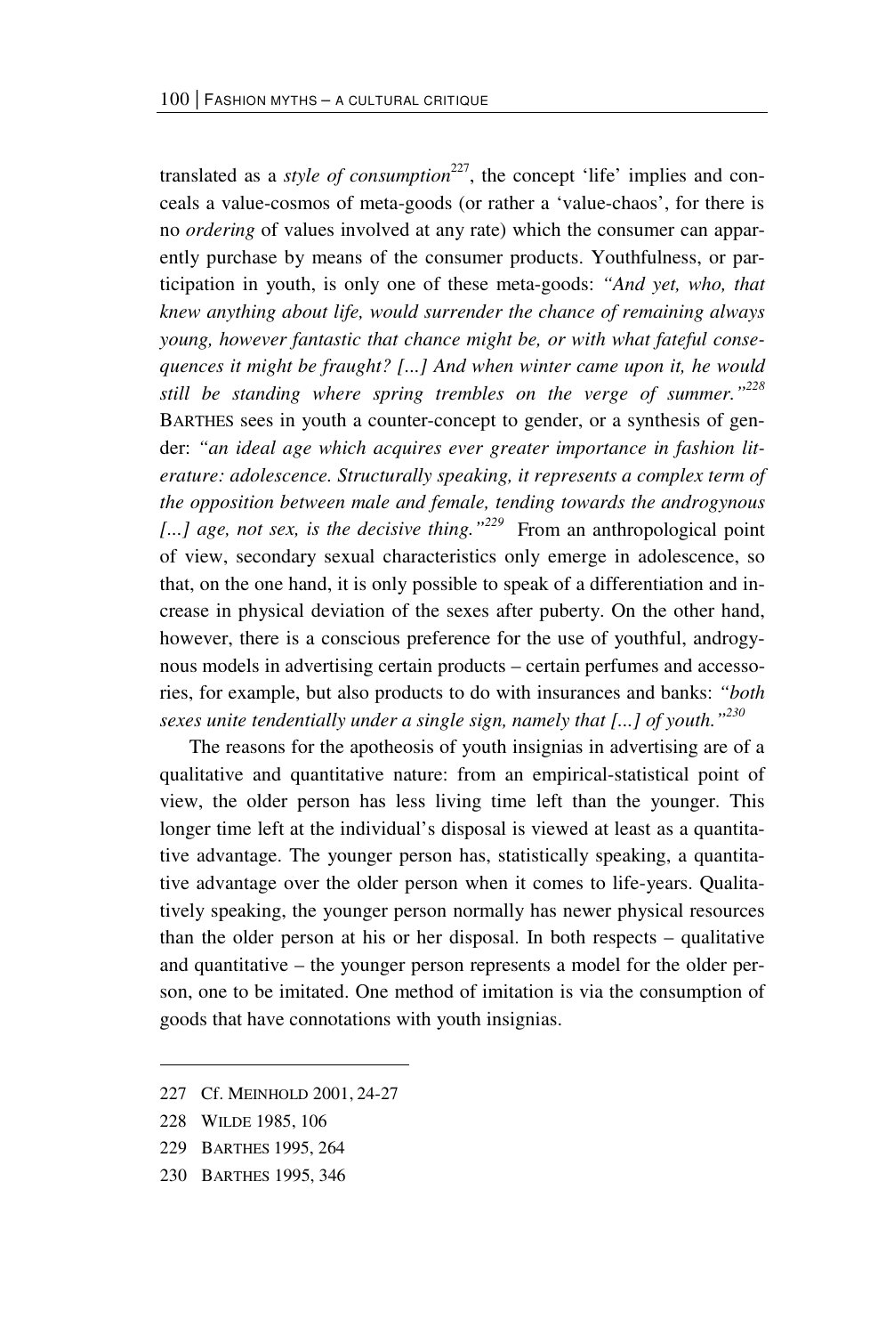translated as a *style of consumption*[227], the concept 'life' implies and conceals a value-cosmos of meta-goods (or rather a 'value-chaos', for there is no *ordering* of values involved at any rate) which the consumer can apparently purchase by means of the consumer products. Youthfulness, or participation in youth, is only one of these meta-goods: *"And yet, who, that knew anything about life, would surrender the chance of remaining always young, however fantastic that chance might be, or with what fateful consequences it might be fraught? [...] And when winter came upon it, he would still be standing where spring trembles on the verge of summer."*[228] BARTHES sees in youth a counter-concept to gender, or a synthesis of gender: *"an ideal age which acquires ever greater importance in fashion literature: adolescence. Structurally speaking, it represents a complex term of the opposition between male and female, tending towards the androgynous [...] age, not sex, is the decisive thing."*[229] From an anthropological point of view, secondary sexual characteristics only emerge in adolescence, so that, on the one hand, it is only possible to speak of a differentiation and increase in physical deviation of the sexes after puberty. On the other hand, however, there is a conscious preference for the use of youthful, androgynous models in advertising certain products – certain perfumes and accessories, for example, but also products to do with insurances and banks: *"both sexes unite tendentially under a single sign, namely that [...] of youth."*[230]

The reasons for the apotheosis of youth insignias in advertising are of a qualitative and quantitative nature: from an empirical-statistical point of view, the older person has less living time left than the younger. This longer time left at the individual's disposal is viewed at least as a quantitative advantage. The younger person has, statistically speaking, a quantitative advantage over the older person when it comes to life-years. Qualitatively speaking, the younger person normally has newer physical resources than the older person at his or her disposal. In both respects – qualitative and quantitative – the younger person represents a model for the older person, one to be imitated. One method of imitation is via the consumption of goods that have connotations with youth insignias.

---

227 Cf. MEINHOLD 2001, 24-27

228 WILDE 1985, 106

229 BARTHES 1995, 264

230 BARTHES 1995, 346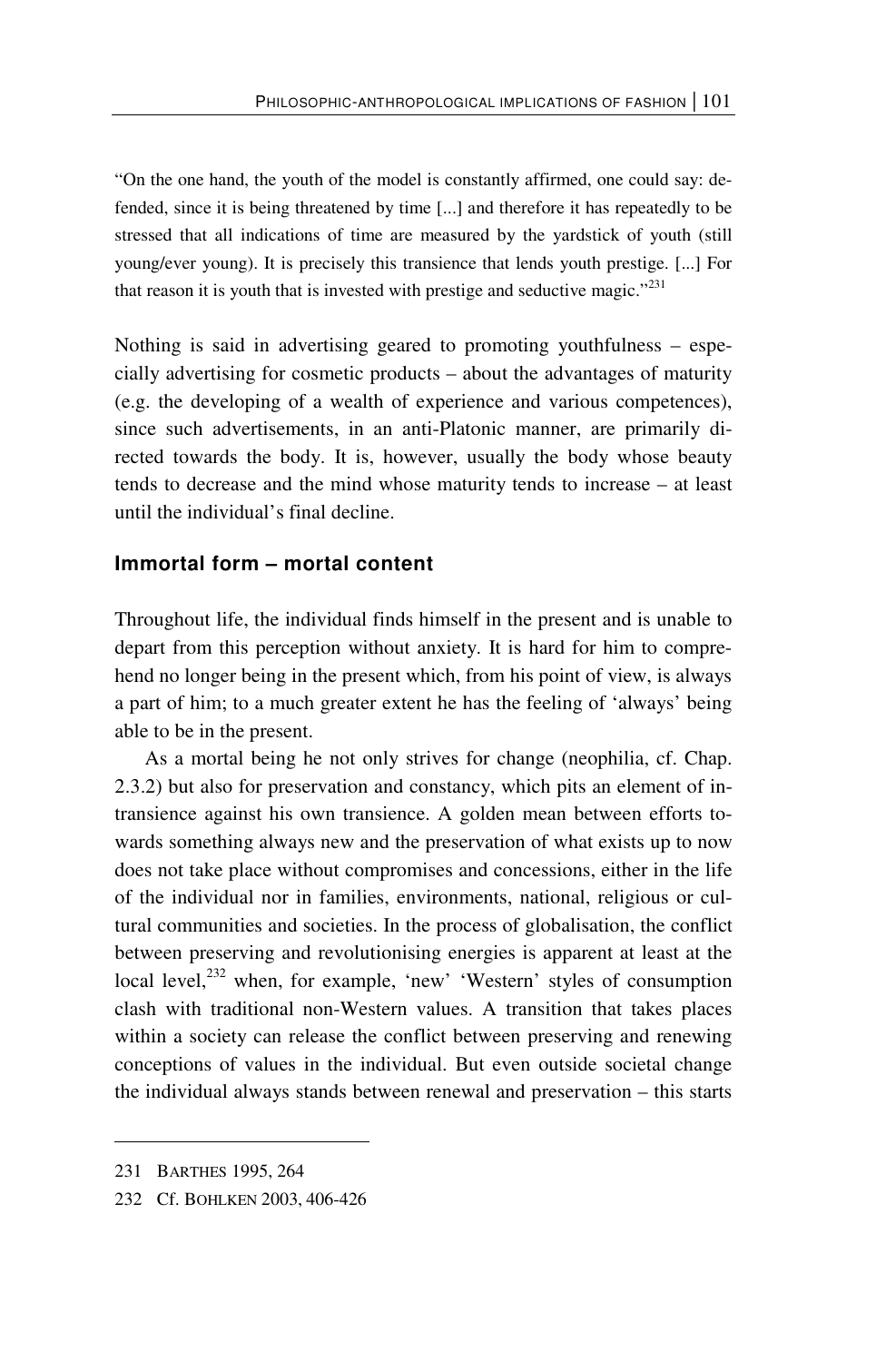"On the one hand, the youth of the model is constantly affirmed, one could say: defended, since it is being threatened by time [...] and therefore it has repeatedly to be stressed that all indications of time are measured by the yardstick of youth (still young/ever young). It is precisely this transience that lends youth prestige. [...] For that reason it is youth that is invested with prestige and seductive magic."[231]

Nothing is said in advertising geared to promoting youthfulness – especially advertising for cosmetic products – about the advantages of maturity (e.g. the developing of a wealth of experience and various competences), since such advertisements, in an anti-Platonic manner, are primarily directed towards the body. It is, however, usually the body whose beauty tends to decrease and the mind whose maturity tends to increase – at least until the individual's final decline.

## Immortal form – mortal content

Throughout life, the individual finds himself in the present and is unable to depart from this perception without anxiety. It is hard for him to comprehend no longer being in the present which, from his point of view, is always a part of him; to a much greater extent he has the feeling of 'always' being able to be in the present.

As a mortal being he not only strives for change (neophilia, cf. Chap. 2.3.2) but also for preservation and constancy, which pits an element of intransience against his own transience. A golden mean between efforts towards something always new and the preservation of what exists up to now does not take place without compromises and concessions, either in the life of the individual nor in families, environments, national, religious or cultural communities and societies. In the process of globalisation, the conflict between preserving and revolutionising energies is apparent at least at the local level,[232] when, for example, 'new' 'Western' styles of consumption clash with traditional non-Western values. A transition that takes places within a society can release the conflict between preserving and renewing conceptions of values in the individual. But even outside societal change the individual always stands between renewal and preservation – this starts

231 BARTHES 1995, 264

232 Cf. BOHLKEN 2003, 406-426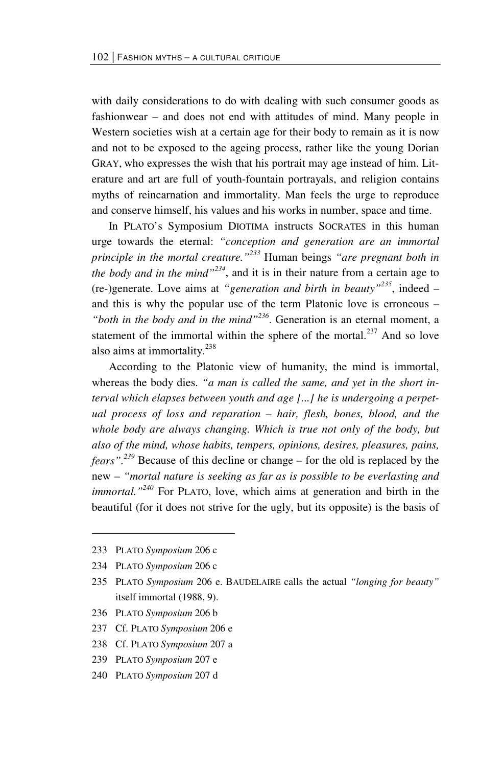with daily considerations to do with dealing with such consumer goods as fashionwear – and does not end with attitudes of mind. Many people in Western societies wish at a certain age for their body to remain as it is now and not to be exposed to the ageing process, rather like the young Dorian GRAY, who expresses the wish that his portrait may age instead of him. Literature and art are full of youth-fountain portrayals, and religion contains myths of reincarnation and immortality. Man feels the urge to reproduce and conserve himself, his values and his works in number, space and time.

In PLATO's Symposium DIOTIMA instructs SOCRATES in this human urge towards the eternal: *"conception and generation are an immortal principle in the mortal creature."*[233] Human beings *"are pregnant both in the body and in the mind"*[234], and it is in their nature from a certain age to (re-)generate. Love aims at *"generation and birth in beauty"*[235], indeed – and this is why the popular use of the term Platonic love is erroneous – *"both in the body and in the mind"*[236]. Generation is an eternal moment, a statement of the immortal within the sphere of the mortal.[237] And so love also aims at immortality.[238]

According to the Platonic view of humanity, the mind is immortal, whereas the body dies. *"a man is called the same, and yet in the short interval which elapses between youth and age [...] he is undergoing a perpetual process of loss and reparation – hair, flesh, bones, blood, and the whole body are always changing. Which is true not only of the body, but also of the mind, whose habits, tempers, opinions, desires, pleasures, pains, fears"*.[239] Because of this decline or change – for the old is replaced by the new – *"mortal nature is seeking as far as is possible to be everlasting and immortal."*[240] For PLATO, love, which aims at generation and birth in the beautiful (for it does not strive for the ugly, but its opposite) is the basis of

---

233 PLATO *Symposium* 206 c

234 PLATO *Symposium* 206 c

235 PLATO *Symposium* 206 e. BAUDELAIRE calls the actual *"longing for beauty"* itself immortal (1988, 9).

236 PLATO *Symposium* 206 b

237 Cf. PLATO *Symposium* 206 e

238 Cf. PLATO *Symposium* 207 a

239 PLATO *Symposium* 207 e

240 PLATO *Symposium* 207 d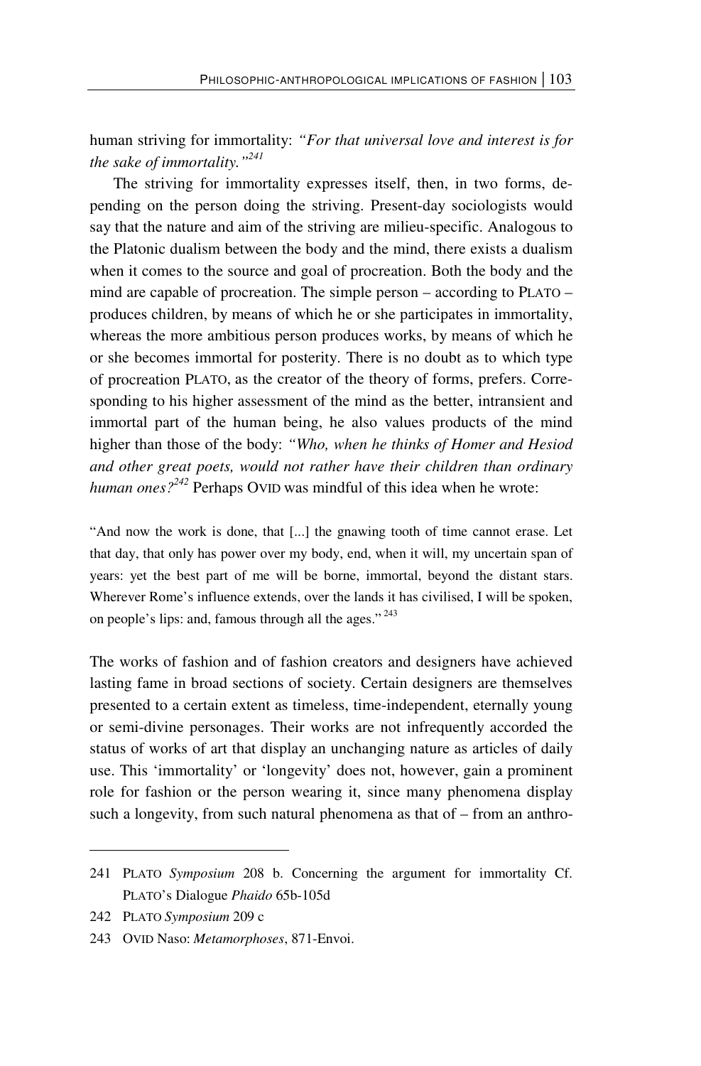human striving for immortality: *"For that universal love and interest is for the sake of immortality."*[241]

The striving for immortality expresses itself, then, in two forms, depending on the person doing the striving. Present-day sociologists would say that the nature and aim of the striving are milieu-specific. Analogous to the Platonic dualism between the body and the mind, there exists a dualism when it comes to the source and goal of procreation. Both the body and the mind are capable of procreation. The simple person – according to PLATO – produces children, by means of which he or she participates in immortality, whereas the more ambitious person produces works, by means of which he or she becomes immortal for posterity. There is no doubt as to which type of procreation PLATO, as the creator of the theory of forms, prefers. Corresponding to his higher assessment of the mind as the better, intransient and immortal part of the human being, he also values products of the mind higher than those of the body: *"Who, when he thinks of Homer and Hesiod and other great poets, would not rather have their children than ordinary human ones?*[242] Perhaps OVID was mindful of this idea when he wrote:

"And now the work is done, that [...] the gnawing tooth of time cannot erase. Let that day, that only has power over my body, end, when it will, my uncertain span of years: yet the best part of me will be borne, immortal, beyond the distant stars. Wherever Rome's influence extends, over the lands it has civilised, I will be spoken, on people's lips: and, famous through all the ages."[243]

The works of fashion and of fashion creators and designers have achieved lasting fame in broad sections of society. Certain designers are themselves presented to a certain extent as timeless, time-independent, eternally young or semi-divine personages. Their works are not infrequently accorded the status of works of art that display an unchanging nature as articles of daily use. This 'immortality' or 'longevity' does not, however, gain a prominent role for fashion or the person wearing it, since many phenomena display such a longevity, from such natural phenomena as that of – from an anthro-

---

241 PLATO *Symposium* 208 b. Concerning the argument for immortality Cf. PLATO's Dialogue *Phaido* 65b-105d

242 PLATO *Symposium* 209 c

243 OVID Naso: *Metamorphoses*, 871-Envoi.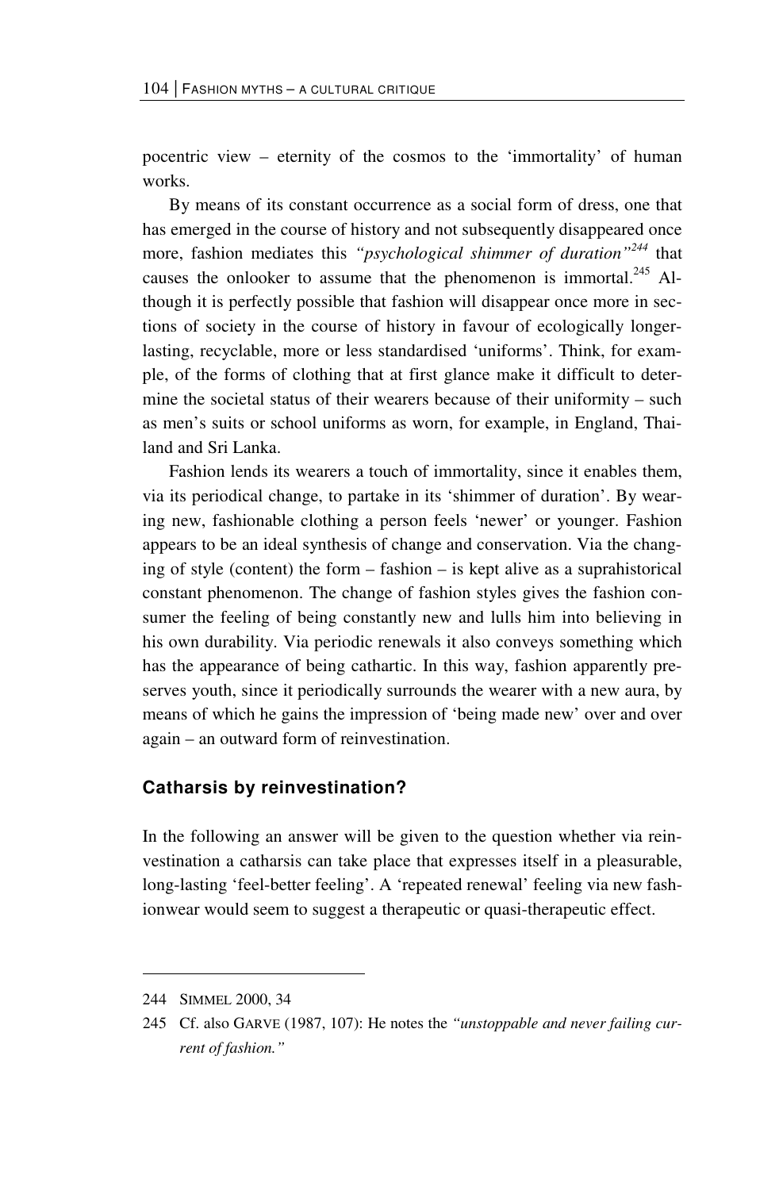pocentric view – eternity of the cosmos to the 'immortality' of human works.

By means of its constant occurrence as a social form of dress, one that has emerged in the course of history and not subsequently disappeared once more, fashion mediates this *"psychological shimmer of duration"*[244] that causes the onlooker to assume that the phenomenon is immortal.[245] Although it is perfectly possible that fashion will disappear once more in sections of society in the course of history in favour of ecologically longer-lasting, recyclable, more or less standardised 'uniforms'. Think, for example, of the forms of clothing that at first glance make it difficult to determine the societal status of their wearers because of their uniformity – such as men's suits or school uniforms as worn, for example, in England, Thailand and Sri Lanka.

Fashion lends its wearers a touch of immortality, since it enables them, via its periodical change, to partake in its 'shimmer of duration'. By wearing new, fashionable clothing a person feels 'newer' or younger. Fashion appears to be an ideal synthesis of change and conservation. Via the changing of style (content) the form – fashion – is kept alive as a suprahistorical constant phenomenon. The change of fashion styles gives the fashion consumer the feeling of being constantly new and lulls him into believing in his own durability. Via periodic renewals it also conveys something which has the appearance of being cathartic. In this way, fashion apparently preserves youth, since it periodically surrounds the wearer with a new aura, by means of which he gains the impression of 'being made new' over and over again – an outward form of reinvestination.

## Catharsis by reinvestination?

In the following an answer will be given to the question whether via reinvestination a catharsis can take place that expresses itself in a pleasurable, long-lasting 'feel-better feeling'. A 'repeated renewal' feeling via new fashionwear would seem to suggest a therapeutic or quasi-therapeutic effect.

---

244 SIMMEL 2000, 34

245 Cf. also GARVE (1987, 107): He notes the *"unstoppable and never failing current of fashion."*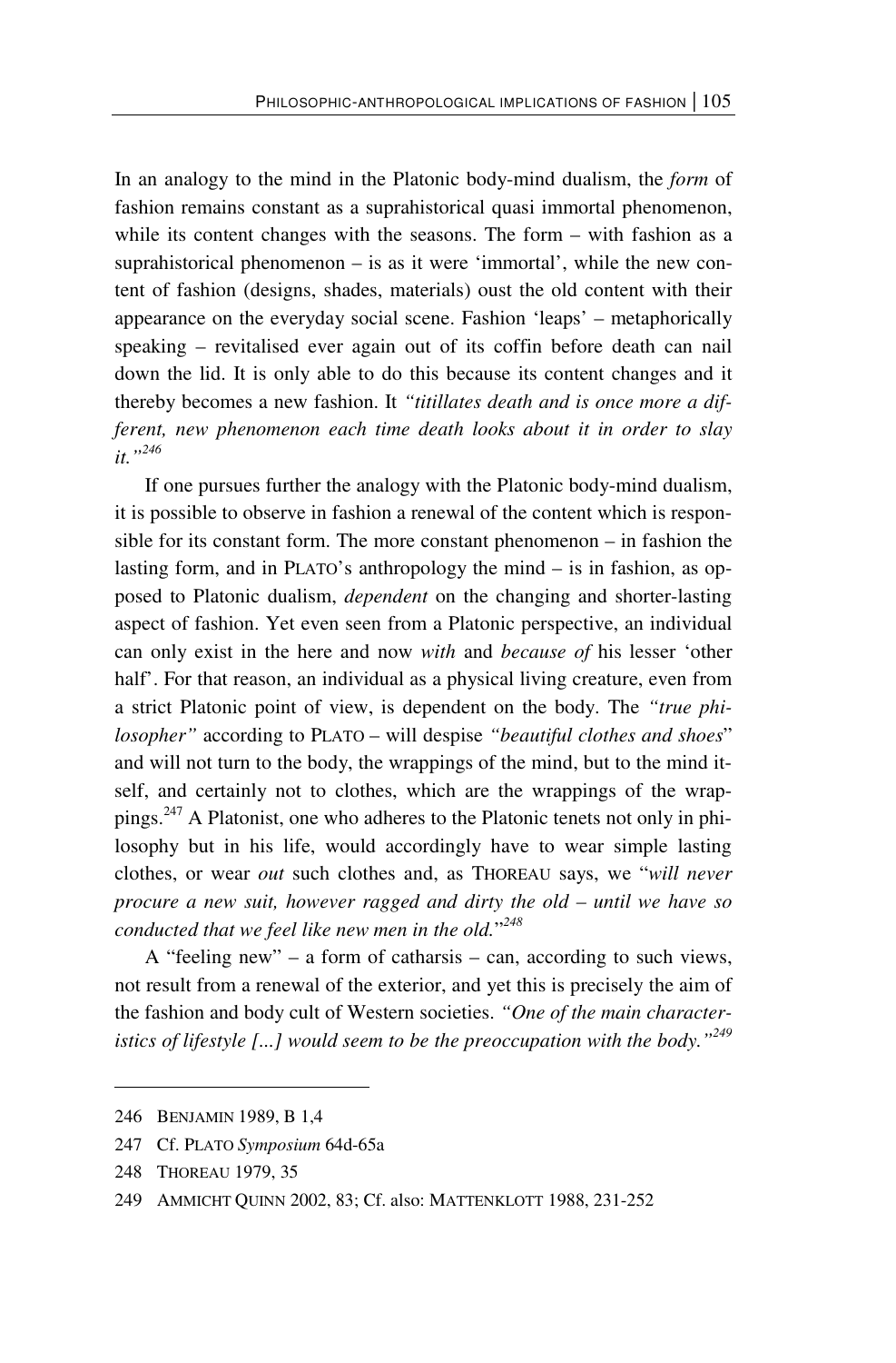In an analogy to the mind in the Platonic body-mind dualism, the *form* of fashion remains constant as a suprahistorical quasi immortal phenomenon, while its content changes with the seasons. The form – with fashion as a suprahistorical phenomenon – is as it were 'immortal', while the new content of fashion (designs, shades, materials) oust the old content with their appearance on the everyday social scene. Fashion 'leaps' – metaphorically speaking – revitalised ever again out of its coffin before death can nail down the lid. It is only able to do this because its content changes and it thereby becomes a new fashion. It *"titillates death and is once more a different, new phenomenon each time death looks about it in order to slay it."*[246]

If one pursues further the analogy with the Platonic body-mind dualism, it is possible to observe in fashion a renewal of the content which is responsible for its constant form. The more constant phenomenon – in fashion the lasting form, and in PLATO's anthropology the mind – is in fashion, as opposed to Platonic dualism, *dependent* on the changing and shorter-lasting aspect of fashion. Yet even seen from a Platonic perspective, an individual can only exist in the here and now *with* and *because of* his lesser 'other half'. For that reason, an individual as a physical living creature, even from a strict Platonic point of view, is dependent on the body. The *"true philosopher"* according to PLATO – will despise *"beautiful clothes and shoes*" and will not turn to the body, the wrappings of the mind, but to the mind itself, and certainly not to clothes, which are the wrappings of the wrappings.[247] A Platonist, one who adheres to the Platonic tenets not only in philosophy but in his life, would accordingly have to wear simple lasting clothes, or wear *out* such clothes and, as THOREAU says, we "*will never procure a new suit, however ragged and dirty the old – until we have so conducted that we feel like new men in the old.*"[248]

A "feeling new" – a form of catharsis – can, according to such views, not result from a renewal of the exterior, and yet this is precisely the aim of the fashion and body cult of Western societies. *"One of the main characteristics of lifestyle [...] would seem to be the preoccupation with the body."*[249]

---

246 BENJAMIN 1989, B 1,4

247 Cf. PLATO *Symposium* 64d-65a

248 THOREAU 1979, 35

249 AMMICHT QUINN 2002, 83; Cf. also: MATTENKLOTT 1988, 231-252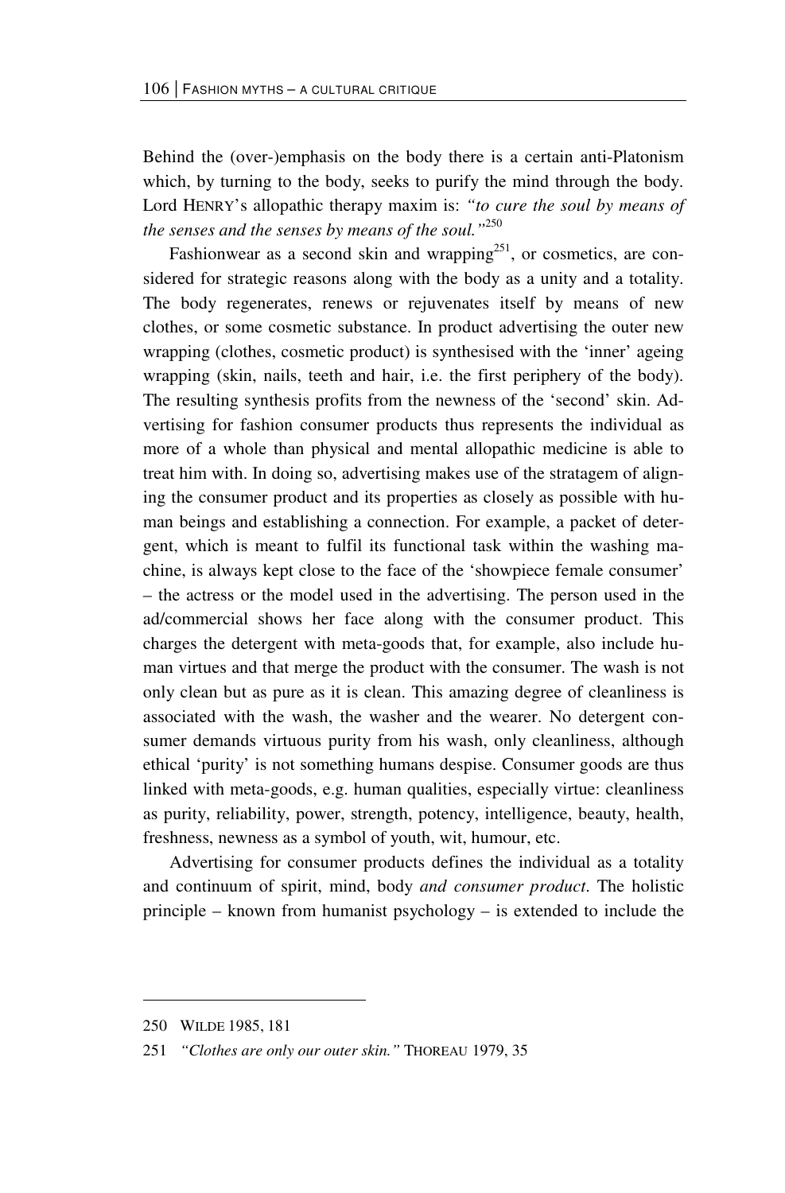Behind the (over-)emphasis on the body there is a certain anti-Platonism which, by turning to the body, seeks to purify the mind through the body. Lord HENRY's allopathic therapy maxim is: *"to cure the soul by means of the senses and the senses by means of the soul."*[250]

Fashionwear as a second skin and wrapping[251], or cosmetics, are considered for strategic reasons along with the body as a unity and a totality. The body regenerates, renews or rejuvenates itself by means of new clothes, or some cosmetic substance. In product advertising the outer new wrapping (clothes, cosmetic product) is synthesised with the 'inner' ageing wrapping (skin, nails, teeth and hair, i.e. the first periphery of the body). The resulting synthesis profits from the newness of the 'second' skin. Advertising for fashion consumer products thus represents the individual as more of a whole than physical and mental allopathic medicine is able to treat him with. In doing so, advertising makes use of the stratagem of aligning the consumer product and its properties as closely as possible with human beings and establishing a connection. For example, a packet of detergent, which is meant to fulfil its functional task within the washing machine, is always kept close to the face of the 'showpiece female consumer' – the actress or the model used in the advertising. The person used in the ad/commercial shows her face along with the consumer product. This charges the detergent with meta-goods that, for example, also include human virtues and that merge the product with the consumer. The wash is not only clean but as pure as it is clean. This amazing degree of cleanliness is associated with the wash, the washer and the wearer. No detergent consumer demands virtuous purity from his wash, only cleanliness, although ethical 'purity' is not something humans despise. Consumer goods are thus linked with meta-goods, e.g. human qualities, especially virtue: cleanliness as purity, reliability, power, strength, potency, intelligence, beauty, health, freshness, newness as a symbol of youth, wit, humour, etc.

Advertising for consumer products defines the individual as a totality and continuum of spirit, mind, body *and consumer product*. The holistic principle – known from humanist psychology – is extended to include the

---

250 WILDE 1985, 181

251 *"Clothes are only our outer skin."* THOREAU 1979, 35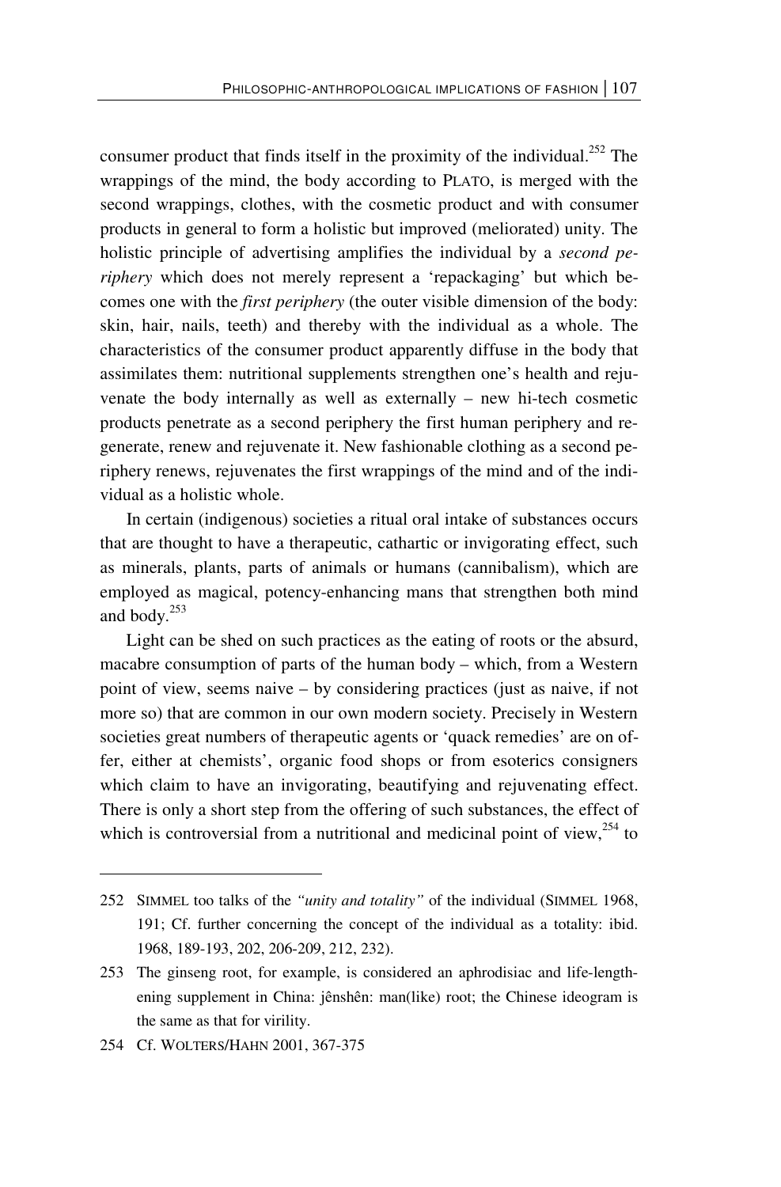consumer product that finds itself in the proximity of the individual.[252] The wrappings of the mind, the body according to PLATO, is merged with the second wrappings, clothes, with the cosmetic product and with consumer products in general to form a holistic but improved (meliorated) unity. The holistic principle of advertising amplifies the individual by a *second periphery* which does not merely represent a 'repackaging' but which becomes one with the *first periphery* (the outer visible dimension of the body: skin, hair, nails, teeth) and thereby with the individual as a whole. The characteristics of the consumer product apparently diffuse in the body that assimilates them: nutritional supplements strengthen one's health and rejuvenate the body internally as well as externally – new hi-tech cosmetic products penetrate as a second periphery the first human periphery and regenerate, renew and rejuvenate it. New fashionable clothing as a second periphery renews, rejuvenates the first wrappings of the mind and of the individual as a holistic whole.

In certain (indigenous) societies a ritual oral intake of substances occurs that are thought to have a therapeutic, cathartic or invigorating effect, such as minerals, plants, parts of animals or humans (cannibalism), which are employed as magical, potency-enhancing mans that strengthen both mind and body.[253]

Light can be shed on such practices as the eating of roots or the absurd, macabre consumption of parts of the human body – which, from a Western point of view, seems naive – by considering practices (just as naive, if not more so) that are common in our own modern society. Precisely in Western societies great numbers of therapeutic agents or 'quack remedies' are on offer, either at chemists', organic food shops or from esoterics consigners which claim to have an invigorating, beautifying and rejuvenating effect. There is only a short step from the offering of such substances, the effect of which is controversial from a nutritional and medicinal point of view,[254] to

---

252 SIMMEL too talks of the *"unity and totality"* of the individual (SIMMEL 1968, 191; Cf. further concerning the concept of the individual as a totality: ibid. 1968, 189-193, 202, 206-209, 212, 232).

253 The ginseng root, for example, is considered an aphrodisiac and life-lengthening supplement in China: jênshên: man(like) root; the Chinese ideogram is the same as that for virility.

254 Cf. WOLTERS/HAHN 2001, 367-375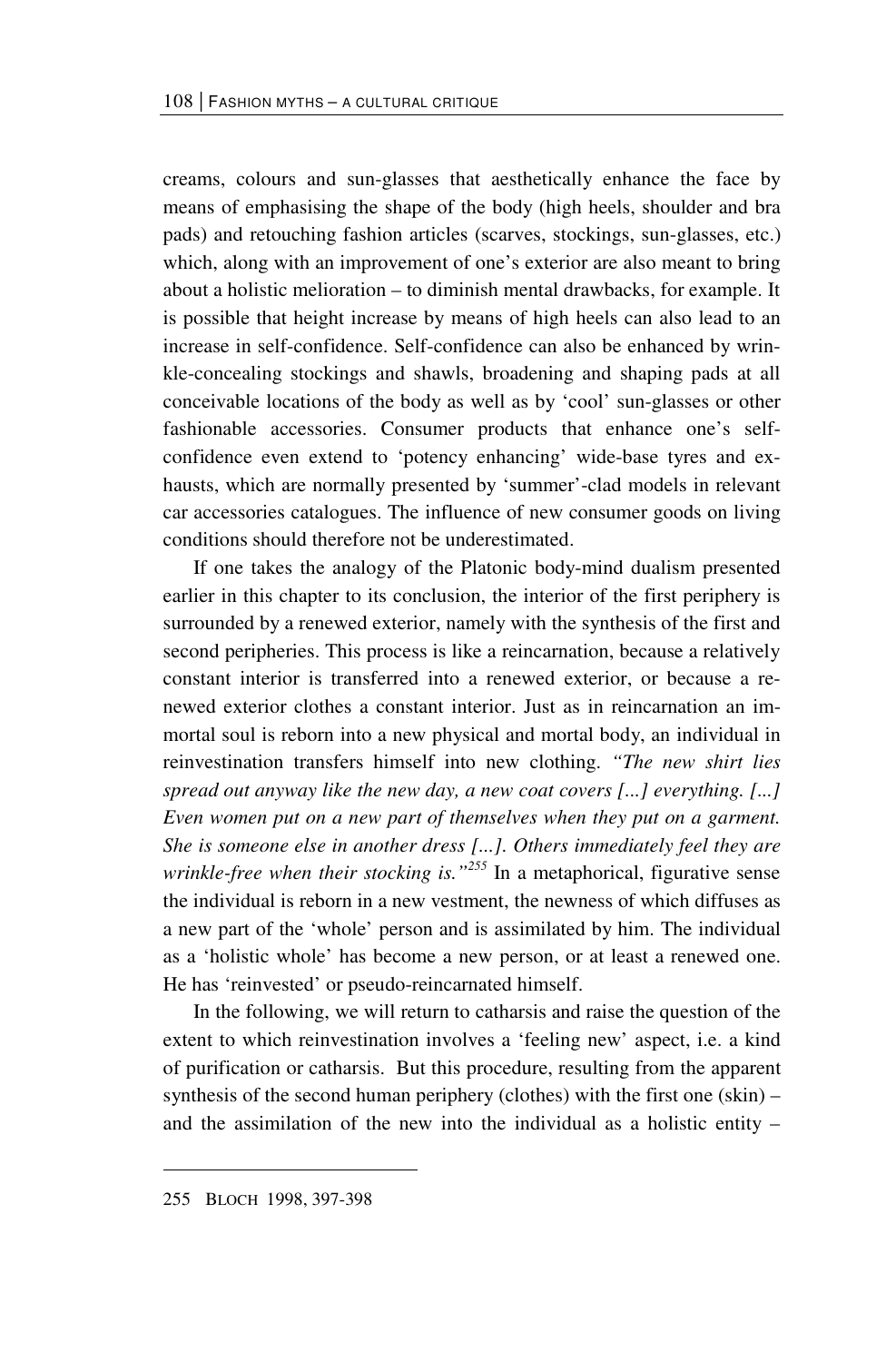creams, colours and sun-glasses that aesthetically enhance the face by means of emphasising the shape of the body (high heels, shoulder and bra pads) and retouching fashion articles (scarves, stockings, sun-glasses, etc.) which, along with an improvement of one's exterior are also meant to bring about a holistic melioration – to diminish mental drawbacks, for example. It is possible that height increase by means of high heels can also lead to an increase in self-confidence. Self-confidence can also be enhanced by wrinkle-concealing stockings and shawls, broadening and shaping pads at all conceivable locations of the body as well as by 'cool' sun-glasses or other fashionable accessories. Consumer products that enhance one's self-confidence even extend to 'potency enhancing' wide-base tyres and exhausts, which are normally presented by 'summer'-clad models in relevant car accessories catalogues. The influence of new consumer goods on living conditions should therefore not be underestimated.

If one takes the analogy of the Platonic body-mind dualism presented earlier in this chapter to its conclusion, the interior of the first periphery is surrounded by a renewed exterior, namely with the synthesis of the first and second peripheries. This process is like a reincarnation, because a relatively constant interior is transferred into a renewed exterior, or because a renewed exterior clothes a constant interior. Just as in reincarnation an immortal soul is reborn into a new physical and mortal body, an individual in reinvestination transfers himself into new clothing. *"The new shirt lies spread out anyway like the new day, a new coat covers [...] everything. [...] Even women put on a new part of themselves when they put on a garment. She is someone else in another dress [...]. Others immediately feel they are wrinkle-free when their stocking is."*[255] In a metaphorical, figurative sense the individual is reborn in a new vestment, the newness of which diffuses as a new part of the 'whole' person and is assimilated by him. The individual as a 'holistic whole' has become a new person, or at least a renewed one. He has 'reinvested' or pseudo-reincarnated himself.

In the following, we will return to catharsis and raise the question of the extent to which reinvestination involves a 'feeling new' aspect, i.e. a kind of purification or catharsis. But this procedure, resulting from the apparent synthesis of the second human periphery (clothes) with the first one (skin) – and the assimilation of the new into the individual as a holistic entity –

---

255 BLOCH 1998, 397-398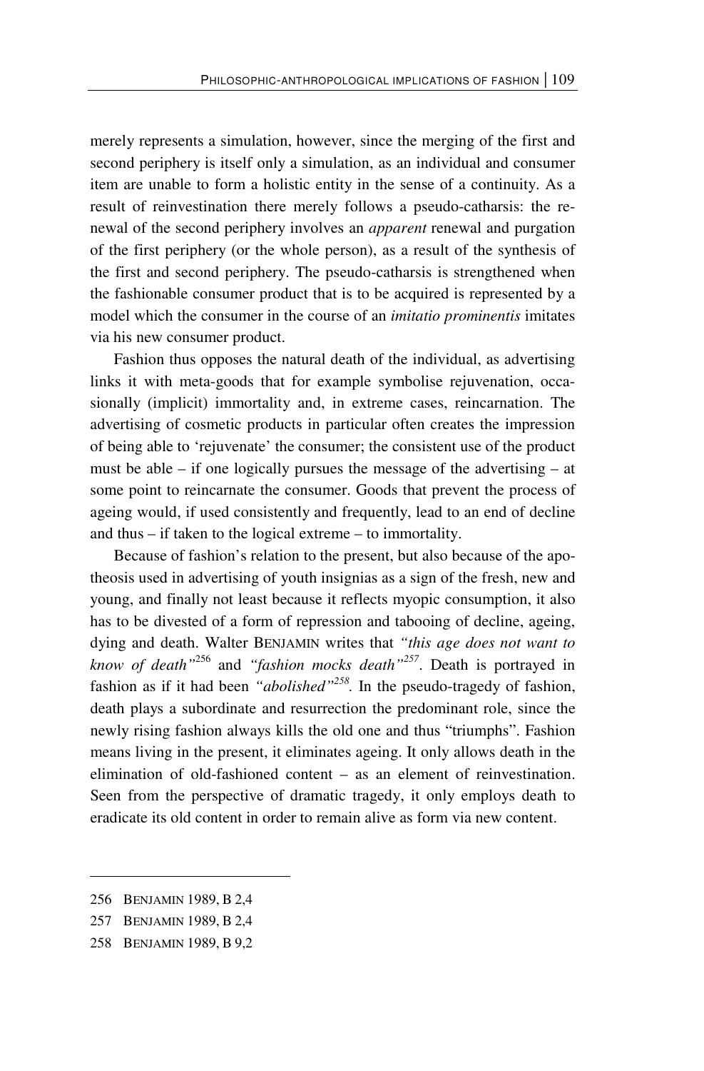merely represents a simulation, however, since the merging of the first and second periphery is itself only a simulation, as an individual and consumer item are unable to form a holistic entity in the sense of a continuity. As a result of reinvestination there merely follows a pseudo-catharsis: the renewal of the second periphery involves an *apparent* renewal and purgation of the first periphery (or the whole person), as a result of the synthesis of the first and second periphery. The pseudo-catharsis is strengthened when the fashionable consumer product that is to be acquired is represented by a model which the consumer in the course of an *imitatio prominentis* imitates via his new consumer product.

Fashion thus opposes the natural death of the individual, as advertising links it with meta-goods that for example symbolise rejuvenation, occasionally (implicit) immortality and, in extreme cases, reincarnation. The advertising of cosmetic products in particular often creates the impression of being able to 'rejuvenate' the consumer; the consistent use of the product must be able – if one logically pursues the message of the advertising – at some point to reincarnate the consumer. Goods that prevent the process of ageing would, if used consistently and frequently, lead to an end of decline and thus – if taken to the logical extreme – to immortality.

Because of fashion's relation to the present, but also because of the apotheosis used in advertising of youth insignias as a sign of the fresh, new and young, and finally not least because it reflects myopic consumption, it also has to be divested of a form of repression and tabooing of decline, ageing, dying and death. Walter BENJAMIN writes that *"this age does not want to know of death"*[256] and *"fashion mocks death"*[257]. Death is portrayed in fashion as if it had been *"abolished"*[258]. In the pseudo-tragedy of fashion, death plays a subordinate and resurrection the predominant role, since the newly rising fashion always kills the old one and thus "triumphs". Fashion means living in the present, it eliminates ageing. It only allows death in the elimination of old-fashioned content – as an element of reinvestination. Seen from the perspective of dramatic tragedy, it only employs death to eradicate its old content in order to remain alive as form via new content.

---

256 BENJAMIN 1989, B 2,4

257 BENJAMIN 1989, B 2,4

258 BENJAMIN 1989, B 9,2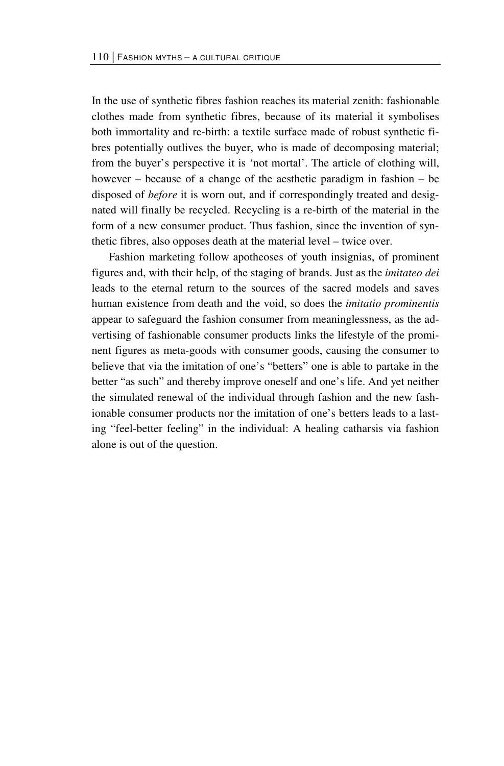In the use of synthetic fibres fashion reaches its material zenith: fashionable clothes made from synthetic fibres, because of its material it symbolises both immortality and re-birth: a textile surface made of robust synthetic fibres potentially outlives the buyer, who is made of decomposing material; from the buyer's perspective it is 'not mortal'. The article of clothing will, however – because of a change of the aesthetic paradigm in fashion – be disposed of *before* it is worn out, and if correspondingly treated and designated will finally be recycled. Recycling is a re-birth of the material in the form of a new consumer product. Thus fashion, since the invention of synthetic fibres, also opposes death at the material level – twice over.

Fashion marketing follow apotheoses of youth insignias, of prominent figures and, with their help, of the staging of brands. Just as the *imitateo dei* leads to the eternal return to the sources of the sacred models and saves human existence from death and the void, so does the *imitatio prominentis* appear to safeguard the fashion consumer from meaninglessness, as the advertising of fashionable consumer products links the lifestyle of the prominent figures as meta-goods with consumer goods, causing the consumer to believe that via the imitation of one's "betters" one is able to partake in the better "as such" and thereby improve oneself and one's life. And yet neither the simulated renewal of the individual through fashion and the new fashionable consumer products nor the imitation of one's betters leads to a lasting "feel-better feeling" in the individual: A healing catharsis via fashion alone is out of the question.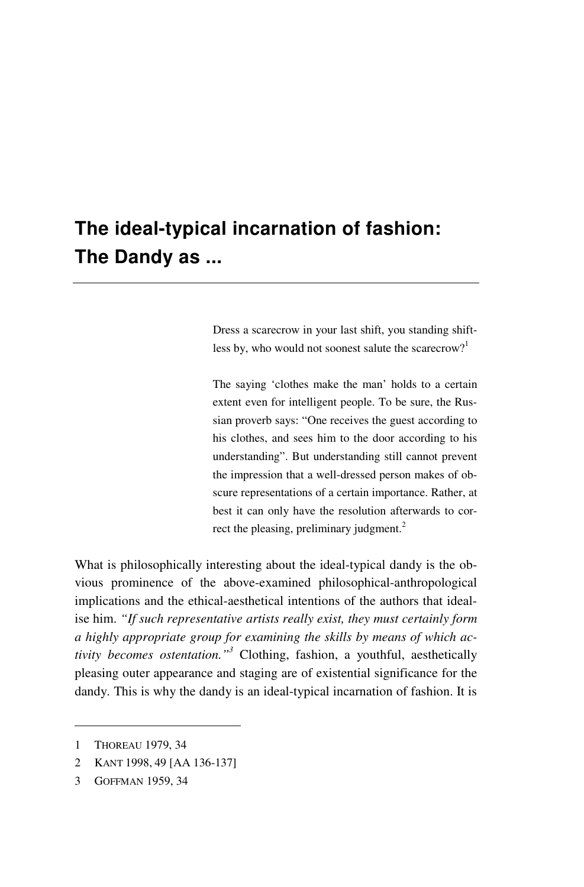# The ideal-typical incarnation of fashion: The Dandy as ...

> Dress a scarecrow in your last shift, you standing shiftless by, who would not soonest salute the scarecrow?[1]
>
> The saying 'clothes make the man' holds to a certain extent even for intelligent people. To be sure, the Russian proverb says: "One receives the guest according to his clothes, and sees him to the door according to his understanding". But understanding still cannot prevent the impression that a well-dressed person makes of obscure representations of a certain importance. Rather, at best it can only have the resolution afterwards to correct the pleasing, preliminary judgment.[2]

What is philosophically interesting about the ideal-typical dandy is the obvious prominence of the above-examined philosophical-anthropological implications and the ethical-aesthetical intentions of the authors that idealise him. *"If such representative artists really exist, they must certainly form a highly appropriate group for examining the skills by means of which activity becomes ostentation."*[3] Clothing, fashion, a youthful, aesthetically pleasing outer appearance and staging are of existential significance for the dandy. This is why the dandy is an ideal-typical incarnation of fashion. It is

---

1 THOREAU 1979, 34

2 KANT 1998, 49 [AA 136-137]

3 GOFFMAN 1959, 34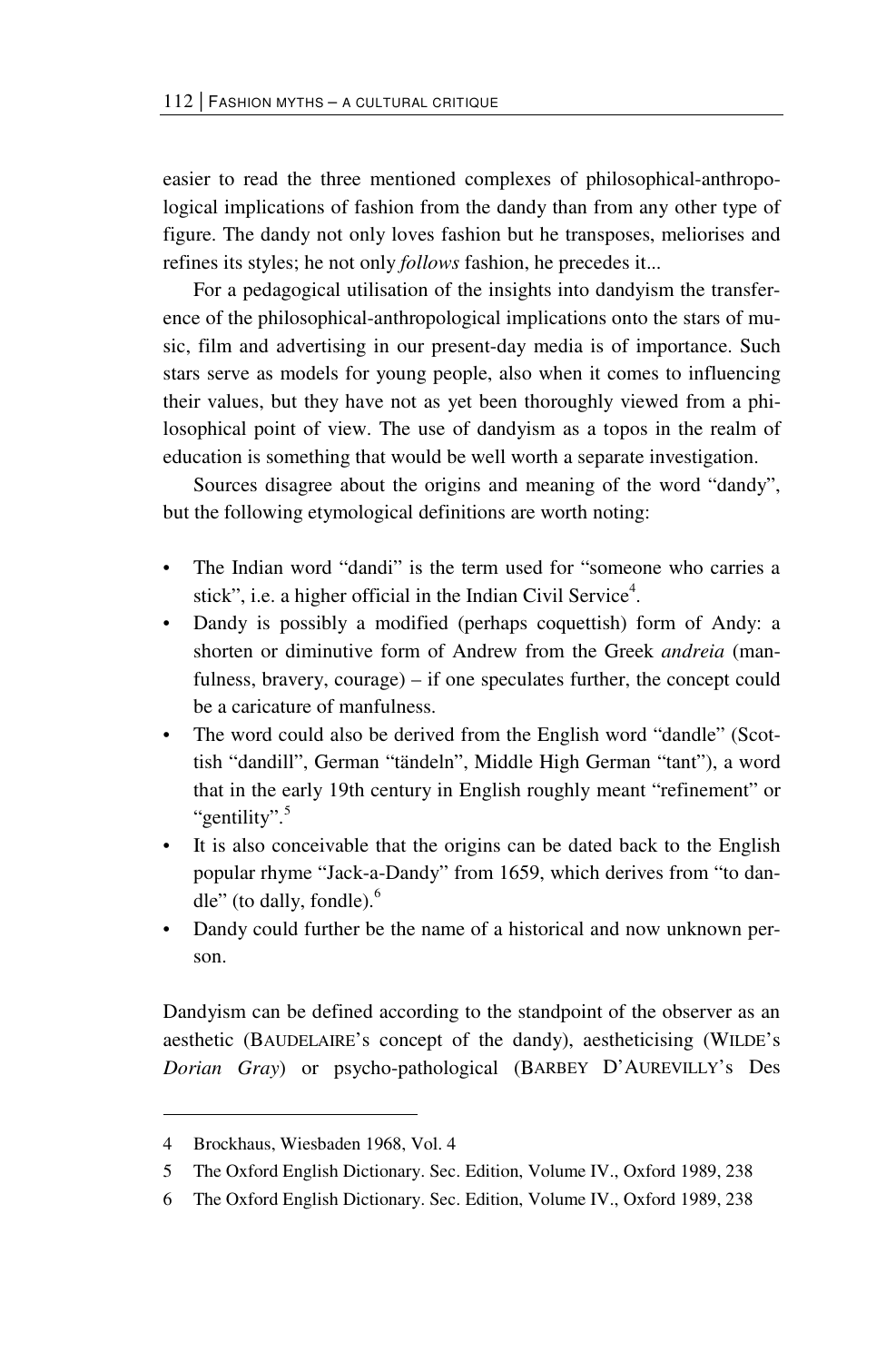easier to read the three mentioned complexes of philosophical-anthropological implications of fashion from the dandy than from any other type of figure. The dandy not only loves fashion but he transposes, meliorises and refines its styles; he not only *follows* fashion, he precedes it...

For a pedagogical utilisation of the insights into dandyism the transference of the philosophical-anthropological implications onto the stars of music, film and advertising in our present-day media is of importance. Such stars serve as models for young people, also when it comes to influencing their values, but they have not as yet been thoroughly viewed from a philosophical point of view. The use of dandyism as a topos in the realm of education is something that would be well worth a separate investigation.

Sources disagree about the origins and meaning of the word "dandy", but the following etymological definitions are worth noting:

- The Indian word "dandi" is the term used for "someone who carries a stick", i.e. a higher official in the Indian Civil Service[4].
- Dandy is possibly a modified (perhaps coquettish) form of Andy: a shorten or diminutive form of Andrew from the Greek *andreia* (manfulness, bravery, courage) – if one speculates further, the concept could be a caricature of manfulness.
- The word could also be derived from the English word "dandle" (Scottish "dandill", German "tändeln", Middle High German "tant"), a word that in the early 19th century in English roughly meant "refinement" or "gentility".[5]
- It is also conceivable that the origins can be dated back to the English popular rhyme "Jack-a-Dandy" from 1659, which derives from "to dandle" (to dally, fondle).[6]
- Dandy could further be the name of a historical and now unknown person.

Dandyism can be defined according to the standpoint of the observer as an aesthetic (BAUDELAIRE's concept of the dandy), aestheticising (WILDE's *Dorian Gray*) or psycho-pathological (BARBEY D'AUREVILLY's Des

---

4 Brockhaus, Wiesbaden 1968, Vol. 4

5 The Oxford English Dictionary. Sec. Edition, Volume IV., Oxford 1989, 238

6 The Oxford English Dictionary. Sec. Edition, Volume IV., Oxford 1989, 238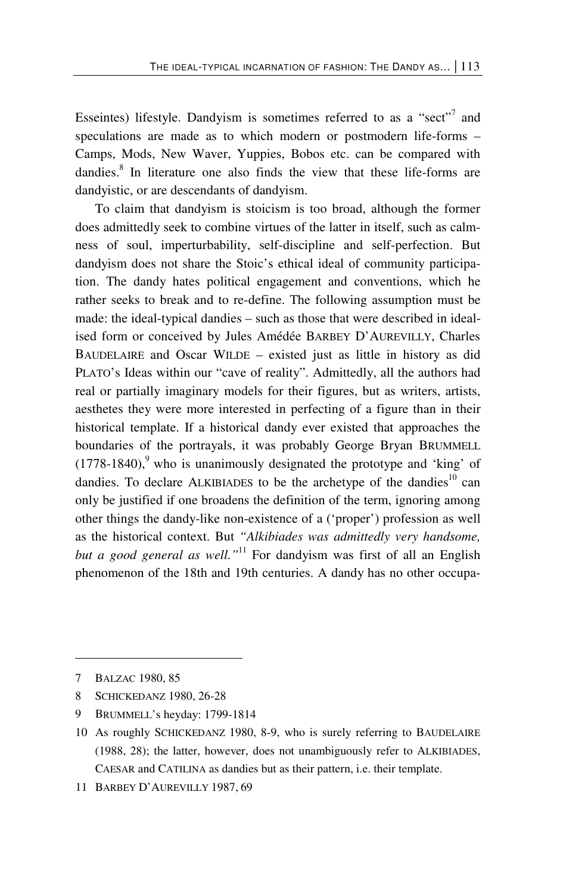Esseintes) lifestyle. Dandyism is sometimes referred to as a "sect"[7] and speculations are made as to which modern or postmodern life-forms – Camps, Mods, New Waver, Yuppies, Bobos etc. can be compared with dandies.[8] In literature one also finds the view that these life-forms are dandyistic, or are descendants of dandyism.

To claim that dandyism is stoicism is too broad, although the former does admittedly seek to combine virtues of the latter in itself, such as calmness of soul, imperturbability, self-discipline and self-perfection. But dandyism does not share the Stoic's ethical ideal of community participation. The dandy hates political engagement and conventions, which he rather seeks to break and to re-define. The following assumption must be made: the ideal-typical dandies – such as those that were described in idealised form or conceived by Jules Amédée BARBEY D'AUREVILLY, Charles BAUDELAIRE and Oscar WILDE – existed just as little in history as did PLATO's Ideas within our "cave of reality". Admittedly, all the authors had real or partially imaginary models for their figures, but as writers, artists, aesthetes they were more interested in perfecting of a figure than in their historical template. If a historical dandy ever existed that approaches the boundaries of the portrayals, it was probably George Bryan BRUMMELL (1778-1840),[9] who is unanimously designated the prototype and 'king' of dandies. To declare ALKIBIADES to be the archetype of the dandies[10] can only be justified if one broadens the definition of the term, ignoring among other things the dandy-like non-existence of a ('proper') profession as well as the historical context. But *"Alkibiades was admittedly very handsome, but a good general as well."*[11] For dandyism was first of all an English phenomenon of the 18th and 19th centuries. A dandy has no other occupa-

---

7 BALZAC 1980, 85

8 SCHICKEDANZ 1980, 26-28

9 BRUMMELL's heyday: 1799-1814

10 As roughly SCHICKEDANZ 1980, 8-9, who is surely referring to BAUDELAIRE (1988, 28); the latter, however, does not unambiguously refer to ALKIBIADES, CAESAR and CATILINA as dandies but as their pattern, i.e. their template.

11 BARBEY D'AUREVILLY 1987, 69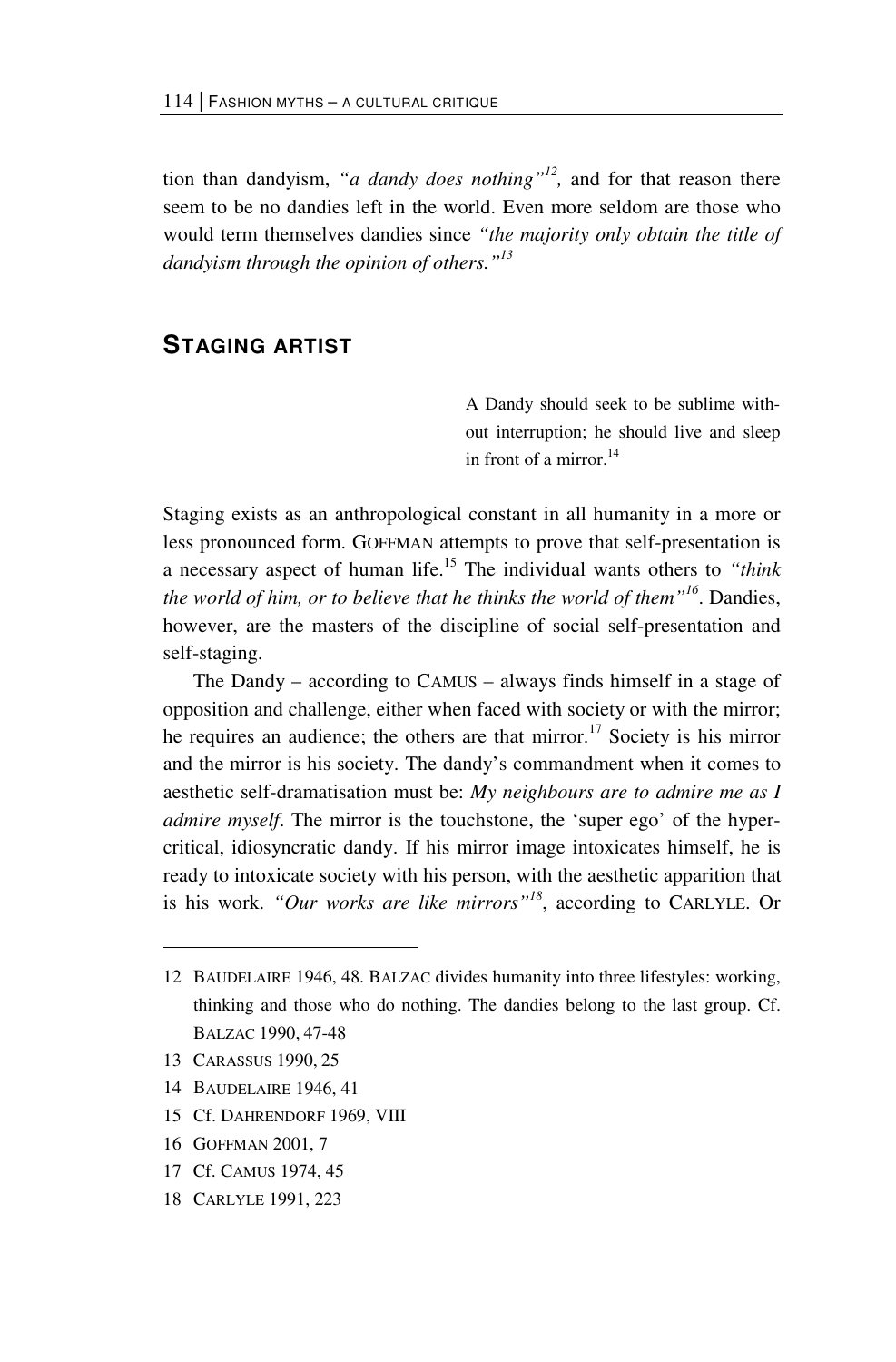tion than dandyism, *"a dandy does nothing"*[12], and for that reason there seem to be no dandies left in the world. Even more seldom are those who would term themselves dandies since *"the majority only obtain the title of dandyism through the opinion of others."*[13]

## STAGING ARTIST

> A Dandy should seek to be sublime without interruption; he should live and sleep in front of a mirror.[14]

Staging exists as an anthropological constant in all humanity in a more or less pronounced form. GOFFMAN attempts to prove that self-presentation is a necessary aspect of human life.[15] The individual wants others to *"think the world of him, or to believe that he thinks the world of them"*[16]. Dandies, however, are the masters of the discipline of social self-presentation and self-staging.

The Dandy – according to CAMUS – always finds himself in a stage of opposition and challenge, either when faced with society or with the mirror; he requires an audience; the others are that mirror.[17] Society is his mirror and the mirror is his society. The dandy's commandment when it comes to aesthetic self-dramatisation must be: *My neighbours are to admire me as I admire myself*. The mirror is the touchstone, the 'super ego' of the hypercritical, idiosyncratic dandy. If his mirror image intoxicates himself, he is ready to intoxicate society with his person, with the aesthetic apparition that is his work. *"Our works are like mirrors"*[18], according to CARLYLE. Or

---

12 BAUDELAIRE 1946, 48. BALZAC divides humanity into three lifestyles: working, thinking and those who do nothing. The dandies belong to the last group. Cf. BALZAC 1990, 47-48

13 CARASSUS 1990, 25

14 BAUDELAIRE 1946, 41

15 Cf. DAHRENDORF 1969, VIII

16 GOFFMAN 2001, 7

17 Cf. CAMUS 1974, 45

18 CARLYLE 1991, 223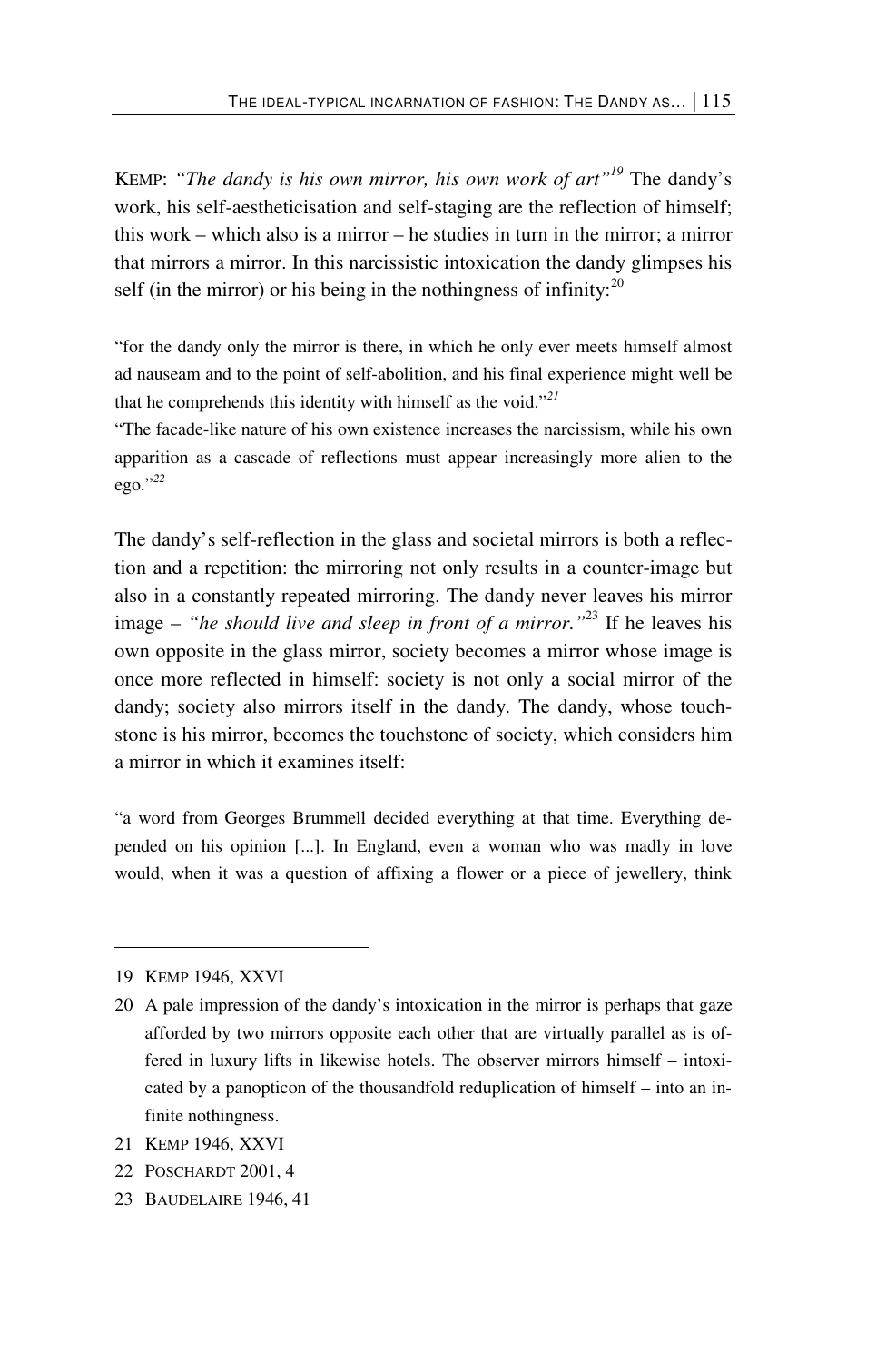KEMP: *"The dandy is his own mirror, his own work of art"*[19] The dandy's work, his self-aestheticisation and self-staging are the reflection of himself; this work – which also is a mirror – he studies in turn in the mirror; a mirror that mirrors a mirror. In this narcissistic intoxication the dandy glimpses his self (in the mirror) or his being in the nothingness of infinity:[20]

> "for the dandy only the mirror is there, in which he only ever meets himself almost ad nauseam and to the point of self-abolition, and his final experience might well be that he comprehends this identity with himself as the void."[21]
>
> "The facade-like nature of his own existence increases the narcissism, while his own apparition as a cascade of reflections must appear increasingly more alien to the ego."[22]

The dandy's self-reflection in the glass and societal mirrors is both a reflection and a repetition: the mirroring not only results in a counter-image but also in a constantly repeated mirroring. The dandy never leaves his mirror image – *"he should live and sleep in front of a mirror."*[23] If he leaves his own opposite in the glass mirror, society becomes a mirror whose image is once more reflected in himself: society is not only a social mirror of the dandy; society also mirrors itself in the dandy. The dandy, whose touchstone is his mirror, becomes the touchstone of society, which considers him a mirror in which it examines itself:

> "a word from Georges Brummell decided everything at that time. Everything depended on his opinion [...]. In England, even a woman who was madly in love would, when it was a question of affixing a flower or a piece of jewellery, think

---

19 KEMP 1946, XXVI

20 A pale impression of the dandy's intoxication in the mirror is perhaps that gaze afforded by two mirrors opposite each other that are virtually parallel as is offered in luxury lifts in likewise hotels. The observer mirrors himself – intoxicated by a panopticon of the thousandfold reduplication of himself – into an infinite nothingness.

21 KEMP 1946, XXVI

22 POSCHARDT 2001, 4

23 BAUDELAIRE 1946, 41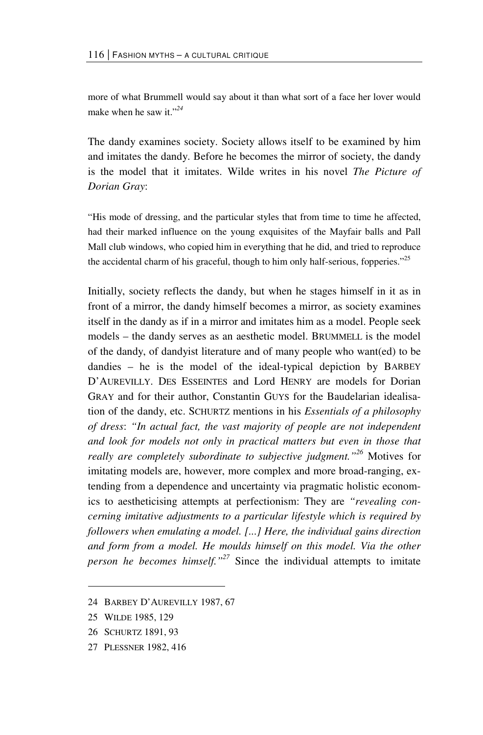more of what Brummell would say about it than what sort of a face her lover would make when he saw it."[24]

The dandy examines society. Society allows itself to be examined by him and imitates the dandy. Before he becomes the mirror of society, the dandy is the model that it imitates. Wilde writes in his novel *The Picture of Dorian Gray*:

"His mode of dressing, and the particular styles that from time to time he affected, had their marked influence on the young exquisites of the Mayfair balls and Pall Mall club windows, who copied him in everything that he did, and tried to reproduce the accidental charm of his graceful, though to him only half-serious, fopperies."[25]

Initially, society reflects the dandy, but when he stages himself in it as in front of a mirror, the dandy himself becomes a mirror, as society examines itself in the dandy as if in a mirror and imitates him as a model. People seek models – the dandy serves as an aesthetic model. BRUMMELL is the model of the dandy, of dandyist literature and of many people who want(ed) to be dandies – he is the model of the ideal-typical depiction by BARBEY D'AUREVILLY. DES ESSEINTES and Lord HENRY are models for Dorian GRAY and for their author, Constantin GUYS for the Baudelarian idealisation of the dandy, etc. SCHURTZ mentions in his *Essentials of a philosophy of dress*: *"In actual fact, the vast majority of people are not independent and look for models not only in practical matters but even in those that really are completely subordinate to subjective judgment."*[26] Motives for imitating models are, however, more complex and more broad-ranging, extending from a dependence and uncertainty via pragmatic holistic economics to aestheticising attempts at perfectionism: They are *"revealing concerning imitative adjustments to a particular lifestyle which is required by followers when emulating a model. [...] Here, the individual gains direction and form from a model. He moulds himself on this model. Via the other person he becomes himself."*[27] Since the individual attempts to imitate

---

24 BARBEY D'AUREVILLY 1987, 67

25 WILDE 1985, 129

26 SCHURTZ 1891, 93

27 PLESSNER 1982, 416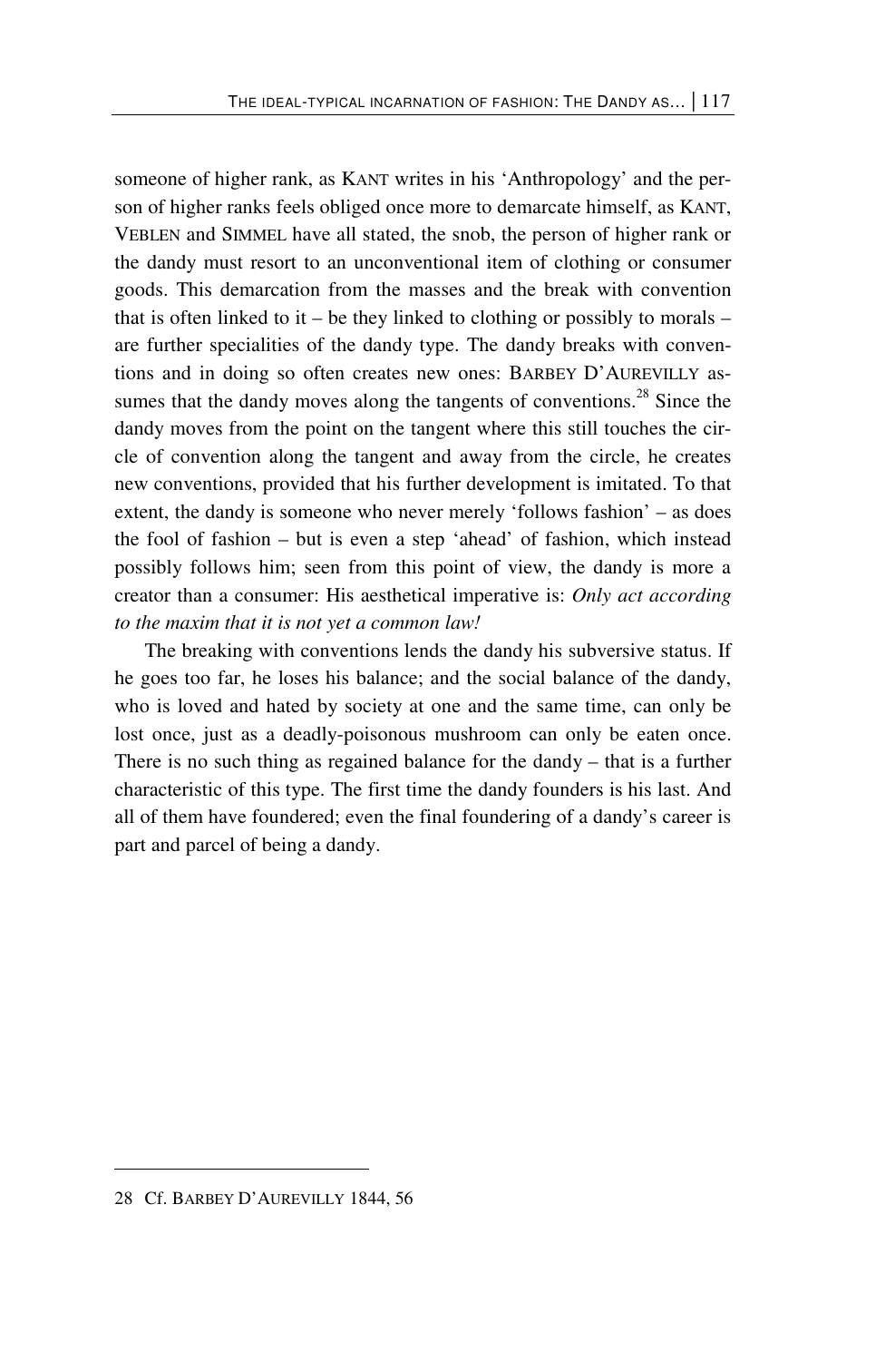someone of higher rank, as KANT writes in his 'Anthropology' and the person of higher ranks feels obliged once more to demarcate himself, as KANT, VEBLEN and SIMMEL have all stated, the snob, the person of higher rank or the dandy must resort to an unconventional item of clothing or consumer goods. This demarcation from the masses and the break with convention that is often linked to it – be they linked to clothing or possibly to morals – are further specialities of the dandy type. The dandy breaks with conventions and in doing so often creates new ones: BARBEY D'AUREVILLY assumes that the dandy moves along the tangents of conventions.[28] Since the dandy moves from the point on the tangent where this still touches the circle of convention along the tangent and away from the circle, he creates new conventions, provided that his further development is imitated. To that extent, the dandy is someone who never merely 'follows fashion' – as does the fool of fashion – but is even a step 'ahead' of fashion, which instead possibly follows him; seen from this point of view, the dandy is more a creator than a consumer: His aesthetical imperative is: *Only act according to the maxim that it is not yet a common law!*

The breaking with conventions lends the dandy his subversive status. If he goes too far, he loses his balance; and the social balance of the dandy, who is loved and hated by society at one and the same time, can only be lost once, just as a deadly-poisonous mushroom can only be eaten once. There is no such thing as regained balance for the dandy – that is a further characteristic of this type. The first time the dandy founders is his last. And all of them have foundered; even the final foundering of a dandy's career is part and parcel of being a dandy.

---

28 Cf. BARBEY D'AUREVILLY 1844, 56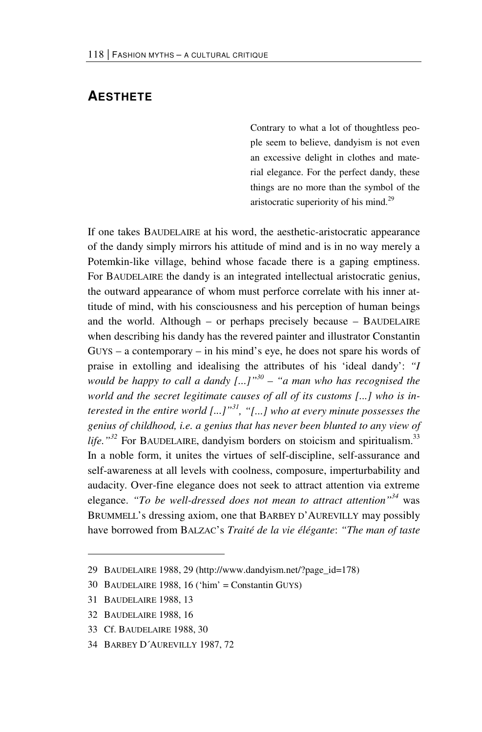## AESTHETE

> Contrary to what a lot of thoughtless people seem to believe, dandyism is not even an excessive delight in clothes and material elegance. For the perfect dandy, these things are no more than the symbol of the aristocratic superiority of his mind.[29]

If one takes BAUDELAIRE at his word, the aesthetic-aristocratic appearance of the dandy simply mirrors his attitude of mind and is in no way merely a Potemkin-like village, behind whose facade there is a gaping emptiness. For BAUDELAIRE the dandy is an integrated intellectual aristocratic genius, the outward appearance of whom must perforce correlate with his inner attitude of mind, with his consciousness and his perception of human beings and the world. Although – or perhaps precisely because – BAUDELAIRE when describing his dandy has the revered painter and illustrator Constantin GUYS – a contemporary – in his mind's eye, he does not spare his words of praise in extolling and idealising the attributes of his 'ideal dandy': *"I would be happy to call a dandy [...]"*[30] – *"a man who has recognised the world and the secret legitimate causes of all of its customs [...] who is interested in the entire world [...]"*[31], *"[...] who at every minute possesses the genius of childhood, i.e. a genius that has never been blunted to any view of life."*[32] For BAUDELAIRE, dandyism borders on stoicism and spiritualism.[33] In a noble form, it unites the virtues of self-discipline, self-assurance and self-awareness at all levels with coolness, composure, imperturbability and audacity. Over-fine elegance does not seek to attract attention via extreme elegance. *"To be well-dressed does not mean to attract attention"*[34] was BRUMMELL's dressing axiom, one that BARBEY D'AUREVILLY may possibly have borrowed from BALZAC's *Traité de la vie élégante*: *"The man of taste*

---

29 BAUDELAIRE 1988, 29 (http://www.dandyism.net/?page_id=178)

30 BAUDELAIRE 1988, 16 ('him' = Constantin GUYS)

31 BAUDELAIRE 1988, 13

32 BAUDELAIRE 1988, 16

33 Cf. BAUDELAIRE 1988, 30

34 BARBEY D´AUREVILLY 1987, 72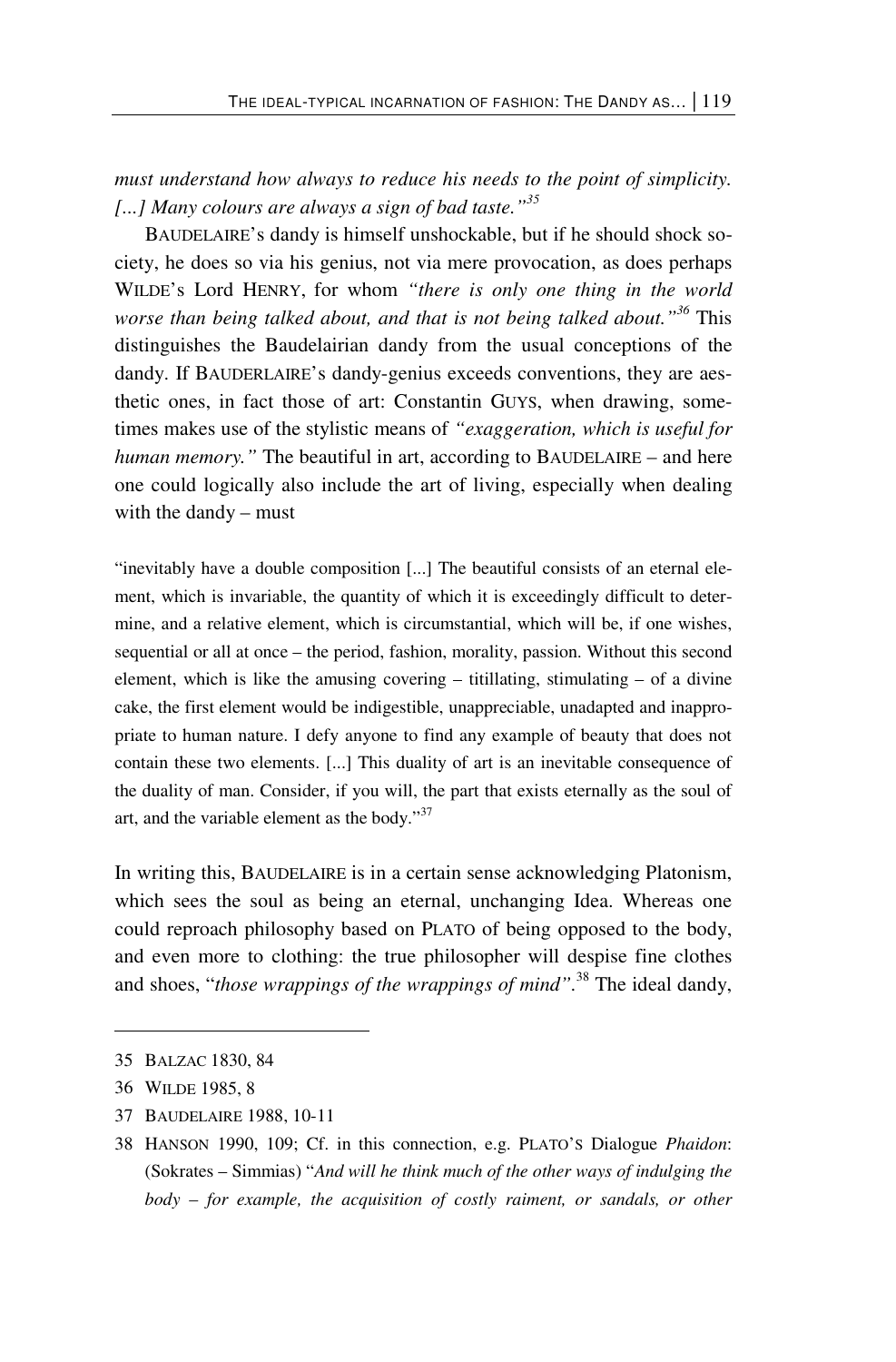*must understand how always to reduce his needs to the point of simplicity. […] Many colours are always a sign of bad taste."*[35]

BAUDELAIRE's dandy is himself unshockable, but if he should shock society, he does so via his genius, not via mere provocation, as does perhaps WILDE's Lord HENRY, for whom *"there is only one thing in the world worse than being talked about, and that is not being talked about."*[36] This distinguishes the Baudelairian dandy from the usual conceptions of the dandy. If BAUDERLAIRE's dandy-genius exceeds conventions, they are aesthetic ones, in fact those of art: Constantin GUYS, when drawing, sometimes makes use of the stylistic means of *"exaggeration, which is useful for human memory."* The beautiful in art, according to BAUDELAIRE – and here one could logically also include the art of living, especially when dealing with the dandy – must

> "inevitably have a double composition [...] The beautiful consists of an eternal element, which is invariable, the quantity of which it is exceedingly difficult to determine, and a relative element, which is circumstantial, which will be, if one wishes, sequential or all at once – the period, fashion, morality, passion. Without this second element, which is like the amusing covering – titillating, stimulating – of a divine cake, the first element would be indigestible, unappreciable, unadapted and inappropriate to human nature. I defy anyone to find any example of beauty that does not contain these two elements. [...] This duality of art is an inevitable consequence of the duality of man. Consider, if you will, the part that exists eternally as the soul of art, and the variable element as the body."[37]

In writing this, BAUDELAIRE is in a certain sense acknowledging Platonism, which sees the soul as being an eternal, unchanging Idea. Whereas one could reproach philosophy based on PLATO of being opposed to the body, and even more to clothing: the true philosopher will despise fine clothes and shoes, "*those wrappings of the wrappings of mind"*.[38] The ideal dandy,

---

35 BALZAC 1830, 84

36 WILDE 1985, 8

37 BAUDELAIRE 1988, 10-11

38 HANSON 1990, 109; Cf. in this connection, e.g. PLATO'S Dialogue *Phaidon*: (Sokrates – Simmias) "*And will he think much of the other ways of indulging the body – for example, the acquisition of costly raiment, or sandals, or other*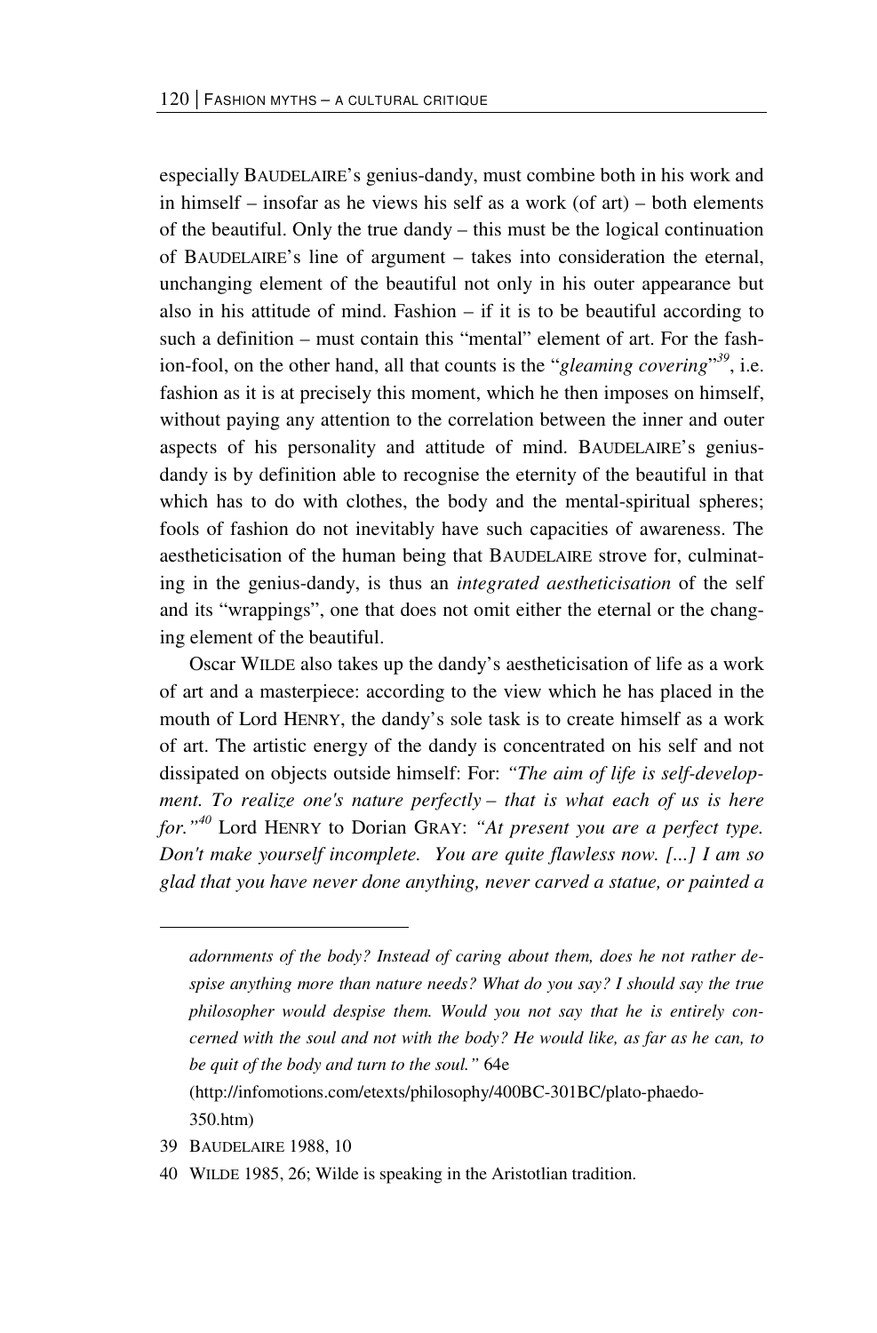especially BAUDELAIRE's genius-dandy, must combine both in his work and in himself – insofar as he views his self as a work (of art) – both elements of the beautiful. Only the true dandy – this must be the logical continuation of BAUDELAIRE's line of argument – takes into consideration the eternal, unchanging element of the beautiful not only in his outer appearance but also in his attitude of mind. Fashion – if it is to be beautiful according to such a definition – must contain this "mental" element of art. For the fashion-fool, on the other hand, all that counts is the "*gleaming covering*"[39], i.e. fashion as it is at precisely this moment, which he then imposes on himself, without paying any attention to the correlation between the inner and outer aspects of his personality and attitude of mind. BAUDELAIRE's genius-dandy is by definition able to recognise the eternity of the beautiful in that which has to do with clothes, the body and the mental-spiritual spheres; fools of fashion do not inevitably have such capacities of awareness. The aestheticisation of the human being that BAUDELAIRE strove for, culminating in the genius-dandy, is thus an *integrated aestheticisation* of the self and its "wrappings", one that does not omit either the eternal or the changing element of the beautiful.

Oscar WILDE also takes up the dandy's aestheticisation of life as a work of art and a masterpiece: according to the view which he has placed in the mouth of Lord HENRY, the dandy's sole task is to create himself as a work of art. The artistic energy of the dandy is concentrated on his self and not dissipated on objects outside himself: For: *"The aim of life is self-development. To realize one's nature perfectly – that is what each of us is here for."*[40] Lord HENRY to Dorian GRAY: *"At present you are a perfect type. Don't make yourself incomplete. You are quite flawless now. [...] I am so glad that you have never done anything, never carved a statue, or painted a*

---

*adornments of the body? Instead of caring about them, does he not rather despise anything more than nature needs? What do you say? I should say the true philosopher would despise them. Would you not say that he is entirely concerned with the soul and not with the body? He would like, as far as he can, to be quit of the body and turn to the soul."* 64e (http://infomotions.com/etexts/philosophy/400BC-301BC/plato-phaedo-350.htm)

39 BAUDELAIRE 1988, 10

40 WILDE 1985, 26; Wilde is speaking in the Aristotlian tradition.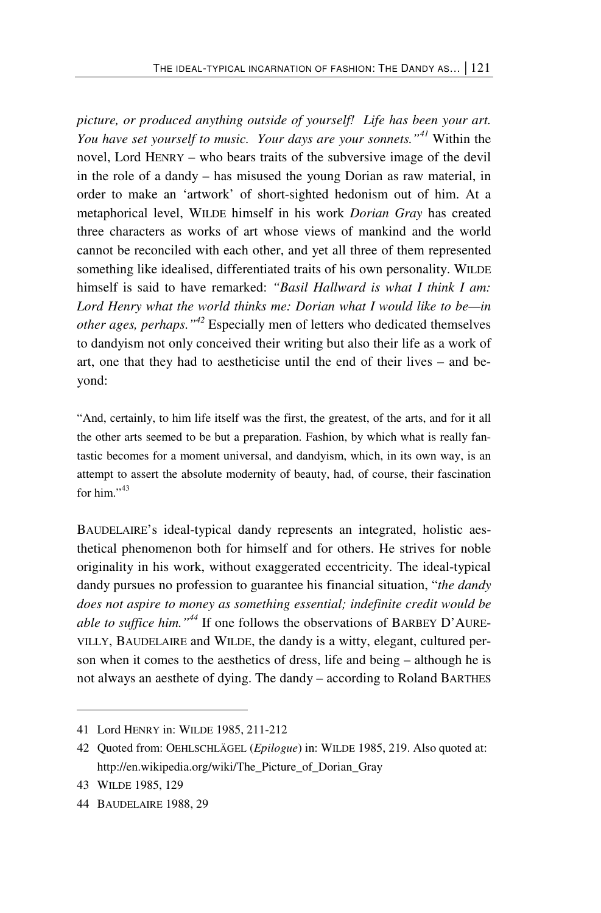*picture, or produced anything outside of yourself! Life has been your art. You have set yourself to music. Your days are your sonnets."*[41] Within the novel, Lord HENRY – who bears traits of the subversive image of the devil in the role of a dandy – has misused the young Dorian as raw material, in order to make an 'artwork' of short-sighted hedonism out of him. At a metaphorical level, WILDE himself in his work *Dorian Gray* has created three characters as works of art whose views of mankind and the world cannot be reconciled with each other, and yet all three of them represented something like idealised, differentiated traits of his own personality. WILDE himself is said to have remarked: *"Basil Hallward is what I think I am: Lord Henry what the world thinks me: Dorian what I would like to be—in other ages, perhaps."*[42] Especially men of letters who dedicated themselves to dandyism not only conceived their writing but also their life as a work of art, one that they had to aestheticise until the end of their lives – and beyond:

> "And, certainly, to him life itself was the first, the greatest, of the arts, and for it all the other arts seemed to be but a preparation. Fashion, by which what is really fantastic becomes for a moment universal, and dandyism, which, in its own way, is an attempt to assert the absolute modernity of beauty, had, of course, their fascination for him."[43]

BAUDELAIRE's ideal-typical dandy represents an integrated, holistic aesthetical phenomenon both for himself and for others. He strives for noble originality in his work, without exaggerated eccentricity. The ideal-typical dandy pursues no profession to guarantee his financial situation, "*the dandy does not aspire to money as something essential; indefinite credit would be able to suffice him."*[44] If one follows the observations of BARBEY D'AUREVILLY, BAUDELAIRE and WILDE, the dandy is a witty, elegant, cultured person when it comes to the aesthetics of dress, life and being – although he is not always an aesthete of dying. The dandy – according to Roland BARTHES

---

41 Lord HENRY in: WILDE 1985, 211-212

42 Quoted from: OEHLSCHLÄGEL (*Epilogue*) in: WILDE 1985, 219. Also quoted at: http://en.wikipedia.org/wiki/The_Picture_of_Dorian_Gray

43 WILDE 1985, 129

44 BAUDELAIRE 1988, 29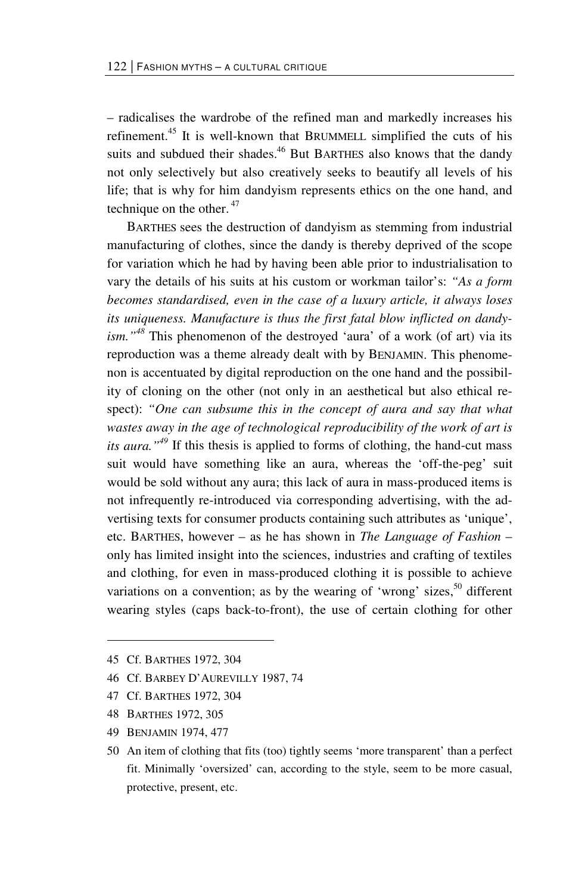– radicalises the wardrobe of the refined man and markedly increases his refinement.[45] It is well-known that BRUMMELL simplified the cuts of his suits and subdued their shades.[46] But BARTHES also knows that the dandy not only selectively but also creatively seeks to beautify all levels of his life; that is why for him dandyism represents ethics on the one hand, and technique on the other.[47]

BARTHES sees the destruction of dandyism as stemming from industrial manufacturing of clothes, since the dandy is thereby deprived of the scope for variation which he had by having been able prior to industrialisation to vary the details of his suits at his custom or workman tailor's: *"As a form becomes standardised, even in the case of a luxury article, it always loses its uniqueness. Manufacture is thus the first fatal blow inflicted on dandyism."*[48] This phenomenon of the destroyed 'aura' of a work (of art) via its reproduction was a theme already dealt with by BENJAMIN. This phenomenon is accentuated by digital reproduction on the one hand and the possibility of cloning on the other (not only in an aesthetical but also ethical respect): *"One can subsume this in the concept of aura and say that what wastes away in the age of technological reproducibility of the work of art is its aura."*[49] If this thesis is applied to forms of clothing, the hand-cut mass suit would have something like an aura, whereas the 'off-the-peg' suit would be sold without any aura; this lack of aura in mass-produced items is not infrequently re-introduced via corresponding advertising, with the advertising texts for consumer products containing such attributes as 'unique', etc. BARTHES, however – as he has shown in *The Language of Fashion* – only has limited insight into the sciences, industries and crafting of textiles and clothing, for even in mass-produced clothing it is possible to achieve variations on a convention; as by the wearing of 'wrong' sizes,[50] different wearing styles (caps back-to-front), the use of certain clothing for other

---

45 Cf. BARTHES 1972, 304

46 Cf. BARBEY D'AUREVILLY 1987, 74

47 Cf. BARTHES 1972, 304

48 BARTHES 1972, 305

49 BENJAMIN 1974, 477

50 An item of clothing that fits (too) tightly seems 'more transparent' than a perfect fit. Minimally 'oversized' can, according to the style, seem to be more casual, protective, present, etc.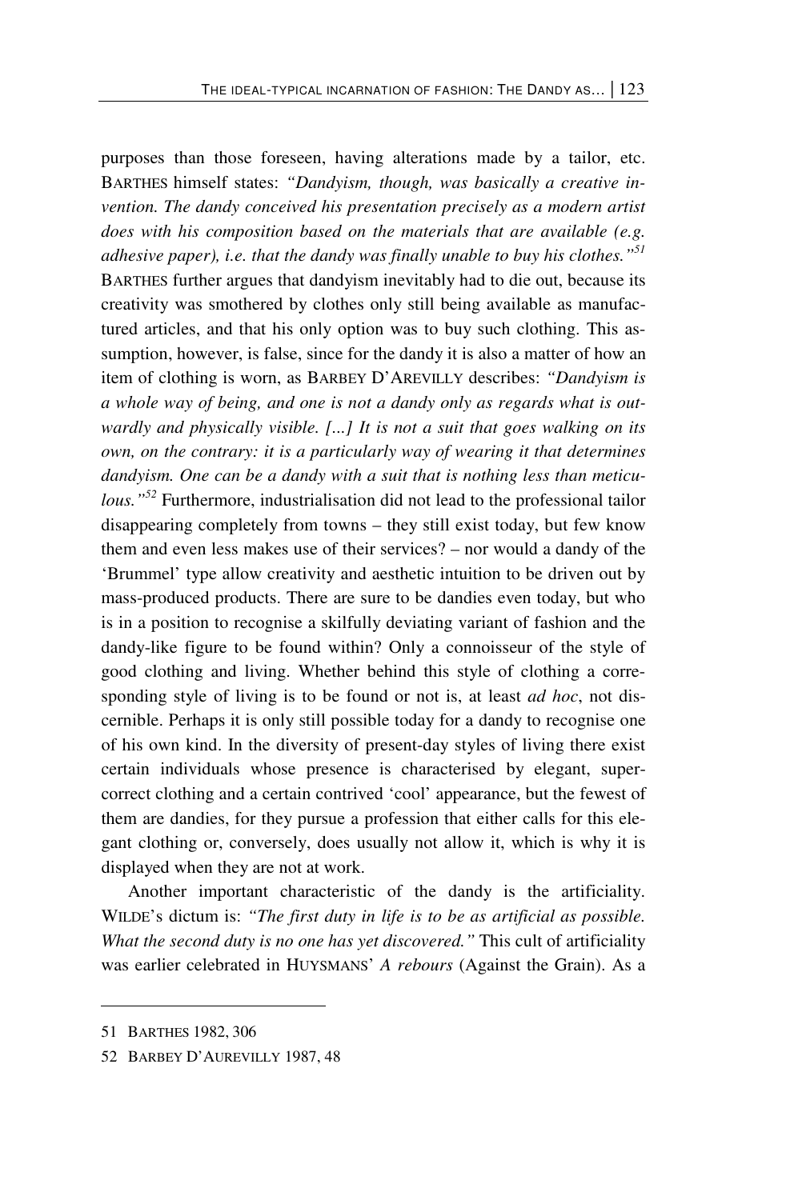purposes than those foreseen, having alterations made by a tailor, etc. BARTHES himself states: *"Dandyism, though, was basically a creative invention. The dandy conceived his presentation precisely as a modern artist does with his composition based on the materials that are available (e.g. adhesive paper), i.e. that the dandy was finally unable to buy his clothes."*[51] BARTHES further argues that dandyism inevitably had to die out, because its creativity was smothered by clothes only still being available as manufactured articles, and that his only option was to buy such clothing. This assumption, however, is false, since for the dandy it is also a matter of how an item of clothing is worn, as BARBEY D'AREVILLY describes: *"Dandyism is a whole way of being, and one is not a dandy only as regards what is outwardly and physically visible. [...] It is not a suit that goes walking on its own, on the contrary: it is a particularly way of wearing it that determines dandyism. One can be a dandy with a suit that is nothing less than meticulous."*[52] Furthermore, industrialisation did not lead to the professional tailor disappearing completely from towns – they still exist today, but few know them and even less makes use of their services? – nor would a dandy of the 'Brummel' type allow creativity and aesthetic intuition to be driven out by mass-produced products. There are sure to be dandies even today, but who is in a position to recognise a skilfully deviating variant of fashion and the dandy-like figure to be found within? Only a connoisseur of the style of good clothing and living. Whether behind this style of clothing a corresponding style of living is to be found or not is, at least *ad hoc*, not discernible. Perhaps it is only still possible today for a dandy to recognise one of his own kind. In the diversity of present-day styles of living there exist certain individuals whose presence is characterised by elegant, super-correct clothing and a certain contrived 'cool' appearance, but the fewest of them are dandies, for they pursue a profession that either calls for this elegant clothing or, conversely, does usually not allow it, which is why it is displayed when they are not at work.

Another important characteristic of the dandy is the artificiality. WILDE's dictum is: *"The first duty in life is to be as artificial as possible. What the second duty is no one has yet discovered."* This cult of artificiality was earlier celebrated in HUYSMANS' *A rebours* (Against the Grain). As a

---

51 BARTHES 1982, 306

52 BARBEY D'AUREVILLY 1987, 48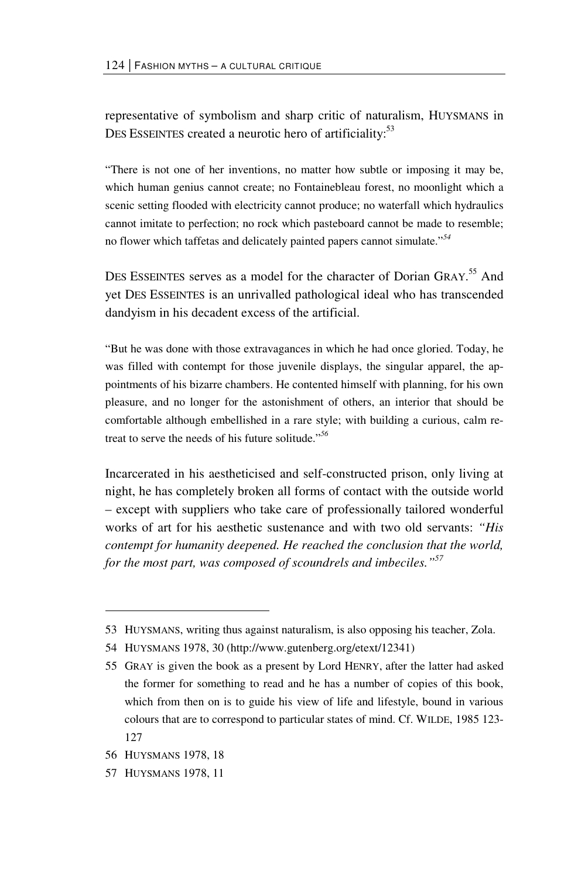representative of symbolism and sharp critic of naturalism, HUYSMANS in DES ESSEINTES created a neurotic hero of artificiality:[53]

> "There is not one of her inventions, no matter how subtle or imposing it may be, which human genius cannot create; no Fontainebleau forest, no moonlight which a scenic setting flooded with electricity cannot produce; no waterfall which hydraulics cannot imitate to perfection; no rock which pasteboard cannot be made to resemble; no flower which taffetas and delicately painted papers cannot simulate."[54]

DES ESSEINTES serves as a model for the character of Dorian GRAY.[55] And yet DES ESSEINTES is an unrivalled pathological ideal who has transcended dandyism in his decadent excess of the artificial.

> "But he was done with those extravagances in which he had once gloried. Today, he was filled with contempt for those juvenile displays, the singular apparel, the appointments of his bizarre chambers. He contented himself with planning, for his own pleasure, and no longer for the astonishment of others, an interior that should be comfortable although embellished in a rare style; with building a curious, calm retreat to serve the needs of his future solitude."[56]

Incarcerated in his aestheticised and self-constructed prison, only living at night, he has completely broken all forms of contact with the outside world – except with suppliers who take care of professionally tailored wonderful works of art for his aesthetic sustenance and with two old servants: *"His contempt for humanity deepened. He reached the conclusion that the world, for the most part, was composed of scoundrels and imbeciles."*[57]

---

53 HUYSMANS, writing thus against naturalism, is also opposing his teacher, Zola.

54 HUYSMANS 1978, 30 (http://www.gutenberg.org/etext/12341)

55 GRAY is given the book as a present by Lord HENRY, after the latter had asked the former for something to read and he has a number of copies of this book, which from then on is to guide his view of life and lifestyle, bound in various colours that are to correspond to particular states of mind. Cf. WILDE, 1985 123-127

56 HUYSMANS 1978, 18

57 HUYSMANS 1978, 11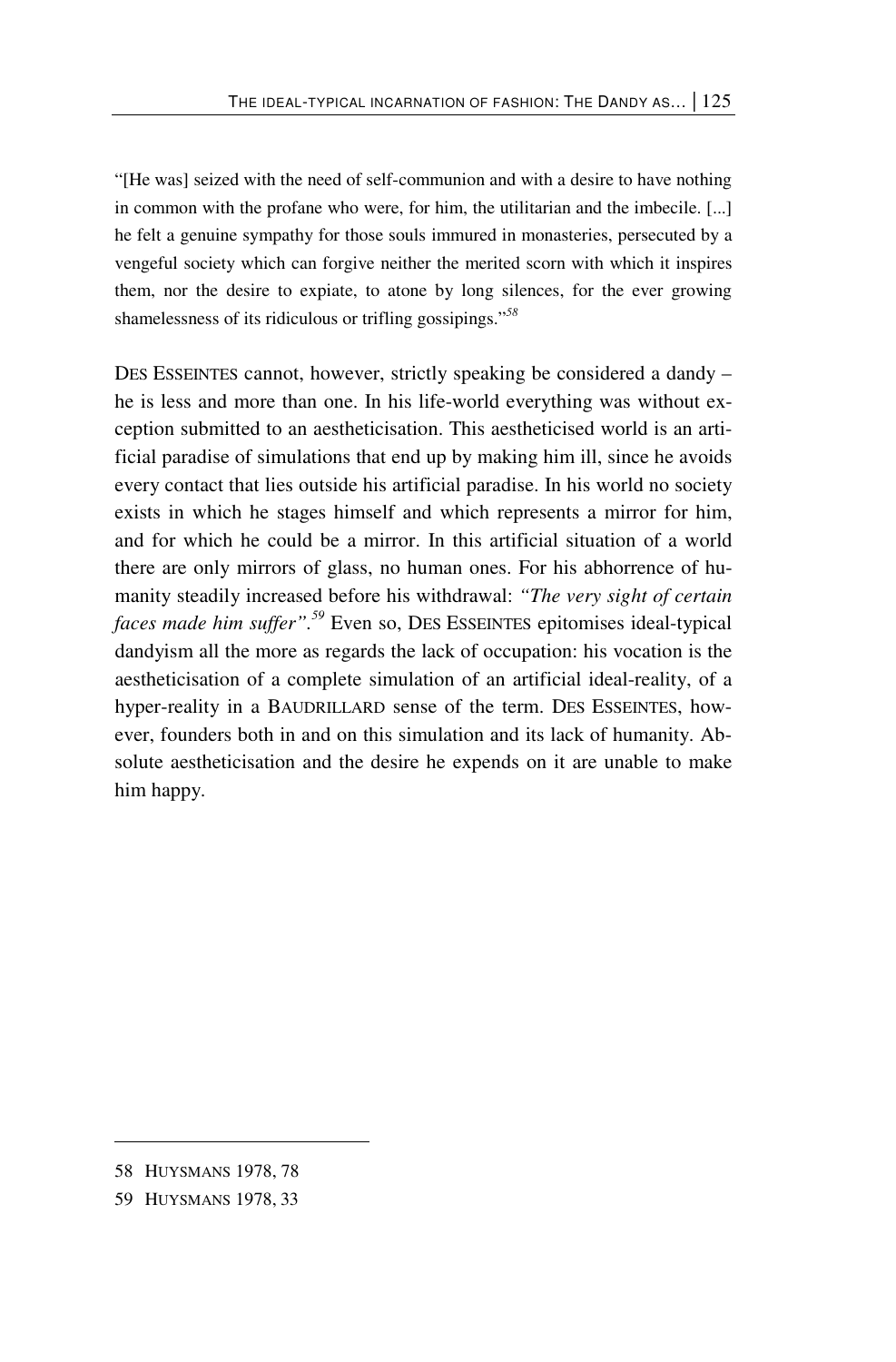"[He was] seized with the need of self-communion and with a desire to have nothing in common with the profane who were, for him, the utilitarian and the imbecile. [...] he felt a genuine sympathy for those souls immured in monasteries, persecuted by a vengeful society which can forgive neither the merited scorn with which it inspires them, nor the desire to expiate, to atone by long silences, for the ever growing shamelessness of its ridiculous or trifling gossipings."[58]

DES ESSEINTES cannot, however, strictly speaking be considered a dandy – he is less and more than one. In his life-world everything was without exception submitted to an aestheticisation. This aestheticised world is an artificial paradise of simulations that end up by making him ill, since he avoids every contact that lies outside his artificial paradise. In his world no society exists in which he stages himself and which represents a mirror for him, and for which he could be a mirror. In this artificial situation of a world there are only mirrors of glass, no human ones. For his abhorrence of humanity steadily increased before his withdrawal: *"The very sight of certain faces made him suffer"*.[59] Even so, DES ESSEINTES epitomises ideal-typical dandyism all the more as regards the lack of occupation: his vocation is the aestheticisation of a complete simulation of an artificial ideal-reality, of a hyper-reality in a BAUDRILLARD sense of the term. DES ESSEINTES, however, founders both in and on this simulation and its lack of humanity. Absolute aestheticisation and the desire he expends on it are unable to make him happy.

---

58 HUYSMANS 1978, 78

59 HUYSMANS 1978, 33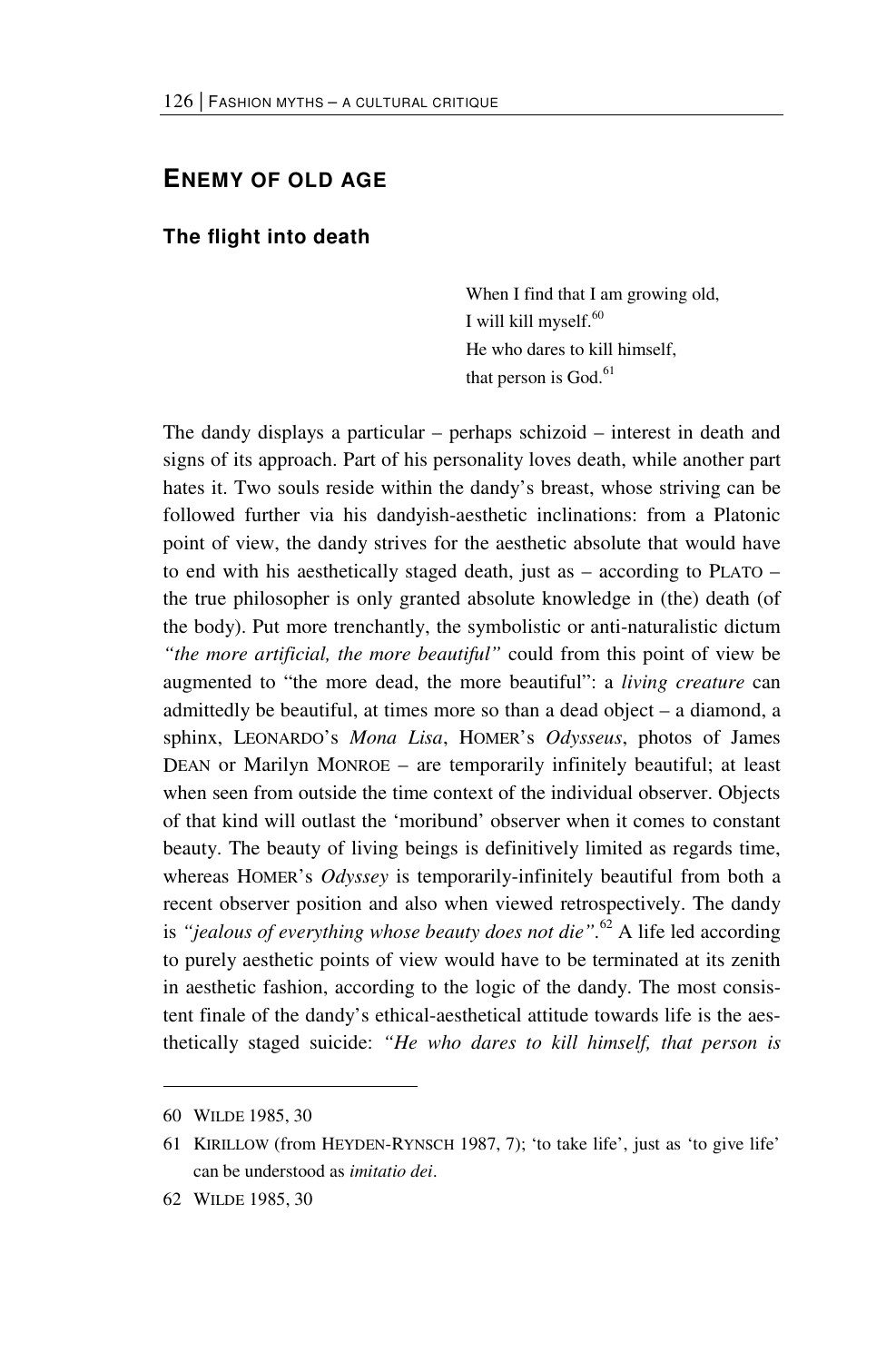## ENEMY OF OLD AGE

### The flight into death

> When I find that I am growing old,
> I will kill myself.[60]
> He who dares to kill himself,
> that person is God.[61]

The dandy displays a particular – perhaps schizoid – interest in death and signs of its approach. Part of his personality loves death, while another part hates it. Two souls reside within the dandy's breast, whose striving can be followed further via his dandyish-aesthetic inclinations: from a Platonic point of view, the dandy strives for the aesthetic absolute that would have to end with his aesthetically staged death, just as – according to PLATO – the true philosopher is only granted absolute knowledge in (the) death (of the body). Put more trenchantly, the symbolistic or anti-naturalistic dictum *"the more artificial, the more beautiful"* could from this point of view be augmented to "the more dead, the more beautiful": a *living creature* can admittedly be beautiful, at times more so than a dead object – a diamond, a sphinx, LEONARDO's *Mona Lisa*, HOMER's *Odysseus*, photos of James DEAN or Marilyn MONROE – are temporarily infinitely beautiful; at least when seen from outside the time context of the individual observer. Objects of that kind will outlast the 'moribund' observer when it comes to constant beauty. The beauty of living beings is definitively limited as regards time, whereas HOMER's *Odyssey* is temporarily-infinitely beautiful from both a recent observer position and also when viewed retrospectively. The dandy is *"jealous of everything whose beauty does not die"*.[62] A life led according to purely aesthetic points of view would have to be terminated at its zenith in aesthetic fashion, according to the logic of the dandy. The most consistent finale of the dandy's ethical-aesthetical attitude towards life is the aesthetically staged suicide: *"He who dares to kill himself, that person is*

---

60 WILDE 1985, 30

61 KIRILLOW (from HEYDEN-RYNSCH 1987, 7); 'to take life', just as 'to give life' can be understood as *imitatio dei*.

62 WILDE 1985, 30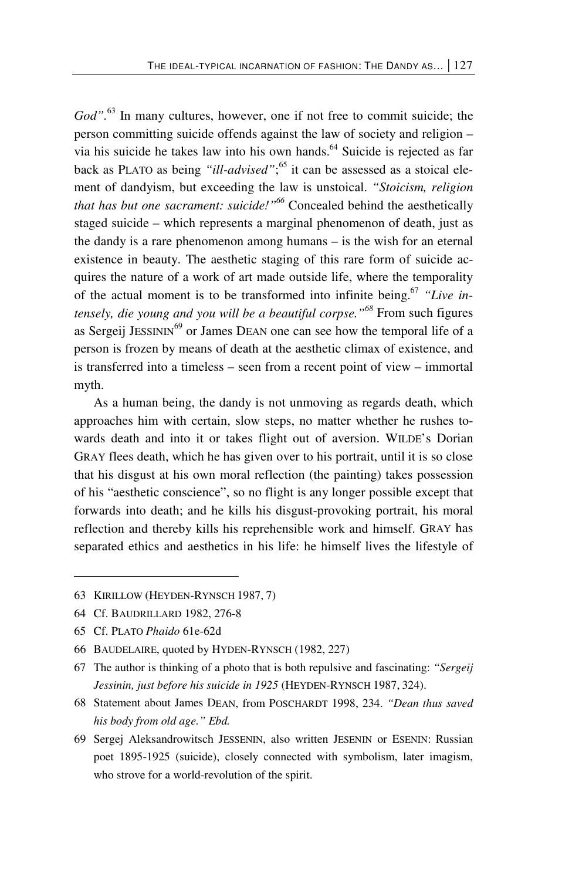*God"*.[63] In many cultures, however, one if not free to commit suicide; the person committing suicide offends against the law of society and religion – via his suicide he takes law into his own hands.[64] Suicide is rejected as far back as PLATO as being *"ill-advised"*;[65] it can be assessed as a stoical element of dandyism, but exceeding the law is unstoical. *"Stoicism, religion that has but one sacrament: suicide!"*[66] Concealed behind the aesthetically staged suicide – which represents a marginal phenomenon of death, just as the dandy is a rare phenomenon among humans – is the wish for an eternal existence in beauty. The aesthetic staging of this rare form of suicide acquires the nature of a work of art made outside life, where the temporality of the actual moment is to be transformed into infinite being.[67] *"Live intensely, die young and you will be a beautiful corpse."*[68] From such figures as Sergeij JESSININ[69] or James DEAN one can see how the temporal life of a person is frozen by means of death at the aesthetic climax of existence, and is transferred into a timeless – seen from a recent point of view – immortal myth.

As a human being, the dandy is not unmoving as regards death, which approaches him with certain, slow steps, no matter whether he rushes towards death and into it or takes flight out of aversion. WILDE's Dorian GRAY flees death, which he has given over to his portrait, until it is so close that his disgust at his own moral reflection (the painting) takes possession of his "aesthetic conscience", so no flight is any longer possible except that forwards into death; and he kills his disgust-provoking portrait, his moral reflection and thereby kills his reprehensible work and himself. GRAY has separated ethics and aesthetics in his life: he himself lives the lifestyle of

---

63 KIRILLOW (HEYDEN-RYNSCH 1987, 7)

64 Cf. BAUDRILLARD 1982, 276-8

65 Cf. PLATO *Phaido* 61e-62d

66 BAUDELAIRE, quoted by HYDEN-RYNSCH (1982, 227)

67 The author is thinking of a photo that is both repulsive and fascinating: *"Sergeij Jessinin, just before his suicide in 1925* (HEYDEN-RYNSCH 1987, 324).

68 Statement about James DEAN, from POSCHARDT 1998, 234. *"Dean thus saved his body from old age." Ebd.*

69 Sergej Aleksandrowitsch JESSENIN, also written JESENIN or ESENIN: Russian poet 1895-1925 (suicide), closely connected with symbolism, later imagism, who strove for a world-revolution of the spirit.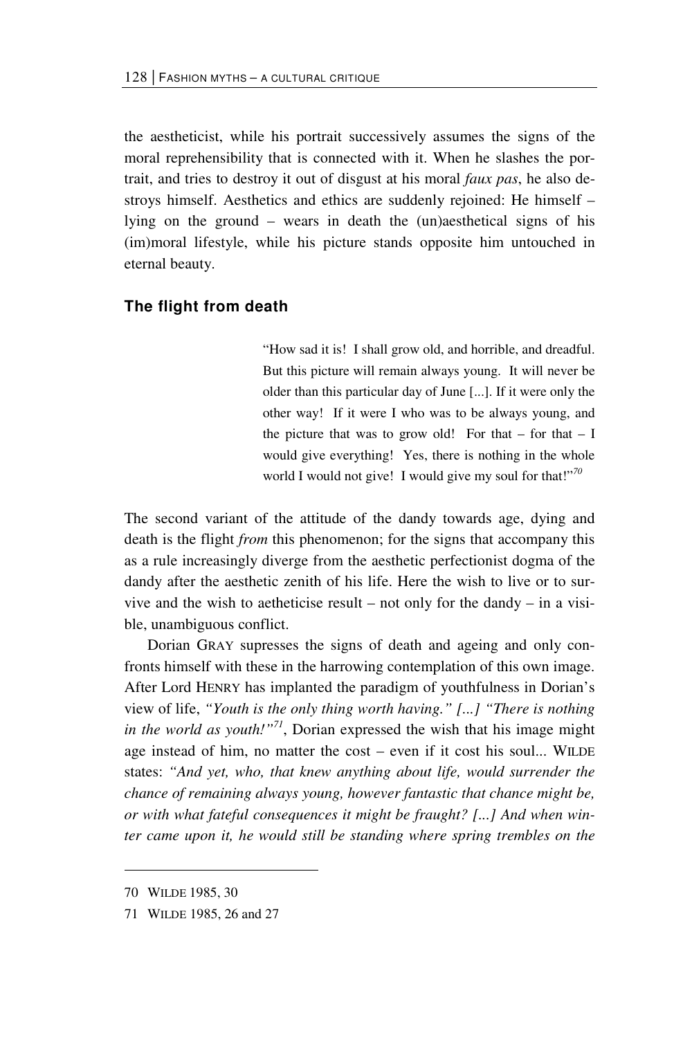the aestheticist, while his portrait successively assumes the signs of the moral reprehensibility that is connected with it. When he slashes the portrait, and tries to destroy it out of disgust at his moral *faux pas*, he also destroys himself. Aesthetics and ethics are suddenly rejoined: He himself – lying on the ground – wears in death the (un)aesthetical signs of his (im)moral lifestyle, while his picture stands opposite him untouched in eternal beauty.

### The flight from death

> "How sad it is! I shall grow old, and horrible, and dreadful. But this picture will remain always young. It will never be older than this particular day of June [...]. If it were only the other way! If it were I who was to be always young, and the picture that was to grow old! For that – for that – I would give everything! Yes, there is nothing in the whole world I would not give! I would give my soul for that!"[70]

The second variant of the attitude of the dandy towards age, dying and death is the flight *from* this phenomenon; for the signs that accompany this as a rule increasingly diverge from the aesthetic perfectionist dogma of the dandy after the aesthetic zenith of his life. Here the wish to live or to survive and the wish to aetheticise result – not only for the dandy – in a visible, unambiguous conflict.

Dorian GRAY supresses the signs of death and ageing and only confronts himself with these in the harrowing contemplation of this own image. After Lord HENRY has implanted the paradigm of youthfulness in Dorian's view of life, *"Youth is the only thing worth having." [...] "There is nothing in the world as youth!"*[71], Dorian expressed the wish that his image might age instead of him, no matter the cost – even if it cost his soul... WILDE states: *"And yet, who, that knew anything about life, would surrender the chance of remaining always young, however fantastic that chance might be, or with what fateful consequences it might be fraught? [...] And when winter came upon it, he would still be standing where spring trembles on the*

---

70 WILDE 1985, 30

71 WILDE 1985, 26 and 27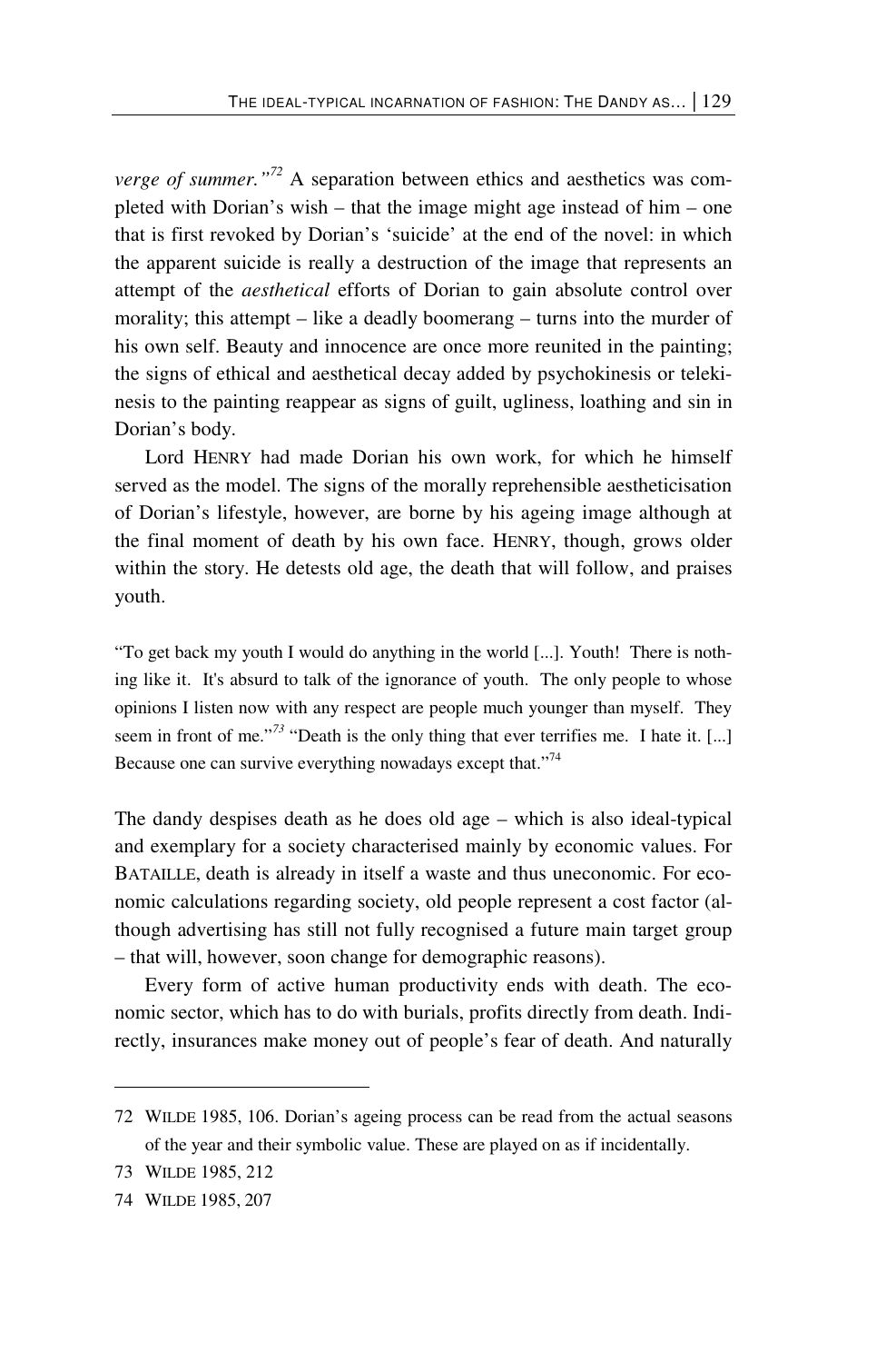*verge of summer."*[72] A separation between ethics and aesthetics was completed with Dorian's wish – that the image might age instead of him – one that is first revoked by Dorian's 'suicide' at the end of the novel: in which the apparent suicide is really a destruction of the image that represents an attempt of the *aesthetical* efforts of Dorian to gain absolute control over morality; this attempt – like a deadly boomerang – turns into the murder of his own self. Beauty and innocence are once more reunited in the painting; the signs of ethical and aesthetical decay added by psychokinesis or telekinesis to the painting reappear as signs of guilt, ugliness, loathing and sin in Dorian's body.

Lord HENRY had made Dorian his own work, for which he himself served as the model. The signs of the morally reprehensible aestheticisation of Dorian's lifestyle, however, are borne by his ageing image although at the final moment of death by his own face. HENRY, though, grows older within the story. He detests old age, the death that will follow, and praises youth.

> "To get back my youth I would do anything in the world [...]. Youth! There is nothing like it. It's absurd to talk of the ignorance of youth. The only people to whose opinions I listen now with any respect are people much younger than myself. They seem in front of me."[73] "Death is the only thing that ever terrifies me. I hate it. [...] Because one can survive everything nowadays except that."[74]

The dandy despises death as he does old age – which is also ideal-typical and exemplary for a society characterised mainly by economic values. For BATAILLE, death is already in itself a waste and thus uneconomic. For economic calculations regarding society, old people represent a cost factor (although advertising has still not fully recognised a future main target group – that will, however, soon change for demographic reasons).

Every form of active human productivity ends with death. The economic sector, which has to do with burials, profits directly from death. Indirectly, insurances make money out of people's fear of death. And naturally

---

72 WILDE 1985, 106. Dorian's ageing process can be read from the actual seasons of the year and their symbolic value. These are played on as if incidentally.

73 WILDE 1985, 212

74 WILDE 1985, 207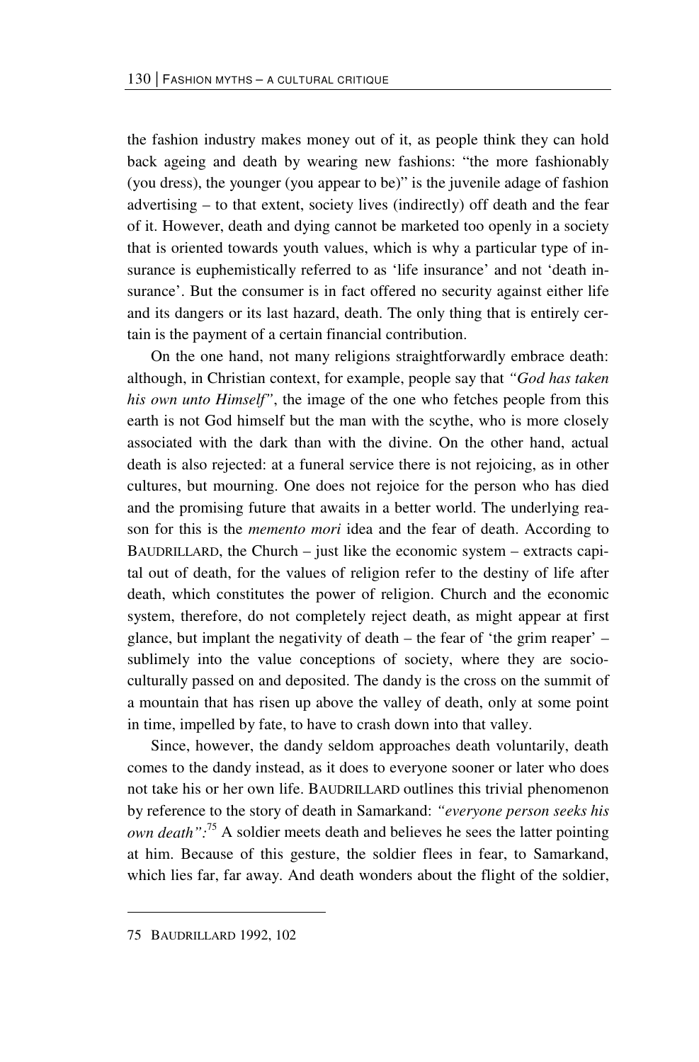the fashion industry makes money out of it, as people think they can hold back ageing and death by wearing new fashions: "the more fashionably (you dress), the younger (you appear to be)" is the juvenile adage of fashion advertising – to that extent, society lives (indirectly) off death and the fear of it. However, death and dying cannot be marketed too openly in a society that is oriented towards youth values, which is why a particular type of insurance is euphemistically referred to as 'life insurance' and not 'death insurance'. But the consumer is in fact offered no security against either life and its dangers or its last hazard, death. The only thing that is entirely certain is the payment of a certain financial contribution.

On the one hand, not many religions straightforwardly embrace death: although, in Christian context, for example, people say that *"God has taken his own unto Himself"*, the image of the one who fetches people from this earth is not God himself but the man with the scythe, who is more closely associated with the dark than with the divine. On the other hand, actual death is also rejected: at a funeral service there is not rejoicing, as in other cultures, but mourning. One does not rejoice for the person who has died and the promising future that awaits in a better world. The underlying reason for this is the *memento mori* idea and the fear of death. According to BAUDRILLARD, the Church – just like the economic system – extracts capital out of death, for the values of religion refer to the destiny of life after death, which constitutes the power of religion. Church and the economic system, therefore, do not completely reject death, as might appear at first glance, but implant the negativity of death – the fear of 'the grim reaper' – sublimely into the value conceptions of society, where they are socio-culturally passed on and deposited. The dandy is the cross on the summit of a mountain that has risen up above the valley of death, only at some point in time, impelled by fate, to have to crash down into that valley.

Since, however, the dandy seldom approaches death voluntarily, death comes to the dandy instead, as it does to everyone sooner or later who does not take his or her own life. BAUDRILLARD outlines this trivial phenomenon by reference to the story of death in Samarkand: *"everyone person seeks his own death"*:[75] A soldier meets death and believes he sees the latter pointing at him. Because of this gesture, the soldier flees in fear, to Samarkand, which lies far, far away. And death wonders about the flight of the soldier,

---

75 BAUDRILLARD 1992, 102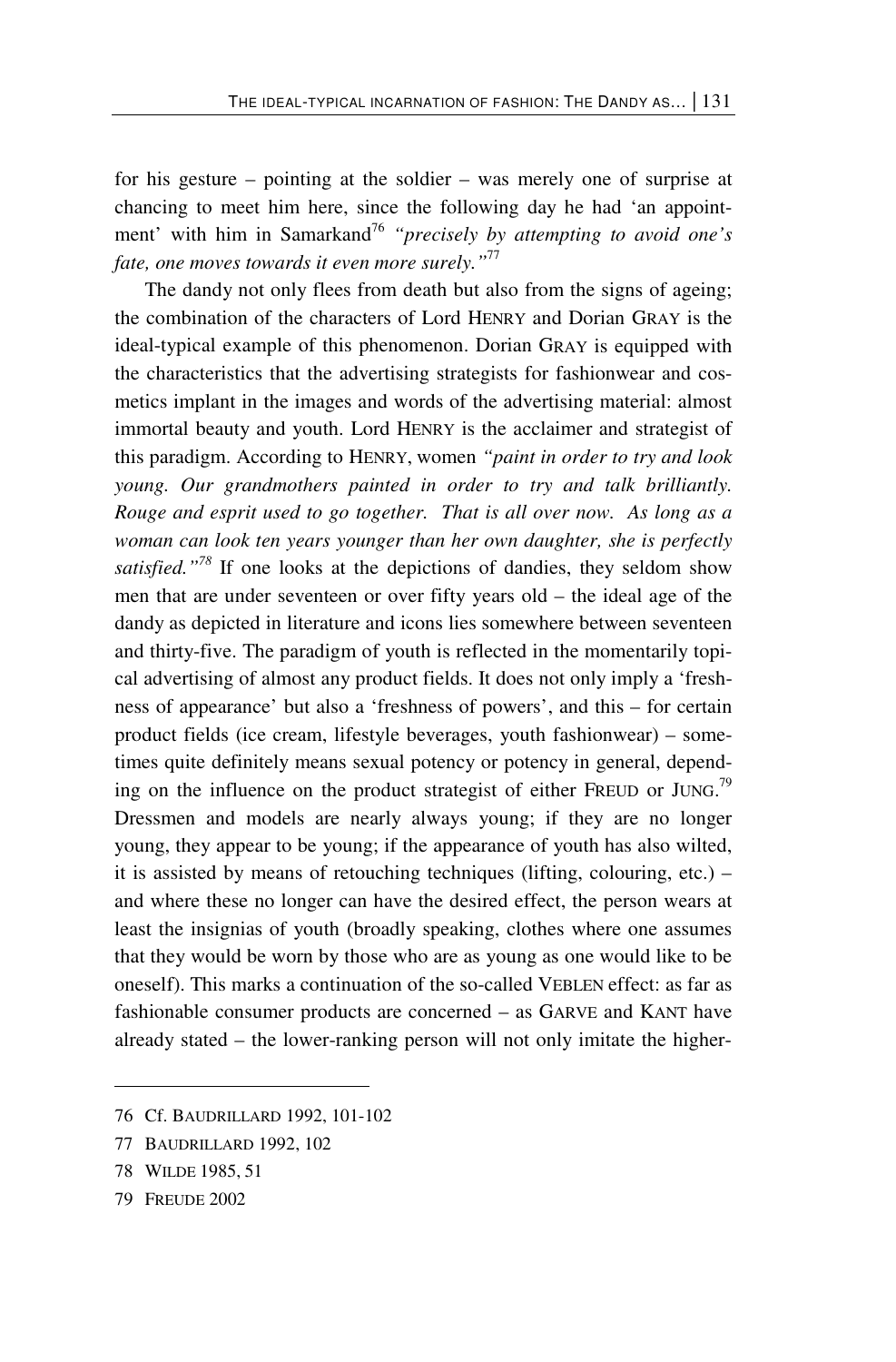for his gesture – pointing at the soldier – was merely one of surprise at chancing to meet him here, since the following day he had 'an appointment' with him in Samarkand[76] *"precisely by attempting to avoid one's fate, one moves towards it even more surely."*[77]

The dandy not only flees from death but also from the signs of ageing; the combination of the characters of Lord HENRY and Dorian GRAY is the ideal-typical example of this phenomenon. Dorian GRAY is equipped with the characteristics that the advertising strategists for fashionwear and cosmetics implant in the images and words of the advertising material: almost immortal beauty and youth. Lord HENRY is the acclaimer and strategist of this paradigm. According to HENRY, women *"paint in order to try and look young. Our grandmothers painted in order to try and talk brilliantly. Rouge and esprit used to go together. That is all over now. As long as a woman can look ten years younger than her own daughter, she is perfectly satisfied."*[78] If one looks at the depictions of dandies, they seldom show men that are under seventeen or over fifty years old – the ideal age of the dandy as depicted in literature and icons lies somewhere between seventeen and thirty-five. The paradigm of youth is reflected in the momentarily topical advertising of almost any product fields. It does not only imply a 'freshness of appearance' but also a 'freshness of powers', and this – for certain product fields (ice cream, lifestyle beverages, youth fashionwear) – sometimes quite definitely means sexual potency or potency in general, depending on the influence on the product strategist of either FREUD or JUNG.[79] Dressmen and models are nearly always young; if they are no longer young, they appear to be young; if the appearance of youth has also wilted, it is assisted by means of retouching techniques (lifting, colouring, etc.) – and where these no longer can have the desired effect, the person wears at least the insignias of youth (broadly speaking, clothes where one assumes that they would be worn by those who are as young as one would like to be oneself). This marks a continuation of the so-called VEBLEN effect: as far as fashionable consumer products are concerned – as GARVE and KANT have already stated – the lower-ranking person will not only imitate the higher-

---

76 Cf. BAUDRILLARD 1992, 101-102

77 BAUDRILLARD 1992, 102

78 WILDE 1985, 51

79 FREUDE 2002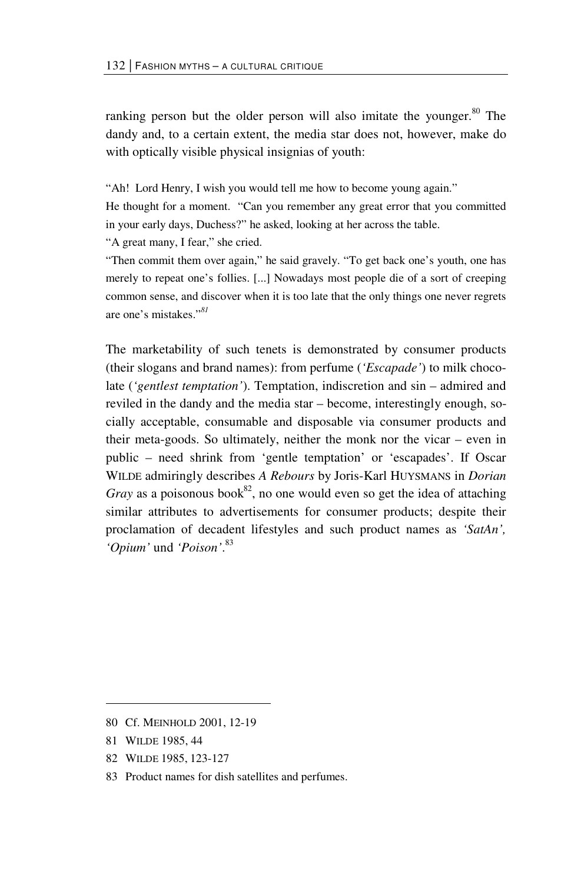ranking person but the older person will also imitate the younger.[80] The dandy and, to a certain extent, the media star does not, however, make do with optically visible physical insignias of youth:

> "Ah! Lord Henry, I wish you would tell me how to become young again."
> He thought for a moment. "Can you remember any great error that you committed in your early days, Duchess?" he asked, looking at her across the table.
> "A great many, I fear," she cried.
> "Then commit them over again," he said gravely. "To get back one's youth, one has merely to repeat one's follies. [...] Nowadays most people die of a sort of creeping common sense, and discover when it is too late that the only things one never regrets are one's mistakes."[81]

The marketability of such tenets is demonstrated by consumer products (their slogans and brand names): from perfume (*'Escapade'*) to milk chocolate (*'gentlest temptation'*). Temptation, indiscretion and sin – admired and reviled in the dandy and the media star – become, interestingly enough, socially acceptable, consumable and disposable via consumer products and their meta-goods. So ultimately, neither the monk nor the vicar – even in public – need shrink from 'gentle temptation' or 'escapades'. If Oscar WILDE admiringly describes *A Rebours* by Joris-Karl HUYSMANS in *Dorian Gray* as a poisonous book[82], no one would even so get the idea of attaching similar attributes to advertisements for consumer products; despite their proclamation of decadent lifestyles and such product names as *'SatAn', 'Opium'* und *'Poison'*.[83]

---

80 Cf. MEINHOLD 2001, 12-19

81 WILDE 1985, 44

82 WILDE 1985, 123-127

83 Product names for dish satellites and perfumes.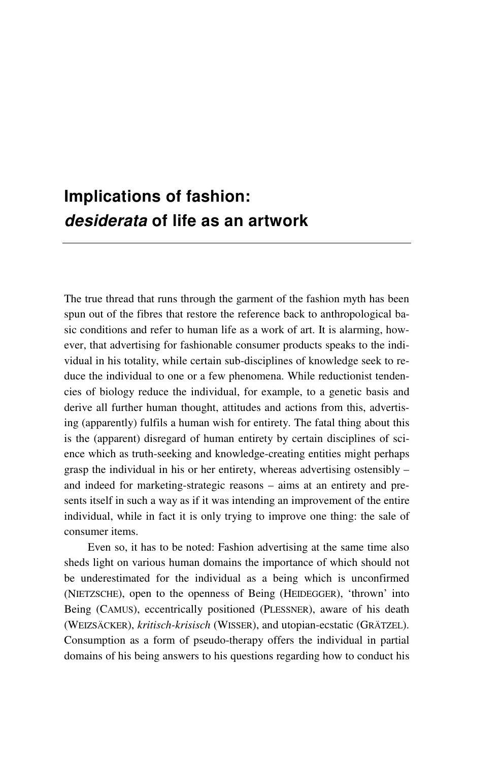# Implications of fashion: *desiderata* of life as an artwork

The true thread that runs through the garment of the fashion myth has been spun out of the fibres that restore the reference back to anthropological basic conditions and refer to human life as a work of art. It is alarming, however, that advertising for fashionable consumer products speaks to the individual in his totality, while certain sub-disciplines of knowledge seek to reduce the individual to one or a few phenomena. While reductionist tendencies of biology reduce the individual, for example, to a genetic basis and derive all further human thought, attitudes and actions from this, advertising (apparently) fulfils a human wish for entirety. The fatal thing about this is the (apparent) disregard of human entirety by certain disciplines of science which as truth-seeking and knowledge-creating entities might perhaps grasp the individual in his or her entirety, whereas advertising ostensibly – and indeed for marketing-strategic reasons – aims at an entirety and presents itself in such a way as if it was intending an improvement of the entire individual, while in fact it is only trying to improve one thing: the sale of consumer items.

Even so, it has to be noted: Fashion advertising at the same time also sheds light on various human domains the importance of which should not be underestimated for the individual as a being which is unconfirmed (NIETZSCHE), open to the openness of Being (HEIDEGGER), 'thrown' into Being (CAMUS), eccentrically positioned (PLESSNER), aware of his death (WEIZSÄCKER), *kritisch-krisisch* (WISSER), and utopian-ecstatic (GRÄTZEL). Consumption as a form of pseudo-therapy offers the individual in partial domains of his being answers to his questions regarding how to conduct his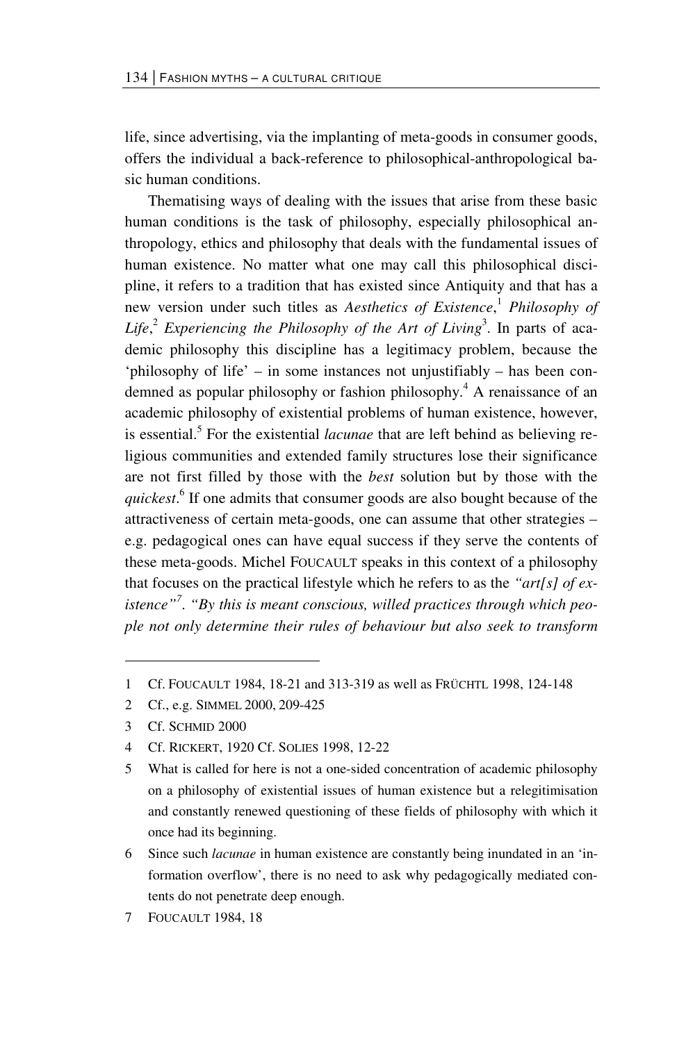life, since advertising, via the implanting of meta-goods in consumer goods, offers the individual a back-reference to philosophical-anthropological basic human conditions.

Thematising ways of dealing with the issues that arise from these basic human conditions is the task of philosophy, especially philosophical anthropology, ethics and philosophy that deals with the fundamental issues of human existence. No matter what one may call this philosophical discipline, it refers to a tradition that has existed since Antiquity and that has a new version under such titles as *Aesthetics of Existence*,[1] *Philosophy of Life*,[2] *Experiencing the Philosophy of the Art of Living*[3]. In parts of academic philosophy this discipline has a legitimacy problem, because the 'philosophy of life' – in some instances not unjustifiably – has been condemned as popular philosophy or fashion philosophy.[4] A renaissance of an academic philosophy of existential problems of human existence, however, is essential.[5] For the existential *lacunae* that are left behind as believing religious communities and extended family structures lose their significance are not first filled by those with the *best* solution but by those with the *quickest*.[6] If one admits that consumer goods are also bought because of the attractiveness of certain meta-goods, one can assume that other strategies – e.g. pedagogical ones can have equal success if they serve the contents of these meta-goods. Michel FOUCAULT speaks in this context of a philosophy that focuses on the practical lifestyle which he refers to as the *"art[s] of existence"*[7]. *"By this is meant conscious, willed practices through which people not only determine their rules of behaviour but also seek to transform*

---

1 Cf. FOUCAULT 1984, 18-21 and 313-319 as well as FRÜCHTL 1998, 124-148

2 Cf., e.g. SIMMEL 2000, 209-425

3 Cf. SCHMID 2000

4 Cf. RICKERT, 1920 Cf. SOLIES 1998, 12-22

5 What is called for here is not a one-sided concentration of academic philosophy on a philosophy of existential issues of human existence but a relegitimisation and constantly renewed questioning of these fields of philosophy with which it once had its beginning.

6 Since such *lacunae* in human existence are constantly being inundated in an 'information overflow', there is no need to ask why pedagogically mediated contents do not penetrate deep enough.

7 FOUCAULT 1984, 18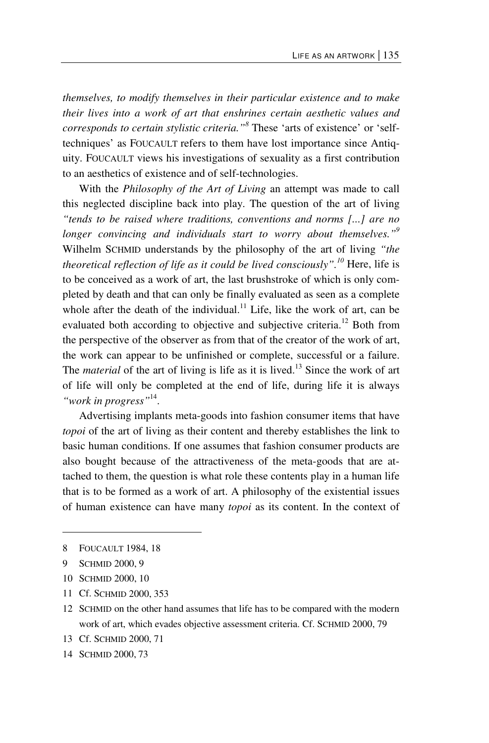*themselves, to modify themselves in their particular existence and to make their lives into a work of art that enshrines certain aesthetic values and corresponds to certain stylistic criteria."*[8] These 'arts of existence' or 'self-techniques' as FOUCAULT refers to them have lost importance since Antiquity. FOUCAULT views his investigations of sexuality as a first contribution to an aesthetics of existence and of self-technologies.

With the *Philosophy of the Art of Living* an attempt was made to call this neglected discipline back into play. The question of the art of living *"tends to be raised where traditions, conventions and norms [...] are no longer convincing and individuals start to worry about themselves."*[9] Wilhelm SCHMID understands by the philosophy of the art of living *"the theoretical reflection of life as it could be lived consciously"*.[10] Here, life is to be conceived as a work of art, the last brushstroke of which is only completed by death and that can only be finally evaluated as seen as a complete whole after the death of the individual.[11] Life, like the work of art, can be evaluated both according to objective and subjective criteria.[12] Both from the perspective of the observer as from that of the creator of the work of art, the work can appear to be unfinished or complete, successful or a failure. The *material* of the art of living is life as it is lived.[13] Since the work of art of life will only be completed at the end of life, during life it is always *"work in progress"*[14].

Advertising implants meta-goods into fashion consumer items that have *topoi* of the art of living as their content and thereby establishes the link to basic human conditions. If one assumes that fashion consumer products are also bought because of the attractiveness of the meta-goods that are attached to them, the question is what role these contents play in a human life that is to be formed as a work of art. A philosophy of the existential issues of human existence can have many *topoi* as its content. In the context of

---

8 FOUCAULT 1984, 18

9 SCHMID 2000, 9

10 SCHMID 2000, 10

11 Cf. SCHMID 2000, 353

12 SCHMID on the other hand assumes that life has to be compared with the modern work of art, which evades objective assessment criteria. Cf. SCHMID 2000, 79

13 Cf. SCHMID 2000, 71

14 SCHMID 2000, 73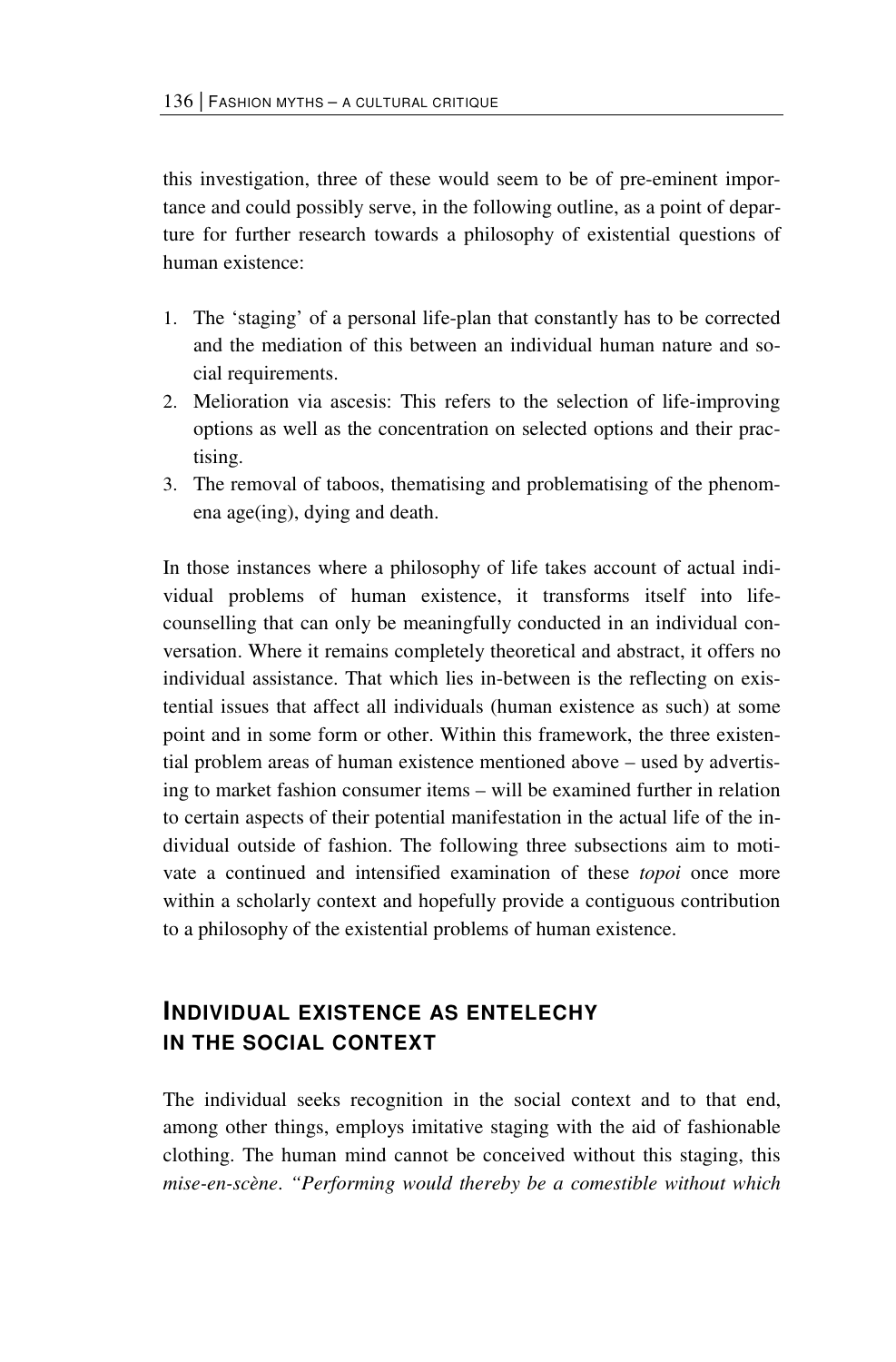this investigation, three of these would seem to be of pre-eminent importance and could possibly serve, in the following outline, as a point of departure for further research towards a philosophy of existential questions of human existence:

1. The 'staging' of a personal life-plan that constantly has to be corrected and the mediation of this between an individual human nature and social requirements.
2. Melioration via ascesis: This refers to the selection of life-improving options as well as the concentration on selected options and their practising.
3. The removal of taboos, thematising and problematising of the phenomena age(ing), dying and death.

In those instances where a philosophy of life takes account of actual individual problems of human existence, it transforms itself into life-counselling that can only be meaningfully conducted in an individual conversation. Where it remains completely theoretical and abstract, it offers no individual assistance. That which lies in-between is the reflecting on existential issues that affect all individuals (human existence as such) at some point and in some form or other. Within this framework, the three existential problem areas of human existence mentioned above – used by advertising to market fashion consumer items – will be examined further in relation to certain aspects of their potential manifestation in the actual life of the individual outside of fashion. The following three subsections aim to motivate a continued and intensified examination of these *topoi* once more within a scholarly context and hopefully provide a contiguous contribution to a philosophy of the existential problems of human existence.

## INDIVIDUAL EXISTENCE AS ENTELECHY IN THE SOCIAL CONTEXT

The individual seeks recognition in the social context and to that end, among other things, employs imitative staging with the aid of fashionable clothing. The human mind cannot be conceived without this staging, this *mise-en-scène*. *"Performing would thereby be a comestible without which*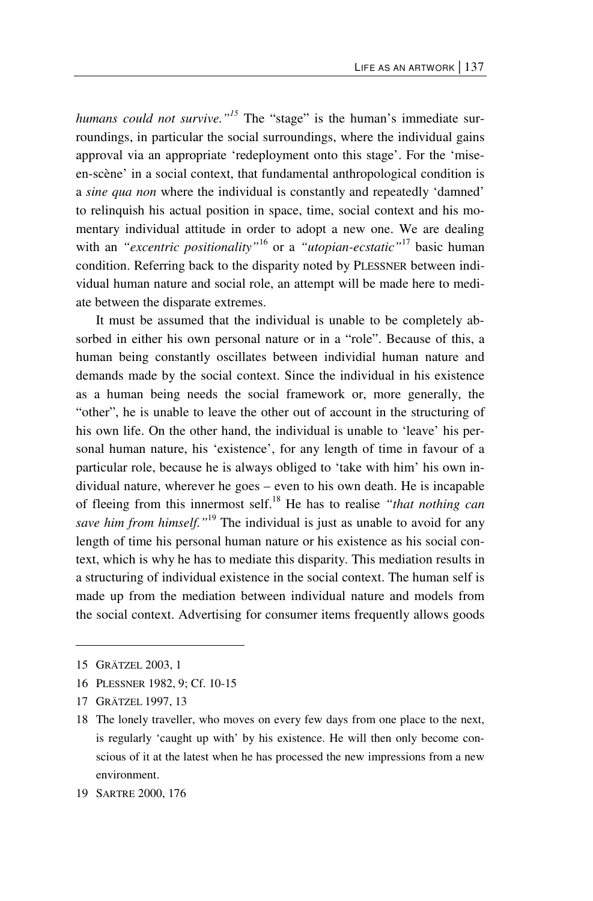*humans could not survive."*[15] The "stage" is the human's immediate surroundings, in particular the social surroundings, where the individual gains approval via an appropriate 'redeployment onto this stage'. For the 'mise-en-scène' in a social context, that fundamental anthropological condition is a *sine qua non* where the individual is constantly and repeatedly 'damned' to relinquish his actual position in space, time, social context and his momentary individual attitude in order to adopt a new one. We are dealing with an *"excentric positionality"*[16] or a *"utopian-ecstatic"*[17] basic human condition. Referring back to the disparity noted by PLESSNER between individual human nature and social role, an attempt will be made here to mediate between the disparate extremes.

It must be assumed that the individual is unable to be completely absorbed in either his own personal nature or in a "role". Because of this, a human being constantly oscillates between individial human nature and demands made by the social context. Since the individual in his existence as a human being needs the social framework or, more generally, the "other", he is unable to leave the other out of account in the structuring of his own life. On the other hand, the individual is unable to 'leave' his personal human nature, his 'existence', for any length of time in favour of a particular role, because he is always obliged to 'take with him' his own individual nature, wherever he goes – even to his own death. He is incapable of fleeing from this innermost self.[18] He has to realise *"that nothing can save him from himself."*[19] The individual is just as unable to avoid for any length of time his personal human nature or his existence as his social context, which is why he has to mediate this disparity. This mediation results in a structuring of individual existence in the social context. The human self is made up from the mediation between individual nature and models from the social context. Advertising for consumer items frequently allows goods

---

15 GRÄTZEL 2003, 1

16 PLESSNER 1982, 9; Cf. 10-15

17 GRÄTZEL 1997, 13

18 The lonely traveller, who moves on every few days from one place to the next, is regularly 'caught up with' by his existence. He will then only become conscious of it at the latest when he has processed the new impressions from a new environment.

19 SARTRE 2000, 176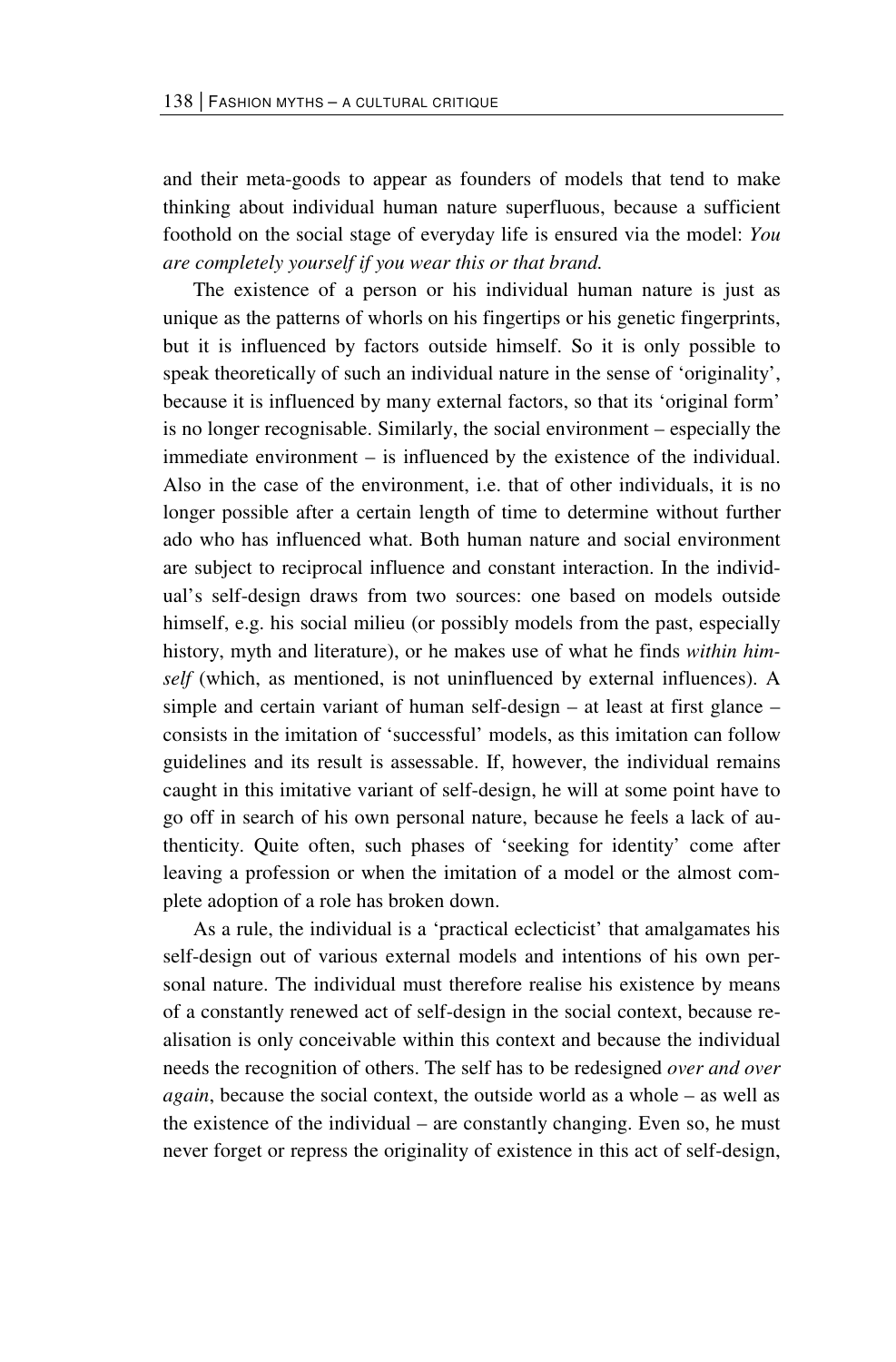and their meta-goods to appear as founders of models that tend to make thinking about individual human nature superfluous, because a sufficient foothold on the social stage of everyday life is ensured via the model: *You are completely yourself if you wear this or that brand.*

The existence of a person or his individual human nature is just as unique as the patterns of whorls on his fingertips or his genetic fingerprints, but it is influenced by factors outside himself. So it is only possible to speak theoretically of such an individual nature in the sense of 'originality', because it is influenced by many external factors, so that its 'original form' is no longer recognisable. Similarly, the social environment – especially the immediate environment – is influenced by the existence of the individual. Also in the case of the environment, i.e. that of other individuals, it is no longer possible after a certain length of time to determine without further ado who has influenced what. Both human nature and social environment are subject to reciprocal influence and constant interaction. In the individual's self-design draws from two sources: one based on models outside himself, e.g. his social milieu (or possibly models from the past, especially history, myth and literature), or he makes use of what he finds *within himself* (which, as mentioned, is not uninfluenced by external influences). A simple and certain variant of human self-design – at least at first glance – consists in the imitation of 'successful' models, as this imitation can follow guidelines and its result is assessable. If, however, the individual remains caught in this imitative variant of self-design, he will at some point have to go off in search of his own personal nature, because he feels a lack of authenticity. Quite often, such phases of 'seeking for identity' come after leaving a profession or when the imitation of a model or the almost complete adoption of a role has broken down.

As a rule, the individual is a 'practical eclecticist' that amalgamates his self-design out of various external models and intentions of his own personal nature. The individual must therefore realise his existence by means of a constantly renewed act of self-design in the social context, because realisation is only conceivable within this context and because the individual needs the recognition of others. The self has to be redesigned *over and over again*, because the social context, the outside world as a whole – as well as the existence of the individual – are constantly changing. Even so, he must never forget or repress the originality of existence in this act of self-design,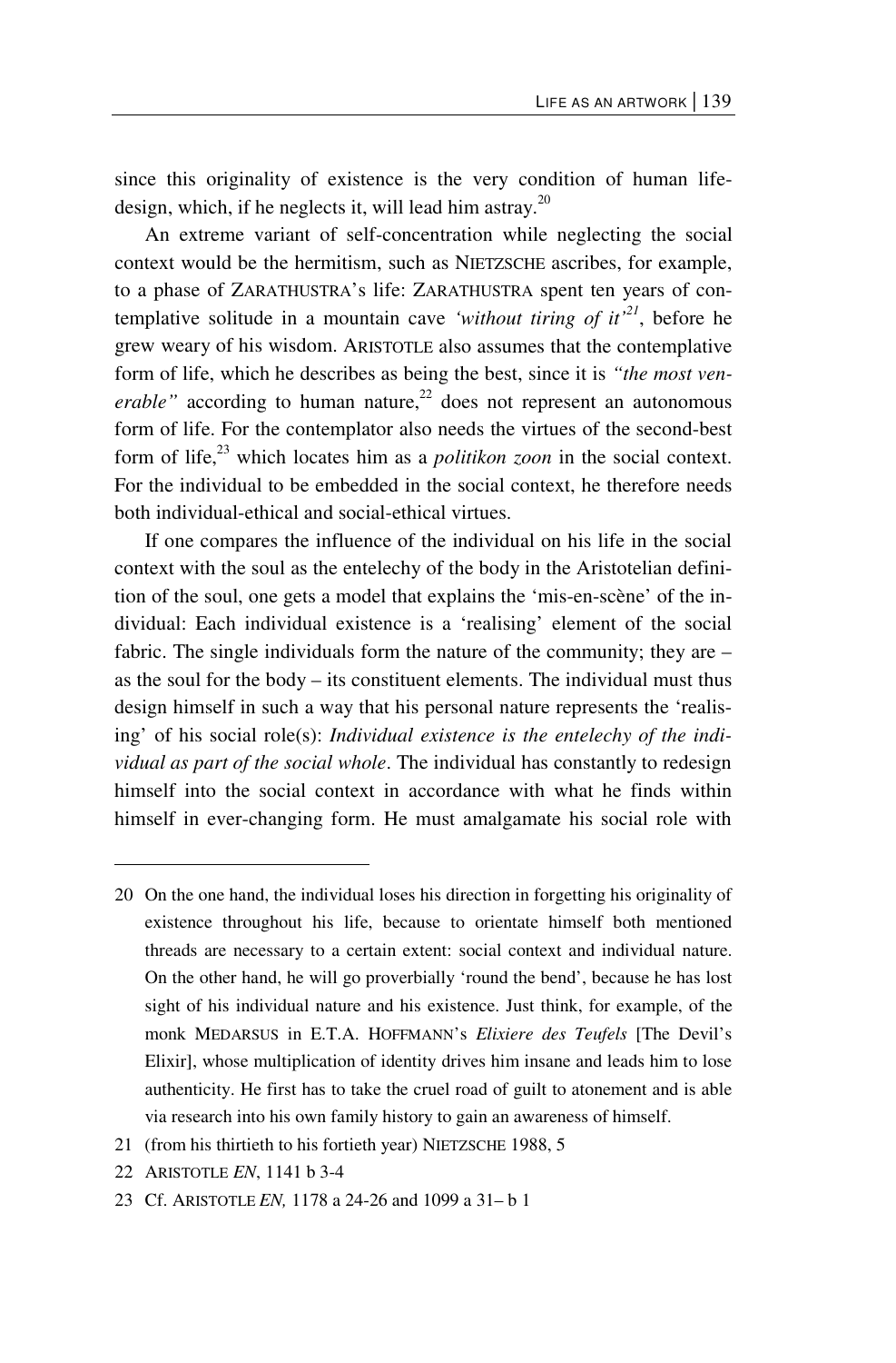since this originality of existence is the very condition of human life-design, which, if he neglects it, will lead him astray.[20]

An extreme variant of self-concentration while neglecting the social context would be the hermitism, such as NIETZSCHE ascribes, for example, to a phase of ZARATHUSTRA's life: ZARATHUSTRA spent ten years of contemplative solitude in a mountain cave *'without tiring of it'*[21], before he grew weary of his wisdom. ARISTOTLE also assumes that the contemplative form of life, which he describes as being the best, since it is *"the most venerable"* according to human nature,[22] does not represent an autonomous form of life. For the contemplator also needs the virtues of the second-best form of life,[23] which locates him as a *politikon zoon* in the social context. For the individual to be embedded in the social context, he therefore needs both individual-ethical and social-ethical virtues.

If one compares the influence of the individual on his life in the social context with the soul as the entelechy of the body in the Aristotelian definition of the soul, one gets a model that explains the 'mis-en-scène' of the individual: Each individual existence is a 'realising' element of the social fabric. The single individuals form the nature of the community; they are – as the soul for the body – its constituent elements. The individual must thus design himself in such a way that his personal nature represents the 'realising' of his social role(s): *Individual existence is the entelechy of the individual as part of the social whole*. The individual has constantly to redesign himself into the social context in accordance with what he finds within himself in ever-changing form. He must amalgamate his social role with

---

20 On the one hand, the individual loses his direction in forgetting his originality of existence throughout his life, because to orientate himself both mentioned threads are necessary to a certain extent: social context and individual nature. On the other hand, he will go proverbially 'round the bend', because he has lost sight of his individual nature and his existence. Just think, for example, of the monk MEDARSUS in E.T.A. HOFFMANN's *Elixiere des Teufels* [The Devil's Elixir], whose multiplication of identity drives him insane and leads him to lose authenticity. He first has to take the cruel road of guilt to atonement and is able via research into his own family history to gain an awareness of himself.

21 (from his thirtieth to his fortieth year) NIETZSCHE 1988, 5

22 ARISTOTLE *EN*, 1141 b 3-4

23 Cf. ARISTOTLE *EN,* 1178 a 24-26 and 1099 a 31– b 1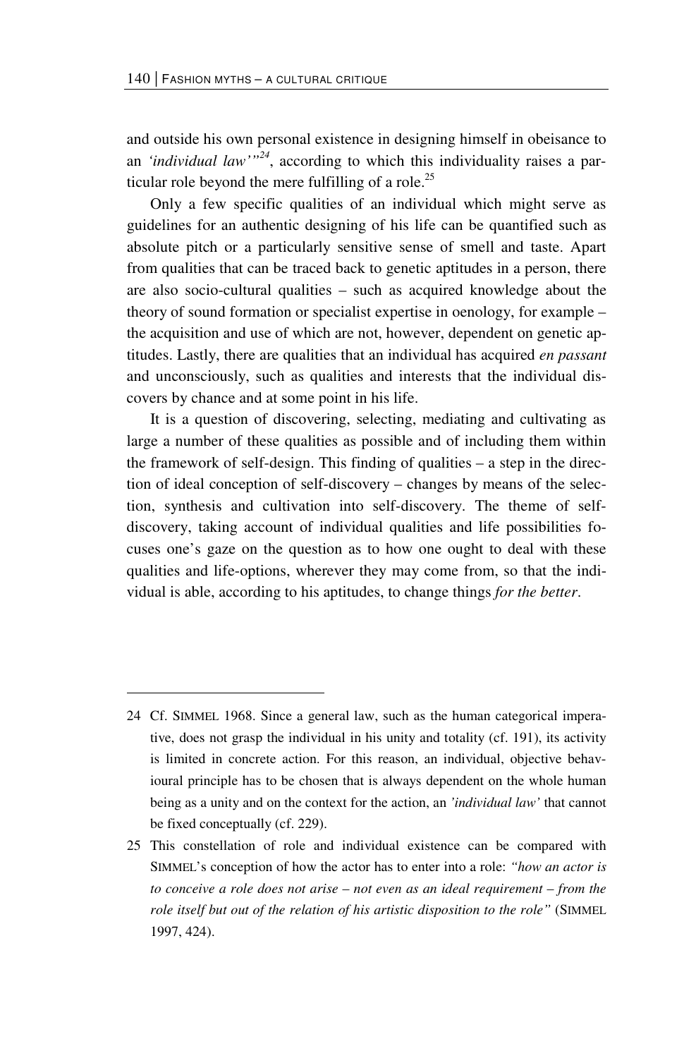and outside his own personal existence in designing himself in obeisance to an *'individual law'"*[24], according to which this individuality raises a particular role beyond the mere fulfilling of a role.[25]

Only a few specific qualities of an individual which might serve as guidelines for an authentic designing of his life can be quantified such as absolute pitch or a particularly sensitive sense of smell and taste. Apart from qualities that can be traced back to genetic aptitudes in a person, there are also socio-cultural qualities – such as acquired knowledge about the theory of sound formation or specialist expertise in oenology, for example – the acquisition and use of which are not, however, dependent on genetic aptitudes. Lastly, there are qualities that an individual has acquired *en passant* and unconsciously, such as qualities and interests that the individual discovers by chance and at some point in his life.

It is a question of discovering, selecting, mediating and cultivating as large a number of these qualities as possible and of including them within the framework of self-design. This finding of qualities – a step in the direction of ideal conception of self-discovery – changes by means of the selection, synthesis and cultivation into self-discovery. The theme of self-discovery, taking account of individual qualities and life possibilities focuses one's gaze on the question as to how one ought to deal with these qualities and life-options, wherever they may come from, so that the individual is able, according to his aptitudes, to change things *for the better*.

---

24 Cf. SIMMEL 1968. Since a general law, such as the human categorical imperative, does not grasp the individual in his unity and totality (cf. 191), its activity is limited in concrete action. For this reason, an individual, objective behavioural principle has to be chosen that is always dependent on the whole human being as a unity and on the context for the action, an *'individual law'* that cannot be fixed conceptually (cf. 229).

25 This constellation of role and individual existence can be compared with SIMMEL's conception of how the actor has to enter into a role: *"how an actor is to conceive a role does not arise – not even as an ideal requirement – from the role itself but out of the relation of his artistic disposition to the role"* (SIMMEL 1997, 424).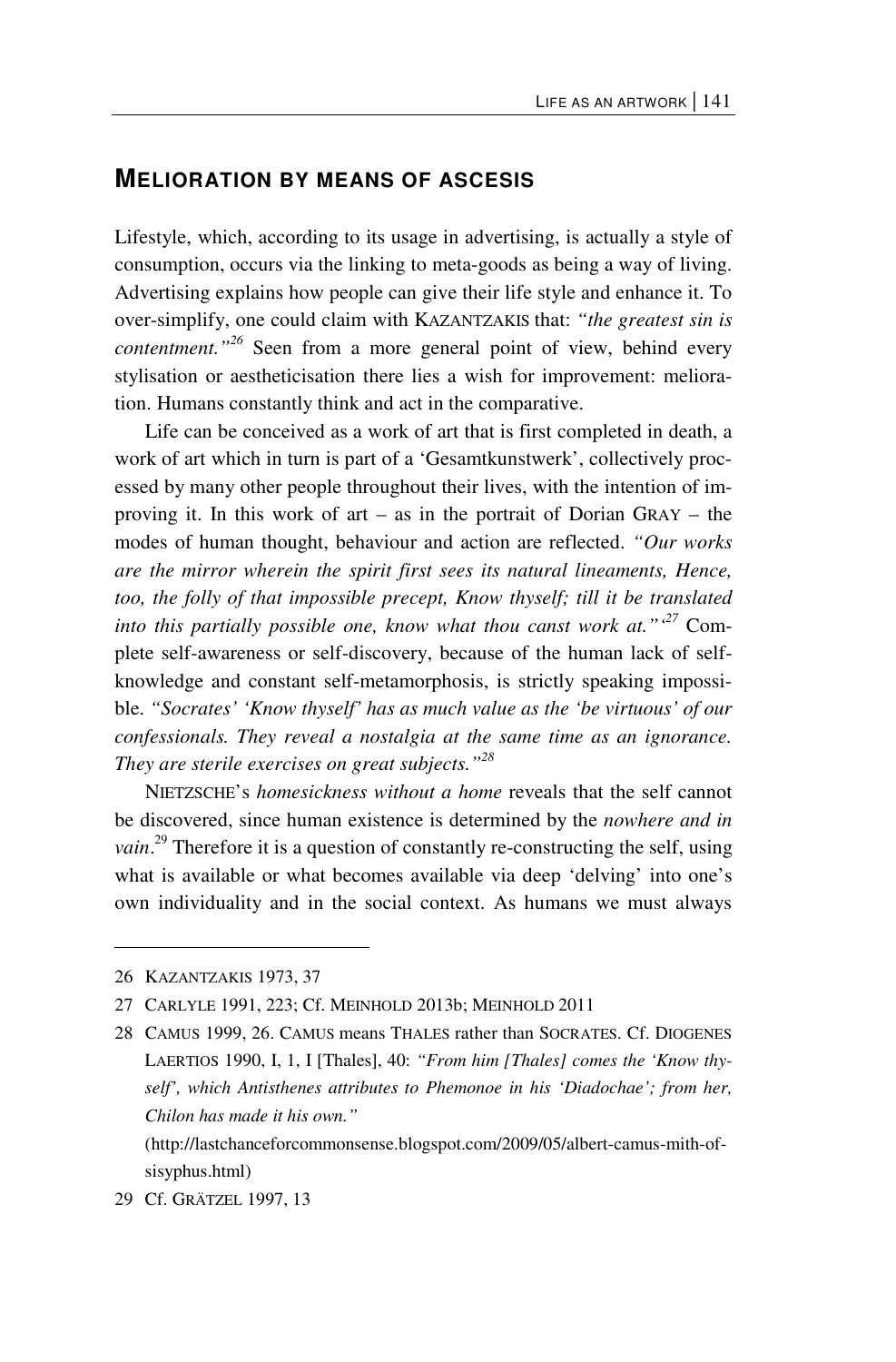## MELIORATION BY MEANS OF ASCESIS

Lifestyle, which, according to its usage in advertising, is actually a style of consumption, occurs via the linking to meta-goods as being a way of living. Advertising explains how people can give their life style and enhance it. To over-simplify, one could claim with KAZANTZAKIS that: *"the greatest sin is contentment."*[26] Seen from a more general point of view, behind every stylisation or aestheticisation there lies a wish for improvement: melioration. Humans constantly think and act in the comparative.

Life can be conceived as a work of art that is first completed in death, a work of art which in turn is part of a 'Gesamtkunstwerk', collectively processed by many other people throughout their lives, with the intention of improving it. In this work of art – as in the portrait of Dorian GRAY – the modes of human thought, behaviour and action are reflected. *"Our works are the mirror wherein the spirit first sees its natural lineaments, Hence, too, the folly of that impossible precept, Know thyself; till it be translated into this partially possible one, know what thou canst work at."'*[27] Complete self-awareness or self-discovery, because of the human lack of self-knowledge and constant self-metamorphosis, is strictly speaking impossible. *"Socrates' 'Know thyself' has as much value as the 'be virtuous' of our confessionals. They reveal a nostalgia at the same time as an ignorance. They are sterile exercises on great subjects."*[28]

NIETZSCHE's *homesickness without a home* reveals that the self cannot be discovered, since human existence is determined by the *nowhere and in vain*.[29] Therefore it is a question of constantly re-constructing the self, using what is available or what becomes available via deep 'delving' into one's own individuality and in the social context. As humans we must always

---

26 KAZANTZAKIS 1973, 37

27 CARLYLE 1991, 223; Cf. MEINHOLD 2013b; MEINHOLD 2011

28 CAMUS 1999, 26. CAMUS means THALES rather than SOCRATES. Cf. DIOGENES LAERTIOS 1990, I, 1, I [Thales], 40: *"From him [Thales] comes the 'Know thyself', which Antisthenes attributes to Phemonoe in his 'Diadochae'; from her, Chilon has made it his own."* (http://lastchanceforcommonsense.blogspot.com/2009/05/albert-camus-mith-of-sisyphus.html)

29 Cf. GRÄTZEL 1997, 13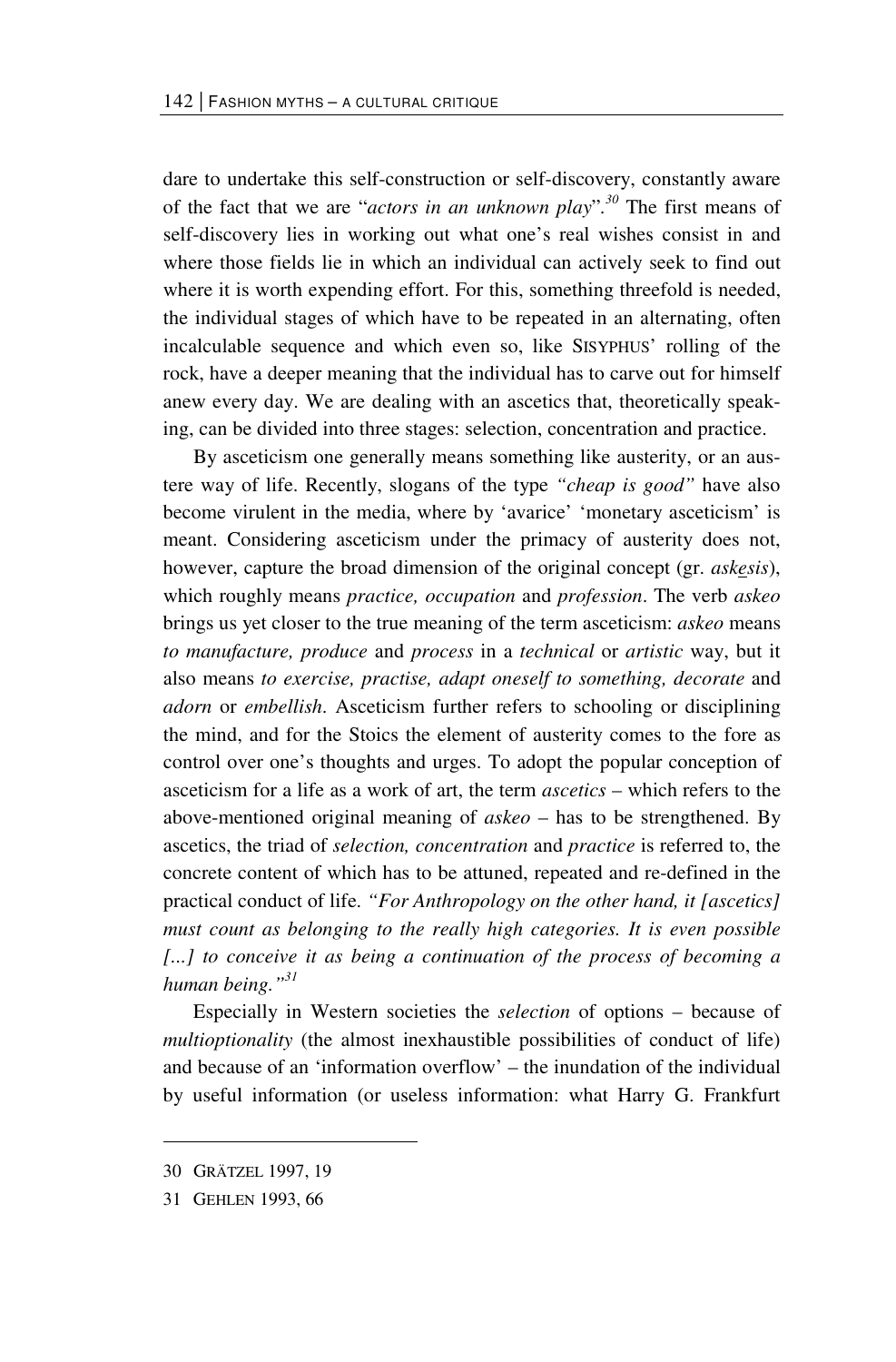dare to undertake this self-construction or self-discovery, constantly aware of the fact that we are "*actors in an unknown play*".[30] The first means of self-discovery lies in working out what one's real wishes consist in and where those fields lie in which an individual can actively seek to find out where it is worth expending effort. For this, something threefold is needed, the individual stages of which have to be repeated in an alternating, often incalculable sequence and which even so, like SISYPHUS' rolling of the rock, have a deeper meaning that the individual has to carve out for himself anew every day. We are dealing with an ascetics that, theoretically speaking, can be divided into three stages: selection, concentration and practice.

By asceticism one generally means something like austerity, or an austere way of life. Recently, slogans of the type *"cheap is good"* have also become virulent in the media, where by 'avarice' 'monetary asceticism' is meant. Considering asceticism under the primacy of austerity does not, however, capture the broad dimension of the original concept (gr. *askēsis*), which roughly means *practice, occupation* and *profession*. The verb *askeo* brings us yet closer to the true meaning of the term asceticism: *askeo* means *to manufacture, produce* and *process* in a *technical* or *artistic* way, but it also means *to exercise, practise, adapt oneself to something, decorate* and *adorn* or *embellish*. Asceticism further refers to schooling or disciplining the mind, and for the Stoics the element of austerity comes to the fore as control over one's thoughts and urges. To adopt the popular conception of asceticism for a life as a work of art, the term *ascetics* – which refers to the above-mentioned original meaning of *askeo* – has to be strengthened. By ascetics, the triad of *selection, concentration* and *practice* is referred to, the concrete content of which has to be attuned, repeated and re-defined in the practical conduct of life. *"For Anthropology on the other hand, it [ascetics] must count as belonging to the really high categories. It is even possible [...] to conceive it as being a continuation of the process of becoming a human being."*[31]

Especially in Western societies the *selection* of options – because of *multioptionality* (the almost inexhaustible possibilities of conduct of life) and because of an 'information overflow' – the inundation of the individual by useful information (or useless information: what Harry G. Frankfurt

---

30 GRÄTZEL 1997, 19

31 GEHLEN 1993, 66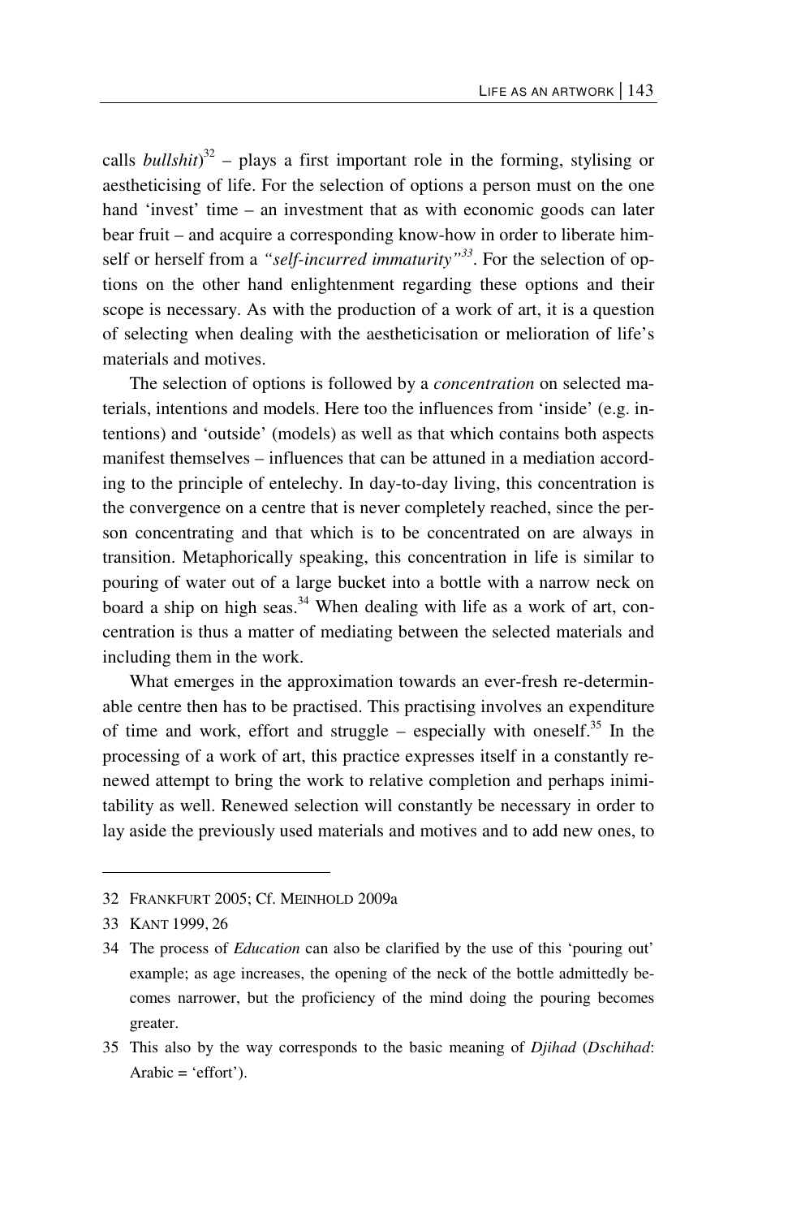calls *bullshit*)[32] – plays a first important role in the forming, stylising or aestheticising of life. For the selection of options a person must on the one hand 'invest' time – an investment that as with economic goods can later bear fruit – and acquire a corresponding know-how in order to liberate himself or herself from a *"self-incurred immaturity"*[33]. For the selection of options on the other hand enlightenment regarding these options and their scope is necessary. As with the production of a work of art, it is a question of selecting when dealing with the aestheticisation or melioration of life's materials and motives.

The selection of options is followed by a *concentration* on selected materials, intentions and models. Here too the influences from 'inside' (e.g. intentions) and 'outside' (models) as well as that which contains both aspects manifest themselves – influences that can be attuned in a mediation according to the principle of entelechy. In day-to-day living, this concentration is the convergence on a centre that is never completely reached, since the person concentrating and that which is to be concentrated on are always in transition. Metaphorically speaking, this concentration in life is similar to pouring of water out of a large bucket into a bottle with a narrow neck on board a ship on high seas.[34] When dealing with life as a work of art, concentration is thus a matter of mediating between the selected materials and including them in the work.

What emerges in the approximation towards an ever-fresh re-determinable centre then has to be practised. This practising involves an expenditure of time and work, effort and struggle – especially with oneself.[35] In the processing of a work of art, this practice expresses itself in a constantly renewed attempt to bring the work to relative completion and perhaps inimitability as well. Renewed selection will constantly be necessary in order to lay aside the previously used materials and motives and to add new ones, to

---

32 FRANKFURT 2005; Cf. MEINHOLD 2009a

33 KANT 1999, 26

34 The process of *Education* can also be clarified by the use of this 'pouring out' example; as age increases, the opening of the neck of the bottle admittedly becomes narrower, but the proficiency of the mind doing the pouring becomes greater.

35 This also by the way corresponds to the basic meaning of *Djihad* (*Dschihad*: Arabic = 'effort').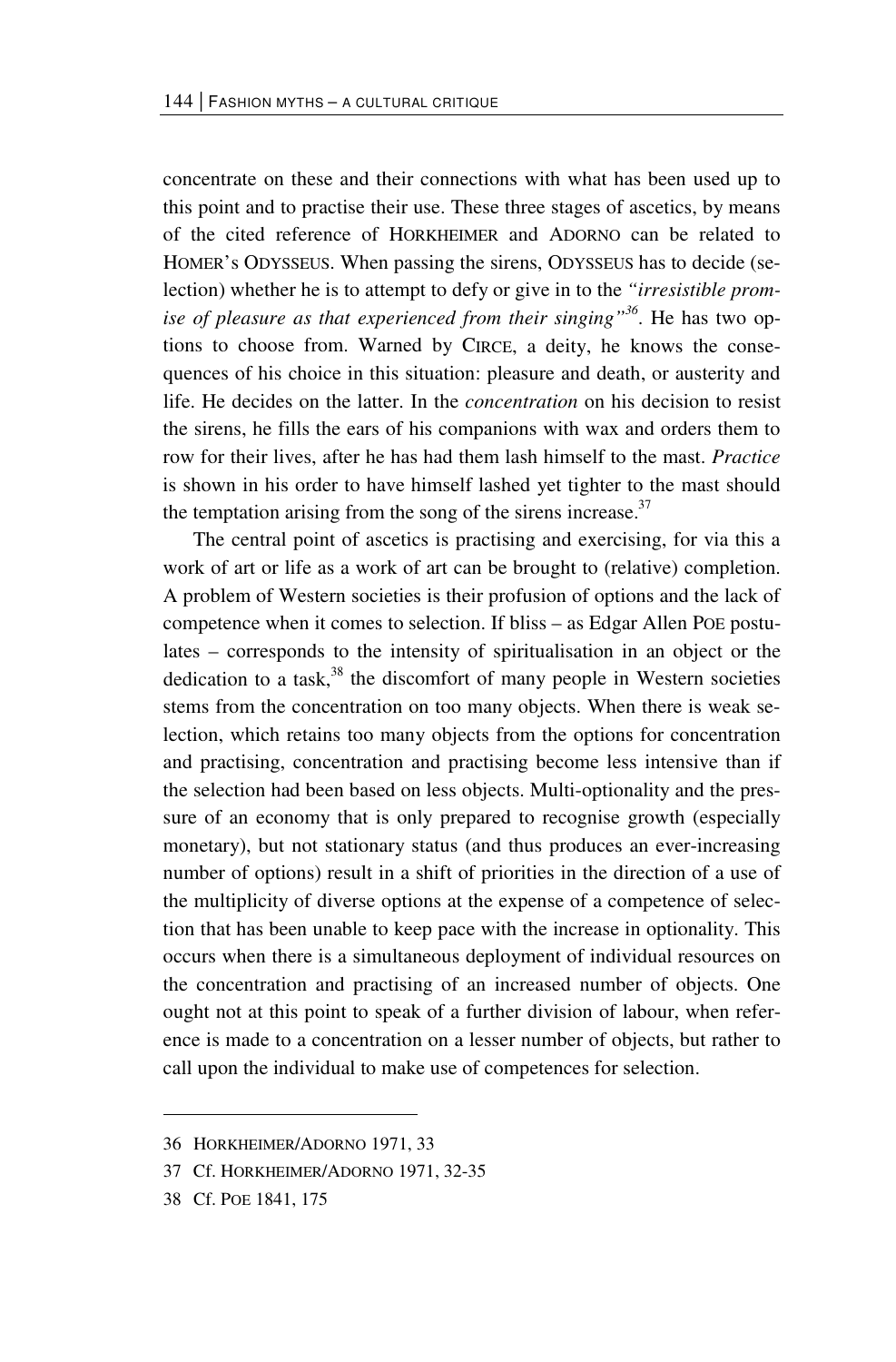concentrate on these and their connections with what has been used up to this point and to practise their use. These three stages of ascetics, by means of the cited reference of HORKHEIMER and ADORNO can be related to HOMER's ODYSSEUS. When passing the sirens, ODYSSEUS has to decide (selection) whether he is to attempt to defy or give in to the *"irresistible promise of pleasure as that experienced from their singing"*[36]. He has two options to choose from. Warned by CIRCE, a deity, he knows the consequences of his choice in this situation: pleasure and death, or austerity and life. He decides on the latter. In the *concentration* on his decision to resist the sirens, he fills the ears of his companions with wax and orders them to row for their lives, after he has had them lash himself to the mast. *Practice* is shown in his order to have himself lashed yet tighter to the mast should the temptation arising from the song of the sirens increase.[37]

The central point of ascetics is practising and exercising, for via this a work of art or life as a work of art can be brought to (relative) completion. A problem of Western societies is their profusion of options and the lack of competence when it comes to selection. If bliss – as Edgar Allen POE postulates – corresponds to the intensity of spiritualisation in an object or the dedication to a task,[38] the discomfort of many people in Western societies stems from the concentration on too many objects. When there is weak selection, which retains too many objects from the options for concentration and practising, concentration and practising become less intensive than if the selection had been based on less objects. Multi-optionality and the pressure of an economy that is only prepared to recognise growth (especially monetary), but not stationary status (and thus produces an ever-increasing number of options) result in a shift of priorities in the direction of a use of the multiplicity of diverse options at the expense of a competence of selection that has been unable to keep pace with the increase in optionality. This occurs when there is a simultaneous deployment of individual resources on the concentration and practising of an increased number of objects. One ought not at this point to speak of a further division of labour, when reference is made to a concentration on a lesser number of objects, but rather to call upon the individual to make use of competences for selection.

---

36 HORKHEIMER/ADORNO 1971, 33

37 Cf. HORKHEIMER/ADORNO 1971, 32-35

38 Cf. POE 1841, 175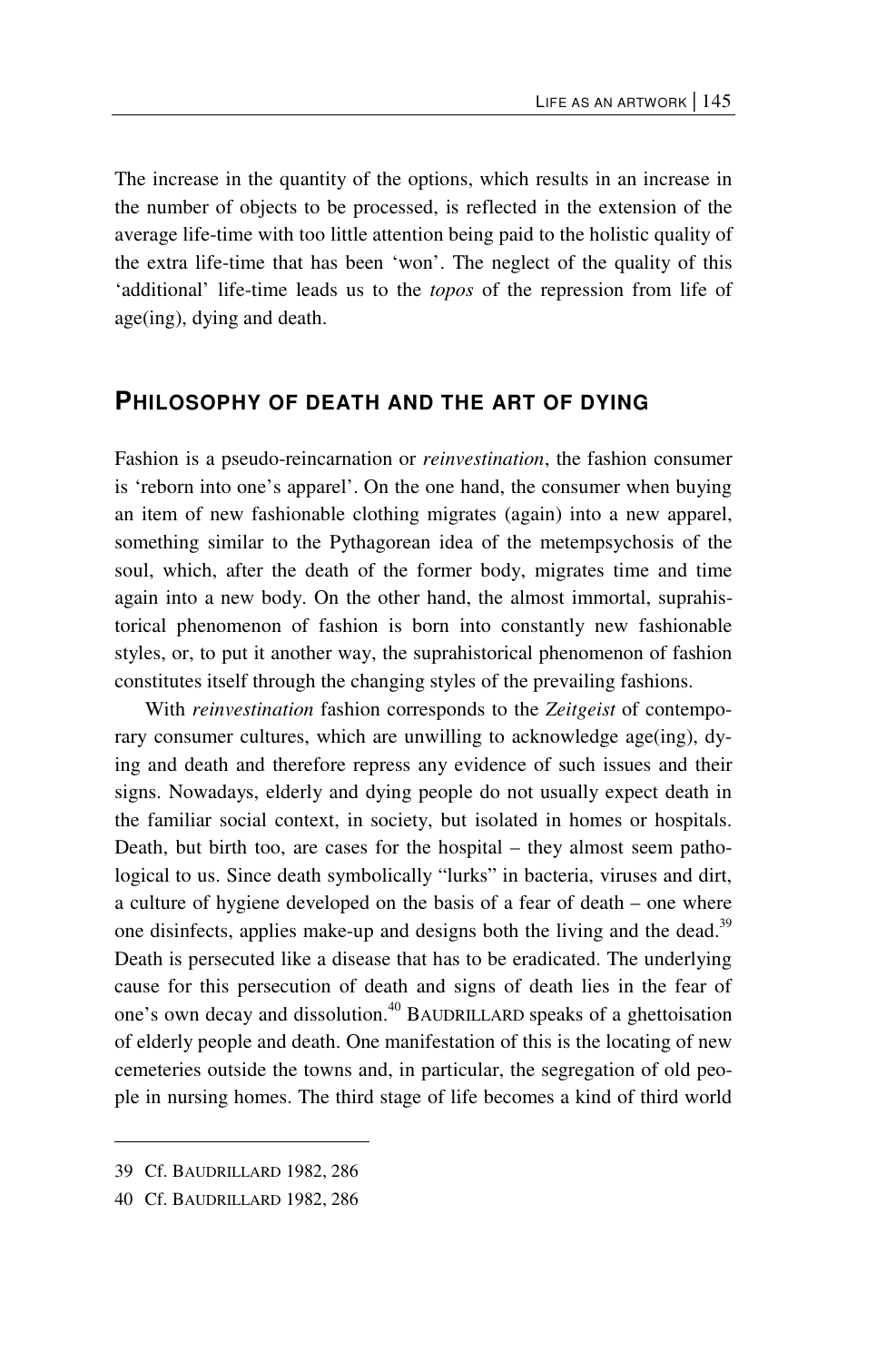The increase in the quantity of the options, which results in an increase in the number of objects to be processed, is reflected in the extension of the average life-time with too little attention being paid to the holistic quality of the extra life-time that has been 'won'. The neglect of the quality of this 'additional' life-time leads us to the *topos* of the repression from life of age(ing), dying and death.

## PHILOSOPHY OF DEATH AND THE ART OF DYING

Fashion is a pseudo-reincarnation or *reinvestination*, the fashion consumer is 'reborn into one's apparel'. On the one hand, the consumer when buying an item of new fashionable clothing migrates (again) into a new apparel, something similar to the Pythagorean idea of the metempsychosis of the soul, which, after the death of the former body, migrates time and time again into a new body. On the other hand, the almost immortal, suprahistorical phenomenon of fashion is born into constantly new fashionable styles, or, to put it another way, the suprahistorical phenomenon of fashion constitutes itself through the changing styles of the prevailing fashions.

With *reinvestination* fashion corresponds to the *Zeitgeist* of contemporary consumer cultures, which are unwilling to acknowledge age(ing), dying and death and therefore repress any evidence of such issues and their signs. Nowadays, elderly and dying people do not usually expect death in the familiar social context, in society, but isolated in homes or hospitals. Death, but birth too, are cases for the hospital – they almost seem pathological to us. Since death symbolically "lurks" in bacteria, viruses and dirt, a culture of hygiene developed on the basis of a fear of death – one where one disinfects, applies make-up and designs both the living and the dead.[39] Death is persecuted like a disease that has to be eradicated. The underlying cause for this persecution of death and signs of death lies in the fear of one's own decay and dissolution.[40] BAUDRILLARD speaks of a ghettoisation of elderly people and death. One manifestation of this is the locating of new cemeteries outside the towns and, in particular, the segregation of old people in nursing homes. The third stage of life becomes a kind of third world

39 Cf. BAUDRILLARD 1982, 286

40 Cf. BAUDRILLARD 1982, 286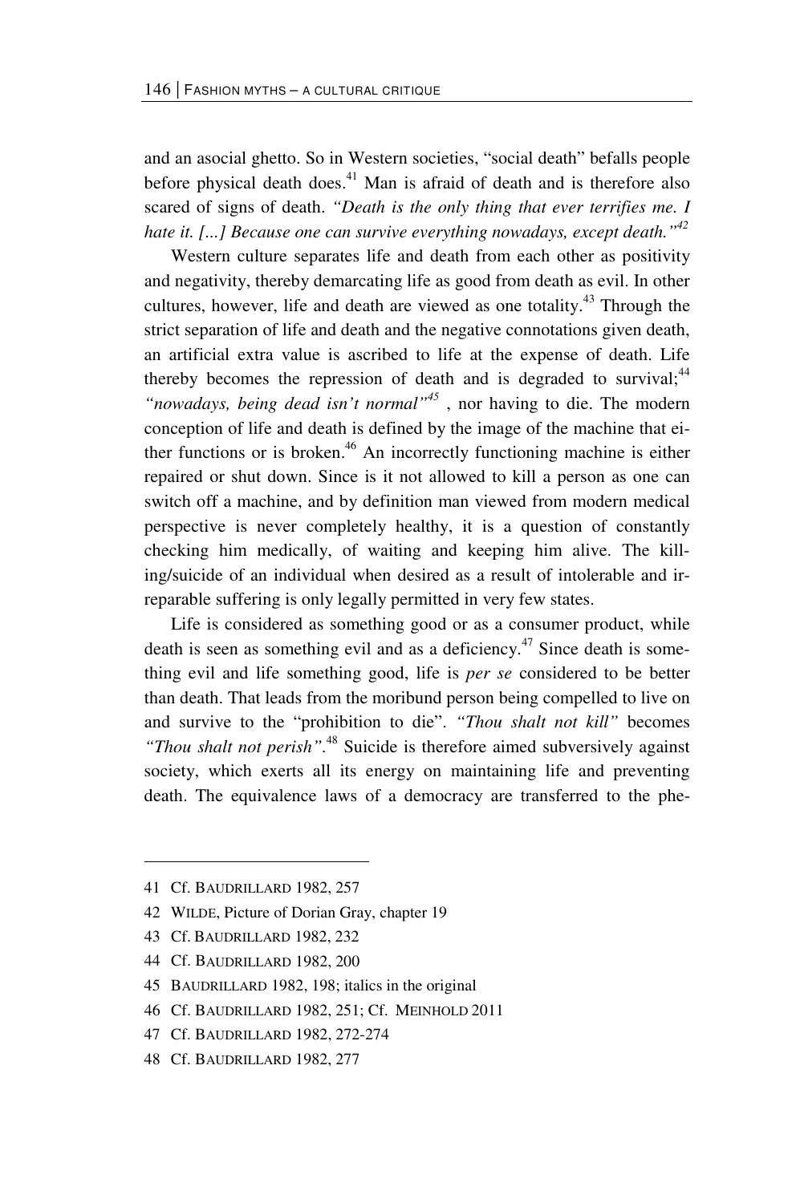and an asocial ghetto. So in Western societies, "social death" befalls people before physical death does.[41] Man is afraid of death and is therefore also scared of signs of death. *"Death is the only thing that ever terrifies me. I hate it. [...] Because one can survive everything nowadays, except death."*[42]

Western culture separates life and death from each other as positivity and negativity, thereby demarcating life as good from death as evil. In other cultures, however, life and death are viewed as one totality.[43] Through the strict separation of life and death and the negative connotations given death, an artificial extra value is ascribed to life at the expense of death. Life thereby becomes the repression of death and is degraded to survival;[44] *"nowadays, being dead isn't normal"*[45] , nor having to die. The modern conception of life and death is defined by the image of the machine that either functions or is broken.[46] An incorrectly functioning machine is either repaired or shut down. Since is it not allowed to kill a person as one can switch off a machine, and by definition man viewed from modern medical perspective is never completely healthy, it is a question of constantly checking him medically, of waiting and keeping him alive. The killing/suicide of an individual when desired as a result of intolerable and irreparable suffering is only legally permitted in very few states.

Life is considered as something good or as a consumer product, while death is seen as something evil and as a deficiency.[47] Since death is something evil and life something good, life is *per se* considered to be better than death. That leads from the moribund person being compelled to live on and survive to the "prohibition to die". *"Thou shalt not kill"* becomes *"Thou shalt not perish"*.[48] Suicide is therefore aimed subversively against society, which exerts all its energy on maintaining life and preventing death. The equivalence laws of a democracy are transferred to the phe-

---

41 Cf. BAUDRILLARD 1982, 257

42 WILDE, Picture of Dorian Gray, chapter 19

43 Cf. BAUDRILLARD 1982, 232

44 Cf. BAUDRILLARD 1982, 200

45 BAUDRILLARD 1982, 198; italics in the original

46 Cf. BAUDRILLARD 1982, 251; Cf. MEINHOLD 2011

47 Cf. BAUDRILLARD 1982, 272-274

48 Cf. BAUDRILLARD 1982, 277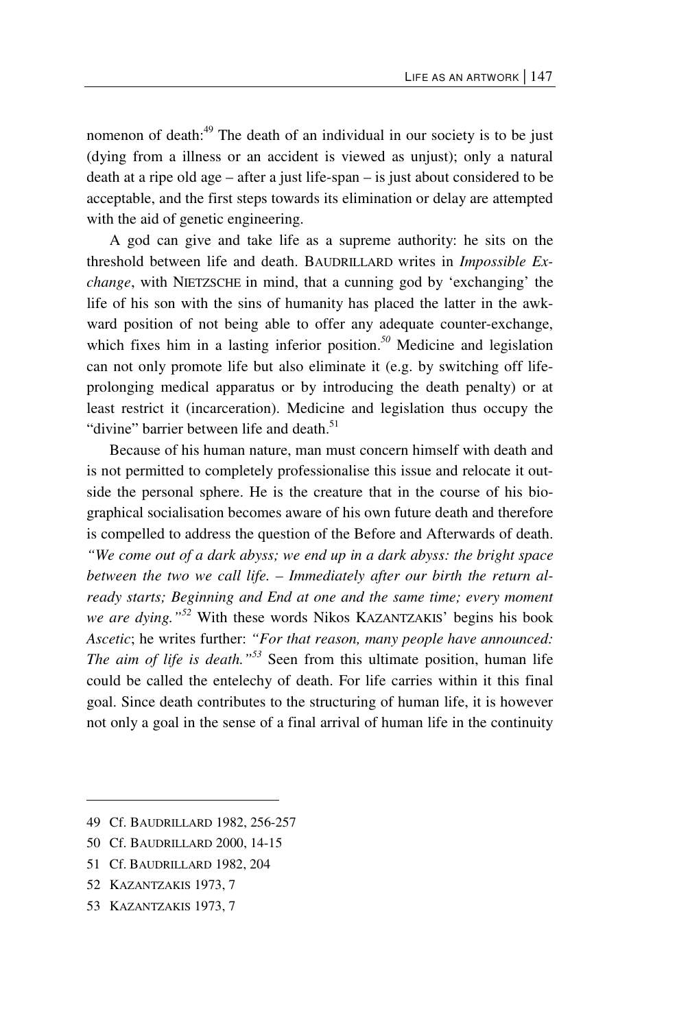nomenon of death:[49] The death of an individual in our society is to be just (dying from a illness or an accident is viewed as unjust); only a natural death at a ripe old age – after a just life-span – is just about considered to be acceptable, and the first steps towards its elimination or delay are attempted with the aid of genetic engineering.

A god can give and take life as a supreme authority: he sits on the threshold between life and death. BAUDRILLARD writes in *Impossible Exchange*, with NIETZSCHE in mind, that a cunning god by 'exchanging' the life of his son with the sins of humanity has placed the latter in the awkward position of not being able to offer any adequate counter-exchange, which fixes him in a lasting inferior position.[50] Medicine and legislation can not only promote life but also eliminate it (e.g. by switching off life-prolonging medical apparatus or by introducing the death penalty) or at least restrict it (incarceration). Medicine and legislation thus occupy the "divine" barrier between life and death.[51]

Because of his human nature, man must concern himself with death and is not permitted to completely professionalise this issue and relocate it outside the personal sphere. He is the creature that in the course of his biographical socialisation becomes aware of his own future death and therefore is compelled to address the question of the Before and Afterwards of death. *"We come out of a dark abyss; we end up in a dark abyss: the bright space between the two we call life. – Immediately after our birth the return already starts; Beginning and End at one and the same time; every moment we are dying."*[52] With these words Nikos KAZANTZAKIS' begins his book *Ascetic*; he writes further: *"For that reason, many people have announced: The aim of life is death."*[53] Seen from this ultimate position, human life could be called the entelechy of death. For life carries within it this final goal. Since death contributes to the structuring of human life, it is however not only a goal in the sense of a final arrival of human life in the continuity

---

49 Cf. BAUDRILLARD 1982, 256-257

50 Cf. BAUDRILLARD 2000, 14-15

51 Cf. BAUDRILLARD 1982, 204

52 KAZANTZAKIS 1973, 7

53 KAZANTZAKIS 1973, 7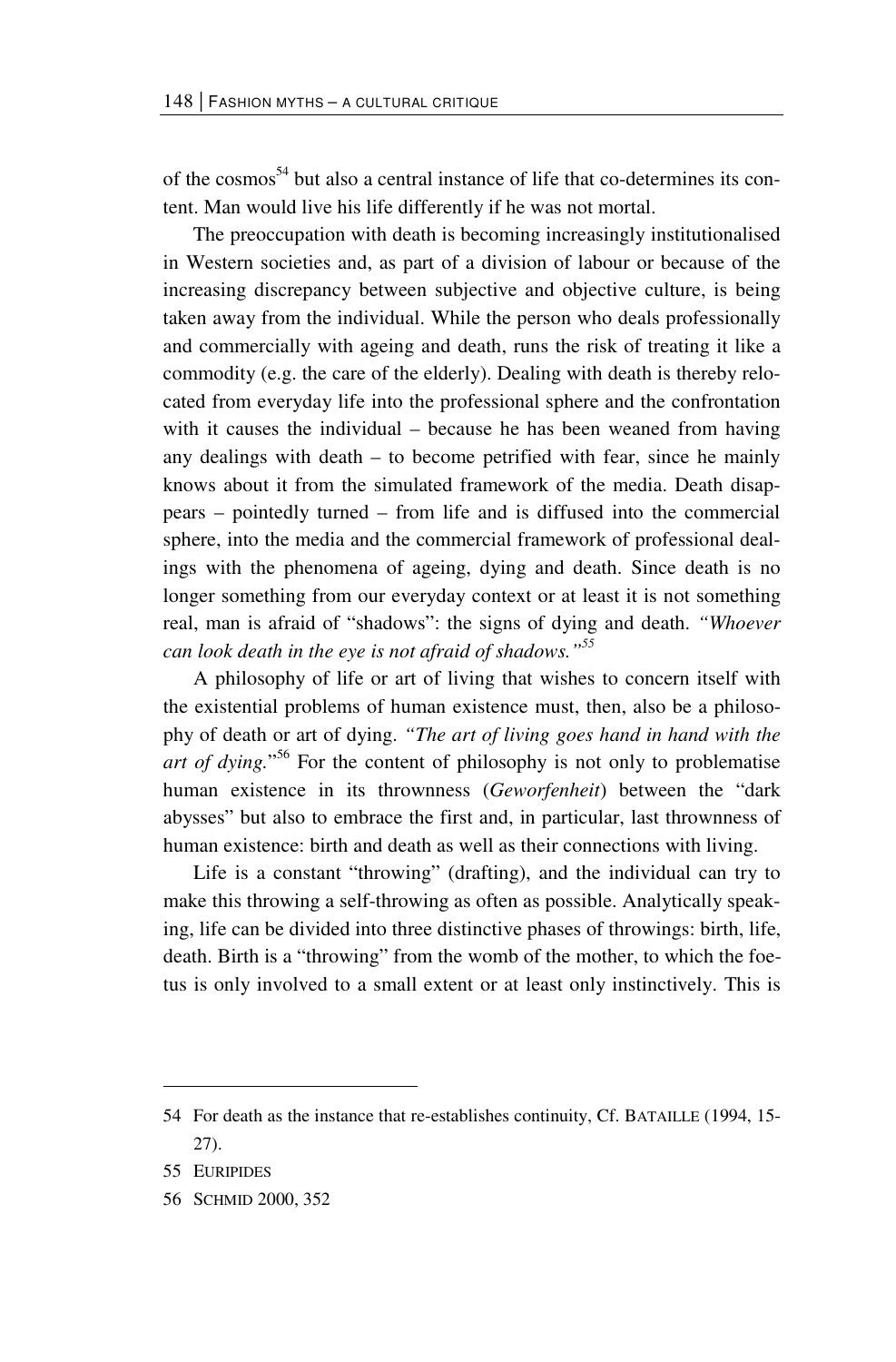of the cosmos[54] but also a central instance of life that co-determines its content. Man would live his life differently if he was not mortal.

The preoccupation with death is becoming increasingly institutionalised in Western societies and, as part of a division of labour or because of the increasing discrepancy between subjective and objective culture, is being taken away from the individual. While the person who deals professionally and commercially with ageing and death, runs the risk of treating it like a commodity (e.g. the care of the elderly). Dealing with death is thereby relocated from everyday life into the professional sphere and the confrontation with it causes the individual – because he has been weaned from having any dealings with death – to become petrified with fear, since he mainly knows about it from the simulated framework of the media. Death disappears – pointedly turned – from life and is diffused into the commercial sphere, into the media and the commercial framework of professional dealings with the phenomena of ageing, dying and death. Since death is no longer something from our everyday context or at least it is not something real, man is afraid of "shadows": the signs of dying and death. *"Whoever can look death in the eye is not afraid of shadows."*[55]

A philosophy of life or art of living that wishes to concern itself with the existential problems of human existence must, then, also be a philosophy of death or art of dying. *"The art of living goes hand in hand with the art of dying.*"[56] For the content of philosophy is not only to problematise human existence in its thrownness (*Geworfenheit*) between the "dark abysses" but also to embrace the first and, in particular, last thrownness of human existence: birth and death as well as their connections with living.

Life is a constant "throwing" (drafting), and the individual can try to make this throwing a self-throwing as often as possible. Analytically speaking, life can be divided into three distinctive phases of throwings: birth, life, death. Birth is a "throwing" from the womb of the mother, to which the foetus is only involved to a small extent or at least only instinctively. This is

---

54 For death as the instance that re-establishes continuity, Cf. BATAILLE (1994, 15-27).

55 EURIPIDES

56 SCHMID 2000, 352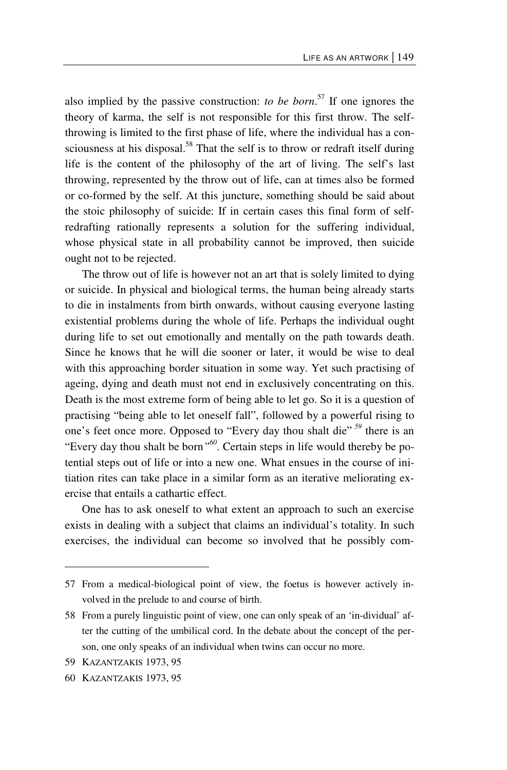also implied by the passive construction: *to be born*.[57] If one ignores the theory of karma, the self is not responsible for this first throw. The self-throwing is limited to the first phase of life, where the individual has a consciousness at his disposal.[58] That the self is to throw or redraft itself during life is the content of the philosophy of the art of living. The self's last throwing, represented by the throw out of life, can at times also be formed or co-formed by the self. At this juncture, something should be said about the stoic philosophy of suicide: If in certain cases this final form of self-redrafting rationally represents a solution for the suffering individual, whose physical state in all probability cannot be improved, then suicide ought not to be rejected.

The throw out of life is however not an art that is solely limited to dying or suicide. In physical and biological terms, the human being already starts to die in instalments from birth onwards, without causing everyone lasting existential problems during the whole of life. Perhaps the individual ought during life to set out emotionally and mentally on the path towards death. Since he knows that he will die sooner or later, it would be wise to deal with this approaching border situation in some way. Yet such practising of ageing, dying and death must not end in exclusively concentrating on this. Death is the most extreme form of being able to let go. So it is a question of practising "being able to let oneself fall", followed by a powerful rising to one's feet once more. Opposed to "Every day thou shalt die"[59] there is an "Every day thou shalt be born"[60]. Certain steps in life would thereby be potential steps out of life or into a new one. What ensues in the course of initiation rites can take place in a similar form as an iterative meliorating exercise that entails a cathartic effect.

One has to ask oneself to what extent an approach to such an exercise exists in dealing with a subject that claims an individual's totality. In such exercises, the individual can become so involved that he possibly com-

---

57 From a medical-biological point of view, the foetus is however actively involved in the prelude to and course of birth.

58 From a purely linguistic point of view, one can only speak of an 'in-dividual' after the cutting of the umbilical cord. In the debate about the concept of the person, one only speaks of an individual when twins can occur no more.

59 KAZANTZAKIS 1973, 95

60 KAZANTZAKIS 1973, 95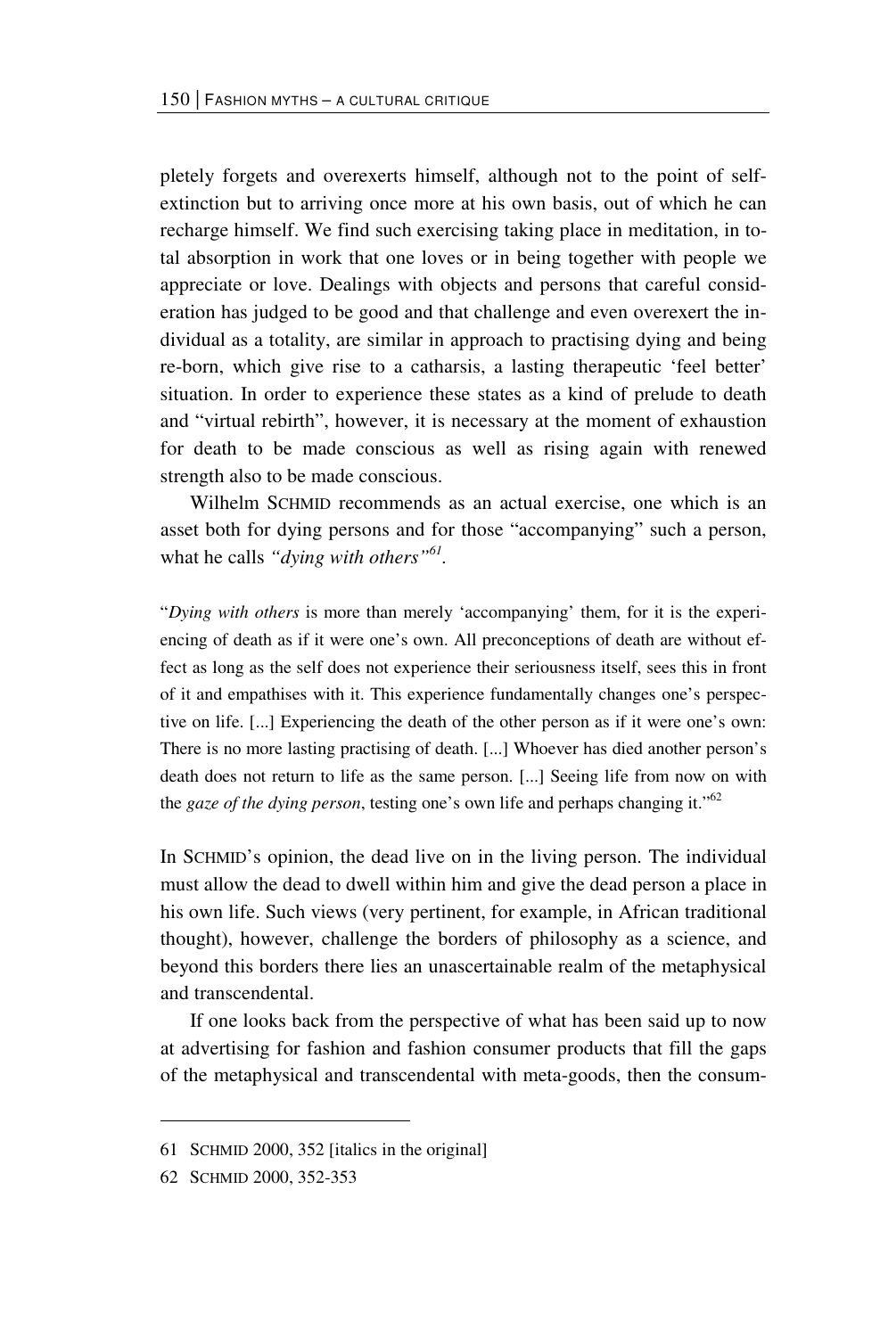pletely forgets and overexerts himself, although not to the point of self-extinction but to arriving once more at his own basis, out of which he can recharge himself. We find such exercising taking place in meditation, in total absorption in work that one loves or in being together with people we appreciate or love. Dealings with objects and persons that careful consideration has judged to be good and that challenge and even overexert the individual as a totality, are similar in approach to practising dying and being re-born, which give rise to a catharsis, a lasting therapeutic 'feel better' situation. In order to experience these states as a kind of prelude to death and "virtual rebirth", however, it is necessary at the moment of exhaustion for death to be made conscious as well as rising again with renewed strength also to be made conscious.

Wilhelm SCHMID recommends as an actual exercise, one which is an asset both for dying persons and for those "accompanying" such a person, what he calls *"dying with others"*[61].

> "*Dying with others* is more than merely 'accompanying' them, for it is the experiencing of death as if it were one's own. All preconceptions of death are without effect as long as the self does not experience their seriousness itself, sees this in front of it and empathises with it. This experience fundamentally changes one's perspective on life. [...] Experiencing the death of the other person as if it were one's own: There is no more lasting practising of death. [...] Whoever has died another person's death does not return to life as the same person. [...] Seeing life from now on with the *gaze of the dying person*, testing one's own life and perhaps changing it."[62]

In SCHMID's opinion, the dead live on in the living person. The individual must allow the dead to dwell within him and give the dead person a place in his own life. Such views (very pertinent, for example, in African traditional thought), however, challenge the borders of philosophy as a science, and beyond this borders there lies an unascertainable realm of the metaphysical and transcendental.

If one looks back from the perspective of what has been said up to now at advertising for fashion and fashion consumer products that fill the gaps of the metaphysical and transcendental with meta-goods, then the consum-

---

61 SCHMID 2000, 352 [italics in the original]

62 SCHMID 2000, 352-353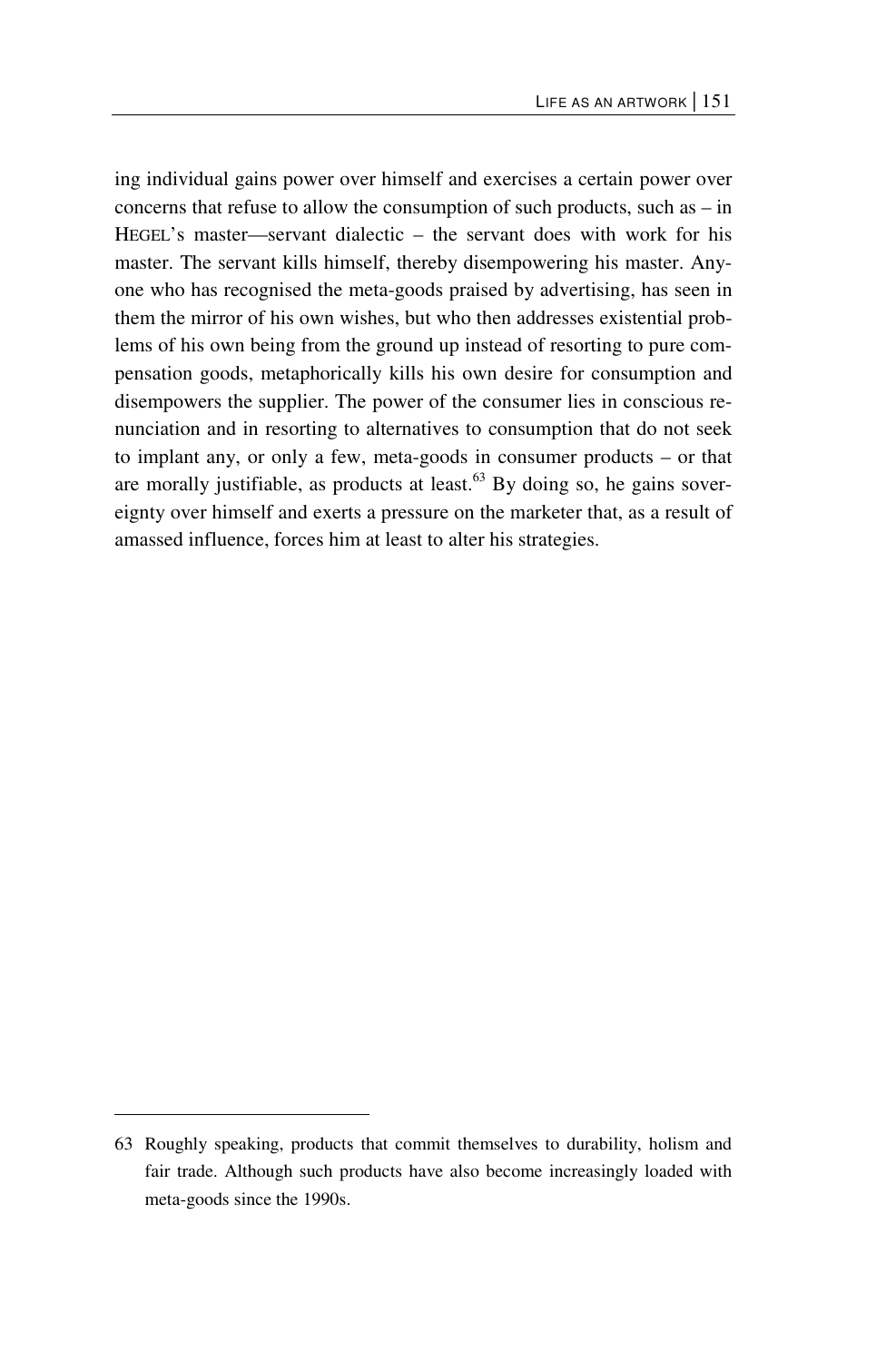ing individual gains power over himself and exercises a certain power over concerns that refuse to allow the consumption of such products, such as – in HEGEL's master—servant dialectic – the servant does with work for his master. The servant kills himself, thereby disempowering his master. Anyone who has recognised the meta-goods praised by advertising, has seen in them the mirror of his own wishes, but who then addresses existential problems of his own being from the ground up instead of resorting to pure compensation goods, metaphorically kills his own desire for consumption and disempowers the supplier. The power of the consumer lies in conscious renunciation and in resorting to alternatives to consumption that do not seek to implant any, or only a few, meta-goods in consumer products – or that are morally justifiable, as products at least.[63] By doing so, he gains sovereignty over himself and exerts a pressure on the marketer that, as a result of amassed influence, forces him at least to alter his strategies.

---

63 Roughly speaking, products that commit themselves to durability, holism and fair trade. Although such products have also become increasingly loaded with meta-goods since the 1990s.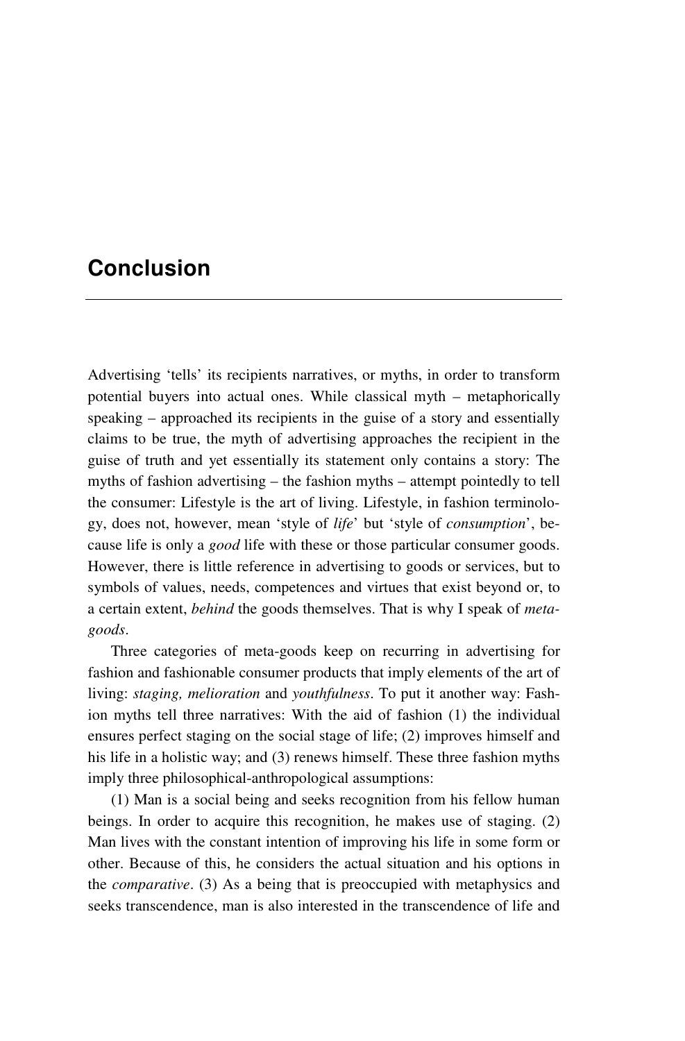# Conclusion

Advertising 'tells' its recipients narratives, or myths, in order to transform potential buyers into actual ones. While classical myth – metaphorically speaking – approached its recipients in the guise of a story and essentially claims to be true, the myth of advertising approaches the recipient in the guise of truth and yet essentially its statement only contains a story: The myths of fashion advertising – the fashion myths – attempt pointedly to tell the consumer: Lifestyle is the art of living. Lifestyle, in fashion terminology, does not, however, mean 'style of *life*' but 'style of *consumption*', because life is only a *good* life with these or those particular consumer goods. However, there is little reference in advertising to goods or services, but to symbols of values, needs, competences and virtues that exist beyond or, to a certain extent, *behind* the goods themselves. That is why I speak of *meta-goods*.

Three categories of meta-goods keep on recurring in advertising for fashion and fashionable consumer products that imply elements of the art of living: *staging, melioration* and *youthfulness*. To put it another way: Fashion myths tell three narratives: With the aid of fashion (1) the individual ensures perfect staging on the social stage of life; (2) improves himself and his life in a holistic way; and (3) renews himself. These three fashion myths imply three philosophical-anthropological assumptions:

(1) Man is a social being and seeks recognition from his fellow human beings. In order to acquire this recognition, he makes use of staging. (2) Man lives with the constant intention of improving his life in some form or other. Because of this, he considers the actual situation and his options in the *comparative*. (3) As a being that is preoccupied with metaphysics and seeks transcendence, man is also interested in the transcendence of life and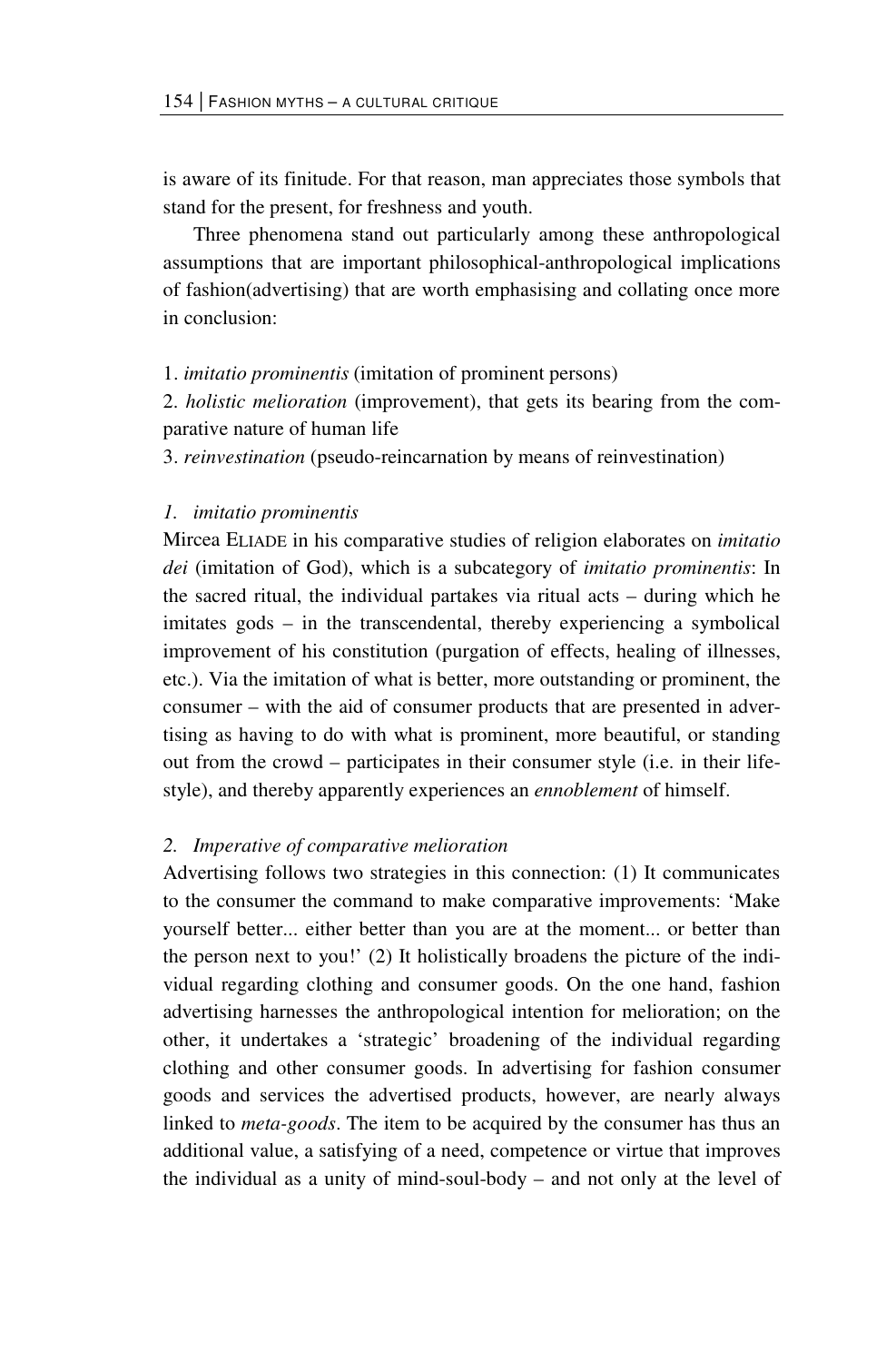is aware of its finitude. For that reason, man appreciates those symbols that stand for the present, for freshness and youth.

Three phenomena stand out particularly among these anthropological assumptions that are important philosophical-anthropological implications of fashion(advertising) that are worth emphasising and collating once more in conclusion:

1. *imitatio prominentis* (imitation of prominent persons)
2. *holistic melioration* (improvement), that gets its bearing from the comparative nature of human life
3. *reinvestination* (pseudo-reincarnation by means of reinvestination)

*1. imitatio prominentis*

Mircea ELIADE in his comparative studies of religion elaborates on *imitatio dei* (imitation of God), which is a subcategory of *imitatio prominentis*: In the sacred ritual, the individual partakes via ritual acts – during which he imitates gods – in the transcendental, thereby experiencing a symbolical improvement of his constitution (purgation of effects, healing of illnesses, etc.). Via the imitation of what is better, more outstanding or prominent, the consumer – with the aid of consumer products that are presented in advertising as having to do with what is prominent, more beautiful, or standing out from the crowd – participates in their consumer style (i.e. in their lifestyle), and thereby apparently experiences an *ennoblement* of himself.

*2. Imperative of comparative melioration*

Advertising follows two strategies in this connection: (1) It communicates to the consumer the command to make comparative improvements: 'Make yourself better... either better than you are at the moment... or better than the person next to you!' (2) It holistically broadens the picture of the individual regarding clothing and consumer goods. On the one hand, fashion advertising harnesses the anthropological intention for melioration; on the other, it undertakes a 'strategic' broadening of the individual regarding clothing and other consumer goods. In advertising for fashion consumer goods and services the advertised products, however, are nearly always linked to *meta-goods*. The item to be acquired by the consumer has thus an additional value, a satisfying of a need, competence or virtue that improves the individual as a unity of mind-soul-body – and not only at the level of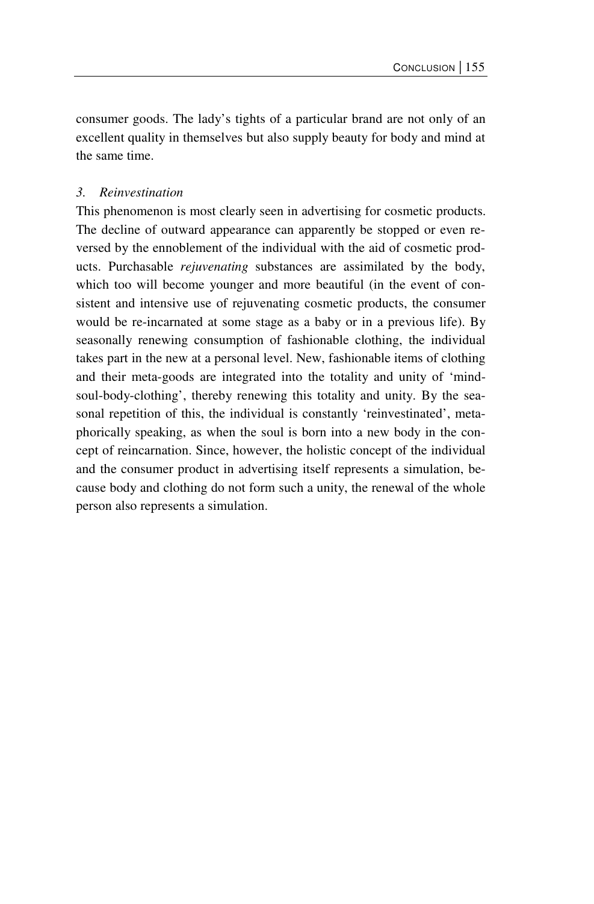consumer goods. The lady's tights of a particular brand are not only of an excellent quality in themselves but also supply beauty for body and mind at the same time.

*3. Reinvestination*

This phenomenon is most clearly seen in advertising for cosmetic products. The decline of outward appearance can apparently be stopped or even reversed by the ennoblement of the individual with the aid of cosmetic products. Purchasable *rejuvenating* substances are assimilated by the body, which too will become younger and more beautiful (in the event of consistent and intensive use of rejuvenating cosmetic products, the consumer would be re-incarnated at some stage as a baby or in a previous life). By seasonally renewing consumption of fashionable clothing, the individual takes part in the new at a personal level. New, fashionable items of clothing and their meta-goods are integrated into the totality and unity of 'mind-soul-body-clothing', thereby renewing this totality and unity. By the seasonal repetition of this, the individual is constantly 'reinvestinated', metaphorically speaking, as when the soul is born into a new body in the concept of reincarnation. Since, however, the holistic concept of the individual and the consumer product in advertising itself represents a simulation, because body and clothing do not form such a unity, the renewal of the whole person also represents a simulation.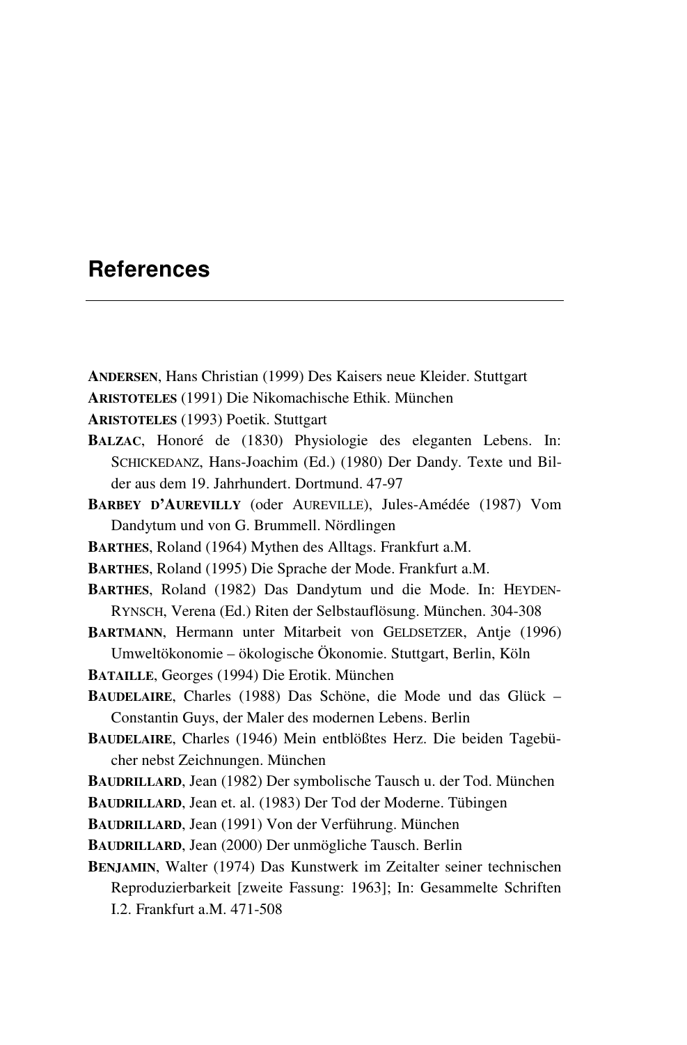# References

**ANDERSEN**, Hans Christian (1999) Des Kaisers neue Kleider. Stuttgart

**ARISTOTELES** (1991) Die Nikomachische Ethik. München

**ARISTOTELES** (1993) Poetik. Stuttgart

**BALZAC**, Honoré de (1830) Physiologie des eleganten Lebens. In: SCHICKEDANZ, Hans-Joachim (Ed.) (1980) Der Dandy. Texte und Bilder aus dem 19. Jahrhundert. Dortmund. 47-97

**BARBEY D'AUREVILLY** (oder AUREVILLE), Jules-Amédée (1987) Vom Dandytum und von G. Brummell. Nördlingen

**BARTHES**, Roland (1964) Mythen des Alltags. Frankfurt a.M.

**BARTHES**, Roland (1995) Die Sprache der Mode. Frankfurt a.M.

**BARTHES**, Roland (1982) Das Dandytum und die Mode. In: HEYDEN-RYNSCH, Verena (Ed.) Riten der Selbstauflösung. München. 304-308

**BARTMANN**, Hermann unter Mitarbeit von GELDSETZER, Antje (1996) Umweltökonomie – ökologische Ökonomie. Stuttgart, Berlin, Köln

**BATAILLE**, Georges (1994) Die Erotik. München

**BAUDELAIRE**, Charles (1988) Das Schöne, die Mode und das Glück – Constantin Guys, der Maler des modernen Lebens. Berlin

**BAUDELAIRE**, Charles (1946) Mein entblößtes Herz. Die beiden Tagebücher nebst Zeichnungen. München

**BAUDRILLARD**, Jean (1982) Der symbolische Tausch u. der Tod. München

**BAUDRILLARD**, Jean et. al. (1983) Der Tod der Moderne. Tübingen

**BAUDRILLARD**, Jean (1991) Von der Verführung. München

**BAUDRILLARD**, Jean (2000) Der unmögliche Tausch. Berlin

**BENJAMIN**, Walter (1974) Das Kunstwerk im Zeitalter seiner technischen Reproduzierbarkeit [zweite Fassung: 1963]; In: Gesammelte Schriften I.2. Frankfurt a.M. 471-508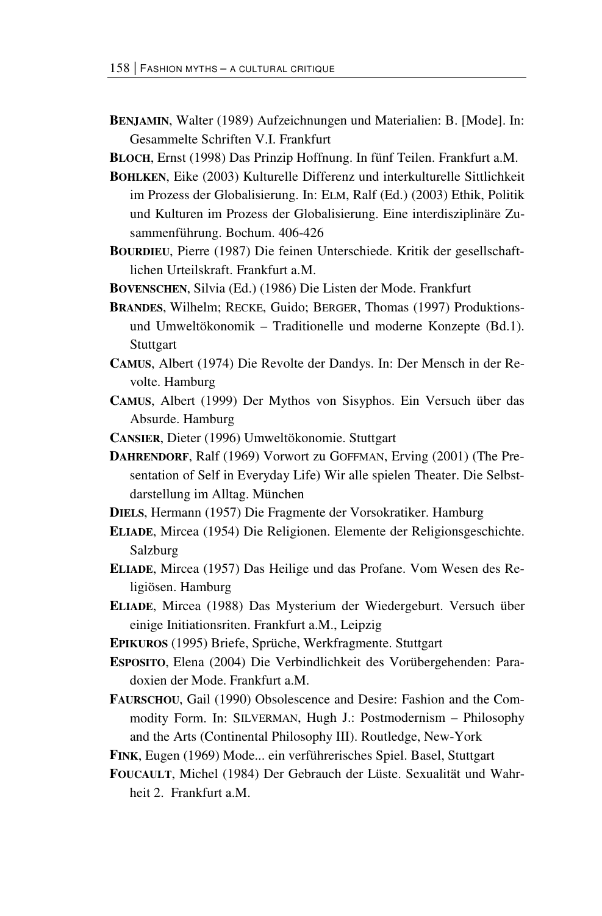**BENJAMIN**, Walter (1989) Aufzeichnungen und Materialien: B. [Mode]. In: Gesammelte Schriften V.I. Frankfurt

**BLOCH**, Ernst (1998) Das Prinzip Hoffnung. In fünf Teilen. Frankfurt a.M.

**BOHLKEN**, Eike (2003) Kulturelle Differenz und interkulturelle Sittlichkeit im Prozess der Globalisierung. In: ELM, Ralf (Ed.) (2003) Ethik, Politik und Kulturen im Prozess der Globalisierung. Eine interdisziplinäre Zusammenführung. Bochum. 406-426

**BOURDIEU**, Pierre (1987) Die feinen Unterschiede. Kritik der gesellschaftlichen Urteilskraft. Frankfurt a.M.

**BOVENSCHEN**, Silvia (Ed.) (1986) Die Listen der Mode. Frankfurt

**BRANDES**, Wilhelm; RECKE, Guido; BERGER, Thomas (1997) Produktions- und Umweltökonomik – Traditionelle und moderne Konzepte (Bd.1). Stuttgart

**CAMUS**, Albert (1974) Die Revolte der Dandys. In: Der Mensch in der Revolte. Hamburg

**CAMUS**, Albert (1999) Der Mythos von Sisyphos. Ein Versuch über das Absurde. Hamburg

**CANSIER**, Dieter (1996) Umweltökonomie. Stuttgart

**DAHRENDORF**, Ralf (1969) Vorwort zu GOFFMAN, Erving (2001) (The Presentation of Self in Everyday Life) Wir alle spielen Theater. Die Selbstdarstellung im Alltag. München

**DIELS**, Hermann (1957) Die Fragmente der Vorsokratiker. Hamburg

**ELIADE**, Mircea (1954) Die Religionen. Elemente der Religionsgeschichte. Salzburg

**ELIADE**, Mircea (1957) Das Heilige und das Profane. Vom Wesen des Religiösen. Hamburg

**ELIADE**, Mircea (1988) Das Mysterium der Wiedergeburt. Versuch über einige Initiationsriten. Frankfurt a.M., Leipzig

**EPIKUROS** (1995) Briefe, Sprüche, Werkfragmente. Stuttgart

**ESPOSITO**, Elena (2004) Die Verbindlichkeit des Vorübergehenden: Paradoxien der Mode. Frankfurt a.M.

**FAURSCHOU**, Gail (1990) Obsolescence and Desire: Fashion and the Commodity Form. In: SILVERMAN, Hugh J.: Postmodernism – Philosophy and the Arts (Continental Philosophy III). Routledge, New-York

**FINK**, Eugen (1969) Mode... ein verführerisches Spiel. Basel, Stuttgart

**FOUCAULT**, Michel (1984) Der Gebrauch der Lüste. Sexualität und Wahrheit 2. Frankfurt a.M.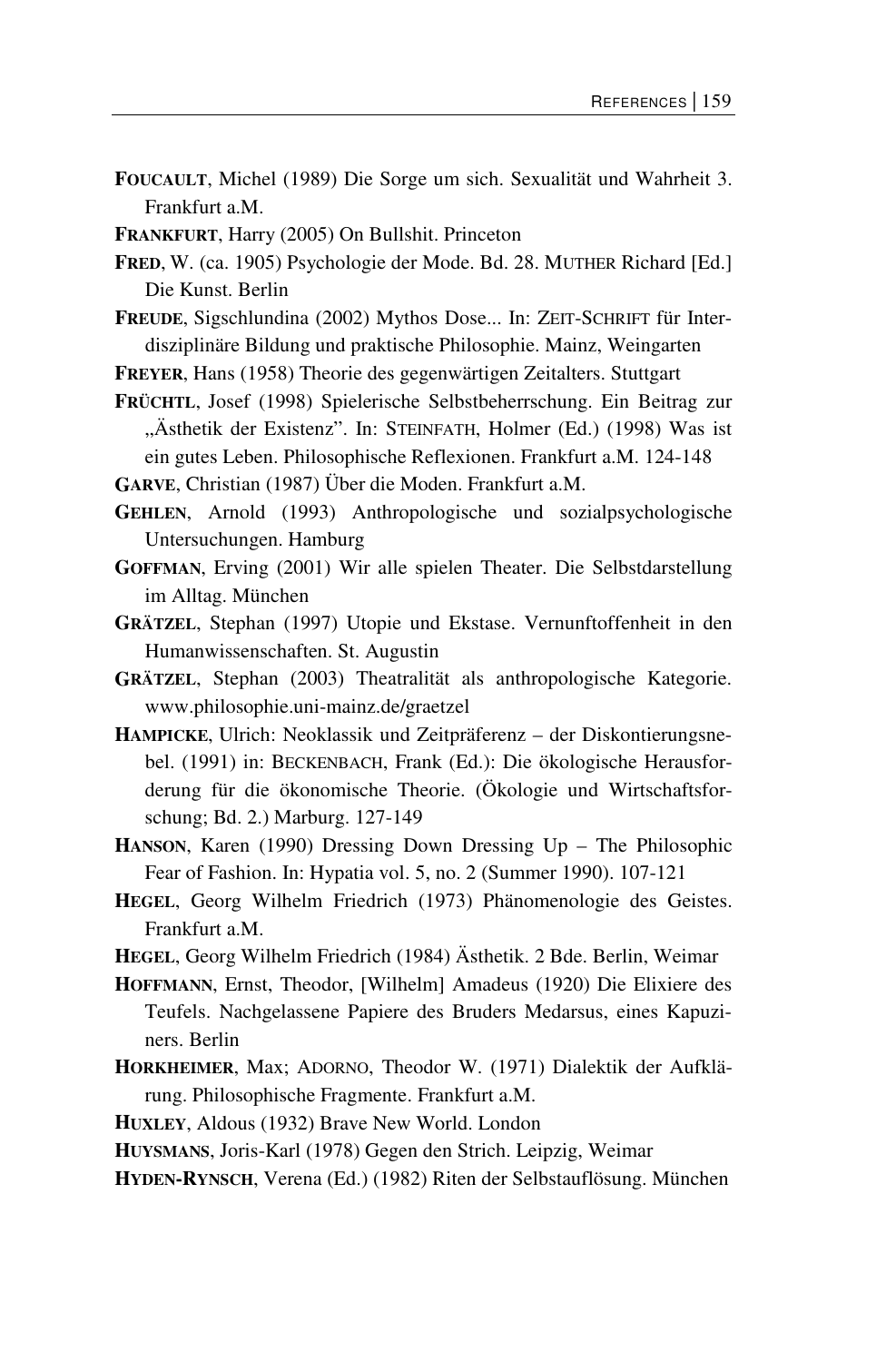**FOUCAULT**, Michel (1989) Die Sorge um sich. Sexualität und Wahrheit 3. Frankfurt a.M.

**FRANKFURT**, Harry (2005) On Bullshit. Princeton

**FRED**, W. (ca. 1905) Psychologie der Mode. Bd. 28. MUTHER Richard [Ed.] Die Kunst. Berlin

**FREUDE**, Sigschlundina (2002) Mythos Dose... In: ZEIT-SCHRIFT für Interdisziplinäre Bildung und praktische Philosophie. Mainz, Weingarten

**FREYER**, Hans (1958) Theorie des gegenwärtigen Zeitalters. Stuttgart

**FRÜCHTL**, Josef (1998) Spielerische Selbstbeherrschung. Ein Beitrag zur „Ästhetik der Existenz". In: STEINFATH, Holmer (Ed.) (1998) Was ist ein gutes Leben. Philosophische Reflexionen. Frankfurt a.M. 124-148

**GARVE**, Christian (1987) Über die Moden. Frankfurt a.M.

**GEHLEN**, Arnold (1993) Anthropologische und sozialpsychologische Untersuchungen. Hamburg

**GOFFMAN**, Erving (2001) Wir alle spielen Theater. Die Selbstdarstellung im Alltag. München

**GRÄTZEL**, Stephan (1997) Utopie und Ekstase. Vernunftoffenheit in den Humanwissenschaften. St. Augustin

**GRÄTZEL**, Stephan (2003) Theatralität als anthropologische Kategorie. www.philosophie.uni-mainz.de/graetzel

**HAMPICKE**, Ulrich: Neoklassik und Zeitpräferenz – der Diskontierungsnebel. (1991) in: BECKENBACH, Frank (Ed.): Die ökologische Herausforderung für die ökonomische Theorie. (Ökologie und Wirtschaftsforschung; Bd. 2.) Marburg. 127-149

**HANSON**, Karen (1990) Dressing Down Dressing Up – The Philosophic Fear of Fashion. In: Hypatia vol. 5, no. 2 (Summer 1990). 107-121

**HEGEL**, Georg Wilhelm Friedrich (1973) Phänomenologie des Geistes. Frankfurt a.M.

**HEGEL**, Georg Wilhelm Friedrich (1984) Ästhetik. 2 Bde. Berlin, Weimar

**HOFFMANN**, Ernst, Theodor, [Wilhelm] Amadeus (1920) Die Elixiere des Teufels. Nachgelassene Papiere des Bruders Medarsus, eines Kapuziners. Berlin

**HORKHEIMER**, Max; ADORNO, Theodor W. (1971) Dialektik der Aufklärung. Philosophische Fragmente. Frankfurt a.M.

**HUXLEY**, Aldous (1932) Brave New World. London

**HUYSMANS**, Joris-Karl (1978) Gegen den Strich. Leipzig, Weimar

**HYDEN-RYNSCH**, Verena (Ed.) (1982) Riten der Selbstauflösung. München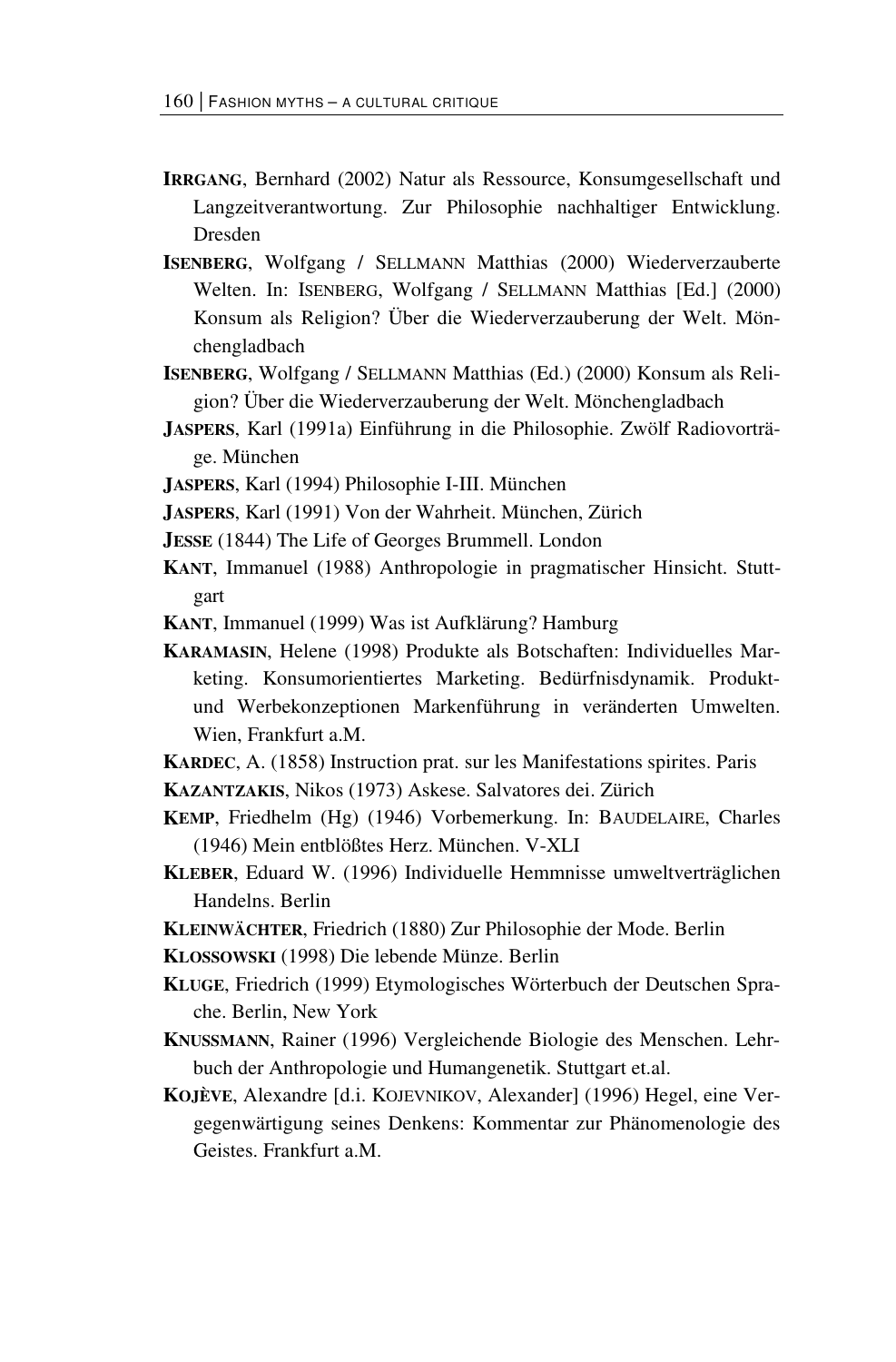**IRRGANG**, Bernhard (2002) Natur als Ressource, Konsumgesellschaft und Langzeitverantwortung. Zur Philosophie nachhaltiger Entwicklung. Dresden

**ISENBERG**, Wolfgang / SELLMANN Matthias (2000) Wiederverzauberte Welten. In: ISENBERG, Wolfgang / SELLMANN Matthias [Ed.] (2000) Konsum als Religion? Über die Wiederverzauberung der Welt. Mönchengladbach

**ISENBERG**, Wolfgang / SELLMANN Matthias (Ed.) (2000) Konsum als Religion? Über die Wiederverzauberung der Welt. Mönchengladbach

**JASPERS**, Karl (1991a) Einführung in die Philosophie. Zwölf Radiovorträge. München

**JASPERS**, Karl (1994) Philosophie I-III. München

**JASPERS**, Karl (1991) Von der Wahrheit. München, Zürich

**JESSE** (1844) The Life of Georges Brummell. London

**KANT**, Immanuel (1988) Anthropologie in pragmatischer Hinsicht. Stuttgart

**KANT**, Immanuel (1999) Was ist Aufklärung? Hamburg

**KARAMASIN**, Helene (1998) Produkte als Botschaften: Individuelles Marketing. Konsumorientiertes Marketing. Bedürfnisdynamik. Produkt- und Werbekonzeptionen Markenführung in veränderten Umwelten. Wien, Frankfurt a.M.

**KARDEC**, A. (1858) Instruction prat. sur les Manifestations spirites. Paris

**KAZANTZAKIS**, Nikos (1973) Askese. Salvatores dei. Zürich

**KEMP**, Friedhelm (Hg) (1946) Vorbemerkung. In: BAUDELAIRE, Charles (1946) Mein entblößtes Herz. München. V-XLI

**KLEBER**, Eduard W. (1996) Individuelle Hemmnisse umweltverträglichen Handelns. Berlin

**KLEINWÄCHTER**, Friedrich (1880) Zur Philosophie der Mode. Berlin

**KLOSSOWSKI** (1998) Die lebende Münze. Berlin

**KLUGE**, Friedrich (1999) Etymologisches Wörterbuch der Deutschen Sprache. Berlin, New York

**KNUSSMANN**, Rainer (1996) Vergleichende Biologie des Menschen. Lehrbuch der Anthropologie und Humangenetik. Stuttgart et.al.

**KOJÈVE**, Alexandre [d.i. KOJEVNIKOV, Alexander] (1996) Hegel, eine Vergegenwärtigung seines Denkens: Kommentar zur Phänomenologie des Geistes. Frankfurt a.M.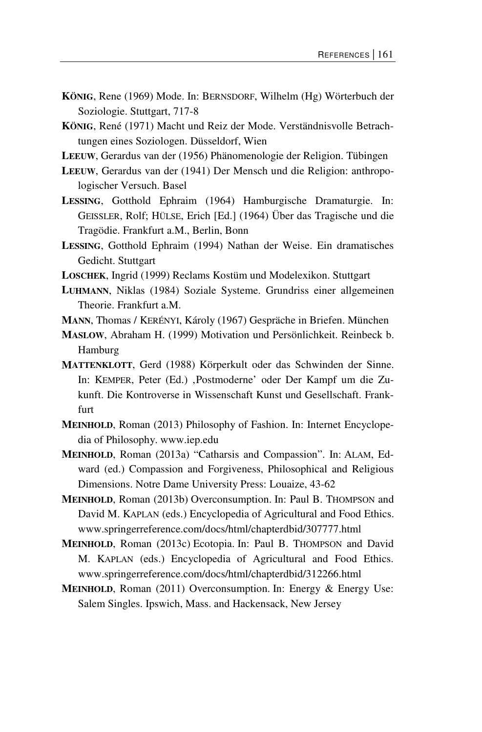**KÖNIG**, Rene (1969) Mode. In: BERNSDORF, Wilhelm (Hg) Wörterbuch der Soziologie. Stuttgart, 717-8

**KÖNIG**, René (1971) Macht und Reiz der Mode. Verständnisvolle Betrachtungen eines Soziologen. Düsseldorf, Wien

**LEEUW**, Gerardus van der (1956) Phänomenologie der Religion. Tübingen

**LEEUW**, Gerardus van der (1941) Der Mensch und die Religion: anthropologischer Versuch. Basel

**LESSING**, Gotthold Ephraim (1964) Hamburgische Dramaturgie. In: GEISSLER, Rolf; HÜLSE, Erich [Ed.] (1964) Über das Tragische und die Tragödie. Frankfurt a.M., Berlin, Bonn

**LESSING**, Gotthold Ephraim (1994) Nathan der Weise. Ein dramatisches Gedicht. Stuttgart

**LOSCHEK**, Ingrid (1999) Reclams Kostüm und Modelexikon. Stuttgart

**LUHMANN**, Niklas (1984) Soziale Systeme. Grundriss einer allgemeinen Theorie. Frankfurt a.M.

**MANN**, Thomas / KERÉNYI, Károly (1967) Gespräche in Briefen. München

**MASLOW**, Abraham H. (1999) Motivation und Persönlichkeit. Reinbeck b. Hamburg

**MATTENKLOTT**, Gerd (1988) Körperkult oder das Schwinden der Sinne. In: KEMPER, Peter (Ed.) ‚Postmoderne' oder Der Kampf um die Zukunft. Die Kontroverse in Wissenschaft Kunst und Gesellschaft. Frankfurt

**MEINHOLD**, Roman (2013) Philosophy of Fashion. In: Internet Encyclopedia of Philosophy. www.iep.edu

**MEINHOLD**, Roman (2013a) "Catharsis and Compassion". In: ALAM, Edward (ed.) Compassion and Forgiveness, Philosophical and Religious Dimensions. Notre Dame University Press: Louaize, 43-62

**MEINHOLD**, Roman (2013b) Overconsumption. In: Paul B. THOMPSON and David M. KAPLAN (eds.) Encyclopedia of Agricultural and Food Ethics. www.springerreference.com/docs/html/chapterdbid/307777.html

**MEINHOLD**, Roman (2013c) Ecotopia. In: Paul B. THOMPSON and David M. KAPLAN (eds.) Encyclopedia of Agricultural and Food Ethics. www.springerreference.com/docs/html/chapterdbid/312266.html

**MEINHOLD**, Roman (2011) Overconsumption. In: Energy & Energy Use: Salem Singles. Ipswich, Mass. and Hackensack, New Jersey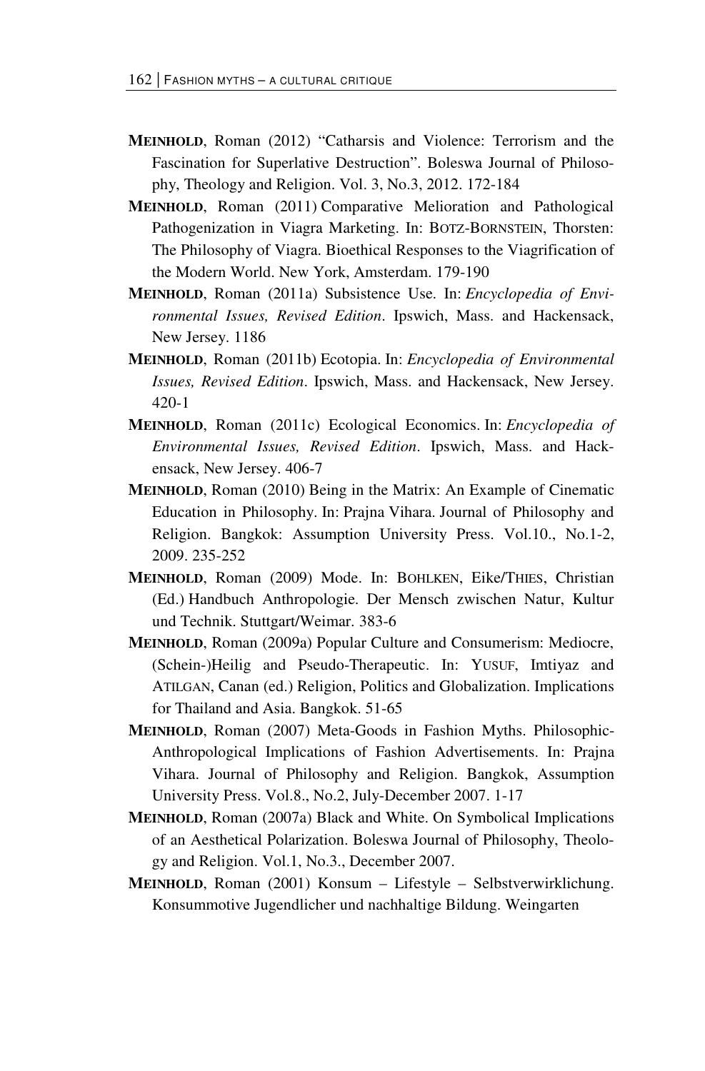**MEINHOLD**, Roman (2012) "Catharsis and Violence: Terrorism and the Fascination for Superlative Destruction". Boleswa Journal of Philosophy, Theology and Religion. Vol. 3, No.3, 2012. 172-184

**MEINHOLD**, Roman (2011) Comparative Melioration and Pathological Pathogenization in Viagra Marketing. In: BOTZ-BORNSTEIN, Thorsten: The Philosophy of Viagra. Bioethical Responses to the Viagrification of the Modern World. New York, Amsterdam. 179-190

**MEINHOLD**, Roman (2011a) Subsistence Use. In: *Encyclopedia of Environmental Issues, Revised Edition*. Ipswich, Mass. and Hackensack, New Jersey. 1186

**MEINHOLD**, Roman (2011b) Ecotopia. In: *Encyclopedia of Environmental Issues, Revised Edition*. Ipswich, Mass. and Hackensack, New Jersey. 420-1

**MEINHOLD**, Roman (2011c) Ecological Economics. In: *Encyclopedia of Environmental Issues, Revised Edition*. Ipswich, Mass. and Hackensack, New Jersey. 406-7

**MEINHOLD**, Roman (2010) Being in the Matrix: An Example of Cinematic Education in Philosophy. In: Prajna Vihara. Journal of Philosophy and Religion. Bangkok: Assumption University Press. Vol.10., No.1-2, 2009. 235-252

**MEINHOLD**, Roman (2009) Mode. In: BOHLKEN, Eike/THIES, Christian (Ed.) Handbuch Anthropologie. Der Mensch zwischen Natur, Kultur und Technik. Stuttgart/Weimar. 383-6

**MEINHOLD**, Roman (2009a) Popular Culture and Consumerism: Mediocre, (Schein-)Heilig and Pseudo-Therapeutic. In: YUSUF, Imtiyaz and ATILGAN, Canan (ed.) Religion, Politics and Globalization. Implications for Thailand and Asia. Bangkok. 51-65

**MEINHOLD**, Roman (2007) Meta-Goods in Fashion Myths. Philosophic-Anthropological Implications of Fashion Advertisements. In: Prajna Vihara. Journal of Philosophy and Religion. Bangkok, Assumption University Press. Vol.8., No.2, July-December 2007. 1-17

**MEINHOLD**, Roman (2007a) Black and White. On Symbolical Implications of an Aesthetical Polarization. Boleswa Journal of Philosophy, Theology and Religion. Vol.1, No.3., December 2007.

**MEINHOLD**, Roman (2001) Konsum – Lifestyle – Selbstverwirklichung. Konsummotive Jugendlicher und nachhaltige Bildung. Weingarten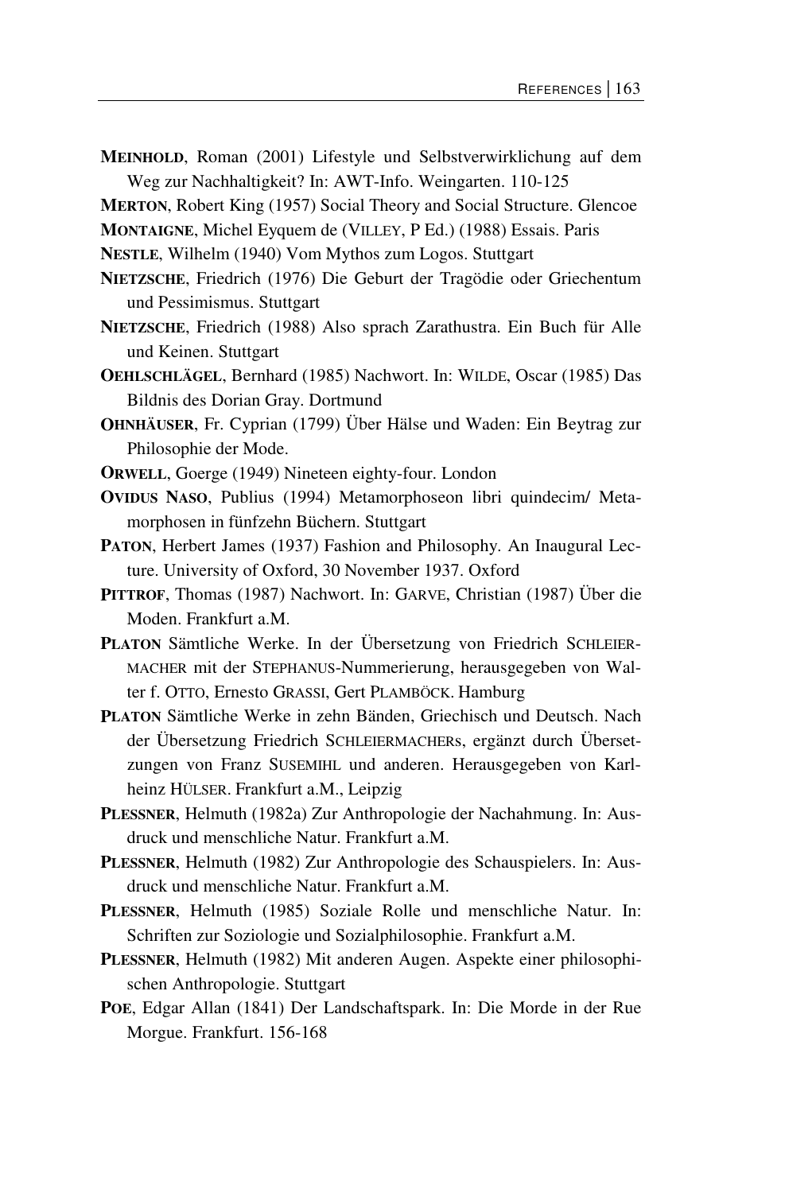**MEINHOLD**, Roman (2001) Lifestyle und Selbstverwirklichung auf dem Weg zur Nachhaltigkeit? In: AWT-Info. Weingarten. 110-125

**MERTON**, Robert King (1957) Social Theory and Social Structure. Glencoe

**MONTAIGNE**, Michel Eyquem de (VILLEY, P Ed.) (1988) Essais. Paris

**NESTLE**, Wilhelm (1940) Vom Mythos zum Logos. Stuttgart

**NIETZSCHE**, Friedrich (1976) Die Geburt der Tragödie oder Griechentum und Pessimismus. Stuttgart

**NIETZSCHE**, Friedrich (1988) Also sprach Zarathustra. Ein Buch für Alle und Keinen. Stuttgart

**OEHLSCHLÄGEL**, Bernhard (1985) Nachwort. In: WILDE, Oscar (1985) Das Bildnis des Dorian Gray. Dortmund

**OHNHÄUSER**, Fr. Cyprian (1799) Über Hälse und Waden: Ein Beytrag zur Philosophie der Mode.

**ORWELL**, Goerge (1949) Nineteen eighty-four. London

**OVIDUS NASO**, Publius (1994) Metamorphoseon libri quindecim/ Metamorphosen in fünfzehn Büchern. Stuttgart

**PATON**, Herbert James (1937) Fashion and Philosophy. An Inaugural Lecture. University of Oxford, 30 November 1937. Oxford

**PITTROF**, Thomas (1987) Nachwort. In: GARVE, Christian (1987) Über die Moden. Frankfurt a.M.

**PLATON** Sämtliche Werke. In der Übersetzung von Friedrich SCHLEIERMACHER mit der STEPHANUS-Nummerierung, herausgegeben von Walter f. OTTO, Ernesto GRASSI, Gert PLAMBÖCK. Hamburg

**PLATON** Sämtliche Werke in zehn Bänden, Griechisch und Deutsch. Nach der Übersetzung Friedrich SCHLEIERMACHERs, ergänzt durch Übersetzungen von Franz SUSEMIHL und anderen. Herausgegeben von Karlheinz HÜLSER. Frankfurt a.M., Leipzig

**PLESSNER**, Helmuth (1982a) Zur Anthropologie der Nachahmung. In: Ausdruck und menschliche Natur. Frankfurt a.M.

**PLESSNER**, Helmuth (1982) Zur Anthropologie des Schauspielers. In: Ausdruck und menschliche Natur. Frankfurt a.M.

**PLESSNER**, Helmuth (1985) Soziale Rolle und menschliche Natur. In: Schriften zur Soziologie und Sozialphilosophie. Frankfurt a.M.

**PLESSNER**, Helmuth (1982) Mit anderen Augen. Aspekte einer philosophischen Anthropologie. Stuttgart

**POE**, Edgar Allan (1841) Der Landschaftspark. In: Die Morde in der Rue Morgue. Frankfurt. 156-168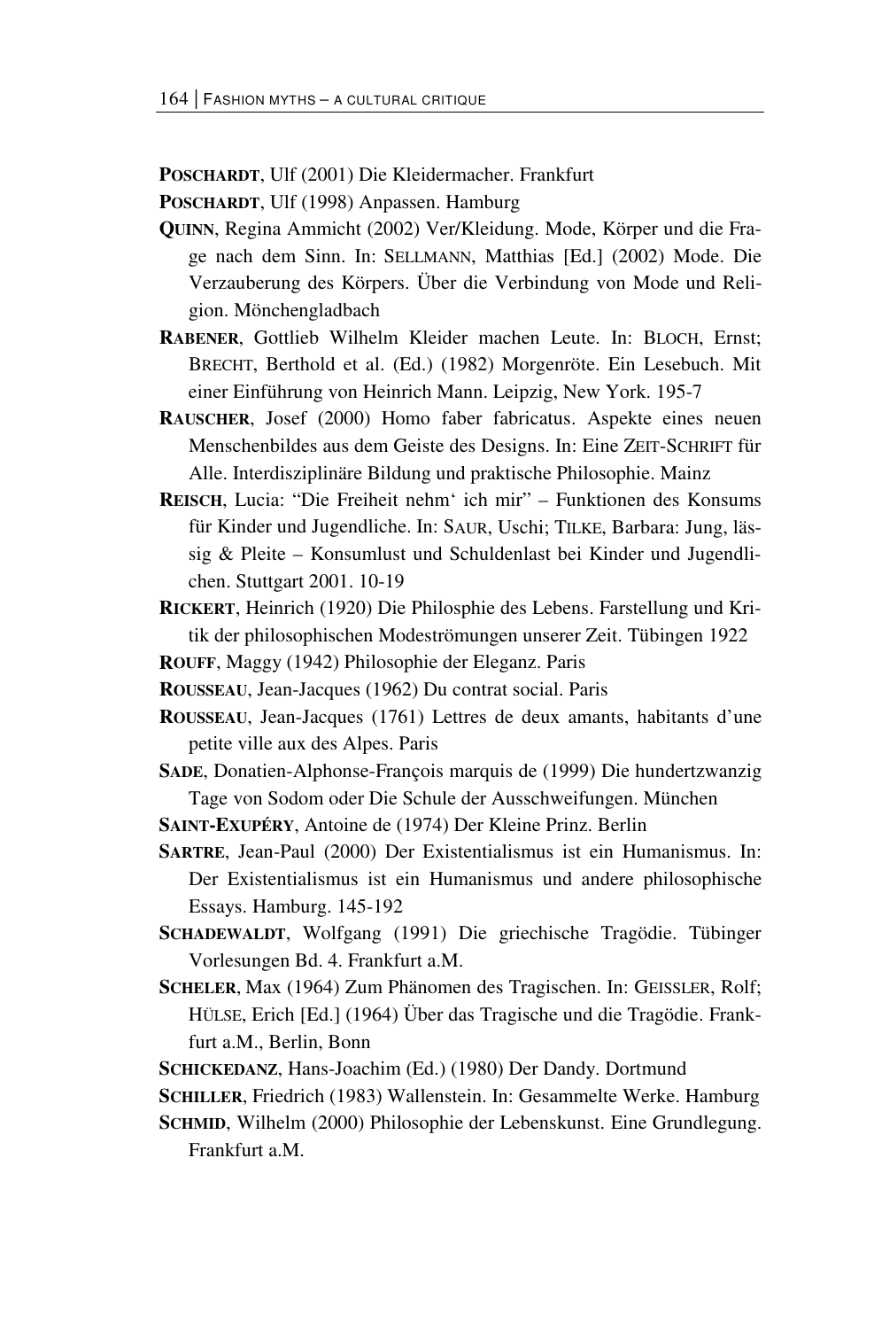**POSCHARDT**, Ulf (2001) Die Kleidermacher. Frankfurt

**POSCHARDT**, Ulf (1998) Anpassen. Hamburg

**QUINN**, Regina Ammicht (2002) Ver/Kleidung. Mode, Körper und die Frage nach dem Sinn. In: SELLMANN, Matthias [Ed.] (2002) Mode. Die Verzauberung des Körpers. Über die Verbindung von Mode und Religion. Mönchengladbach

**RABENER**, Gottlieb Wilhelm Kleider machen Leute. In: BLOCH, Ernst; BRECHT, Berthold et al. (Ed.) (1982) Morgenröte. Ein Lesebuch. Mit einer Einführung von Heinrich Mann. Leipzig, New York. 195-7

**RAUSCHER**, Josef (2000) Homo faber fabricatus. Aspekte eines neuen Menschenbildes aus dem Geiste des Designs. In: Eine ZEIT-SCHRIFT für Alle. Interdisziplinäre Bildung und praktische Philosophie. Mainz

**REISCH**, Lucia: "Die Freiheit nehm' ich mir" – Funktionen des Konsums für Kinder und Jugendliche. In: SAUR, Uschi; TILKE, Barbara: Jung, lässig & Pleite – Konsumlust und Schuldenlast bei Kinder und Jugendlichen. Stuttgart 2001. 10-19

**RICKERT**, Heinrich (1920) Die Philosphie des Lebens. Farstellung und Kritik der philosophischen Modeströmungen unserer Zeit. Tübingen 1922

**ROUFF**, Maggy (1942) Philosophie der Eleganz. Paris

**ROUSSEAU**, Jean-Jacques (1962) Du contrat social. Paris

**ROUSSEAU**, Jean-Jacques (1761) Lettres de deux amants, habitants d'une petite ville aux des Alpes. Paris

**SADE**, Donatien-Alphonse-François marquis de (1999) Die hundertzwanzig Tage von Sodom oder Die Schule der Ausschweifungen. München

**SAINT-EXUPÉRY**, Antoine de (1974) Der Kleine Prinz. Berlin

**SARTRE**, Jean-Paul (2000) Der Existentialismus ist ein Humanismus. In: Der Existentialismus ist ein Humanismus und andere philosophische Essays. Hamburg. 145-192

**SCHADEWALDT**, Wolfgang (1991) Die griechische Tragödie. Tübinger Vorlesungen Bd. 4. Frankfurt a.M.

**SCHELER**, Max (1964) Zum Phänomen des Tragischen. In: GEISSLER, Rolf; HÜLSE, Erich [Ed.] (1964) Über das Tragische und die Tragödie. Frankfurt a.M., Berlin, Bonn

**SCHICKEDANZ**, Hans-Joachim (Ed.) (1980) Der Dandy. Dortmund

**SCHILLER**, Friedrich (1983) Wallenstein. In: Gesammelte Werke. Hamburg

**SCHMID**, Wilhelm (2000) Philosophie der Lebenskunst. Eine Grundlegung. Frankfurt a.M.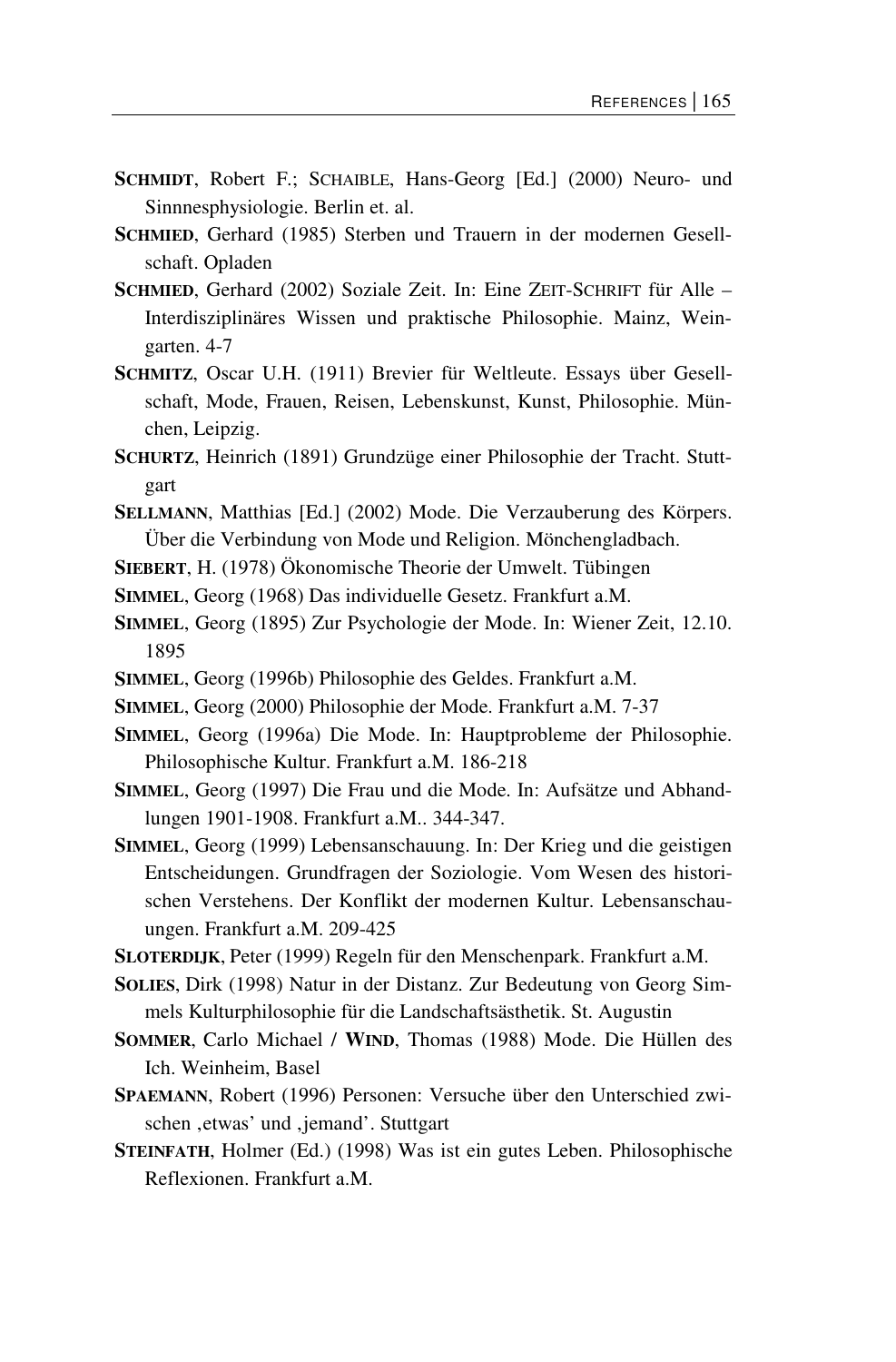**SCHMIDT**, Robert F.; SCHAIBLE, Hans-Georg [Ed.] (2000) Neuro- und Sinnnesphysiologie. Berlin et. al.

**SCHMIED**, Gerhard (1985) Sterben und Trauern in der modernen Gesellschaft. Opladen

**SCHMIED**, Gerhard (2002) Soziale Zeit. In: Eine ZEIT-SCHRIFT für Alle – Interdisziplinäres Wissen und praktische Philosophie. Mainz, Weingarten. 4-7

**SCHMITZ**, Oscar U.H. (1911) Brevier für Weltleute. Essays über Gesellschaft, Mode, Frauen, Reisen, Lebenskunst, Kunst, Philosophie. München, Leipzig.

**SCHURTZ**, Heinrich (1891) Grundzüge einer Philosophie der Tracht. Stuttgart

**SELLMANN**, Matthias [Ed.] (2002) Mode. Die Verzauberung des Körpers. Über die Verbindung von Mode und Religion. Mönchengladbach.

**SIEBERT**, H. (1978) Ökonomische Theorie der Umwelt. Tübingen

**SIMMEL**, Georg (1968) Das individuelle Gesetz. Frankfurt a.M.

**SIMMEL**, Georg (1895) Zur Psychologie der Mode. In: Wiener Zeit, 12.10. 1895

**SIMMEL**, Georg (1996b) Philosophie des Geldes. Frankfurt a.M.

**SIMMEL**, Georg (2000) Philosophie der Mode. Frankfurt a.M. 7-37

**SIMMEL**, Georg (1996a) Die Mode. In: Hauptprobleme der Philosophie. Philosophische Kultur. Frankfurt a.M. 186-218

**SIMMEL**, Georg (1997) Die Frau und die Mode. In: Aufsätze und Abhandlungen 1901-1908. Frankfurt a.M.. 344-347.

**SIMMEL**, Georg (1999) Lebensanschauung. In: Der Krieg und die geistigen Entscheidungen. Grundfragen der Soziologie. Vom Wesen des historischen Verstehens. Der Konflikt der modernen Kultur. Lebensanschauungen. Frankfurt a.M. 209-425

**SLOTERDIJK**, Peter (1999) Regeln für den Menschenpark. Frankfurt a.M.

**SOLIES**, Dirk (1998) Natur in der Distanz. Zur Bedeutung von Georg Simmels Kulturphilosophie für die Landschaftsästhetik. St. Augustin

**SOMMER**, Carlo Michael / **WIND**, Thomas (1988) Mode. Die Hüllen des Ich. Weinheim, Basel

**SPAEMANN**, Robert (1996) Personen: Versuche über den Unterschied zwischen ‚etwas' und ‚jemand'. Stuttgart

**STEINFATH**, Holmer (Ed.) (1998) Was ist ein gutes Leben. Philosophische Reflexionen. Frankfurt a.M.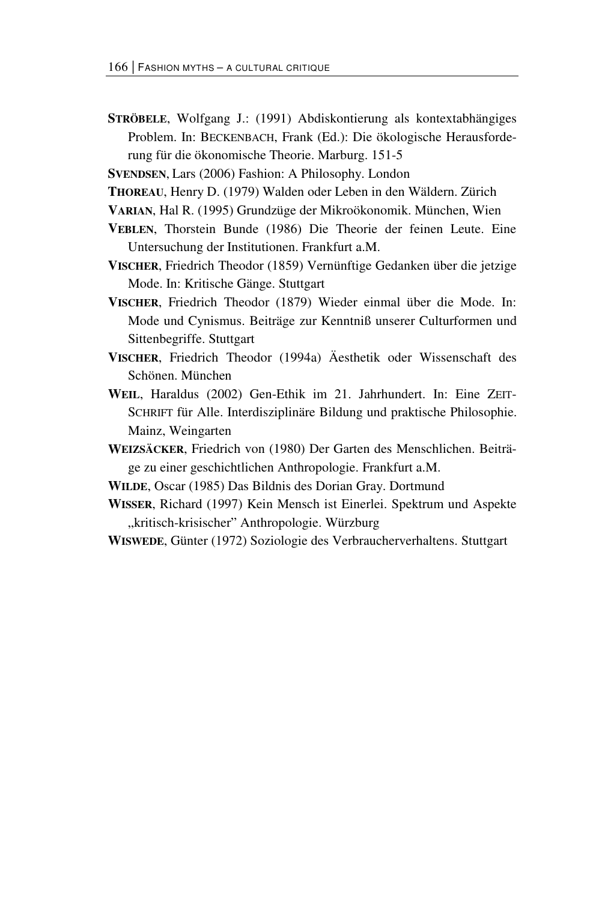**STRÖBELE**, Wolfgang J.: (1991) Abdiskontierung als kontextabhängiges Problem. In: BECKENBACH, Frank (Ed.): Die ökologische Herausforderung für die ökonomische Theorie. Marburg. 151-5

**SVENDSEN**, Lars (2006) Fashion: A Philosophy. London

**THOREAU**, Henry D. (1979) Walden oder Leben in den Wäldern. Zürich

**VARIAN**, Hal R. (1995) Grundzüge der Mikroökonomik. München, Wien

**VEBLEN**, Thorstein Bunde (1986) Die Theorie der feinen Leute. Eine Untersuchung der Institutionen. Frankfurt a.M.

**VISCHER**, Friedrich Theodor (1859) Vernünftige Gedanken über die jetzige Mode. In: Kritische Gänge. Stuttgart

**VISCHER**, Friedrich Theodor (1879) Wieder einmal über die Mode. In: Mode und Cynismus. Beiträge zur Kenntniß unserer Culturformen und Sittenbegriffe. Stuttgart

**VISCHER**, Friedrich Theodor (1994a) Äesthetik oder Wissenschaft des Schönen. München

**WEIL**, Haraldus (2002) Gen-Ethik im 21. Jahrhundert. In: Eine ZEIT-SCHRIFT für Alle. Interdisziplinäre Bildung und praktische Philosophie. Mainz, Weingarten

**WEIZSÄCKER**, Friedrich von (1980) Der Garten des Menschlichen. Beiträge zu einer geschichtlichen Anthropologie. Frankfurt a.M.

**WILDE**, Oscar (1985) Das Bildnis des Dorian Gray. Dortmund

**WISSER**, Richard (1997) Kein Mensch ist Einerlei. Spektrum und Aspekte „kritisch-krisischer" Anthropologie. Würzburg

**WISWEDE**, Günter (1972) Soziologie des Verbraucherverhaltens. Stuttgart